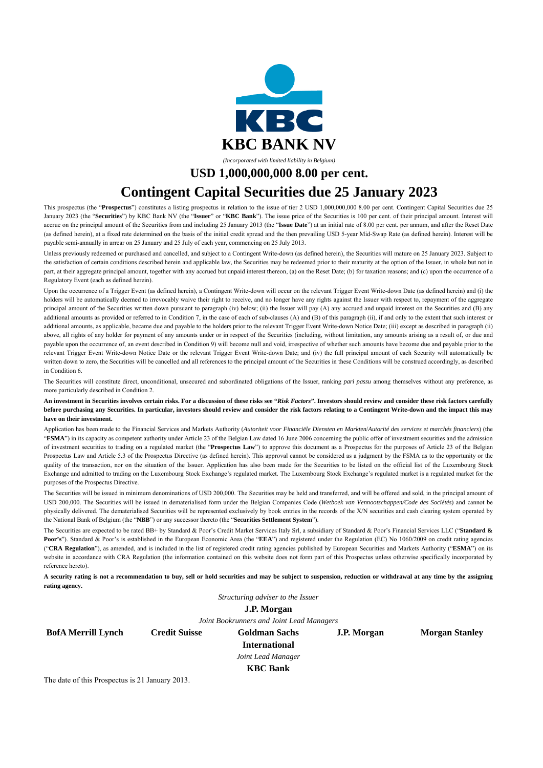# KBC BANK NV

*(Incorporated with limited liability in Belgium)*

## USD 1,000,000,000 8.00 per cent.

## Contingent Capital Securities due 25 January 2023

This prospectus (the "**Prospectus**") constitutes a listing prospectus in relation to the issue of tier 2 USD 1,000,000,000 8.00 per cent. Contingent Capital Securities due 25 January 2023 (the "**Securities**") by KBC Bank NV (the "**Issuer**" or "**KBC Bank**"). The issue price of the Securities is 100 per cent. of their principal amount. Interest will accrue on the principal amount of the Securities from and including 25 January 2013 (the "**Issue Date**") at an initial rate of 8.00 per cent. per annum, and after the Reset Date (as defined herein), at a fixed rate determined on the basis of the initial credit spread and the then prevailing USD 5-year Mid-Swap Rate (as defined herein). Interest will be payable semi-annually in arrear on 25 January and 25 July of each year, commencing on 25 July 2013.

Unless previously redeemed or purchased and cancelled, and subject to a Contingent Write-down (as defined herein), the Securities will mature on 25 January 2023. Subject to the satisfaction of certain conditions described herein and applicable law, the Securities may be redeemed prior to their maturity at the option of the Issuer, in whole but not in part, at their aggregate principal amount, together with any accrued but unpaid interest thereon, (a) on the Reset Date; (b) for taxation reasons; and (c) upon the occurrence of a Regulatory Event (each as defined herein).

Upon the occurrence of a Trigger Event (as defined herein), a Contingent Write-down will occur on the relevant Trigger Event Write-down Date (as defined herein) and (i) the holders will be automatically deemed to irrevocably waive their right to receive, and no longer have any rights against the Issuer with respect to, repayment of the aggregate principal amount of the Securities written down pursuant to paragraph (iv) below; (ii) the Issuer will pay (A) any accrued and unpaid interest on the Securities and (B) any additional amounts as provided or referred to in Condition 7, in the case of each of sub-clauses (A) and (B) of this paragraph (ii), if and only to the extent that such interest or additional amounts, as applicable, became due and payable to the holders prior to the relevant Trigger Event Write-down Notice Date; (iii) except as described in paragraph (ii) above, all rights of any holder for payment of any amounts under or in respect of the Securities (including, without limitation, any amounts arising as a result of, or due and payable upon the occurrence of, an event described in Condition 9) will become null and void, irrespective of whether such amounts have become due and payable prior to the relevant Trigger Event Write-down Notice Date or the relevant Trigger Event Write-down Date; and (iv) the full principal amount of each Security will automatically be written down to zero, the Securities will be cancelled and all references to the principal amount of the Securities in these Conditions will be construed accordingly, as described in Condition 6.

The Securities will constitute direct, unconditional, unsecured and subordinated obligations of the Issuer, ranking *pari passu* among themselves without any preference, as more particularly described in Condition 2.

**An investment in Securities involves certain risks. For a discussion of these risks see "*Risk Factors*". Investors should review and consider these risk factors carefully before purchasing any Securities. In particular, investors should review and consider the risk factors relating to a Contingent Write-down and the impact this may have on their investment.**

Application has been made to the Financial Services and Markets Authority (*Autoriteit voor Financiële Diensten en Markten*/*Autorité des services et marchés financiers*) (the "**FSMA**") in its capacity as competent authority under Article 23 of the Belgian Law dated 16 June 2006 concerning the public offer of investment securities and the admission of investment securities to trading on a regulated market (the "**Prospectus Law**") to approve this document as a Prospectus for the purposes of Article 23 of the Belgian Prospectus Law and Article 5.3 of the Prospectus Directive (as defined herein). This approval cannot be considered as a judgment by the FSMA as to the opportunity or the quality of the transaction, nor on the situation of the Issuer. Application has also been made for the Securities to be listed on the official list of the Luxembourg Stock Exchange and admitted to trading on the Luxembourg Stock Exchange's regulated market. The Luxembourg Stock Exchange's regulated market is a regulated market for the purposes of the Prospectus Directive.

The Securities will be issued in minimum denominations of USD 200,000. The Securities may be held and transferred, and will be offered and sold, in the principal amount of USD 200,000. The Securities will be issued in dematerialised form under the Belgian Companies Code (*Wetboek van Vennootschappen/Code des Sociétés*) and cannot be physically delivered. The dematerialised Securities will be represented exclusively by book entries in the records of the X/N securities and cash clearing system operated by the National Bank of Belgium (the "**NBB**") or any successor thereto (the "**Securities Settlement System**").

The Securities are expected to be rated BB+ by Standard & Poor's Credit Market Services Italy Srl, a subsidiary of Standard & Poor's Financial Services LLC ("**Standard & Poor's**"). Standard & Poor's is established in the European Economic Area (the "**EEA**") and registered under the Regulation (EC) No 1060/2009 on credit rating agencies ("**CRA Regulation**"), as amended, and is included in the list of registered credit rating agencies published by European Securities and Markets Authority ("**ESMA**") on its website in accordance with CRA Regulation (the information contained on this website does not form part of this Prospectus unless otherwise specifically incorporated by reference hereto).

**A security rating is not a recommendation to buy, sell or hold securities and may be subject to suspension, reduction or withdrawal at any time by the assigning rating agency.**

*Structuring adviser to the Issuer*

**J.P. Morgan**

*Joint Bookrunners and Joint Lead Managers*

**BofA Merrill Lynch** | **Credit Suisse** | **Goldman Sachs International** | **J.P. Morgan** | **Morgan Stanley**

*Joint Lead Manager*

**KBC Bank**

The date of this Prospectus is 21 January 2013.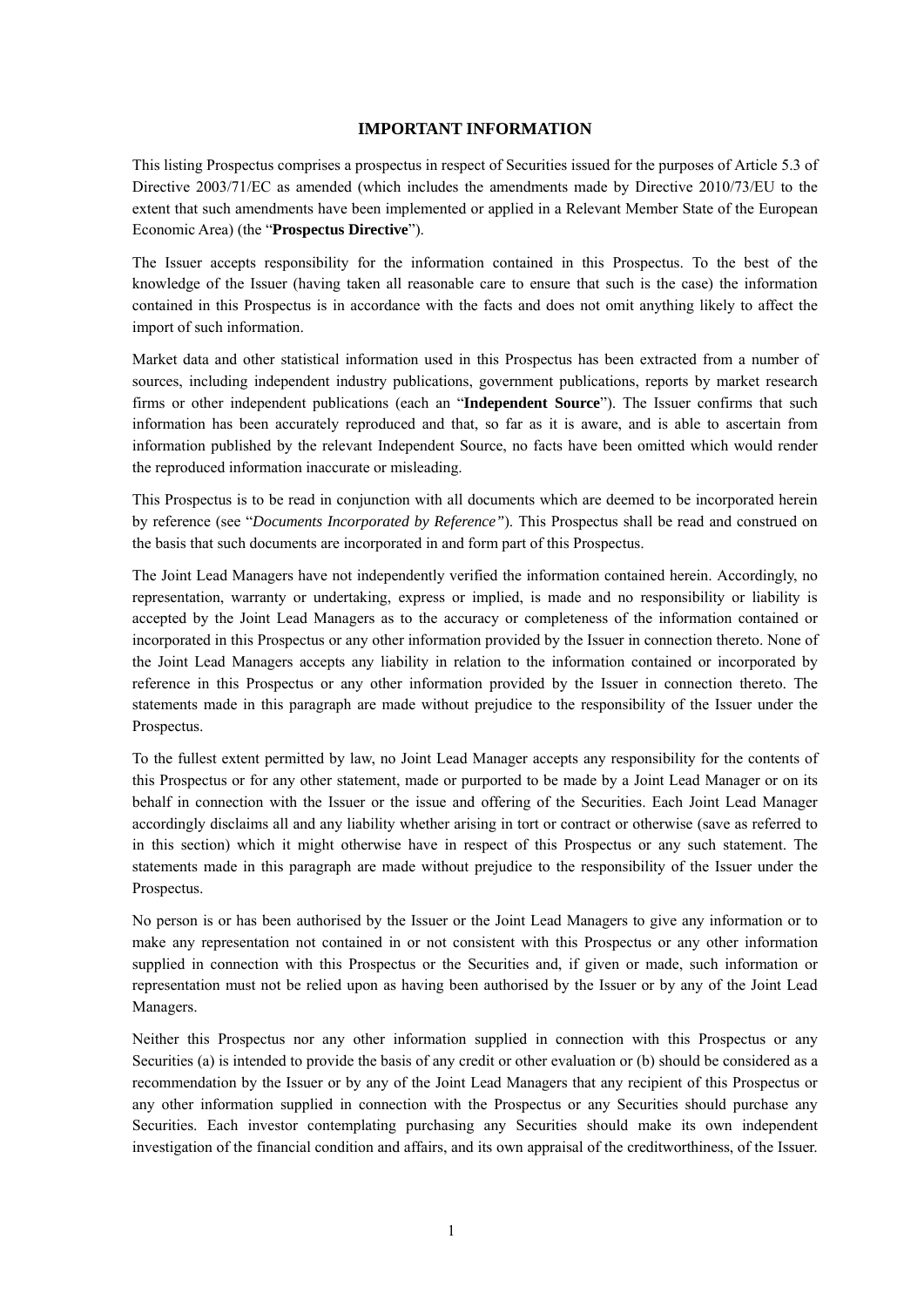## IMPORTANT INFORMATION

This listing Prospectus comprises a prospectus in respect of Securities issued for the purposes of Article 5.3 of Directive 2003/71/EC as amended (which includes the amendments made by Directive 2010/73/EU to the extent that such amendments have been implemented or applied in a Relevant Member State of the European Economic Area) (the "**Prospectus Directive**").

The Issuer accepts responsibility for the information contained in this Prospectus. To the best of the knowledge of the Issuer (having taken all reasonable care to ensure that such is the case) the information contained in this Prospectus is in accordance with the facts and does not omit anything likely to affect the import of such information.

Market data and other statistical information used in this Prospectus has been extracted from a number of sources, including independent industry publications, government publications, reports by market research firms or other independent publications (each an "**Independent Source**"). The Issuer confirms that such information has been accurately reproduced and that, so far as it is aware, and is able to ascertain from information published by the relevant Independent Source, no facts have been omitted which would render the reproduced information inaccurate or misleading.

This Prospectus is to be read in conjunction with all documents which are deemed to be incorporated herein by reference (see "*Documents Incorporated by Reference*"). This Prospectus shall be read and construed on the basis that such documents are incorporated in and form part of this Prospectus.

The Joint Lead Managers have not independently verified the information contained herein. Accordingly, no representation, warranty or undertaking, express or implied, is made and no responsibility or liability is accepted by the Joint Lead Managers as to the accuracy or completeness of the information contained or incorporated in this Prospectus or any other information provided by the Issuer in connection thereto. None of the Joint Lead Managers accepts any liability in relation to the information contained or incorporated by reference in this Prospectus or any other information provided by the Issuer in connection thereto. The statements made in this paragraph are made without prejudice to the responsibility of the Issuer under the Prospectus.

To the fullest extent permitted by law, no Joint Lead Manager accepts any responsibility for the contents of this Prospectus or for any other statement, made or purported to be made by a Joint Lead Manager or on its behalf in connection with the Issuer or the issue and offering of the Securities. Each Joint Lead Manager accordingly disclaims all and any liability whether arising in tort or contract or otherwise (save as referred to in this section) which it might otherwise have in respect of this Prospectus or any such statement. The statements made in this paragraph are made without prejudice to the responsibility of the Issuer under the Prospectus.

No person is or has been authorised by the Issuer or the Joint Lead Managers to give any information or to make any representation not contained in or not consistent with this Prospectus or any other information supplied in connection with this Prospectus or the Securities and, if given or made, such information or representation must not be relied upon as having been authorised by the Issuer or by any of the Joint Lead Managers.

Neither this Prospectus nor any other information supplied in connection with this Prospectus or any Securities (a) is intended to provide the basis of any credit or other evaluation or (b) should be considered as a recommendation by the Issuer or by any of the Joint Lead Managers that any recipient of this Prospectus or any other information supplied in connection with the Prospectus or any Securities should purchase any Securities. Each investor contemplating purchasing any Securities should make its own independent investigation of the financial condition and affairs, and its own appraisal of the creditworthiness, of the Issuer.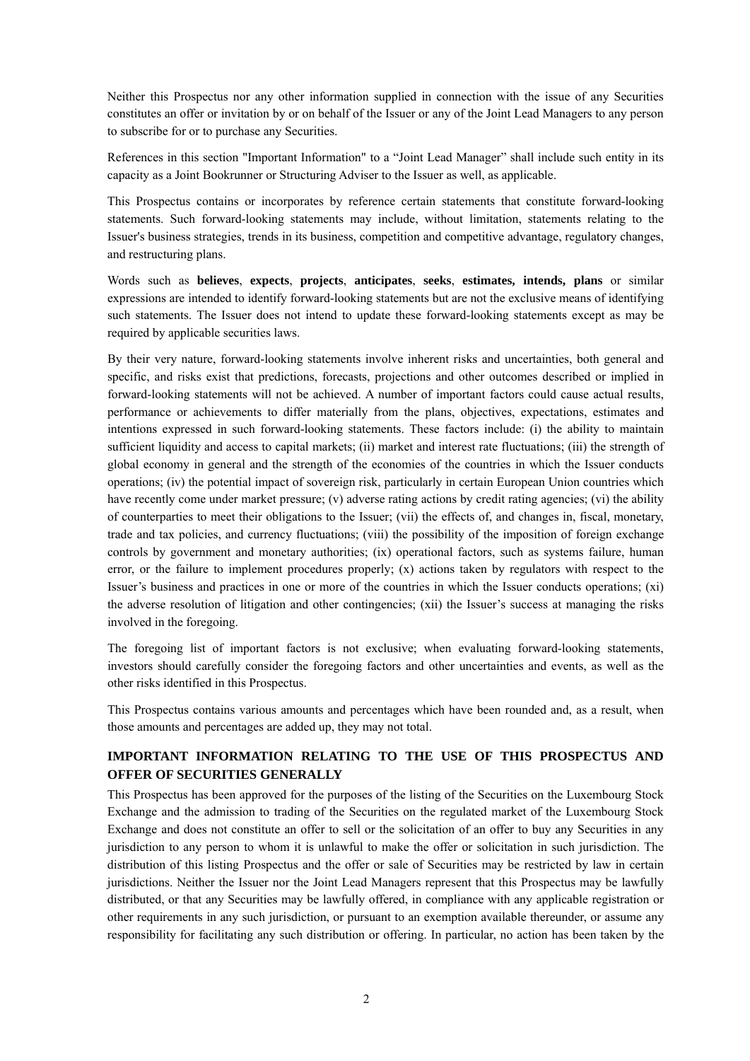Neither this Prospectus nor any other information supplied in connection with the issue of any Securities constitutes an offer or invitation by or on behalf of the Issuer or any of the Joint Lead Managers to any person to subscribe for or to purchase any Securities.

References in this section "Important Information" to a "Joint Lead Manager" shall include such entity in its capacity as a Joint Bookrunner or Structuring Adviser to the Issuer as well, as applicable.

This Prospectus contains or incorporates by reference certain statements that constitute forward-looking statements. Such forward-looking statements may include, without limitation, statements relating to the Issuer's business strategies, trends in its business, competition and competitive advantage, regulatory changes, and restructuring plans.

Words such as **believes**, **expects**, **projects**, **anticipates**, **seeks**, **estimates, intends, plans** or similar expressions are intended to identify forward-looking statements but are not the exclusive means of identifying such statements. The Issuer does not intend to update these forward-looking statements except as may be required by applicable securities laws.

By their very nature, forward-looking statements involve inherent risks and uncertainties, both general and specific, and risks exist that predictions, forecasts, projections and other outcomes described or implied in forward-looking statements will not be achieved. A number of important factors could cause actual results, performance or achievements to differ materially from the plans, objectives, expectations, estimates and intentions expressed in such forward-looking statements. These factors include: (i) the ability to maintain sufficient liquidity and access to capital markets; (ii) market and interest rate fluctuations; (iii) the strength of global economy in general and the strength of the economies of the countries in which the Issuer conducts operations; (iv) the potential impact of sovereign risk, particularly in certain European Union countries which have recently come under market pressure; (v) adverse rating actions by credit rating agencies; (vi) the ability of counterparties to meet their obligations to the Issuer; (vii) the effects of, and changes in, fiscal, monetary, trade and tax policies, and currency fluctuations; (viii) the possibility of the imposition of foreign exchange controls by government and monetary authorities; (ix) operational factors, such as systems failure, human error, or the failure to implement procedures properly; (x) actions taken by regulators with respect to the Issuer's business and practices in one or more of the countries in which the Issuer conducts operations; (xi) the adverse resolution of litigation and other contingencies; (xii) the Issuer's success at managing the risks involved in the foregoing.

The foregoing list of important factors is not exclusive; when evaluating forward-looking statements, investors should carefully consider the foregoing factors and other uncertainties and events, as well as the other risks identified in this Prospectus.

This Prospectus contains various amounts and percentages which have been rounded and, as a result, when those amounts and percentages are added up, they may not total.

## IMPORTANT INFORMATION RELATING TO THE USE OF THIS PROSPECTUS AND OFFER OF SECURITIES GENERALLY

This Prospectus has been approved for the purposes of the listing of the Securities on the Luxembourg Stock Exchange and the admission to trading of the Securities on the regulated market of the Luxembourg Stock Exchange and does not constitute an offer to sell or the solicitation of an offer to buy any Securities in any jurisdiction to any person to whom it is unlawful to make the offer or solicitation in such jurisdiction. The distribution of this listing Prospectus and the offer or sale of Securities may be restricted by law in certain jurisdictions. Neither the Issuer nor the Joint Lead Managers represent that this Prospectus may be lawfully distributed, or that any Securities may be lawfully offered, in compliance with any applicable registration or other requirements in any such jurisdiction, or pursuant to an exemption available thereunder, or assume any responsibility for facilitating any such distribution or offering. In particular, no action has been taken by the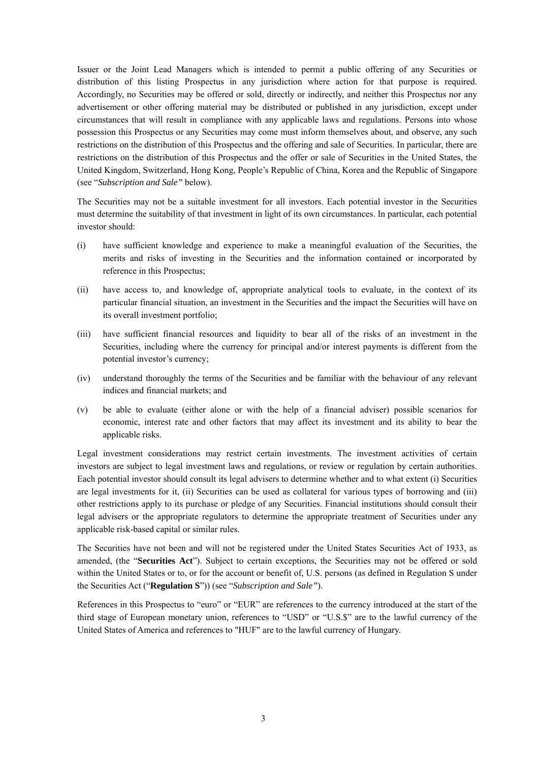Issuer or the Joint Lead Managers which is intended to permit a public offering of any Securities or distribution of this listing Prospectus in any jurisdiction where action for that purpose is required. Accordingly, no Securities may be offered or sold, directly or indirectly, and neither this Prospectus nor any advertisement or other offering material may be distributed or published in any jurisdiction, except under circumstances that will result in compliance with any applicable laws and regulations. Persons into whose possession this Prospectus or any Securities may come must inform themselves about, and observe, any such restrictions on the distribution of this Prospectus and the offering and sale of Securities. In particular, there are restrictions on the distribution of this Prospectus and the offer or sale of Securities in the United States, the United Kingdom, Switzerland, Hong Kong, People's Republic of China, Korea and the Republic of Singapore (see "*Subscription and Sale"* below).

The Securities may not be a suitable investment for all investors. Each potential investor in the Securities must determine the suitability of that investment in light of its own circumstances. In particular, each potential investor should:

(i) have sufficient knowledge and experience to make a meaningful evaluation of the Securities, the merits and risks of investing in the Securities and the information contained or incorporated by reference in this Prospectus;

(ii) have access to, and knowledge of, appropriate analytical tools to evaluate, in the context of its particular financial situation, an investment in the Securities and the impact the Securities will have on its overall investment portfolio;

(iii) have sufficient financial resources and liquidity to bear all of the risks of an investment in the Securities, including where the currency for principal and/or interest payments is different from the potential investor's currency;

(iv) understand thoroughly the terms of the Securities and be familiar with the behaviour of any relevant indices and financial markets; and

(v) be able to evaluate (either alone or with the help of a financial adviser) possible scenarios for economic, interest rate and other factors that may affect its investment and its ability to bear the applicable risks.

Legal investment considerations may restrict certain investments. The investment activities of certain investors are subject to legal investment laws and regulations, or review or regulation by certain authorities. Each potential investor should consult its legal advisers to determine whether and to what extent (i) Securities are legal investments for it, (ii) Securities can be used as collateral for various types of borrowing and (iii) other restrictions apply to its purchase or pledge of any Securities. Financial institutions should consult their legal advisers or the appropriate regulators to determine the appropriate treatment of Securities under any applicable risk-based capital or similar rules.

The Securities have not been and will not be registered under the United States Securities Act of 1933, as amended, (the "**Securities Act**"). Subject to certain exceptions, the Securities may not be offered or sold within the United States or to, or for the account or benefit of, U.S. persons (as defined in Regulation S under the Securities Act ("**Regulation S**")) (see "*Subscription and Sale"*).

References in this Prospectus to "euro" or "EUR" are references to the currency introduced at the start of the third stage of European monetary union, references to "USD" or "U.S.$" are to the lawful currency of the United States of America and references to "HUF" are to the lawful currency of Hungary.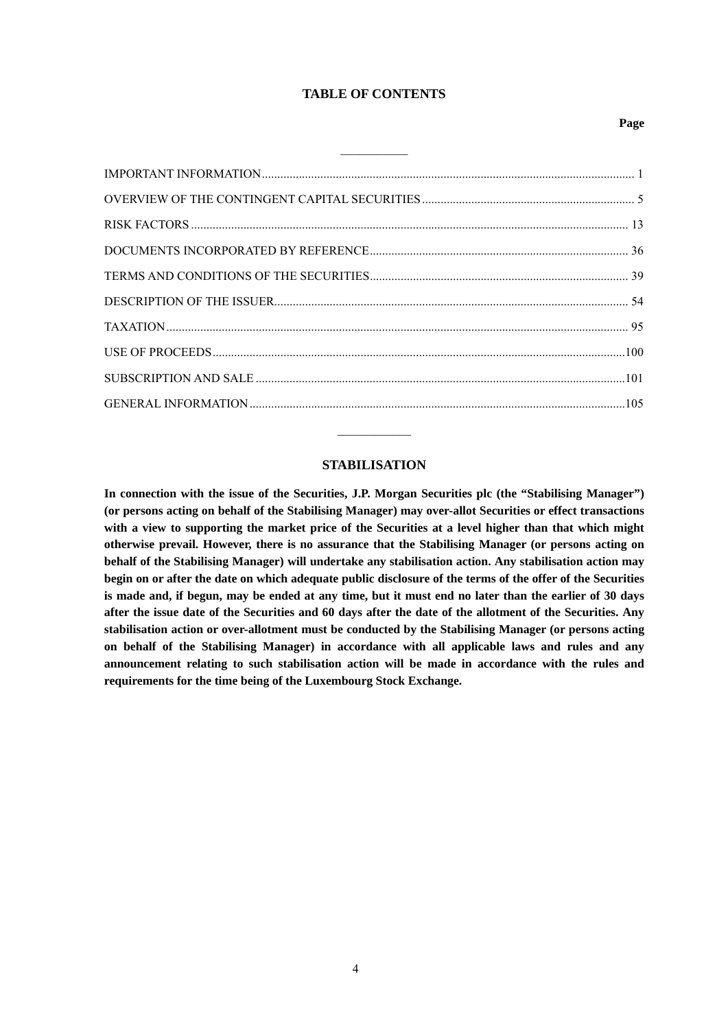# TABLE OF CONTENTS

| | Page |
|---|---|
| IMPORTANT INFORMATION | 1 |
| OVERVIEW OF THE CONTINGENT CAPITAL SECURITIES | 5 |
| RISK FACTORS | 13 |
| DOCUMENTS INCORPORATED BY REFERENCE | 36 |
| TERMS AND CONDITIONS OF THE SECURITIES | 39 |
| DESCRIPTION OF THE ISSUER | 54 |
| TAXATION | 95 |
| USE OF PROCEEDS | 100 |
| SUBSCRIPTION AND SALE | 101 |
| GENERAL INFORMATION | 105 |

## STABILISATION

**In connection with the issue of the Securities, J.P. Morgan Securities plc (the "Stabilising Manager") (or persons acting on behalf of the Stabilising Manager) may over-allot Securities or effect transactions with a view to supporting the market price of the Securities at a level higher than that which might otherwise prevail. However, there is no assurance that the Stabilising Manager (or persons acting on behalf of the Stabilising Manager) will undertake any stabilisation action. Any stabilisation action may begin on or after the date on which adequate public disclosure of the terms of the offer of the Securities is made and, if begun, may be ended at any time, but it must end no later than the earlier of 30 days after the issue date of the Securities and 60 days after the date of the allotment of the Securities. Any stabilisation action or over-allotment must be conducted by the Stabilising Manager (or persons acting on behalf of the Stabilising Manager) in accordance with all applicable laws and rules and any announcement relating to such stabilisation action will be made in accordance with the rules and requirements for the time being of the Luxembourg Stock Exchange.**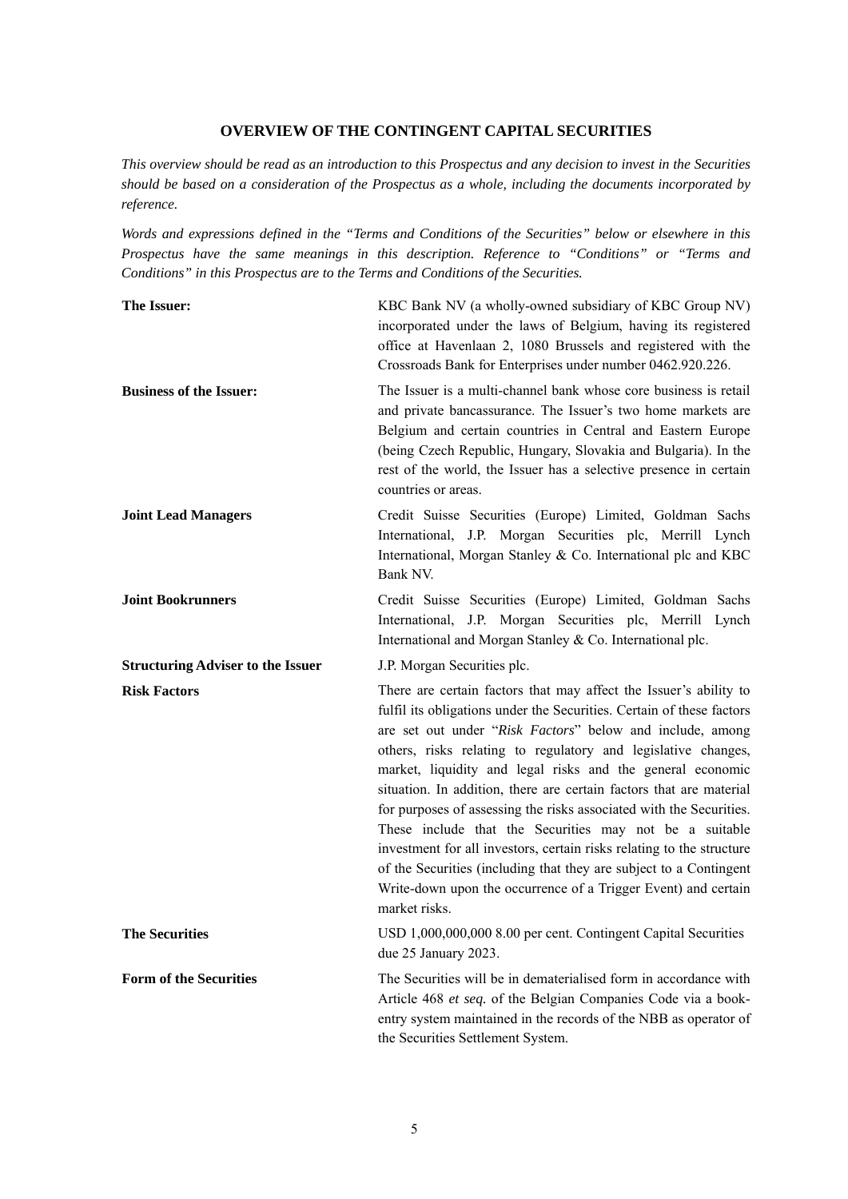## OVERVIEW OF THE CONTINGENT CAPITAL SECURITIES

*This overview should be read as an introduction to this Prospectus and any decision to invest in the Securities should be based on a consideration of the Prospectus as a whole, including the documents incorporated by reference.*

*Words and expressions defined in the "Terms and Conditions of the Securities" below or elsewhere in this Prospectus have the same meanings in this description. Reference to "Conditions" or "Terms and Conditions" in this Prospectus are to the Terms and Conditions of the Securities.*

| | |
|---|---|
| **The Issuer:** | KBC Bank NV (a wholly-owned subsidiary of KBC Group NV) incorporated under the laws of Belgium, having its registered office at Havenlaan 2, 1080 Brussels and registered with the Crossroads Bank for Enterprises under number 0462.920.226. |
| **Business of the Issuer:** | The Issuer is a multi-channel bank whose core business is retail and private bancassurance. The Issuer's two home markets are Belgium and certain countries in Central and Eastern Europe (being Czech Republic, Hungary, Slovakia and Bulgaria). In the rest of the world, the Issuer has a selective presence in certain countries or areas. |
| **Joint Lead Managers** | Credit Suisse Securities (Europe) Limited, Goldman Sachs International, J.P. Morgan Securities plc, Merrill Lynch International, Morgan Stanley & Co. International plc and KBC Bank NV. |
| **Joint Bookrunners** | Credit Suisse Securities (Europe) Limited, Goldman Sachs International, J.P. Morgan Securities plc, Merrill Lynch International and Morgan Stanley & Co. International plc. |
| **Structuring Adviser to the Issuer** | J.P. Morgan Securities plc. |
| **Risk Factors** | There are certain factors that may affect the Issuer's ability to fulfil its obligations under the Securities. Certain of these factors are set out under "*Risk Factors*" below and include, among others, risks relating to regulatory and legislative changes, market, liquidity and legal risks and the general economic situation. In addition, there are certain factors that are material for purposes of assessing the risks associated with the Securities. These include that the Securities may not be a suitable investment for all investors, certain risks relating to the structure of the Securities (including that they are subject to a Contingent Write-down upon the occurrence of a Trigger Event) and certain market risks. |
| **The Securities** | USD 1,000,000,000 8.00 per cent. Contingent Capital Securities due 25 January 2023. |
| **Form of the Securities** | The Securities will be in dematerialised form in accordance with Article 468 *et seq.* of the Belgian Companies Code via a book-entry system maintained in the records of the NBB as operator of the Securities Settlement System. |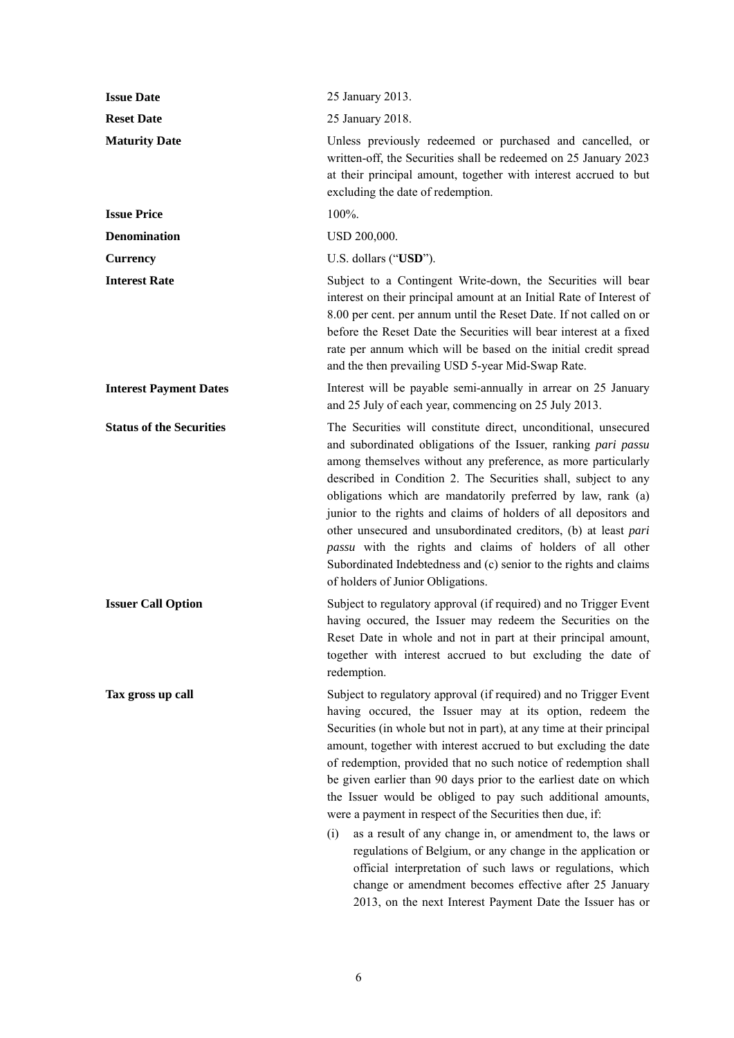| | |
|---|---|
| **Issue Date** | 25 January 2013. |
| **Reset Date** | 25 January 2018. |
| **Maturity Date** | Unless previously redeemed or purchased and cancelled, or written-off, the Securities shall be redeemed on 25 January 2023 at their principal amount, together with interest accrued to but excluding the date of redemption. |
| **Issue Price** | 100%. |
| **Denomination** | USD 200,000. |
| **Currency** | U.S. dollars ("**USD**"). |
| **Interest Rate** | Subject to a Contingent Write-down, the Securities will bear interest on their principal amount at an Initial Rate of Interest of 8.00 per cent. per annum until the Reset Date. If not called on or before the Reset Date the Securities will bear interest at a fixed rate per annum which will be based on the initial credit spread and the then prevailing USD 5-year Mid-Swap Rate. |
| **Interest Payment Dates** | Interest will be payable semi-annually in arrear on 25 January and 25 July of each year, commencing on 25 July 2013. |
| **Status of the Securities** | The Securities will constitute direct, unconditional, unsecured and subordinated obligations of the Issuer, ranking *pari passu* among themselves without any preference, as more particularly described in Condition 2. The Securities shall, subject to any obligations which are mandatorily preferred by law, rank (a) junior to the rights and claims of holders of all depositors and other unsecured and unsubordinated creditors, (b) at least *pari passu* with the rights and claims of holders of all other Subordinated Indebtedness and (c) senior to the rights and claims of holders of Junior Obligations. |
| **Issuer Call Option** | Subject to regulatory approval (if required) and no Trigger Event having occured, the Issuer may redeem the Securities on the Reset Date in whole and not in part at their principal amount, together with interest accrued to but excluding the date of redemption. |
| **Tax gross up call** | Subject to regulatory approval (if required) and no Trigger Event having occured, the Issuer may at its option, redeem the Securities (in whole but not in part), at any time at their principal amount, together with interest accrued to but excluding the date of redemption, provided that no such notice of redemption shall be given earlier than 90 days prior to the earliest date on which the Issuer would be obliged to pay such additional amounts, were a payment in respect of the Securities then due, if: (i) as a result of any change in, or amendment to, the laws or regulations of Belgium, or any change in the application or official interpretation of such laws or regulations, which change or amendment becomes effective after 25 January 2013, on the next Interest Payment Date the Issuer has or |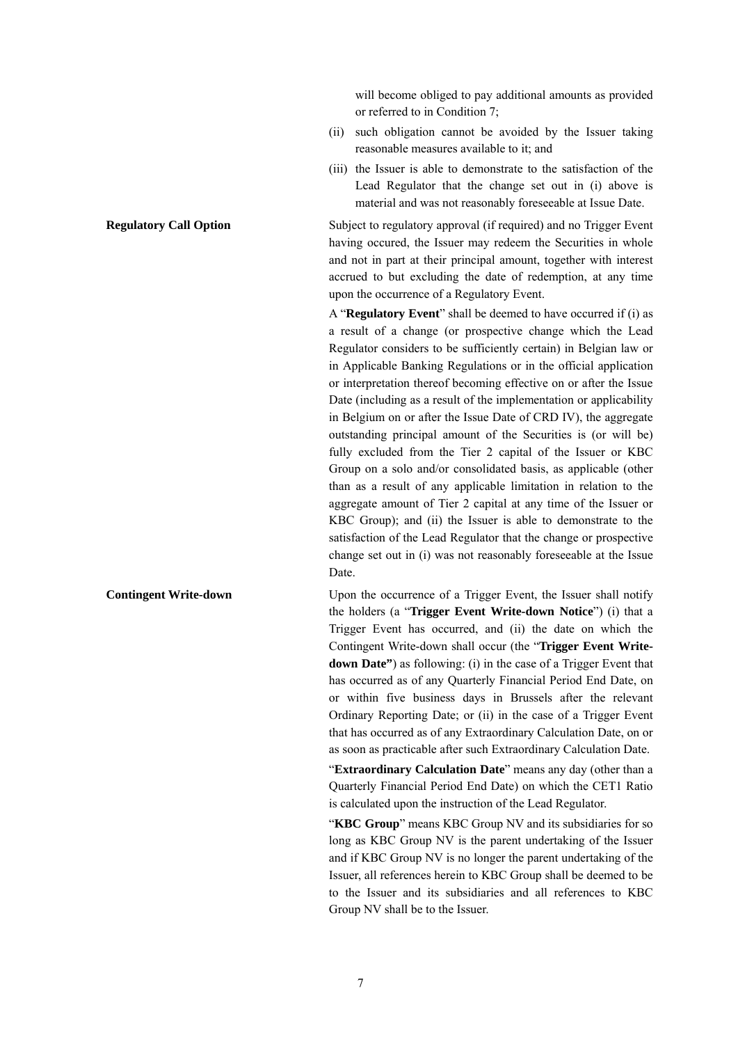will become obliged to pay additional amounts as provided or referred to in Condition 7;

(ii) such obligation cannot be avoided by the Issuer taking reasonable measures available to it; and

(iii) the Issuer is able to demonstrate to the satisfaction of the Lead Regulator that the change set out in (i) above is material and was not reasonably foreseeable at Issue Date.

**Regulatory Call Option**

Subject to regulatory approval (if required) and no Trigger Event having occured, the Issuer may redeem the Securities in whole and not in part at their principal amount, together with interest accrued to but excluding the date of redemption, at any time upon the occurrence of a Regulatory Event.

A "**Regulatory Event**" shall be deemed to have occurred if (i) as a result of a change (or prospective change which the Lead Regulator considers to be sufficiently certain) in Belgian law or in Applicable Banking Regulations or in the official application or interpretation thereof becoming effective on or after the Issue Date (including as a result of the implementation or applicability in Belgium on or after the Issue Date of CRD IV), the aggregate outstanding principal amount of the Securities is (or will be) fully excluded from the Tier 2 capital of the Issuer or KBC Group on a solo and/or consolidated basis, as applicable (other than as a result of any applicable limitation in relation to the aggregate amount of Tier 2 capital at any time of the Issuer or KBC Group); and (ii) the Issuer is able to demonstrate to the satisfaction of the Lead Regulator that the change or prospective change set out in (i) was not reasonably foreseeable at the Issue Date.

**Contingent Write-down**

Upon the occurrence of a Trigger Event, the Issuer shall notify the holders (a "**Trigger Event Write-down Notice**") (i) that a Trigger Event has occurred, and (ii) the date on which the Contingent Write-down shall occur (the "**Trigger Event Write-down Date"**) as following: (i) in the case of a Trigger Event that has occurred as of any Quarterly Financial Period End Date, on or within five business days in Brussels after the relevant Ordinary Reporting Date; or (ii) in the case of a Trigger Event that has occurred as of any Extraordinary Calculation Date, on or as soon as practicable after such Extraordinary Calculation Date.

"**Extraordinary Calculation Date**" means any day (other than a Quarterly Financial Period End Date) on which the CET1 Ratio is calculated upon the instruction of the Lead Regulator.

"**KBC Group**" means KBC Group NV and its subsidiaries for so long as KBC Group NV is the parent undertaking of the Issuer and if KBC Group NV is no longer the parent undertaking of the Issuer, all references herein to KBC Group shall be deemed to be to the Issuer and its subsidiaries and all references to KBC Group NV shall be to the Issuer.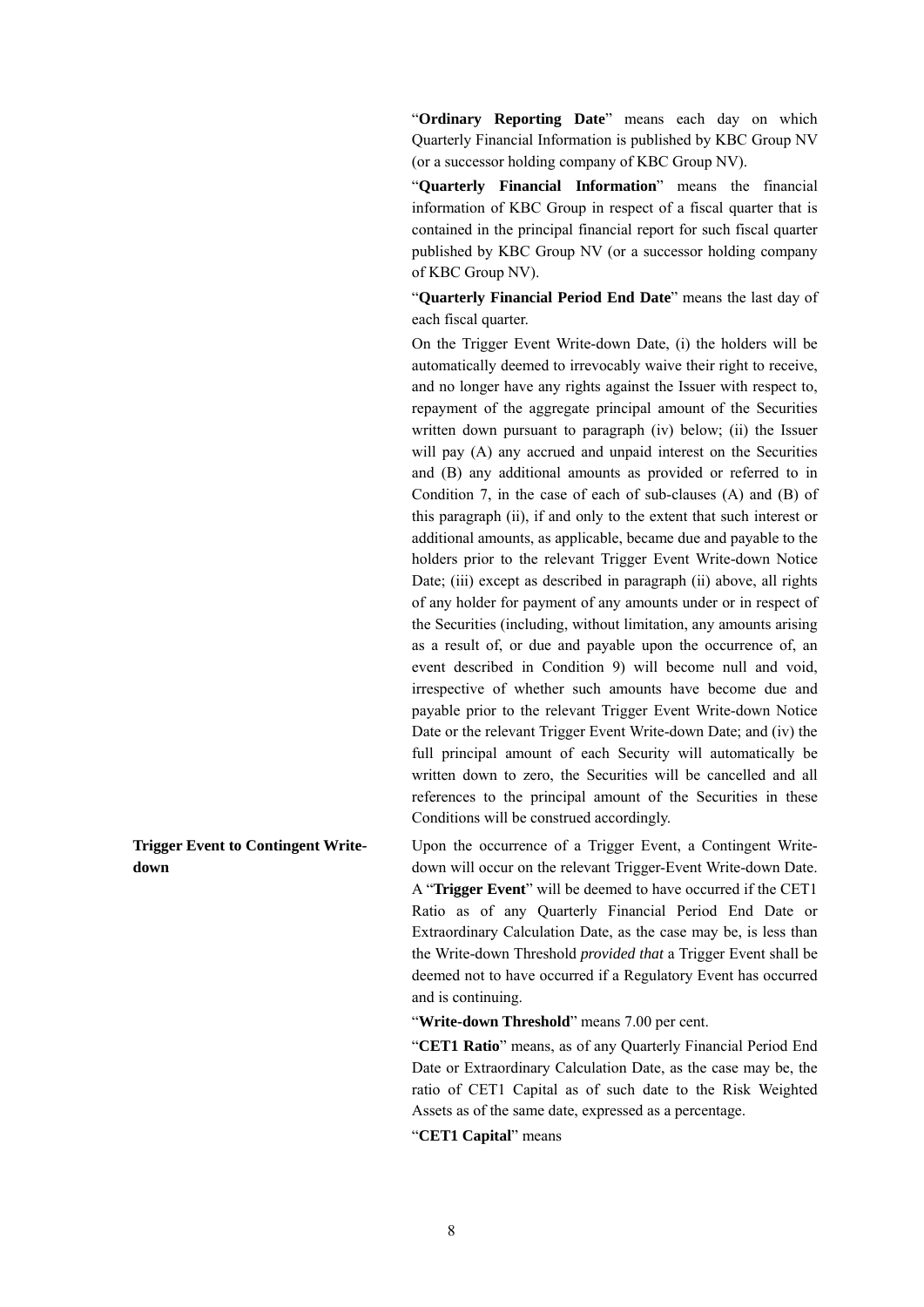"**Ordinary Reporting Date**" means each day on which Quarterly Financial Information is published by KBC Group NV (or a successor holding company of KBC Group NV).

"**Quarterly Financial Information**" means the financial information of KBC Group in respect of a fiscal quarter that is contained in the principal financial report for such fiscal quarter published by KBC Group NV (or a successor holding company of KBC Group NV).

"**Quarterly Financial Period End Date**" means the last day of each fiscal quarter.

On the Trigger Event Write-down Date, (i) the holders will be automatically deemed to irrevocably waive their right to receive, and no longer have any rights against the Issuer with respect to, repayment of the aggregate principal amount of the Securities written down pursuant to paragraph (iv) below; (ii) the Issuer will pay (A) any accrued and unpaid interest on the Securities and (B) any additional amounts as provided or referred to in Condition 7, in the case of each of sub-clauses (A) and (B) of this paragraph (ii), if and only to the extent that such interest or additional amounts, as applicable, became due and payable to the holders prior to the relevant Trigger Event Write-down Notice Date; (iii) except as described in paragraph (ii) above, all rights of any holder for payment of any amounts under or in respect of the Securities (including, without limitation, any amounts arising as a result of, or due and payable upon the occurrence of, an event described in Condition 9) will become null and void, irrespective of whether such amounts have become due and payable prior to the relevant Trigger Event Write-down Notice Date or the relevant Trigger Event Write-down Date; and (iv) the full principal amount of each Security will automatically be written down to zero, the Securities will be cancelled and all references to the principal amount of the Securities in these Conditions will be construed accordingly.

**Trigger Event to Contingent Write-down**

Upon the occurrence of a Trigger Event, a Contingent Write-down will occur on the relevant Trigger-Event Write-down Date. A "**Trigger Event**" will be deemed to have occurred if the CET1 Ratio as of any Quarterly Financial Period End Date or Extraordinary Calculation Date, as the case may be, is less than the Write-down Threshold *provided that* a Trigger Event shall be deemed not to have occurred if a Regulatory Event has occurred and is continuing.

"**Write-down Threshold**" means 7.00 per cent.

"**CET1 Ratio**" means, as of any Quarterly Financial Period End Date or Extraordinary Calculation Date, as the case may be, the ratio of CET1 Capital as of such date to the Risk Weighted Assets as of the same date, expressed as a percentage.

"**CET1 Capital**" means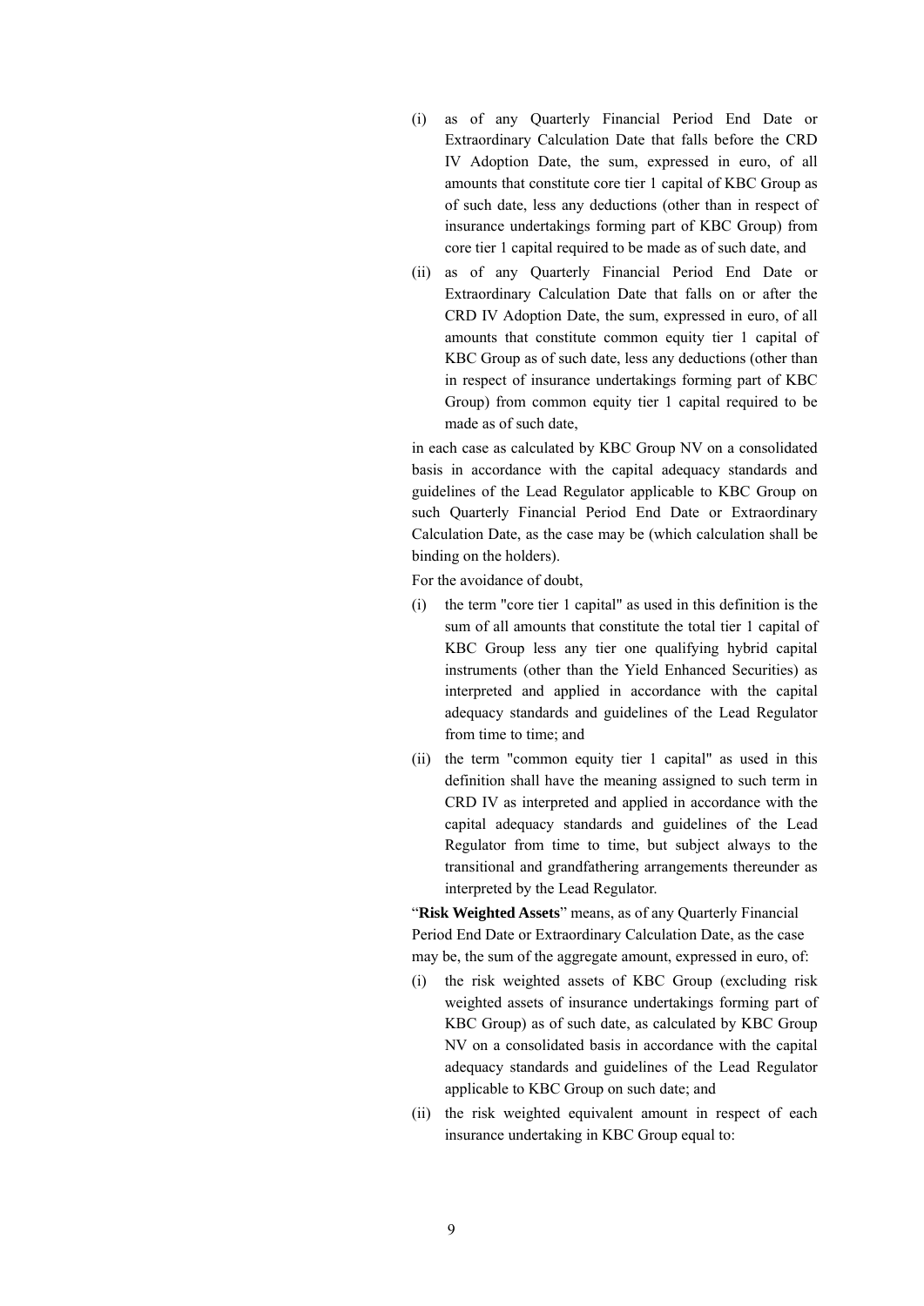(i) as of any Quarterly Financial Period End Date or Extraordinary Calculation Date that falls before the CRD IV Adoption Date, the sum, expressed in euro, of all amounts that constitute core tier 1 capital of KBC Group as of such date, less any deductions (other than in respect of insurance undertakings forming part of KBC Group) from core tier 1 capital required to be made as of such date, and

(ii) as of any Quarterly Financial Period End Date or Extraordinary Calculation Date that falls on or after the CRD IV Adoption Date, the sum, expressed in euro, of all amounts that constitute common equity tier 1 capital of KBC Group as of such date, less any deductions (other than in respect of insurance undertakings forming part of KBC Group) from common equity tier 1 capital required to be made as of such date,

in each case as calculated by KBC Group NV on a consolidated basis in accordance with the capital adequacy standards and guidelines of the Lead Regulator applicable to KBC Group on such Quarterly Financial Period End Date or Extraordinary Calculation Date, as the case may be (which calculation shall be binding on the holders).

For the avoidance of doubt,

(i) the term "core tier 1 capital" as used in this definition is the sum of all amounts that constitute the total tier 1 capital of KBC Group less any tier one qualifying hybrid capital instruments (other than the Yield Enhanced Securities) as interpreted and applied in accordance with the capital adequacy standards and guidelines of the Lead Regulator from time to time; and

(ii) the term "common equity tier 1 capital" as used in this definition shall have the meaning assigned to such term in CRD IV as interpreted and applied in accordance with the capital adequacy standards and guidelines of the Lead Regulator from time to time, but subject always to the transitional and grandfathering arrangements thereunder as interpreted by the Lead Regulator.

"**Risk Weighted Assets**" means, as of any Quarterly Financial Period End Date or Extraordinary Calculation Date, as the case may be, the sum of the aggregate amount, expressed in euro, of:

(i) the risk weighted assets of KBC Group (excluding risk weighted assets of insurance undertakings forming part of KBC Group) as of such date, as calculated by KBC Group NV on a consolidated basis in accordance with the capital adequacy standards and guidelines of the Lead Regulator applicable to KBC Group on such date; and

(ii) the risk weighted equivalent amount in respect of each insurance undertaking in KBC Group equal to: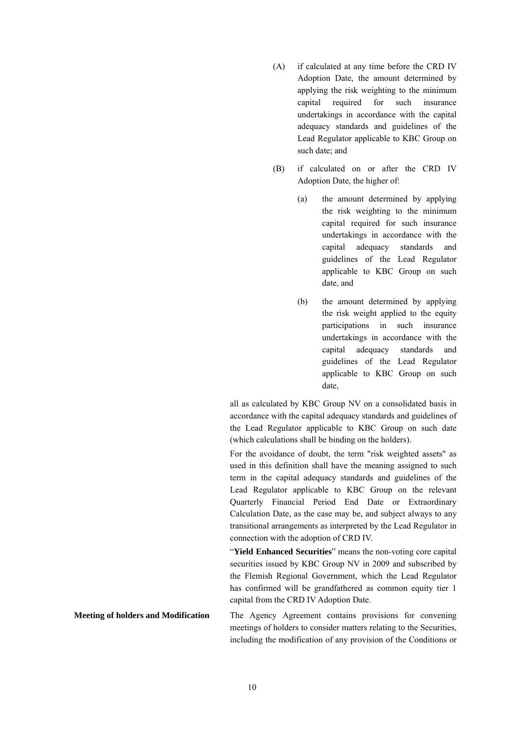(A) if calculated at any time before the CRD IV Adoption Date, the amount determined by applying the risk weighting to the minimum capital required for such insurance undertakings in accordance with the capital adequacy standards and guidelines of the Lead Regulator applicable to KBC Group on such date; and

(B) if calculated on or after the CRD IV Adoption Date, the higher of:

(a) the amount determined by applying the risk weighting to the minimum capital required for such insurance undertakings in accordance with the capital adequacy standards and guidelines of the Lead Regulator applicable to KBC Group on such date, and

(b) the amount determined by applying the risk weight applied to the equity participations in such insurance undertakings in accordance with the capital adequacy standards and guidelines of the Lead Regulator applicable to KBC Group on such date,

all as calculated by KBC Group NV on a consolidated basis in accordance with the capital adequacy standards and guidelines of the Lead Regulator applicable to KBC Group on such date (which calculations shall be binding on the holders).

For the avoidance of doubt, the term "risk weighted assets" as used in this definition shall have the meaning assigned to such term in the capital adequacy standards and guidelines of the Lead Regulator applicable to KBC Group on the relevant Quarterly Financial Period End Date or Extraordinary Calculation Date, as the case may be, and subject always to any transitional arrangements as interpreted by the Lead Regulator in connection with the adoption of CRD IV.

"**Yield Enhanced Securities**" means the non-voting core capital securities issued by KBC Group NV in 2009 and subscribed by the Flemish Regional Government, which the Lead Regulator has confirmed will be grandfathered as common equity tier 1 capital from the CRD IV Adoption Date.

**Meeting of holders and Modification**

The Agency Agreement contains provisions for convening meetings of holders to consider matters relating to the Securities, including the modification of any provision of the Conditions or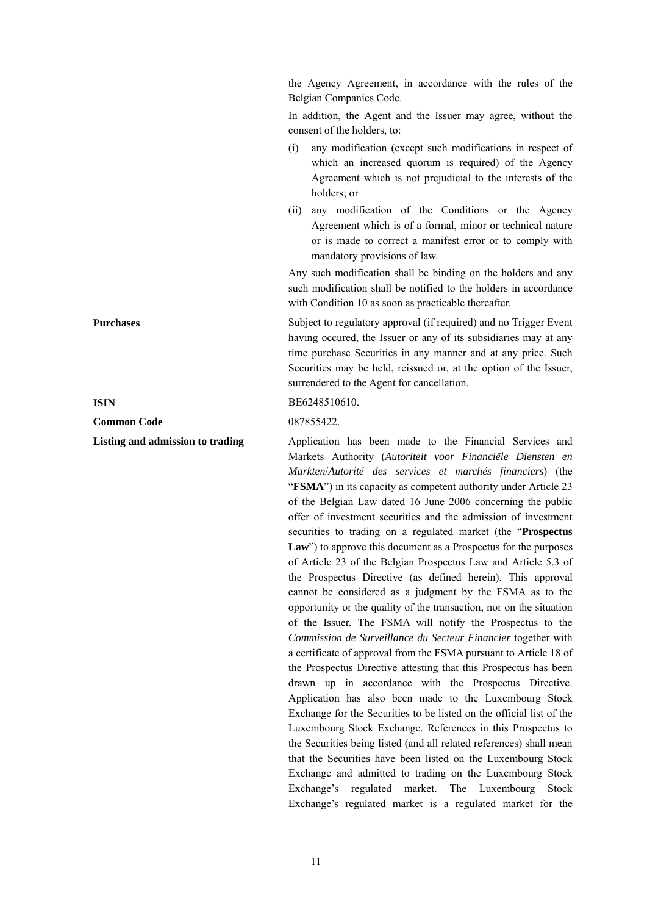the Agency Agreement, in accordance with the rules of the Belgian Companies Code.

In addition, the Agent and the Issuer may agree, without the consent of the holders, to:

(i) any modification (except such modifications in respect of which an increased quorum is required) of the Agency Agreement which is not prejudicial to the interests of the holders; or

(ii) any modification of the Conditions or the Agency Agreement which is of a formal, minor or technical nature or is made to correct a manifest error or to comply with mandatory provisions of law.

Any such modification shall be binding on the holders and any such modification shall be notified to the holders in accordance with Condition 10 as soon as practicable thereafter.

**Purchases**

Subject to regulatory approval (if required) and no Trigger Event having occured, the Issuer or any of its subsidiaries may at any time purchase Securities in any manner and at any price. Such Securities may be held, reissued or, at the option of the Issuer, surrendered to the Agent for cancellation.

**ISIN**

BE6248510610.

**Common Code**

087855422.

**Listing and admission to trading**

Application has been made to the Financial Services and Markets Authority (*Autoriteit voor Financiële Diensten en Markten*/*Autorité des services et marchés financiers*) (the "**FSMA**") in its capacity as competent authority under Article 23 of the Belgian Law dated 16 June 2006 concerning the public offer of investment securities and the admission of investment securities to trading on a regulated market (the "**Prospectus Law**") to approve this document as a Prospectus for the purposes of Article 23 of the Belgian Prospectus Law and Article 5.3 of the Prospectus Directive (as defined herein). This approval cannot be considered as a judgment by the FSMA as to the opportunity or the quality of the transaction, nor on the situation of the Issuer. The FSMA will notify the Prospectus to the *Commission de Surveillance du Secteur Financier* together with a certificate of approval from the FSMA pursuant to Article 18 of the Prospectus Directive attesting that this Prospectus has been drawn up in accordance with the Prospectus Directive. Application has also been made to the Luxembourg Stock Exchange for the Securities to be listed on the official list of the Luxembourg Stock Exchange. References in this Prospectus to the Securities being listed (and all related references) shall mean that the Securities have been listed on the Luxembourg Stock Exchange and admitted to trading on the Luxembourg Stock Exchange's regulated market. The Luxembourg Stock Exchange's regulated market is a regulated market for the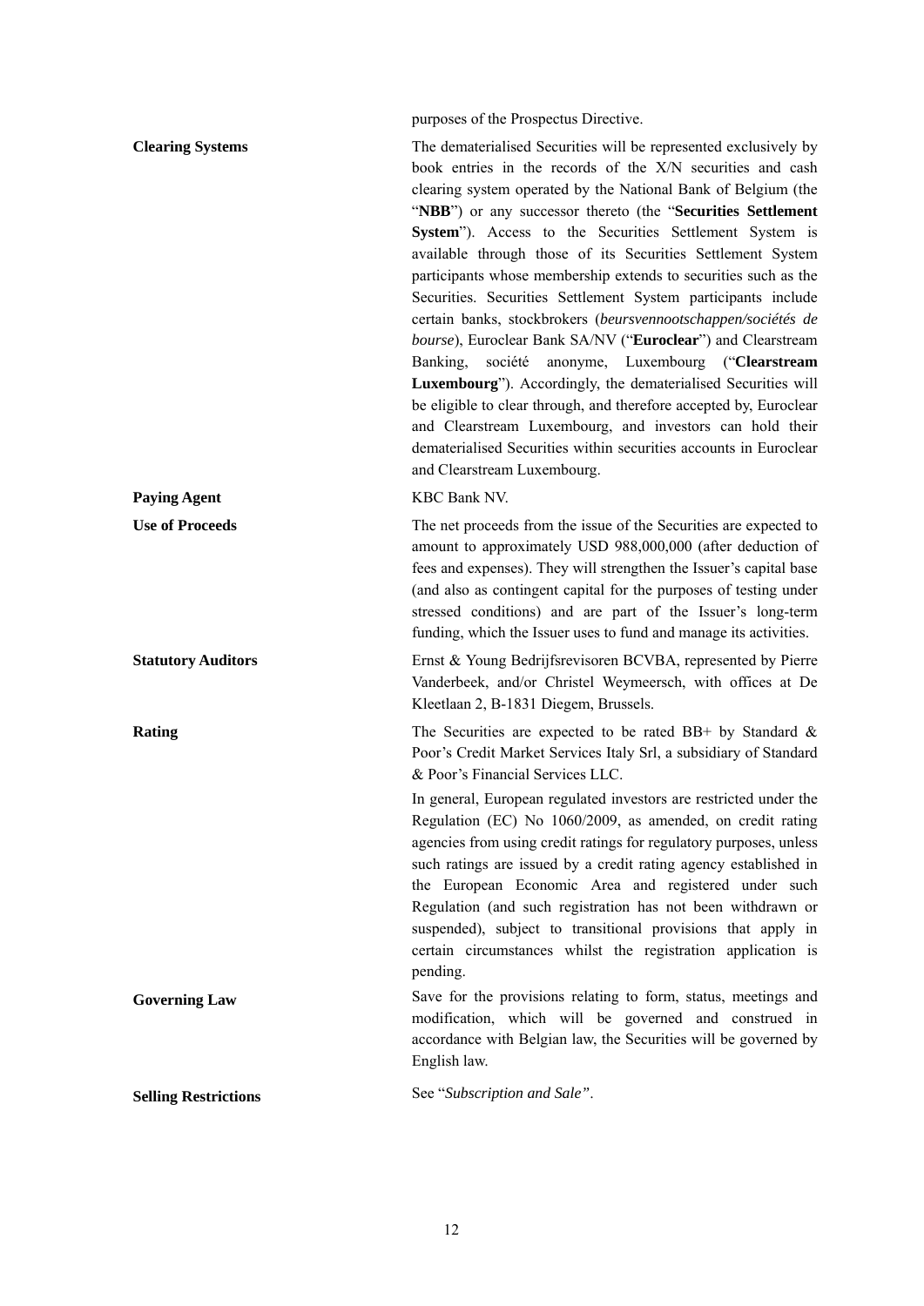purposes of the Prospectus Directive.

| | |
|---|---|
| **Clearing Systems** | The dematerialised Securities will be represented exclusively by book entries in the records of the X/N securities and cash clearing system operated by the National Bank of Belgium (the "**NBB**") or any successor thereto (the "**Securities Settlement System**"). Access to the Securities Settlement System is available through those of its Securities Settlement System participants whose membership extends to securities such as the Securities. Securities Settlement System participants include certain banks, stockbrokers (*beursvennootschappen/sociétés de bourse*), Euroclear Bank SA/NV ("**Euroclear**") and Clearstream Banking, société anonyme, Luxembourg ("**Clearstream Luxembourg**"). Accordingly, the dematerialised Securities will be eligible to clear through, and therefore accepted by, Euroclear and Clearstream Luxembourg, and investors can hold their dematerialised Securities within securities accounts in Euroclear and Clearstream Luxembourg. |
| **Paying Agent** | KBC Bank NV. |
| **Use of Proceeds** | The net proceeds from the issue of the Securities are expected to amount to approximately USD 988,000,000 (after deduction of fees and expenses). They will strengthen the Issuer's capital base (and also as contingent capital for the purposes of testing under stressed conditions) and are part of the Issuer's long-term funding, which the Issuer uses to fund and manage its activities. |
| **Statutory Auditors** | Ernst & Young Bedrijfsrevisoren BCVBA, represented by Pierre Vanderbeek, and/or Christel Weymeersch, with offices at De Kleetlaan 2, B-1831 Diegem, Brussels. |
| **Rating** | The Securities are expected to be rated BB+ by Standard & Poor's Credit Market Services Italy Srl, a subsidiary of Standard & Poor's Financial Services LLC.<br><br>In general, European regulated investors are restricted under the Regulation (EC) No 1060/2009, as amended, on credit rating agencies from using credit ratings for regulatory purposes, unless such ratings are issued by a credit rating agency established in the European Economic Area and registered under such Regulation (and such registration has not been withdrawn or suspended), subject to transitional provisions that apply in certain circumstances whilst the registration application is pending. |
| **Governing Law** | Save for the provisions relating to form, status, meetings and modification, which will be governed and construed in accordance with Belgian law, the Securities will be governed by English law. |
| **Selling Restrictions** | See "*Subscription and Sale*". |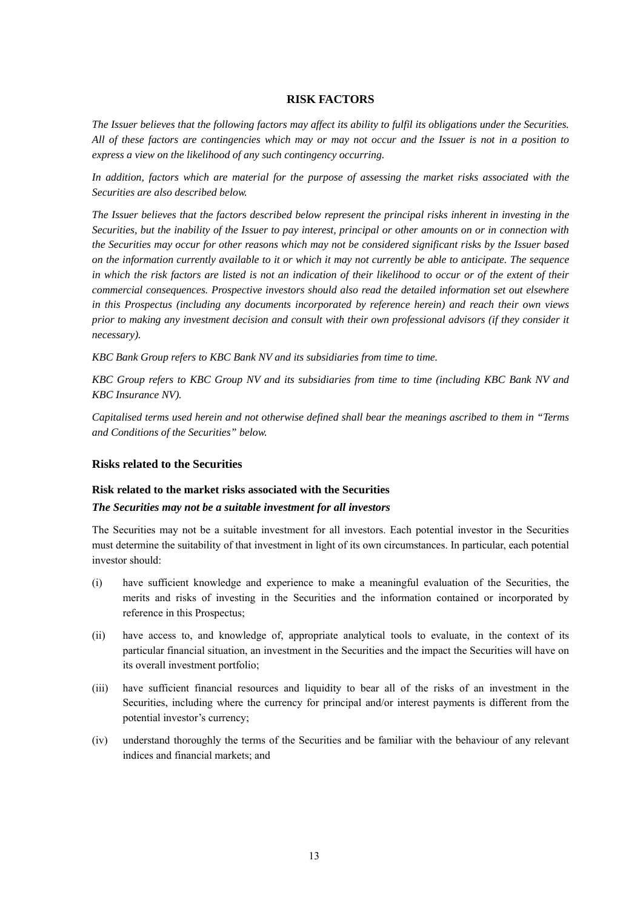# RISK FACTORS

*The Issuer believes that the following factors may affect its ability to fulfil its obligations under the Securities. All of these factors are contingencies which may or may not occur and the Issuer is not in a position to express a view on the likelihood of any such contingency occurring.*

*In addition, factors which are material for the purpose of assessing the market risks associated with the Securities are also described below.*

*The Issuer believes that the factors described below represent the principal risks inherent in investing in the Securities, but the inability of the Issuer to pay interest, principal or other amounts on or in connection with the Securities may occur for other reasons which may not be considered significant risks by the Issuer based on the information currently available to it or which it may not currently be able to anticipate. The sequence in which the risk factors are listed is not an indication of their likelihood to occur or of the extent of their commercial consequences. Prospective investors should also read the detailed information set out elsewhere in this Prospectus (including any documents incorporated by reference herein) and reach their own views prior to making any investment decision and consult with their own professional advisors (if they consider it necessary).*

*KBC Bank Group refers to KBC Bank NV and its subsidiaries from time to time.*

*KBC Group refers to KBC Group NV and its subsidiaries from time to time (including KBC Bank NV and KBC Insurance NV).*

*Capitalised terms used herein and not otherwise defined shall bear the meanings ascribed to them in "Terms and Conditions of the Securities" below.*

## Risks related to the Securities

### Risk related to the market risks associated with the Securities

***The Securities may not be a suitable investment for all investors***

The Securities may not be a suitable investment for all investors. Each potential investor in the Securities must determine the suitability of that investment in light of its own circumstances. In particular, each potential investor should:

(i) have sufficient knowledge and experience to make a meaningful evaluation of the Securities, the merits and risks of investing in the Securities and the information contained or incorporated by reference in this Prospectus;

(ii) have access to, and knowledge of, appropriate analytical tools to evaluate, in the context of its particular financial situation, an investment in the Securities and the impact the Securities will have on its overall investment portfolio;

(iii) have sufficient financial resources and liquidity to bear all of the risks of an investment in the Securities, including where the currency for principal and/or interest payments is different from the potential investor's currency;

(iv) understand thoroughly the terms of the Securities and be familiar with the behaviour of any relevant indices and financial markets; and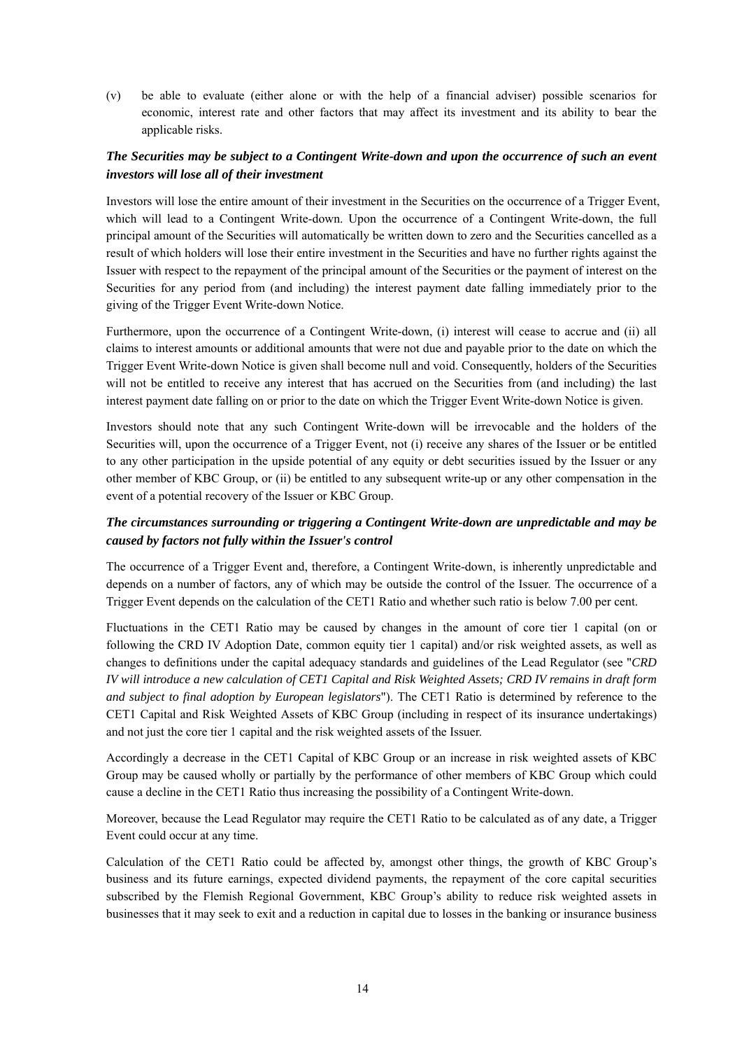(v) be able to evaluate (either alone or with the help of a financial adviser) possible scenarios for economic, interest rate and other factors that may affect its investment and its ability to bear the applicable risks.

***The Securities may be subject to a Contingent Write-down and upon the occurrence of such an event investors will lose all of their investment***

Investors will lose the entire amount of their investment in the Securities on the occurrence of a Trigger Event, which will lead to a Contingent Write-down. Upon the occurrence of a Contingent Write-down, the full principal amount of the Securities will automatically be written down to zero and the Securities cancelled as a result of which holders will lose their entire investment in the Securities and have no further rights against the Issuer with respect to the repayment of the principal amount of the Securities or the payment of interest on the Securities for any period from (and including) the interest payment date falling immediately prior to the giving of the Trigger Event Write-down Notice.

Furthermore, upon the occurrence of a Contingent Write-down, (i) interest will cease to accrue and (ii) all claims to interest amounts or additional amounts that were not due and payable prior to the date on which the Trigger Event Write-down Notice is given shall become null and void. Consequently, holders of the Securities will not be entitled to receive any interest that has accrued on the Securities from (and including) the last interest payment date falling on or prior to the date on which the Trigger Event Write-down Notice is given.

Investors should note that any such Contingent Write-down will be irrevocable and the holders of the Securities will, upon the occurrence of a Trigger Event, not (i) receive any shares of the Issuer or be entitled to any other participation in the upside potential of any equity or debt securities issued by the Issuer or any other member of KBC Group, or (ii) be entitled to any subsequent write-up or any other compensation in the event of a potential recovery of the Issuer or KBC Group.

***The circumstances surrounding or triggering a Contingent Write-down are unpredictable and may be caused by factors not fully within the Issuer's control***

The occurrence of a Trigger Event and, therefore, a Contingent Write-down, is inherently unpredictable and depends on a number of factors, any of which may be outside the control of the Issuer. The occurrence of a Trigger Event depends on the calculation of the CET1 Ratio and whether such ratio is below 7.00 per cent.

Fluctuations in the CET1 Ratio may be caused by changes in the amount of core tier 1 capital (on or following the CRD IV Adoption Date, common equity tier 1 capital) and/or risk weighted assets, as well as changes to definitions under the capital adequacy standards and guidelines of the Lead Regulator (see "*CRD IV will introduce a new calculation of CET1 Capital and Risk Weighted Assets; CRD IV remains in draft form and subject to final adoption by European legislators*"). The CET1 Ratio is determined by reference to the CET1 Capital and Risk Weighted Assets of KBC Group (including in respect of its insurance undertakings) and not just the core tier 1 capital and the risk weighted assets of the Issuer.

Accordingly a decrease in the CET1 Capital of KBC Group or an increase in risk weighted assets of KBC Group may be caused wholly or partially by the performance of other members of KBC Group which could cause a decline in the CET1 Ratio thus increasing the possibility of a Contingent Write-down.

Moreover, because the Lead Regulator may require the CET1 Ratio to be calculated as of any date, a Trigger Event could occur at any time.

Calculation of the CET1 Ratio could be affected by, amongst other things, the growth of KBC Group's business and its future earnings, expected dividend payments, the repayment of the core capital securities subscribed by the Flemish Regional Government, KBC Group's ability to reduce risk weighted assets in businesses that it may seek to exit and a reduction in capital due to losses in the banking or insurance business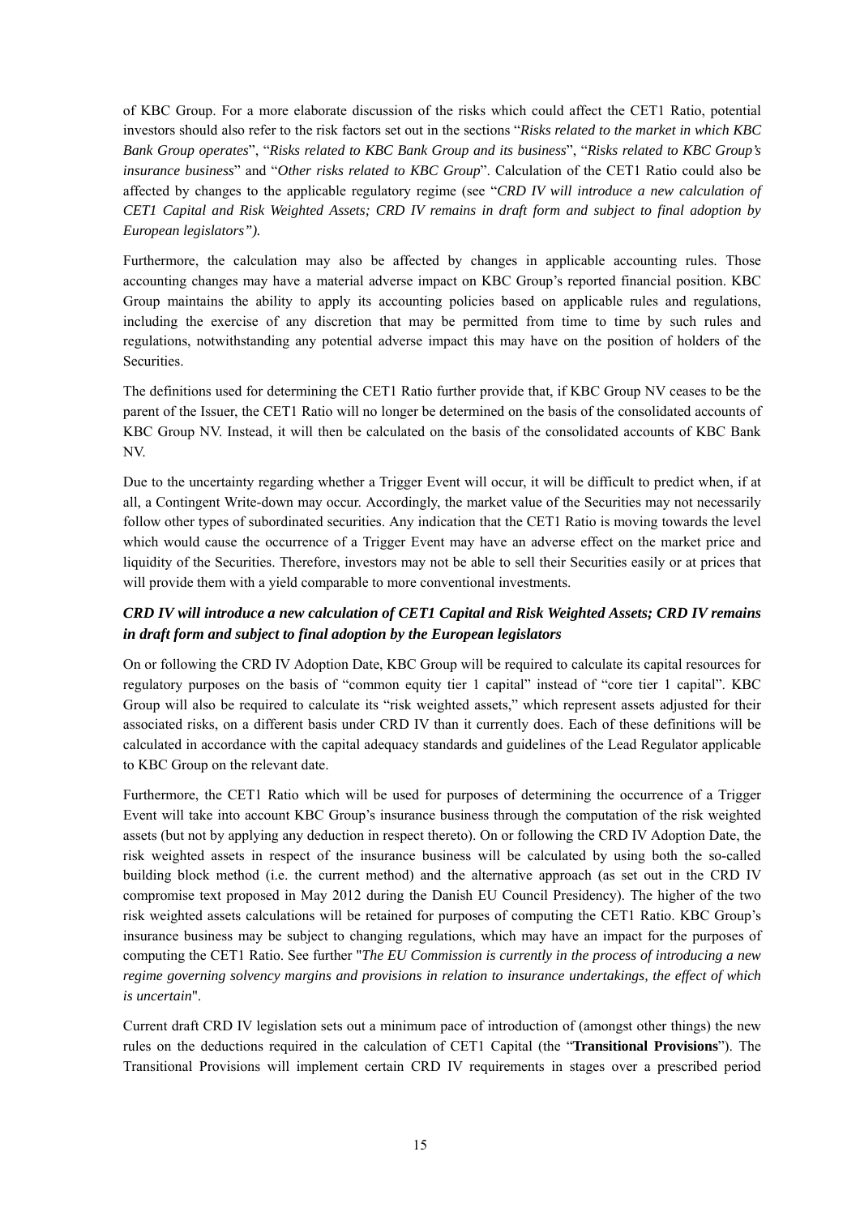of KBC Group. For a more elaborate discussion of the risks which could affect the CET1 Ratio, potential investors should also refer to the risk factors set out in the sections "*Risks related to the market in which KBC Bank Group operates*", "*Risks related to KBC Bank Group and its business*", "*Risks related to KBC Group's insurance business*" and "*Other risks related to KBC Group*". Calculation of the CET1 Ratio could also be affected by changes to the applicable regulatory regime (see "*CRD IV will introduce a new calculation of CET1 Capital and Risk Weighted Assets; CRD IV remains in draft form and subject to final adoption by European legislators").*

Furthermore, the calculation may also be affected by changes in applicable accounting rules. Those accounting changes may have a material adverse impact on KBC Group's reported financial position. KBC Group maintains the ability to apply its accounting policies based on applicable rules and regulations, including the exercise of any discretion that may be permitted from time to time by such rules and regulations, notwithstanding any potential adverse impact this may have on the position of holders of the Securities.

The definitions used for determining the CET1 Ratio further provide that, if KBC Group NV ceases to be the parent of the Issuer, the CET1 Ratio will no longer be determined on the basis of the consolidated accounts of KBC Group NV. Instead, it will then be calculated on the basis of the consolidated accounts of KBC Bank NV.

Due to the uncertainty regarding whether a Trigger Event will occur, it will be difficult to predict when, if at all, a Contingent Write-down may occur. Accordingly, the market value of the Securities may not necessarily follow other types of subordinated securities. Any indication that the CET1 Ratio is moving towards the level which would cause the occurrence of a Trigger Event may have an adverse effect on the market price and liquidity of the Securities. Therefore, investors may not be able to sell their Securities easily or at prices that will provide them with a yield comparable to more conventional investments.

### *CRD IV will introduce a new calculation of CET1 Capital and Risk Weighted Assets; CRD IV remains in draft form and subject to final adoption by the European legislators*

On or following the CRD IV Adoption Date, KBC Group will be required to calculate its capital resources for regulatory purposes on the basis of "common equity tier 1 capital" instead of "core tier 1 capital". KBC Group will also be required to calculate its "risk weighted assets," which represent assets adjusted for their associated risks, on a different basis under CRD IV than it currently does. Each of these definitions will be calculated in accordance with the capital adequacy standards and guidelines of the Lead Regulator applicable to KBC Group on the relevant date.

Furthermore, the CET1 Ratio which will be used for purposes of determining the occurrence of a Trigger Event will take into account KBC Group's insurance business through the computation of the risk weighted assets (but not by applying any deduction in respect thereto). On or following the CRD IV Adoption Date, the risk weighted assets in respect of the insurance business will be calculated by using both the so-called building block method (i.e. the current method) and the alternative approach (as set out in the CRD IV compromise text proposed in May 2012 during the Danish EU Council Presidency). The higher of the two risk weighted assets calculations will be retained for purposes of computing the CET1 Ratio. KBC Group's insurance business may be subject to changing regulations, which may have an impact for the purposes of computing the CET1 Ratio. See further "*The EU Commission is currently in the process of introducing a new regime governing solvency margins and provisions in relation to insurance undertakings, the effect of which is uncertain*".

Current draft CRD IV legislation sets out a minimum pace of introduction of (amongst other things) the new rules on the deductions required in the calculation of CET1 Capital (the "**Transitional Provisions**"). The Transitional Provisions will implement certain CRD IV requirements in stages over a prescribed period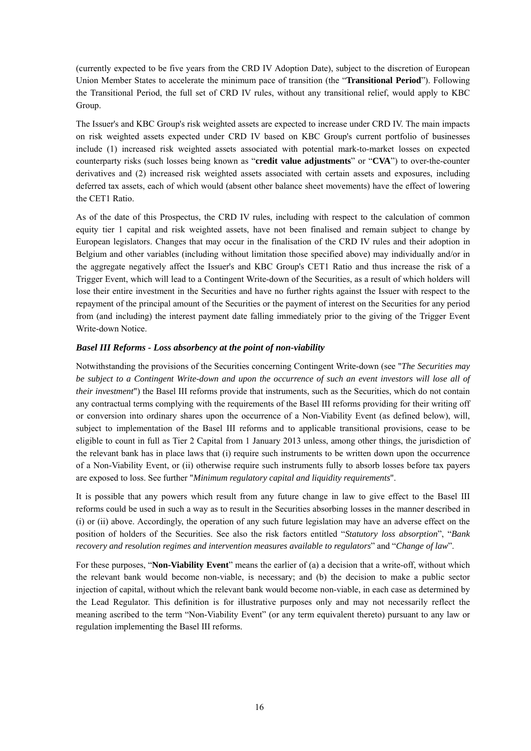(currently expected to be five years from the CRD IV Adoption Date), subject to the discretion of European Union Member States to accelerate the minimum pace of transition (the "**Transitional Period**"). Following the Transitional Period, the full set of CRD IV rules, without any transitional relief, would apply to KBC Group.

The Issuer's and KBC Group's risk weighted assets are expected to increase under CRD IV. The main impacts on risk weighted assets expected under CRD IV based on KBC Group's current portfolio of businesses include (1) increased risk weighted assets associated with potential mark-to-market losses on expected counterparty risks (such losses being known as "**credit value adjustments**" or "**CVA**") to over-the-counter derivatives and (2) increased risk weighted assets associated with certain assets and exposures, including deferred tax assets, each of which would (absent other balance sheet movements) have the effect of lowering the CET1 Ratio.

As of the date of this Prospectus, the CRD IV rules, including with respect to the calculation of common equity tier 1 capital and risk weighted assets, have not been finalised and remain subject to change by European legislators. Changes that may occur in the finalisation of the CRD IV rules and their adoption in Belgium and other variables (including without limitation those specified above) may individually and/or in the aggregate negatively affect the Issuer's and KBC Group's CET1 Ratio and thus increase the risk of a Trigger Event, which will lead to a Contingent Write-down of the Securities, as a result of which holders will lose their entire investment in the Securities and have no further rights against the Issuer with respect to the repayment of the principal amount of the Securities or the payment of interest on the Securities for any period from (and including) the interest payment date falling immediately prior to the giving of the Trigger Event Write-down Notice.

***Basel III Reforms - Loss absorbency at the point of non-viability***

Notwithstanding the provisions of the Securities concerning Contingent Write-down (see "*The Securities may be subject to a Contingent Write-down and upon the occurrence of such an event investors will lose all of their investment*") the Basel III reforms provide that instruments, such as the Securities, which do not contain any contractual terms complying with the requirements of the Basel III reforms providing for their writing off or conversion into ordinary shares upon the occurrence of a Non-Viability Event (as defined below), will, subject to implementation of the Basel III reforms and to applicable transitional provisions, cease to be eligible to count in full as Tier 2 Capital from 1 January 2013 unless, among other things, the jurisdiction of the relevant bank has in place laws that (i) require such instruments to be written down upon the occurrence of a Non-Viability Event, or (ii) otherwise require such instruments fully to absorb losses before tax payers are exposed to loss. See further "*Minimum regulatory capital and liquidity requirements*".

It is possible that any powers which result from any future change in law to give effect to the Basel III reforms could be used in such a way as to result in the Securities absorbing losses in the manner described in (i) or (ii) above. Accordingly, the operation of any such future legislation may have an adverse effect on the position of holders of the Securities. See also the risk factors entitled "*Statutory loss absorption*", "*Bank recovery and resolution regimes and intervention measures available to regulators*" and "*Change of law*".

For these purposes, "**Non-Viability Event**" means the earlier of (a) a decision that a write-off, without which the relevant bank would become non-viable, is necessary; and (b) the decision to make a public sector injection of capital, without which the relevant bank would become non-viable, in each case as determined by the Lead Regulator. This definition is for illustrative purposes only and may not necessarily reflect the meaning ascribed to the term "Non-Viability Event" (or any term equivalent thereto) pursuant to any law or regulation implementing the Basel III reforms.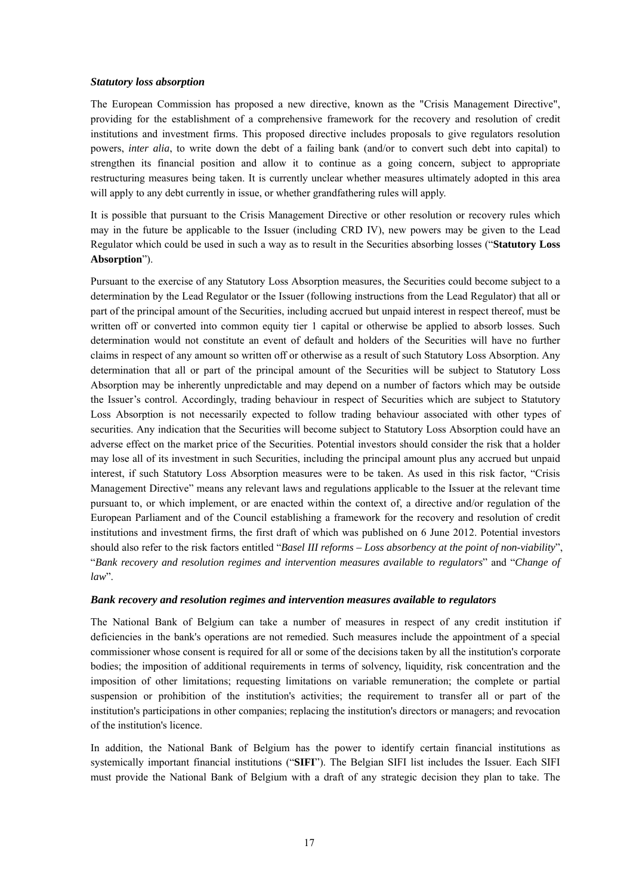***Statutory loss absorption***

The European Commission has proposed a new directive, known as the "Crisis Management Directive", providing for the establishment of a comprehensive framework for the recovery and resolution of credit institutions and investment firms. This proposed directive includes proposals to give regulators resolution powers, *inter alia*, to write down the debt of a failing bank (and/or to convert such debt into capital) to strengthen its financial position and allow it to continue as a going concern, subject to appropriate restructuring measures being taken. It is currently unclear whether measures ultimately adopted in this area will apply to any debt currently in issue, or whether grandfathering rules will apply.

It is possible that pursuant to the Crisis Management Directive or other resolution or recovery rules which may in the future be applicable to the Issuer (including CRD IV), new powers may be given to the Lead Regulator which could be used in such a way as to result in the Securities absorbing losses ("**Statutory Loss Absorption**").

Pursuant to the exercise of any Statutory Loss Absorption measures, the Securities could become subject to a determination by the Lead Regulator or the Issuer (following instructions from the Lead Regulator) that all or part of the principal amount of the Securities, including accrued but unpaid interest in respect thereof, must be written off or converted into common equity tier 1 capital or otherwise be applied to absorb losses. Such determination would not constitute an event of default and holders of the Securities will have no further claims in respect of any amount so written off or otherwise as a result of such Statutory Loss Absorption. Any determination that all or part of the principal amount of the Securities will be subject to Statutory Loss Absorption may be inherently unpredictable and may depend on a number of factors which may be outside the Issuer's control. Accordingly, trading behaviour in respect of Securities which are subject to Statutory Loss Absorption is not necessarily expected to follow trading behaviour associated with other types of securities. Any indication that the Securities will become subject to Statutory Loss Absorption could have an adverse effect on the market price of the Securities. Potential investors should consider the risk that a holder may lose all of its investment in such Securities, including the principal amount plus any accrued but unpaid interest, if such Statutory Loss Absorption measures were to be taken. As used in this risk factor, "Crisis Management Directive" means any relevant laws and regulations applicable to the Issuer at the relevant time pursuant to, or which implement, or are enacted within the context of, a directive and/or regulation of the European Parliament and of the Council establishing a framework for the recovery and resolution of credit institutions and investment firms, the first draft of which was published on 6 June 2012. Potential investors should also refer to the risk factors entitled "*Basel III reforms – Loss absorbency at the point of non-viability*", "*Bank recovery and resolution regimes and intervention measures available to regulators*" and "*Change of law*".

***Bank recovery and resolution regimes and intervention measures available to regulators***

The National Bank of Belgium can take a number of measures in respect of any credit institution if deficiencies in the bank's operations are not remedied. Such measures include the appointment of a special commissioner whose consent is required for all or some of the decisions taken by all the institution's corporate bodies; the imposition of additional requirements in terms of solvency, liquidity, risk concentration and the imposition of other limitations; requesting limitations on variable remuneration; the complete or partial suspension or prohibition of the institution's activities; the requirement to transfer all or part of the institution's participations in other companies; replacing the institution's directors or managers; and revocation of the institution's licence.

In addition, the National Bank of Belgium has the power to identify certain financial institutions as systemically important financial institutions ("**SIFI**"). The Belgian SIFI list includes the Issuer. Each SIFI must provide the National Bank of Belgium with a draft of any strategic decision they plan to take. The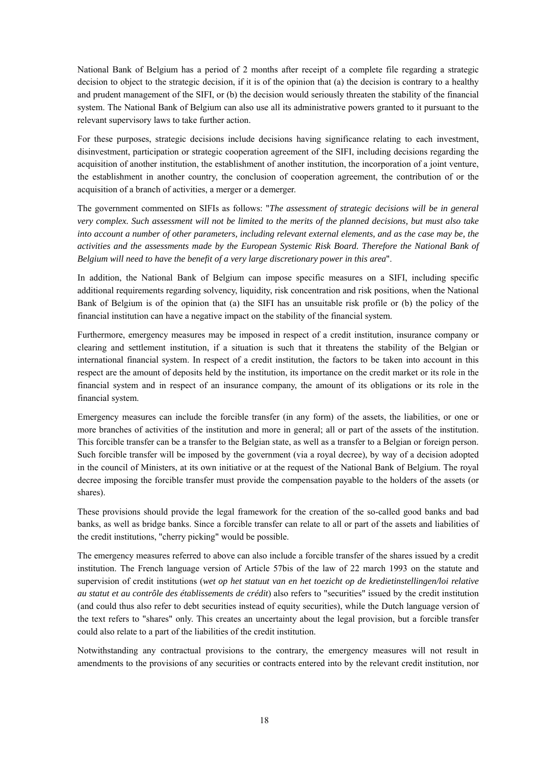National Bank of Belgium has a period of 2 months after receipt of a complete file regarding a strategic decision to object to the strategic decision, if it is of the opinion that (a) the decision is contrary to a healthy and prudent management of the SIFI, or (b) the decision would seriously threaten the stability of the financial system. The National Bank of Belgium can also use all its administrative powers granted to it pursuant to the relevant supervisory laws to take further action.

For these purposes, strategic decisions include decisions having significance relating to each investment, disinvestment, participation or strategic cooperation agreement of the SIFI, including decisions regarding the acquisition of another institution, the establishment of another institution, the incorporation of a joint venture, the establishment in another country, the conclusion of cooperation agreement, the contribution of or the acquisition of a branch of activities, a merger or a demerger.

The government commented on SIFIs as follows: "*The assessment of strategic decisions will be in general very complex. Such assessment will not be limited to the merits of the planned decisions, but must also take into account a number of other parameters, including relevant external elements, and as the case may be, the activities and the assessments made by the European Systemic Risk Board. Therefore the National Bank of Belgium will need to have the benefit of a very large discretionary power in this area*".

In addition, the National Bank of Belgium can impose specific measures on a SIFI, including specific additional requirements regarding solvency, liquidity, risk concentration and risk positions, when the National Bank of Belgium is of the opinion that (a) the SIFI has an unsuitable risk profile or (b) the policy of the financial institution can have a negative impact on the stability of the financial system.

Furthermore, emergency measures may be imposed in respect of a credit institution, insurance company or clearing and settlement institution, if a situation is such that it threatens the stability of the Belgian or international financial system. In respect of a credit institution, the factors to be taken into account in this respect are the amount of deposits held by the institution, its importance on the credit market or its role in the financial system and in respect of an insurance company, the amount of its obligations or its role in the financial system.

Emergency measures can include the forcible transfer (in any form) of the assets, the liabilities, or one or more branches of activities of the institution and more in general; all or part of the assets of the institution. This forcible transfer can be a transfer to the Belgian state, as well as a transfer to a Belgian or foreign person. Such forcible transfer will be imposed by the government (via a royal decree), by way of a decision adopted in the council of Ministers, at its own initiative or at the request of the National Bank of Belgium. The royal decree imposing the forcible transfer must provide the compensation payable to the holders of the assets (or shares).

These provisions should provide the legal framework for the creation of the so-called good banks and bad banks, as well as bridge banks. Since a forcible transfer can relate to all or part of the assets and liabilities of the credit institutions, "cherry picking" would be possible.

The emergency measures referred to above can also include a forcible transfer of the shares issued by a credit institution. The French language version of Article 57bis of the law of 22 march 1993 on the statute and supervision of credit institutions (*wet op het statuut van en het toezicht op de kredietinstellingen/loi relative au statut et au contrôle des établissements de crédit*) also refers to "securities" issued by the credit institution (and could thus also refer to debt securities instead of equity securities), while the Dutch language version of the text refers to "shares" only. This creates an uncertainty about the legal provision, but a forcible transfer could also relate to a part of the liabilities of the credit institution.

Notwithstanding any contractual provisions to the contrary, the emergency measures will not result in amendments to the provisions of any securities or contracts entered into by the relevant credit institution, nor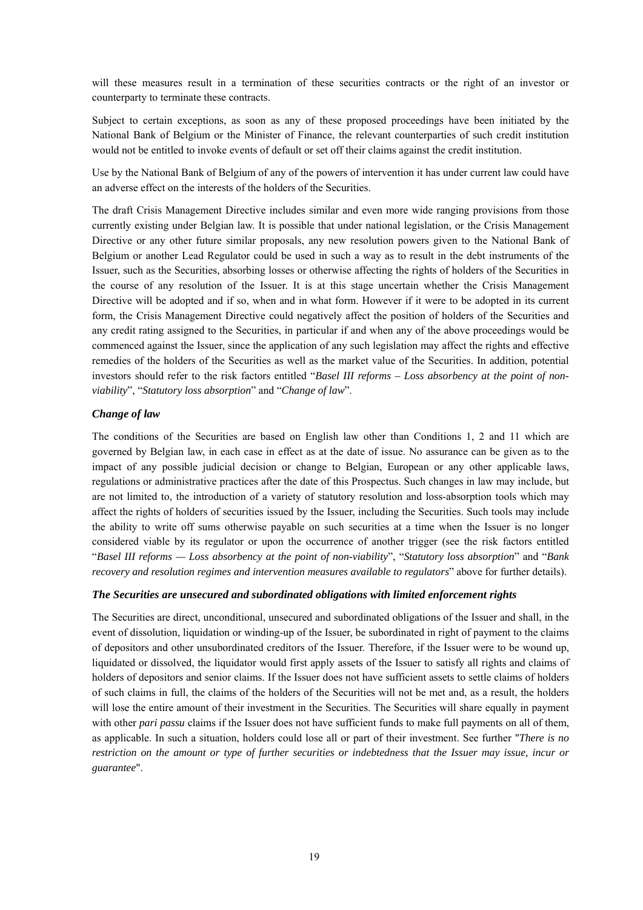will these measures result in a termination of these securities contracts or the right of an investor or counterparty to terminate these contracts.

Subject to certain exceptions, as soon as any of these proposed proceedings have been initiated by the National Bank of Belgium or the Minister of Finance, the relevant counterparties of such credit institution would not be entitled to invoke events of default or set off their claims against the credit institution.

Use by the National Bank of Belgium of any of the powers of intervention it has under current law could have an adverse effect on the interests of the holders of the Securities.

The draft Crisis Management Directive includes similar and even more wide ranging provisions from those currently existing under Belgian law. It is possible that under national legislation, or the Crisis Management Directive or any other future similar proposals, any new resolution powers given to the National Bank of Belgium or another Lead Regulator could be used in such a way as to result in the debt instruments of the Issuer, such as the Securities, absorbing losses or otherwise affecting the rights of holders of the Securities in the course of any resolution of the Issuer. It is at this stage uncertain whether the Crisis Management Directive will be adopted and if so, when and in what form. However if it were to be adopted in its current form, the Crisis Management Directive could negatively affect the position of holders of the Securities and any credit rating assigned to the Securities, in particular if and when any of the above proceedings would be commenced against the Issuer, since the application of any such legislation may affect the rights and effective remedies of the holders of the Securities as well as the market value of the Securities. In addition, potential investors should refer to the risk factors entitled "*Basel III reforms – Loss absorbency at the point of non-viability*", "*Statutory loss absorption*" and "*Change of law*".

### *Change of law*

The conditions of the Securities are based on English law other than Conditions 1, 2 and 11 which are governed by Belgian law, in each case in effect as at the date of issue. No assurance can be given as to the impact of any possible judicial decision or change to Belgian, European or any other applicable laws, regulations or administrative practices after the date of this Prospectus. Such changes in law may include, but are not limited to, the introduction of a variety of statutory resolution and loss-absorption tools which may affect the rights of holders of securities issued by the Issuer, including the Securities. Such tools may include the ability to write off sums otherwise payable on such securities at a time when the Issuer is no longer considered viable by its regulator or upon the occurrence of another trigger (see the risk factors entitled "*Basel III reforms — Loss absorbency at the point of non-viability*", "*Statutory loss absorption*" and "*Bank recovery and resolution regimes and intervention measures available to regulators*" above for further details).

### *The Securities are unsecured and subordinated obligations with limited enforcement rights*

The Securities are direct, unconditional, unsecured and subordinated obligations of the Issuer and shall, in the event of dissolution, liquidation or winding-up of the Issuer, be subordinated in right of payment to the claims of depositors and other unsubordinated creditors of the Issuer. Therefore, if the Issuer were to be wound up, liquidated or dissolved, the liquidator would first apply assets of the Issuer to satisfy all rights and claims of holders of depositors and senior claims. If the Issuer does not have sufficient assets to settle claims of holders of such claims in full, the claims of the holders of the Securities will not be met and, as a result, the holders will lose the entire amount of their investment in the Securities. The Securities will share equally in payment with other *pari passu* claims if the Issuer does not have sufficient funds to make full payments on all of them, as applicable. In such a situation, holders could lose all or part of their investment. See further "*There is no restriction on the amount or type of further securities or indebtedness that the Issuer may issue, incur or guarantee*".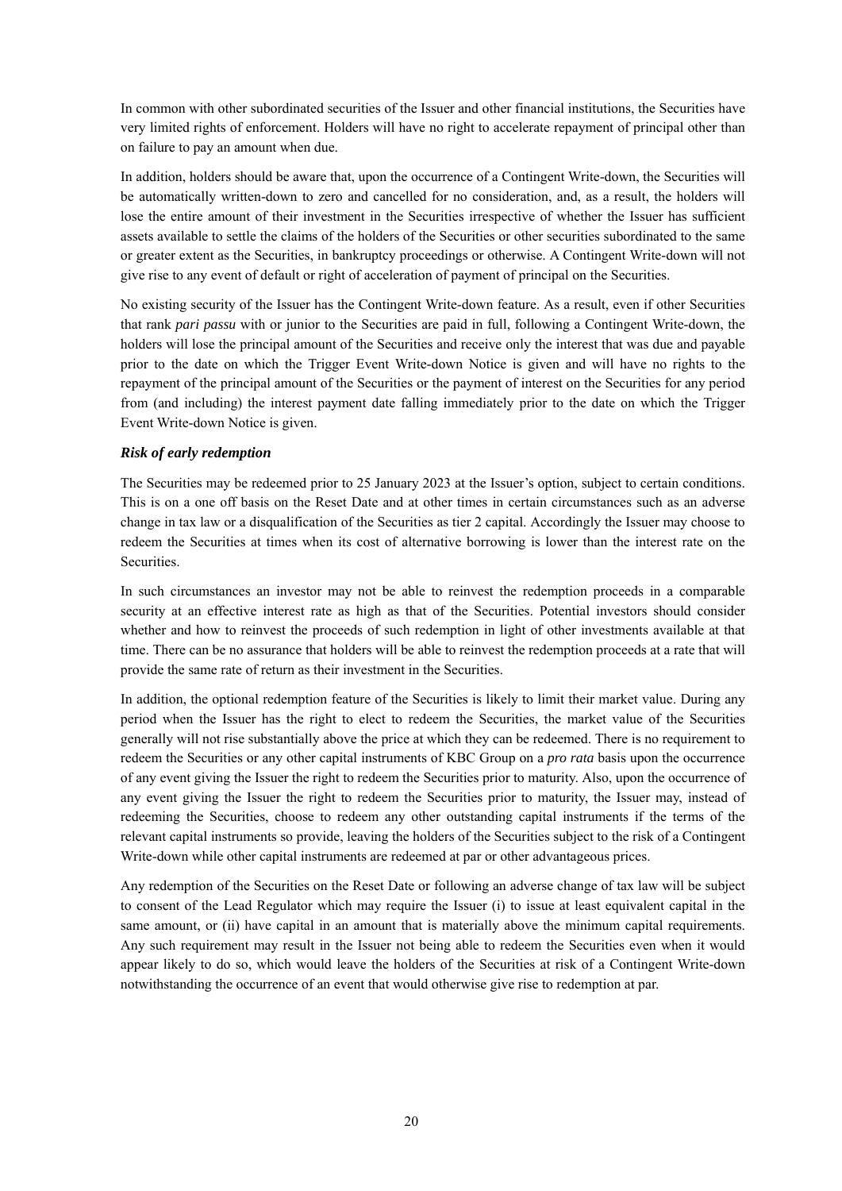In common with other subordinated securities of the Issuer and other financial institutions, the Securities have very limited rights of enforcement. Holders will have no right to accelerate repayment of principal other than on failure to pay an amount when due.

In addition, holders should be aware that, upon the occurrence of a Contingent Write-down, the Securities will be automatically written-down to zero and cancelled for no consideration, and, as a result, the holders will lose the entire amount of their investment in the Securities irrespective of whether the Issuer has sufficient assets available to settle the claims of the holders of the Securities or other securities subordinated to the same or greater extent as the Securities, in bankruptcy proceedings or otherwise. A Contingent Write-down will not give rise to any event of default or right of acceleration of payment of principal on the Securities.

No existing security of the Issuer has the Contingent Write-down feature. As a result, even if other Securities that rank *pari passu* with or junior to the Securities are paid in full, following a Contingent Write-down, the holders will lose the principal amount of the Securities and receive only the interest that was due and payable prior to the date on which the Trigger Event Write-down Notice is given and will have no rights to the repayment of the principal amount of the Securities or the payment of interest on the Securities for any period from (and including) the interest payment date falling immediately prior to the date on which the Trigger Event Write-down Notice is given.

***Risk of early redemption***

The Securities may be redeemed prior to 25 January 2023 at the Issuer's option, subject to certain conditions. This is on a one off basis on the Reset Date and at other times in certain circumstances such as an adverse change in tax law or a disqualification of the Securities as tier 2 capital. Accordingly the Issuer may choose to redeem the Securities at times when its cost of alternative borrowing is lower than the interest rate on the Securities.

In such circumstances an investor may not be able to reinvest the redemption proceeds in a comparable security at an effective interest rate as high as that of the Securities. Potential investors should consider whether and how to reinvest the proceeds of such redemption in light of other investments available at that time. There can be no assurance that holders will be able to reinvest the redemption proceeds at a rate that will provide the same rate of return as their investment in the Securities.

In addition, the optional redemption feature of the Securities is likely to limit their market value. During any period when the Issuer has the right to elect to redeem the Securities, the market value of the Securities generally will not rise substantially above the price at which they can be redeemed. There is no requirement to redeem the Securities or any other capital instruments of KBC Group on a *pro rata* basis upon the occurrence of any event giving the Issuer the right to redeem the Securities prior to maturity. Also, upon the occurrence of any event giving the Issuer the right to redeem the Securities prior to maturity, the Issuer may, instead of redeeming the Securities, choose to redeem any other outstanding capital instruments if the terms of the relevant capital instruments so provide, leaving the holders of the Securities subject to the risk of a Contingent Write-down while other capital instruments are redeemed at par or other advantageous prices.

Any redemption of the Securities on the Reset Date or following an adverse change of tax law will be subject to consent of the Lead Regulator which may require the Issuer (i) to issue at least equivalent capital in the same amount, or (ii) have capital in an amount that is materially above the minimum capital requirements. Any such requirement may result in the Issuer not being able to redeem the Securities even when it would appear likely to do so, which would leave the holders of the Securities at risk of a Contingent Write-down notwithstanding the occurrence of an event that would otherwise give rise to redemption at par.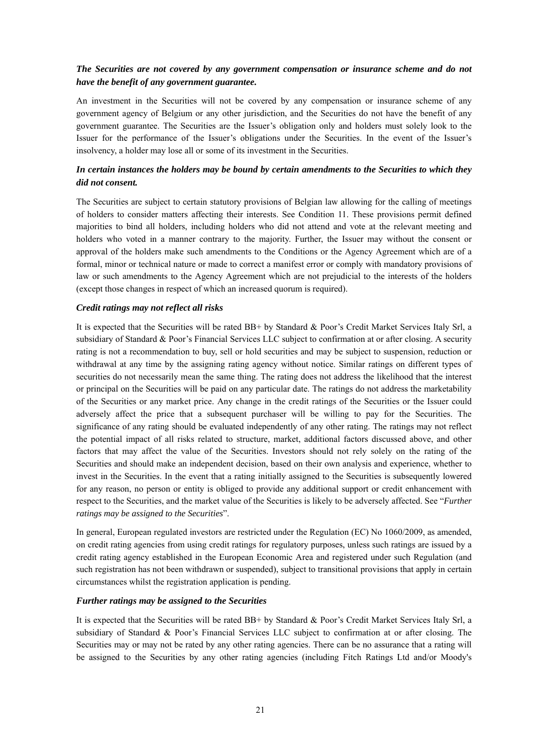### *The Securities are not covered by any government compensation or insurance scheme and do not have the benefit of any government guarantee.*

An investment in the Securities will not be covered by any compensation or insurance scheme of any government agency of Belgium or any other jurisdiction, and the Securities do not have the benefit of any government guarantee. The Securities are the Issuer's obligation only and holders must solely look to the Issuer for the performance of the Issuer's obligations under the Securities. In the event of the Issuer's insolvency, a holder may lose all or some of its investment in the Securities.

### *In certain instances the holders may be bound by certain amendments to the Securities to which they did not consent.*

The Securities are subject to certain statutory provisions of Belgian law allowing for the calling of meetings of holders to consider matters affecting their interests. See Condition 11. These provisions permit defined majorities to bind all holders, including holders who did not attend and vote at the relevant meeting and holders who voted in a manner contrary to the majority. Further, the Issuer may without the consent or approval of the holders make such amendments to the Conditions or the Agency Agreement which are of a formal, minor or technical nature or made to correct a manifest error or comply with mandatory provisions of law or such amendments to the Agency Agreement which are not prejudicial to the interests of the holders (except those changes in respect of which an increased quorum is required).

### *Credit ratings may not reflect all risks*

It is expected that the Securities will be rated BB+ by Standard & Poor's Credit Market Services Italy Srl, a subsidiary of Standard & Poor's Financial Services LLC subject to confirmation at or after closing. A security rating is not a recommendation to buy, sell or hold securities and may be subject to suspension, reduction or withdrawal at any time by the assigning rating agency without notice. Similar ratings on different types of securities do not necessarily mean the same thing. The rating does not address the likelihood that the interest or principal on the Securities will be paid on any particular date. The ratings do not address the marketability of the Securities or any market price. Any change in the credit ratings of the Securities or the Issuer could adversely affect the price that a subsequent purchaser will be willing to pay for the Securities. The significance of any rating should be evaluated independently of any other rating. The ratings may not reflect the potential impact of all risks related to structure, market, additional factors discussed above, and other factors that may affect the value of the Securities. Investors should not rely solely on the rating of the Securities and should make an independent decision, based on their own analysis and experience, whether to invest in the Securities. In the event that a rating initially assigned to the Securities is subsequently lowered for any reason, no person or entity is obliged to provide any additional support or credit enhancement with respect to the Securities, and the market value of the Securities is likely to be adversely affected. See "*Further ratings may be assigned to the Securities*".

In general, European regulated investors are restricted under the Regulation (EC) No 1060/2009, as amended, on credit rating agencies from using credit ratings for regulatory purposes, unless such ratings are issued by a credit rating agency established in the European Economic Area and registered under such Regulation (and such registration has not been withdrawn or suspended), subject to transitional provisions that apply in certain circumstances whilst the registration application is pending.

### *Further ratings may be assigned to the Securities*

It is expected that the Securities will be rated BB+ by Standard & Poor's Credit Market Services Italy Srl, a subsidiary of Standard & Poor's Financial Services LLC subject to confirmation at or after closing. The Securities may or may not be rated by any other rating agencies. There can be no assurance that a rating will be assigned to the Securities by any other rating agencies (including Fitch Ratings Ltd and/or Moody's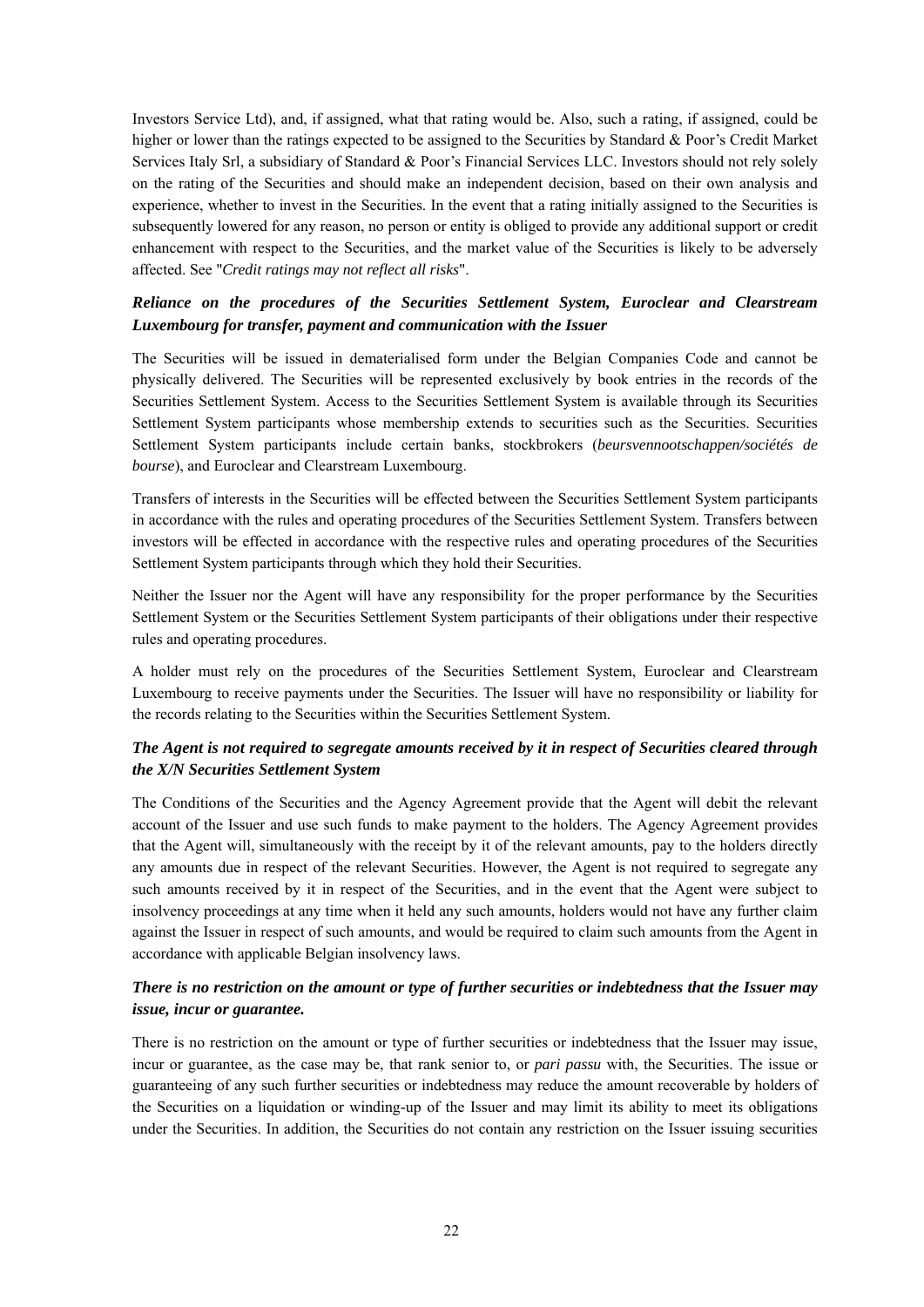Investors Service Ltd), and, if assigned, what that rating would be. Also, such a rating, if assigned, could be higher or lower than the ratings expected to be assigned to the Securities by Standard & Poor's Credit Market Services Italy Srl, a subsidiary of Standard & Poor's Financial Services LLC. Investors should not rely solely on the rating of the Securities and should make an independent decision, based on their own analysis and experience, whether to invest in the Securities. In the event that a rating initially assigned to the Securities is subsequently lowered for any reason, no person or entity is obliged to provide any additional support or credit enhancement with respect to the Securities, and the market value of the Securities is likely to be adversely affected. See "*Credit ratings may not reflect all risks*".

***Reliance on the procedures of the Securities Settlement System, Euroclear and Clearstream Luxembourg for transfer, payment and communication with the Issuer***

The Securities will be issued in dematerialised form under the Belgian Companies Code and cannot be physically delivered. The Securities will be represented exclusively by book entries in the records of the Securities Settlement System. Access to the Securities Settlement System is available through its Securities Settlement System participants whose membership extends to securities such as the Securities. Securities Settlement System participants include certain banks, stockbrokers (*beursvennootschappen/sociétés de bourse*), and Euroclear and Clearstream Luxembourg.

Transfers of interests in the Securities will be effected between the Securities Settlement System participants in accordance with the rules and operating procedures of the Securities Settlement System. Transfers between investors will be effected in accordance with the respective rules and operating procedures of the Securities Settlement System participants through which they hold their Securities.

Neither the Issuer nor the Agent will have any responsibility for the proper performance by the Securities Settlement System or the Securities Settlement System participants of their obligations under their respective rules and operating procedures.

A holder must rely on the procedures of the Securities Settlement System, Euroclear and Clearstream Luxembourg to receive payments under the Securities. The Issuer will have no responsibility or liability for the records relating to the Securities within the Securities Settlement System.

***The Agent is not required to segregate amounts received by it in respect of Securities cleared through the X/N Securities Settlement System***

The Conditions of the Securities and the Agency Agreement provide that the Agent will debit the relevant account of the Issuer and use such funds to make payment to the holders. The Agency Agreement provides that the Agent will, simultaneously with the receipt by it of the relevant amounts, pay to the holders directly any amounts due in respect of the relevant Securities. However, the Agent is not required to segregate any such amounts received by it in respect of the Securities, and in the event that the Agent were subject to insolvency proceedings at any time when it held any such amounts, holders would not have any further claim against the Issuer in respect of such amounts, and would be required to claim such amounts from the Agent in accordance with applicable Belgian insolvency laws.

***There is no restriction on the amount or type of further securities or indebtedness that the Issuer may issue, incur or guarantee.***

There is no restriction on the amount or type of further securities or indebtedness that the Issuer may issue, incur or guarantee, as the case may be, that rank senior to, or *pari passu* with, the Securities. The issue or guaranteeing of any such further securities or indebtedness may reduce the amount recoverable by holders of the Securities on a liquidation or winding-up of the Issuer and may limit its ability to meet its obligations under the Securities. In addition, the Securities do not contain any restriction on the Issuer issuing securities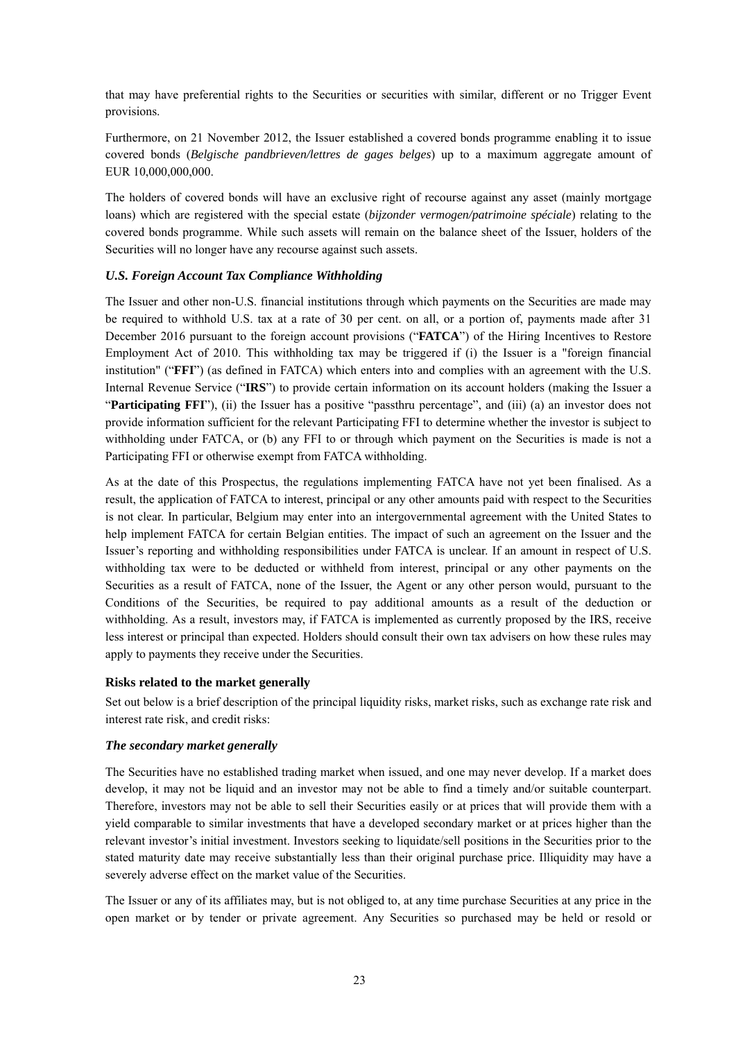that may have preferential rights to the Securities or securities with similar, different or no Trigger Event provisions.

Furthermore, on 21 November 2012, the Issuer established a covered bonds programme enabling it to issue covered bonds (*Belgische pandbrieven/lettres de gages belges*) up to a maximum aggregate amount of EUR 10,000,000,000.

The holders of covered bonds will have an exclusive right of recourse against any asset (mainly mortgage loans) which are registered with the special estate (*bijzonder vermogen/patrimoine spéciale*) relating to the covered bonds programme. While such assets will remain on the balance sheet of the Issuer, holders of the Securities will no longer have any recourse against such assets.

### *U.S. Foreign Account Tax Compliance Withholding*

The Issuer and other non-U.S. financial institutions through which payments on the Securities are made may be required to withhold U.S. tax at a rate of 30 per cent. on all, or a portion of, payments made after 31 December 2016 pursuant to the foreign account provisions ("**FATCA**") of the Hiring Incentives to Restore Employment Act of 2010. This withholding tax may be triggered if (i) the Issuer is a "foreign financial institution" ("**FFI**") (as defined in FATCA) which enters into and complies with an agreement with the U.S. Internal Revenue Service ("**IRS**") to provide certain information on its account holders (making the Issuer a "**Participating FFI**"), (ii) the Issuer has a positive "passthru percentage", and (iii) (a) an investor does not provide information sufficient for the relevant Participating FFI to determine whether the investor is subject to withholding under FATCA, or (b) any FFI to or through which payment on the Securities is made is not a Participating FFI or otherwise exempt from FATCA withholding.

As at the date of this Prospectus, the regulations implementing FATCA have not yet been finalised. As a result, the application of FATCA to interest, principal or any other amounts paid with respect to the Securities is not clear. In particular, Belgium may enter into an intergovernmental agreement with the United States to help implement FATCA for certain Belgian entities. The impact of such an agreement on the Issuer and the Issuer's reporting and withholding responsibilities under FATCA is unclear. If an amount in respect of U.S. withholding tax were to be deducted or withheld from interest, principal or any other payments on the Securities as a result of FATCA, none of the Issuer, the Agent or any other person would, pursuant to the Conditions of the Securities, be required to pay additional amounts as a result of the deduction or withholding. As a result, investors may, if FATCA is implemented as currently proposed by the IRS, receive less interest or principal than expected. Holders should consult their own tax advisers on how these rules may apply to payments they receive under the Securities.

### **Risks related to the market generally**

Set out below is a brief description of the principal liquidity risks, market risks, such as exchange rate risk and interest rate risk, and credit risks:

### ***The secondary market generally***

The Securities have no established trading market when issued, and one may never develop. If a market does develop, it may not be liquid and an investor may not be able to find a timely and/or suitable counterpart. Therefore, investors may not be able to sell their Securities easily or at prices that will provide them with a yield comparable to similar investments that have a developed secondary market or at prices higher than the relevant investor's initial investment. Investors seeking to liquidate/sell positions in the Securities prior to the stated maturity date may receive substantially less than their original purchase price. Illiquidity may have a severely adverse effect on the market value of the Securities.

The Issuer or any of its affiliates may, but is not obliged to, at any time purchase Securities at any price in the open market or by tender or private agreement. Any Securities so purchased may be held or resold or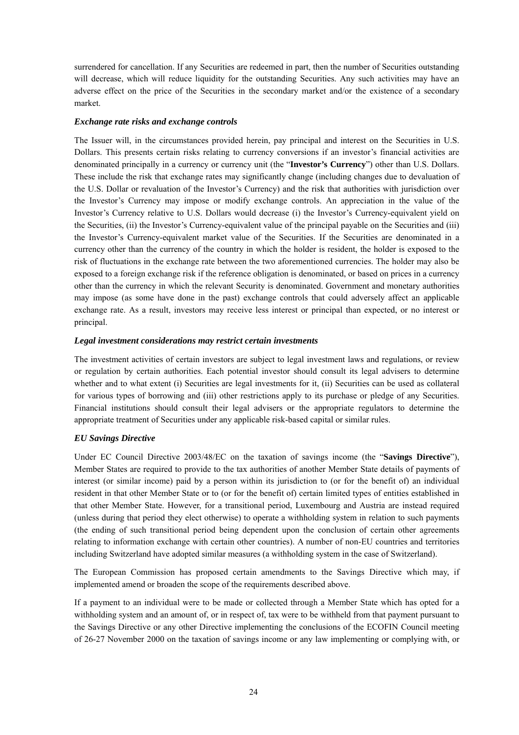surrendered for cancellation. If any Securities are redeemed in part, then the number of Securities outstanding will decrease, which will reduce liquidity for the outstanding Securities. Any such activities may have an adverse effect on the price of the Securities in the secondary market and/or the existence of a secondary market.

### *Exchange rate risks and exchange controls*

The Issuer will, in the circumstances provided herein, pay principal and interest on the Securities in U.S. Dollars. This presents certain risks relating to currency conversions if an investor's financial activities are denominated principally in a currency or currency unit (the "**Investor's Currency**") other than U.S. Dollars. These include the risk that exchange rates may significantly change (including changes due to devaluation of the U.S. Dollar or revaluation of the Investor's Currency) and the risk that authorities with jurisdiction over the Investor's Currency may impose or modify exchange controls. An appreciation in the value of the Investor's Currency relative to U.S. Dollars would decrease (i) the Investor's Currency-equivalent yield on the Securities, (ii) the Investor's Currency-equivalent value of the principal payable on the Securities and (iii) the Investor's Currency-equivalent market value of the Securities. If the Securities are denominated in a currency other than the currency of the country in which the holder is resident, the holder is exposed to the risk of fluctuations in the exchange rate between the two aforementioned currencies. The holder may also be exposed to a foreign exchange risk if the reference obligation is denominated, or based on prices in a currency other than the currency in which the relevant Security is denominated. Government and monetary authorities may impose (as some have done in the past) exchange controls that could adversely affect an applicable exchange rate. As a result, investors may receive less interest or principal than expected, or no interest or principal.

### *Legal investment considerations may restrict certain investments*

The investment activities of certain investors are subject to legal investment laws and regulations, or review or regulation by certain authorities. Each potential investor should consult its legal advisers to determine whether and to what extent (i) Securities are legal investments for it, (ii) Securities can be used as collateral for various types of borrowing and (iii) other restrictions apply to its purchase or pledge of any Securities. Financial institutions should consult their legal advisers or the appropriate regulators to determine the appropriate treatment of Securities under any applicable risk-based capital or similar rules.

### *EU Savings Directive*

Under EC Council Directive 2003/48/EC on the taxation of savings income (the "**Savings Directive**"), Member States are required to provide to the tax authorities of another Member State details of payments of interest (or similar income) paid by a person within its jurisdiction to (or for the benefit of) an individual resident in that other Member State or to (or for the benefit of) certain limited types of entities established in that other Member State. However, for a transitional period, Luxembourg and Austria are instead required (unless during that period they elect otherwise) to operate a withholding system in relation to such payments (the ending of such transitional period being dependent upon the conclusion of certain other agreements relating to information exchange with certain other countries). A number of non-EU countries and territories including Switzerland have adopted similar measures (a withholding system in the case of Switzerland).

The European Commission has proposed certain amendments to the Savings Directive which may, if implemented amend or broaden the scope of the requirements described above.

If a payment to an individual were to be made or collected through a Member State which has opted for a withholding system and an amount of, or in respect of, tax were to be withheld from that payment pursuant to the Savings Directive or any other Directive implementing the conclusions of the ECOFIN Council meeting of 26-27 November 2000 on the taxation of savings income or any law implementing or complying with, or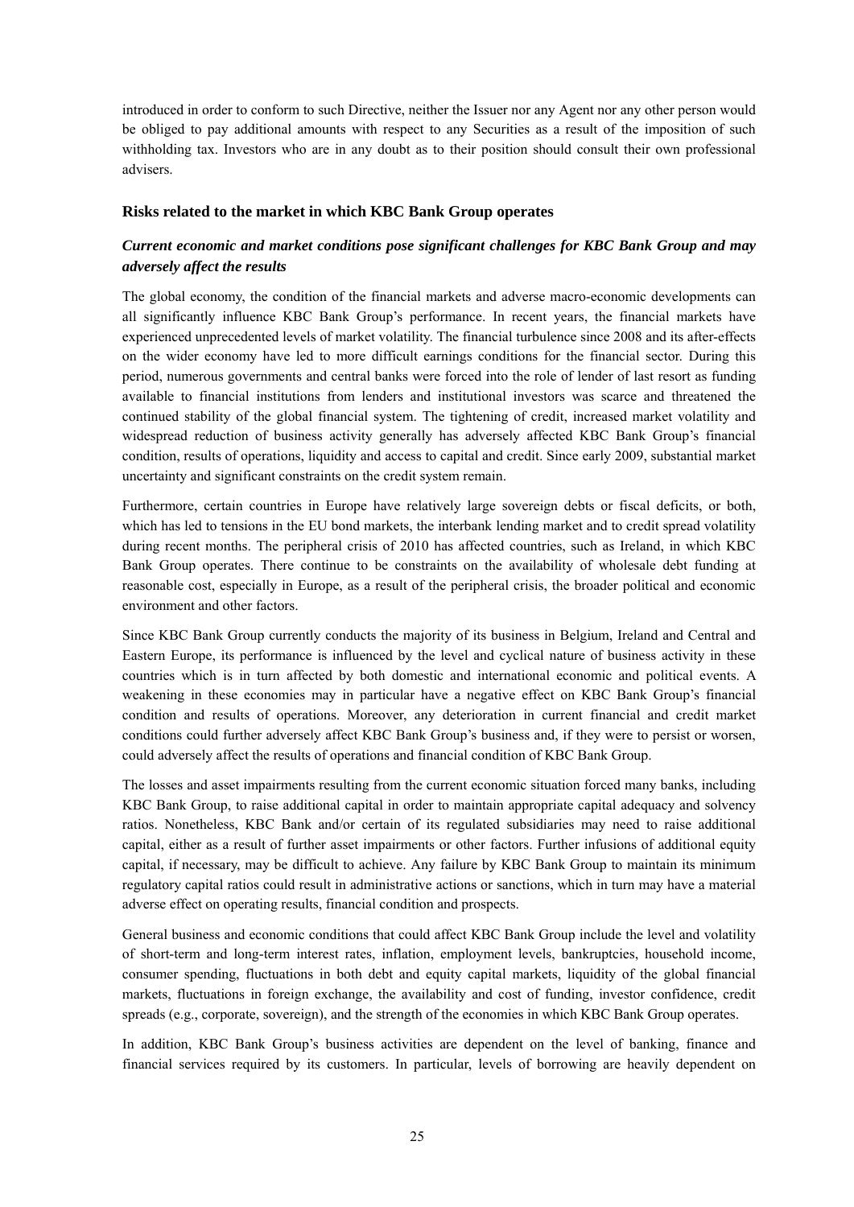introduced in order to conform to such Directive, neither the Issuer nor any Agent nor any other person would be obliged to pay additional amounts with respect to any Securities as a result of the imposition of such withholding tax. Investors who are in any doubt as to their position should consult their own professional advisers.

### Risks related to the market in which KBC Bank Group operates

***Current economic and market conditions pose significant challenges for KBC Bank Group and may adversely affect the results***

The global economy, the condition of the financial markets and adverse macro-economic developments can all significantly influence KBC Bank Group's performance. In recent years, the financial markets have experienced unprecedented levels of market volatility. The financial turbulence since 2008 and its after-effects on the wider economy have led to more difficult earnings conditions for the financial sector. During this period, numerous governments and central banks were forced into the role of lender of last resort as funding available to financial institutions from lenders and institutional investors was scarce and threatened the continued stability of the global financial system. The tightening of credit, increased market volatility and widespread reduction of business activity generally has adversely affected KBC Bank Group's financial condition, results of operations, liquidity and access to capital and credit. Since early 2009, substantial market uncertainty and significant constraints on the credit system remain.

Furthermore, certain countries in Europe have relatively large sovereign debts or fiscal deficits, or both, which has led to tensions in the EU bond markets, the interbank lending market and to credit spread volatility during recent months. The peripheral crisis of 2010 has affected countries, such as Ireland, in which KBC Bank Group operates. There continue to be constraints on the availability of wholesale debt funding at reasonable cost, especially in Europe, as a result of the peripheral crisis, the broader political and economic environment and other factors.

Since KBC Bank Group currently conducts the majority of its business in Belgium, Ireland and Central and Eastern Europe, its performance is influenced by the level and cyclical nature of business activity in these countries which is in turn affected by both domestic and international economic and political events. A weakening in these economies may in particular have a negative effect on KBC Bank Group's financial condition and results of operations. Moreover, any deterioration in current financial and credit market conditions could further adversely affect KBC Bank Group's business and, if they were to persist or worsen, could adversely affect the results of operations and financial condition of KBC Bank Group.

The losses and asset impairments resulting from the current economic situation forced many banks, including KBC Bank Group, to raise additional capital in order to maintain appropriate capital adequacy and solvency ratios. Nonetheless, KBC Bank and/or certain of its regulated subsidiaries may need to raise additional capital, either as a result of further asset impairments or other factors. Further infusions of additional equity capital, if necessary, may be difficult to achieve. Any failure by KBC Bank Group to maintain its minimum regulatory capital ratios could result in administrative actions or sanctions, which in turn may have a material adverse effect on operating results, financial condition and prospects.

General business and economic conditions that could affect KBC Bank Group include the level and volatility of short-term and long-term interest rates, inflation, employment levels, bankruptcies, household income, consumer spending, fluctuations in both debt and equity capital markets, liquidity of the global financial markets, fluctuations in foreign exchange, the availability and cost of funding, investor confidence, credit spreads (e.g., corporate, sovereign), and the strength of the economies in which KBC Bank Group operates.

In addition, KBC Bank Group's business activities are dependent on the level of banking, finance and financial services required by its customers. In particular, levels of borrowing are heavily dependent on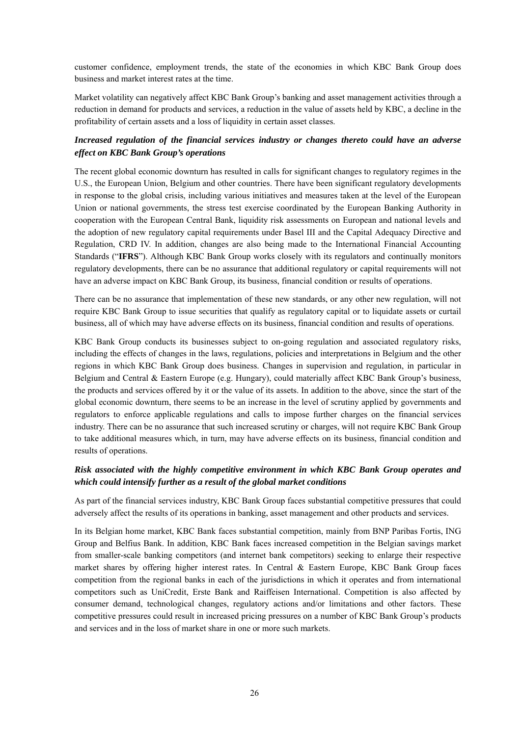customer confidence, employment trends, the state of the economies in which KBC Bank Group does business and market interest rates at the time.

Market volatility can negatively affect KBC Bank Group's banking and asset management activities through a reduction in demand for products and services, a reduction in the value of assets held by KBC, a decline in the profitability of certain assets and a loss of liquidity in certain asset classes.

### *Increased regulation of the financial services industry or changes thereto could have an adverse effect on KBC Bank Group's operations*

The recent global economic downturn has resulted in calls for significant changes to regulatory regimes in the U.S., the European Union, Belgium and other countries. There have been significant regulatory developments in response to the global crisis, including various initiatives and measures taken at the level of the European Union or national governments, the stress test exercise coordinated by the European Banking Authority in cooperation with the European Central Bank, liquidity risk assessments on European and national levels and the adoption of new regulatory capital requirements under Basel III and the Capital Adequacy Directive and Regulation, CRD IV. In addition, changes are also being made to the International Financial Accounting Standards ("**IFRS**"). Although KBC Bank Group works closely with its regulators and continually monitors regulatory developments, there can be no assurance that additional regulatory or capital requirements will not have an adverse impact on KBC Bank Group, its business, financial condition or results of operations.

There can be no assurance that implementation of these new standards, or any other new regulation, will not require KBC Bank Group to issue securities that qualify as regulatory capital or to liquidate assets or curtail business, all of which may have adverse effects on its business, financial condition and results of operations.

KBC Bank Group conducts its businesses subject to on-going regulation and associated regulatory risks, including the effects of changes in the laws, regulations, policies and interpretations in Belgium and the other regions in which KBC Bank Group does business. Changes in supervision and regulation, in particular in Belgium and Central & Eastern Europe (e.g. Hungary), could materially affect KBC Bank Group's business, the products and services offered by it or the value of its assets. In addition to the above, since the start of the global economic downturn, there seems to be an increase in the level of scrutiny applied by governments and regulators to enforce applicable regulations and calls to impose further charges on the financial services industry. There can be no assurance that such increased scrutiny or charges, will not require KBC Bank Group to take additional measures which, in turn, may have adverse effects on its business, financial condition and results of operations.

### *Risk associated with the highly competitive environment in which KBC Bank Group operates and which could intensify further as a result of the global market conditions*

As part of the financial services industry, KBC Bank Group faces substantial competitive pressures that could adversely affect the results of its operations in banking, asset management and other products and services.

In its Belgian home market, KBC Bank faces substantial competition, mainly from BNP Paribas Fortis, ING Group and Belfius Bank. In addition, KBC Bank faces increased competition in the Belgian savings market from smaller-scale banking competitors (and internet bank competitors) seeking to enlarge their respective market shares by offering higher interest rates. In Central & Eastern Europe, KBC Bank Group faces competition from the regional banks in each of the jurisdictions in which it operates and from international competitors such as UniCredit, Erste Bank and Raiffeisen International. Competition is also affected by consumer demand, technological changes, regulatory actions and/or limitations and other factors. These competitive pressures could result in increased pricing pressures on a number of KBC Bank Group's products and services and in the loss of market share in one or more such markets.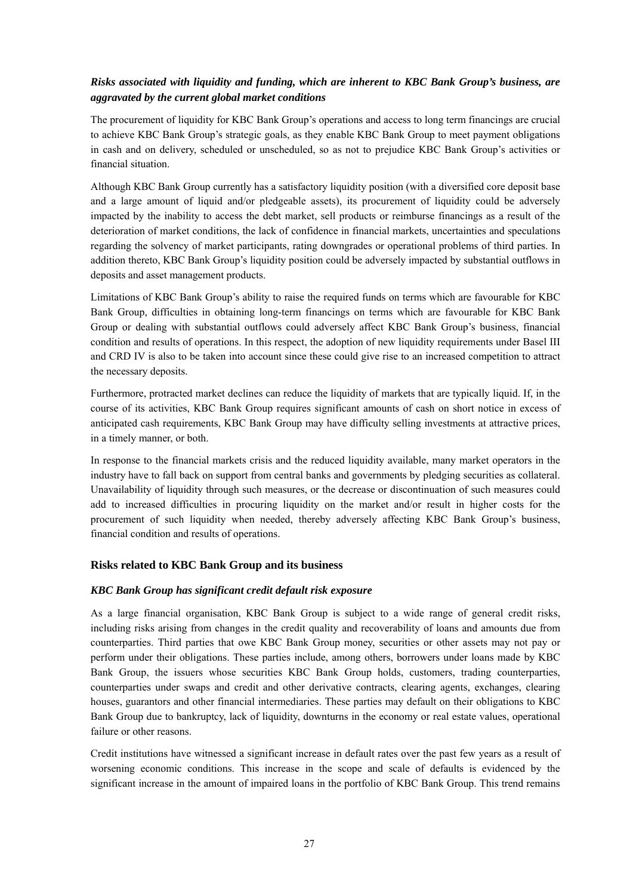***Risks associated with liquidity and funding, which are inherent to KBC Bank Group's business, are aggravated by the current global market conditions***

The procurement of liquidity for KBC Bank Group's operations and access to long term financings are crucial to achieve KBC Bank Group's strategic goals, as they enable KBC Bank Group to meet payment obligations in cash and on delivery, scheduled or unscheduled, so as not to prejudice KBC Bank Group's activities or financial situation.

Although KBC Bank Group currently has a satisfactory liquidity position (with a diversified core deposit base and a large amount of liquid and/or pledgeable assets), its procurement of liquidity could be adversely impacted by the inability to access the debt market, sell products or reimburse financings as a result of the deterioration of market conditions, the lack of confidence in financial markets, uncertainties and speculations regarding the solvency of market participants, rating downgrades or operational problems of third parties. In addition thereto, KBC Bank Group's liquidity position could be adversely impacted by substantial outflows in deposits and asset management products.

Limitations of KBC Bank Group's ability to raise the required funds on terms which are favourable for KBC Bank Group, difficulties in obtaining long-term financings on terms which are favourable for KBC Bank Group or dealing with substantial outflows could adversely affect KBC Bank Group's business, financial condition and results of operations. In this respect, the adoption of new liquidity requirements under Basel III and CRD IV is also to be taken into account since these could give rise to an increased competition to attract the necessary deposits.

Furthermore, protracted market declines can reduce the liquidity of markets that are typically liquid. If, in the course of its activities, KBC Bank Group requires significant amounts of cash on short notice in excess of anticipated cash requirements, KBC Bank Group may have difficulty selling investments at attractive prices, in a timely manner, or both.

In response to the financial markets crisis and the reduced liquidity available, many market operators in the industry have to fall back on support from central banks and governments by pledging securities as collateral. Unavailability of liquidity through such measures, or the decrease or discontinuation of such measures could add to increased difficulties in procuring liquidity on the market and/or result in higher costs for the procurement of such liquidity when needed, thereby adversely affecting KBC Bank Group's business, financial condition and results of operations.

## Risks related to KBC Bank Group and its business

***KBC Bank Group has significant credit default risk exposure***

As a large financial organisation, KBC Bank Group is subject to a wide range of general credit risks, including risks arising from changes in the credit quality and recoverability of loans and amounts due from counterparties. Third parties that owe KBC Bank Group money, securities or other assets may not pay or perform under their obligations. These parties include, among others, borrowers under loans made by KBC Bank Group, the issuers whose securities KBC Bank Group holds, customers, trading counterparties, counterparties under swaps and credit and other derivative contracts, clearing agents, exchanges, clearing houses, guarantors and other financial intermediaries. These parties may default on their obligations to KBC Bank Group due to bankruptcy, lack of liquidity, downturns in the economy or real estate values, operational failure or other reasons.

Credit institutions have witnessed a significant increase in default rates over the past few years as a result of worsening economic conditions. This increase in the scope and scale of defaults is evidenced by the significant increase in the amount of impaired loans in the portfolio of KBC Bank Group. This trend remains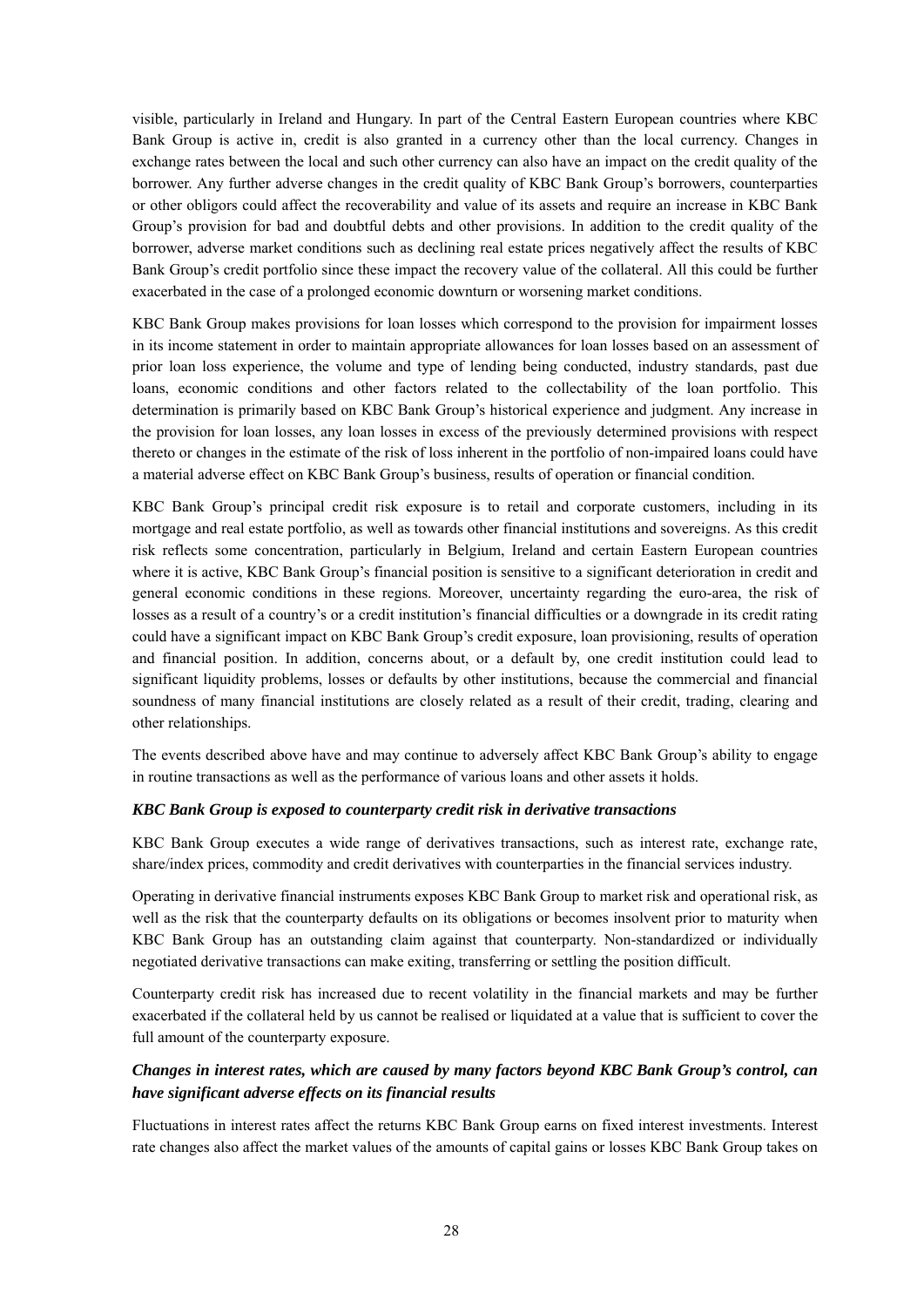visible, particularly in Ireland and Hungary. In part of the Central Eastern European countries where KBC Bank Group is active in, credit is also granted in a currency other than the local currency. Changes in exchange rates between the local and such other currency can also have an impact on the credit quality of the borrower. Any further adverse changes in the credit quality of KBC Bank Group's borrowers, counterparties or other obligors could affect the recoverability and value of its assets and require an increase in KBC Bank Group's provision for bad and doubtful debts and other provisions. In addition to the credit quality of the borrower, adverse market conditions such as declining real estate prices negatively affect the results of KBC Bank Group's credit portfolio since these impact the recovery value of the collateral. All this could be further exacerbated in the case of a prolonged economic downturn or worsening market conditions.

KBC Bank Group makes provisions for loan losses which correspond to the provision for impairment losses in its income statement in order to maintain appropriate allowances for loan losses based on an assessment of prior loan loss experience, the volume and type of lending being conducted, industry standards, past due loans, economic conditions and other factors related to the collectability of the loan portfolio. This determination is primarily based on KBC Bank Group's historical experience and judgment. Any increase in the provision for loan losses, any loan losses in excess of the previously determined provisions with respect thereto or changes in the estimate of the risk of loss inherent in the portfolio of non-impaired loans could have a material adverse effect on KBC Bank Group's business, results of operation or financial condition.

KBC Bank Group's principal credit risk exposure is to retail and corporate customers, including in its mortgage and real estate portfolio, as well as towards other financial institutions and sovereigns. As this credit risk reflects some concentration, particularly in Belgium, Ireland and certain Eastern European countries where it is active, KBC Bank Group's financial position is sensitive to a significant deterioration in credit and general economic conditions in these regions. Moreover, uncertainty regarding the euro-area, the risk of losses as a result of a country's or a credit institution's financial difficulties or a downgrade in its credit rating could have a significant impact on KBC Bank Group's credit exposure, loan provisioning, results of operation and financial position. In addition, concerns about, or a default by, one credit institution could lead to significant liquidity problems, losses or defaults by other institutions, because the commercial and financial soundness of many financial institutions are closely related as a result of their credit, trading, clearing and other relationships.

The events described above have and may continue to adversely affect KBC Bank Group's ability to engage in routine transactions as well as the performance of various loans and other assets it holds.

***KBC Bank Group is exposed to counterparty credit risk in derivative transactions***

KBC Bank Group executes a wide range of derivatives transactions, such as interest rate, exchange rate, share/index prices, commodity and credit derivatives with counterparties in the financial services industry.

Operating in derivative financial instruments exposes KBC Bank Group to market risk and operational risk, as well as the risk that the counterparty defaults on its obligations or becomes insolvent prior to maturity when KBC Bank Group has an outstanding claim against that counterparty. Non-standardized or individually negotiated derivative transactions can make exiting, transferring or settling the position difficult.

Counterparty credit risk has increased due to recent volatility in the financial markets and may be further exacerbated if the collateral held by us cannot be realised or liquidated at a value that is sufficient to cover the full amount of the counterparty exposure.

***Changes in interest rates, which are caused by many factors beyond KBC Bank Group's control, can have significant adverse effects on its financial results***

Fluctuations in interest rates affect the returns KBC Bank Group earns on fixed interest investments. Interest rate changes also affect the market values of the amounts of capital gains or losses KBC Bank Group takes on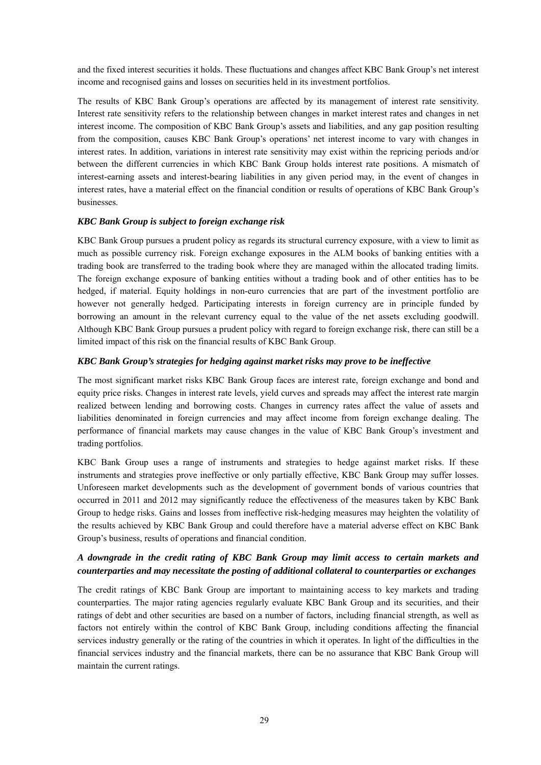and the fixed interest securities it holds. These fluctuations and changes affect KBC Bank Group's net interest income and recognised gains and losses on securities held in its investment portfolios.

The results of KBC Bank Group's operations are affected by its management of interest rate sensitivity. Interest rate sensitivity refers to the relationship between changes in market interest rates and changes in net interest income. The composition of KBC Bank Group's assets and liabilities, and any gap position resulting from the composition, causes KBC Bank Group's operations' net interest income to vary with changes in interest rates. In addition, variations in interest rate sensitivity may exist within the repricing periods and/or between the different currencies in which KBC Bank Group holds interest rate positions. A mismatch of interest-earning assets and interest-bearing liabilities in any given period may, in the event of changes in interest rates, have a material effect on the financial condition or results of operations of KBC Bank Group's businesses.

***KBC Bank Group is subject to foreign exchange risk***

KBC Bank Group pursues a prudent policy as regards its structural currency exposure, with a view to limit as much as possible currency risk. Foreign exchange exposures in the ALM books of banking entities with a trading book are transferred to the trading book where they are managed within the allocated trading limits. The foreign exchange exposure of banking entities without a trading book and of other entities has to be hedged, if material. Equity holdings in non-euro currencies that are part of the investment portfolio are however not generally hedged. Participating interests in foreign currency are in principle funded by borrowing an amount in the relevant currency equal to the value of the net assets excluding goodwill. Although KBC Bank Group pursues a prudent policy with regard to foreign exchange risk, there can still be a limited impact of this risk on the financial results of KBC Bank Group.

***KBC Bank Group's strategies for hedging against market risks may prove to be ineffective***

The most significant market risks KBC Bank Group faces are interest rate, foreign exchange and bond and equity price risks. Changes in interest rate levels, yield curves and spreads may affect the interest rate margin realized between lending and borrowing costs. Changes in currency rates affect the value of assets and liabilities denominated in foreign currencies and may affect income from foreign exchange dealing. The performance of financial markets may cause changes in the value of KBC Bank Group's investment and trading portfolios.

KBC Bank Group uses a range of instruments and strategies to hedge against market risks. If these instruments and strategies prove ineffective or only partially effective, KBC Bank Group may suffer losses. Unforeseen market developments such as the development of government bonds of various countries that occurred in 2011 and 2012 may significantly reduce the effectiveness of the measures taken by KBC Bank Group to hedge risks. Gains and losses from ineffective risk-hedging measures may heighten the volatility of the results achieved by KBC Bank Group and could therefore have a material adverse effect on KBC Bank Group's business, results of operations and financial condition.

***A downgrade in the credit rating of KBC Bank Group may limit access to certain markets and counterparties and may necessitate the posting of additional collateral to counterparties or exchanges***

The credit ratings of KBC Bank Group are important to maintaining access to key markets and trading counterparties. The major rating agencies regularly evaluate KBC Bank Group and its securities, and their ratings of debt and other securities are based on a number of factors, including financial strength, as well as factors not entirely within the control of KBC Bank Group, including conditions affecting the financial services industry generally or the rating of the countries in which it operates. In light of the difficulties in the financial services industry and the financial markets, there can be no assurance that KBC Bank Group will maintain the current ratings.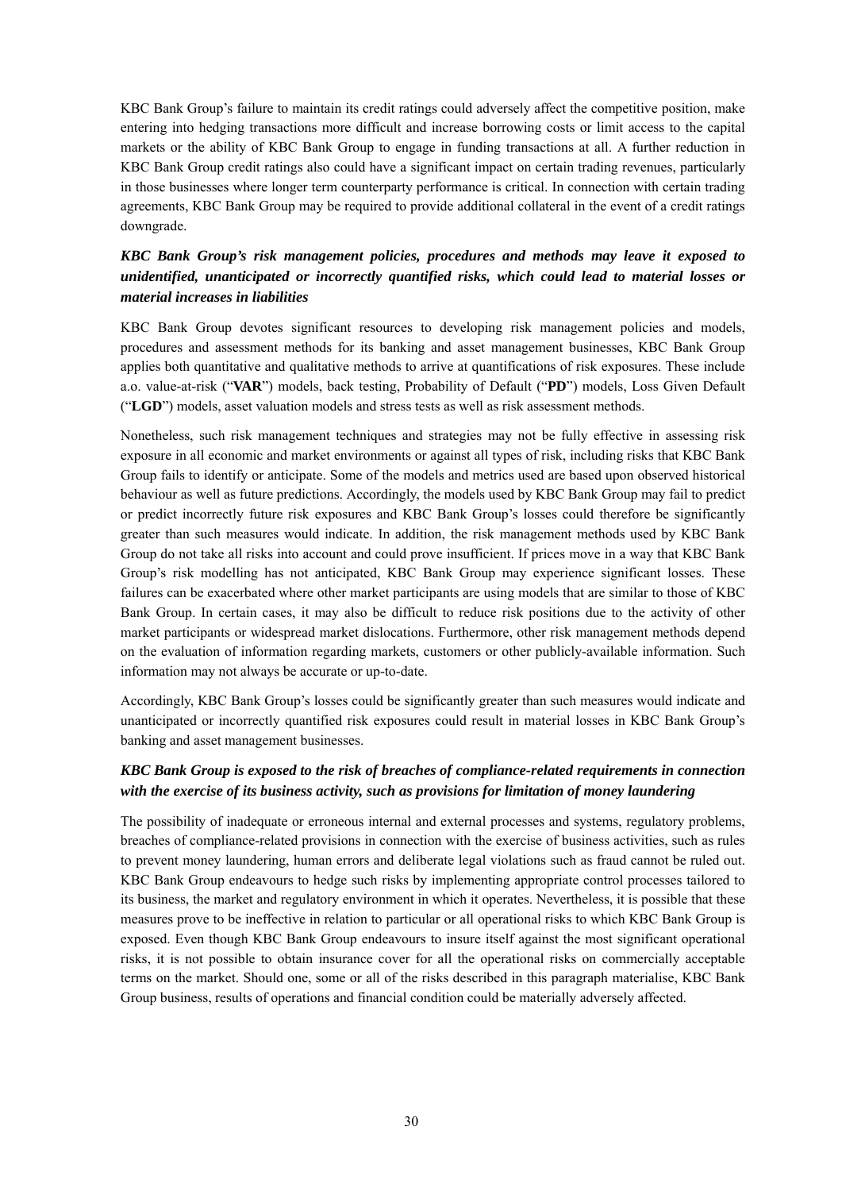KBC Bank Group's failure to maintain its credit ratings could adversely affect the competitive position, make entering into hedging transactions more difficult and increase borrowing costs or limit access to the capital markets or the ability of KBC Bank Group to engage in funding transactions at all. A further reduction in KBC Bank Group credit ratings also could have a significant impact on certain trading revenues, particularly in those businesses where longer term counterparty performance is critical. In connection with certain trading agreements, KBC Bank Group may be required to provide additional collateral in the event of a credit ratings downgrade.

***KBC Bank Group's risk management policies, procedures and methods may leave it exposed to unidentified, unanticipated or incorrectly quantified risks, which could lead to material losses or material increases in liabilities***

KBC Bank Group devotes significant resources to developing risk management policies and models, procedures and assessment methods for its banking and asset management businesses, KBC Bank Group applies both quantitative and qualitative methods to arrive at quantifications of risk exposures. These include a.o. value-at-risk ("**VAR**") models, back testing, Probability of Default ("**PD**") models, Loss Given Default ("**LGD**") models, asset valuation models and stress tests as well as risk assessment methods.

Nonetheless, such risk management techniques and strategies may not be fully effective in assessing risk exposure in all economic and market environments or against all types of risk, including risks that KBC Bank Group fails to identify or anticipate. Some of the models and metrics used are based upon observed historical behaviour as well as future predictions. Accordingly, the models used by KBC Bank Group may fail to predict or predict incorrectly future risk exposures and KBC Bank Group's losses could therefore be significantly greater than such measures would indicate. In addition, the risk management methods used by KBC Bank Group do not take all risks into account and could prove insufficient. If prices move in a way that KBC Bank Group's risk modelling has not anticipated, KBC Bank Group may experience significant losses. These failures can be exacerbated where other market participants are using models that are similar to those of KBC Bank Group. In certain cases, it may also be difficult to reduce risk positions due to the activity of other market participants or widespread market dislocations. Furthermore, other risk management methods depend on the evaluation of information regarding markets, customers or other publicly-available information. Such information may not always be accurate or up-to-date.

Accordingly, KBC Bank Group's losses could be significantly greater than such measures would indicate and unanticipated or incorrectly quantified risk exposures could result in material losses in KBC Bank Group's banking and asset management businesses.

***KBC Bank Group is exposed to the risk of breaches of compliance-related requirements in connection with the exercise of its business activity, such as provisions for limitation of money laundering***

The possibility of inadequate or erroneous internal and external processes and systems, regulatory problems, breaches of compliance-related provisions in connection with the exercise of business activities, such as rules to prevent money laundering, human errors and deliberate legal violations such as fraud cannot be ruled out. KBC Bank Group endeavours to hedge such risks by implementing appropriate control processes tailored to its business, the market and regulatory environment in which it operates. Nevertheless, it is possible that these measures prove to be ineffective in relation to particular or all operational risks to which KBC Bank Group is exposed. Even though KBC Bank Group endeavours to insure itself against the most significant operational risks, it is not possible to obtain insurance cover for all the operational risks on commercially acceptable terms on the market. Should one, some or all of the risks described in this paragraph materialise, KBC Bank Group business, results of operations and financial condition could be materially adversely affected.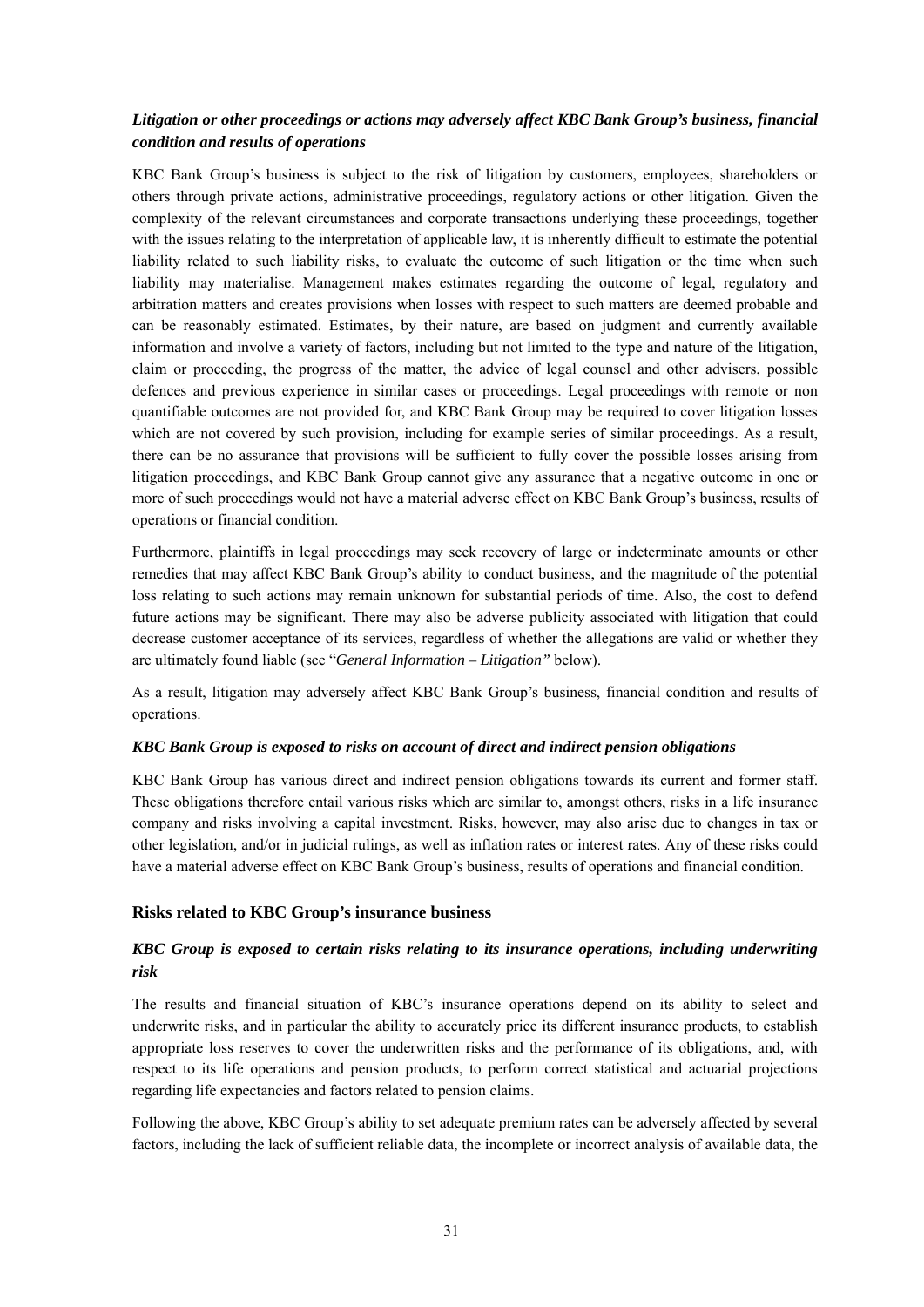### *Litigation or other proceedings or actions may adversely affect KBC Bank Group's business, financial condition and results of operations*

KBC Bank Group's business is subject to the risk of litigation by customers, employees, shareholders or others through private actions, administrative proceedings, regulatory actions or other litigation. Given the complexity of the relevant circumstances and corporate transactions underlying these proceedings, together with the issues relating to the interpretation of applicable law, it is inherently difficult to estimate the potential liability related to such liability risks, to evaluate the outcome of such litigation or the time when such liability may materialise. Management makes estimates regarding the outcome of legal, regulatory and arbitration matters and creates provisions when losses with respect to such matters are deemed probable and can be reasonably estimated. Estimates, by their nature, are based on judgment and currently available information and involve a variety of factors, including but not limited to the type and nature of the litigation, claim or proceeding, the progress of the matter, the advice of legal counsel and other advisers, possible defences and previous experience in similar cases or proceedings. Legal proceedings with remote or non quantifiable outcomes are not provided for, and KBC Bank Group may be required to cover litigation losses which are not covered by such provision, including for example series of similar proceedings. As a result, there can be no assurance that provisions will be sufficient to fully cover the possible losses arising from litigation proceedings, and KBC Bank Group cannot give any assurance that a negative outcome in one or more of such proceedings would not have a material adverse effect on KBC Bank Group's business, results of operations or financial condition.

Furthermore, plaintiffs in legal proceedings may seek recovery of large or indeterminate amounts or other remedies that may affect KBC Bank Group's ability to conduct business, and the magnitude of the potential loss relating to such actions may remain unknown for substantial periods of time. Also, the cost to defend future actions may be significant. There may also be adverse publicity associated with litigation that could decrease customer acceptance of its services, regardless of whether the allegations are valid or whether they are ultimately found liable (see "*General Information – Litigation"* below).

As a result, litigation may adversely affect KBC Bank Group's business, financial condition and results of operations.

### *KBC Bank Group is exposed to risks on account of direct and indirect pension obligations*

KBC Bank Group has various direct and indirect pension obligations towards its current and former staff. These obligations therefore entail various risks which are similar to, amongst others, risks in a life insurance company and risks involving a capital investment. Risks, however, may also arise due to changes in tax or other legislation, and/or in judicial rulings, as well as inflation rates or interest rates. Any of these risks could have a material adverse effect on KBC Bank Group's business, results of operations and financial condition.

## Risks related to KBC Group's insurance business

### *KBC Group is exposed to certain risks relating to its insurance operations, including underwriting risk*

The results and financial situation of KBC's insurance operations depend on its ability to select and underwrite risks, and in particular the ability to accurately price its different insurance products, to establish appropriate loss reserves to cover the underwritten risks and the performance of its obligations, and, with respect to its life operations and pension products, to perform correct statistical and actuarial projections regarding life expectancies and factors related to pension claims.

Following the above, KBC Group's ability to set adequate premium rates can be adversely affected by several factors, including the lack of sufficient reliable data, the incomplete or incorrect analysis of available data, the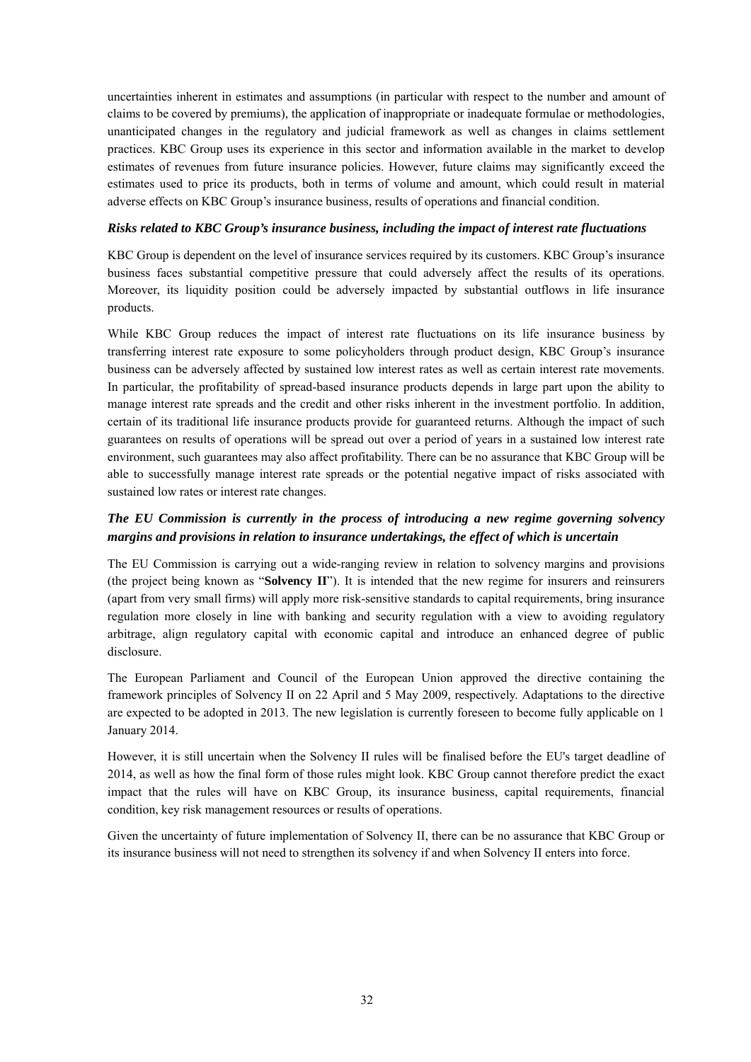uncertainties inherent in estimates and assumptions (in particular with respect to the number and amount of claims to be covered by premiums), the application of inappropriate or inadequate formulae or methodologies, unanticipated changes in the regulatory and judicial framework as well as changes in claims settlement practices. KBC Group uses its experience in this sector and information available in the market to develop estimates of revenues from future insurance policies. However, future claims may significantly exceed the estimates used to price its products, both in terms of volume and amount, which could result in material adverse effects on KBC Group's insurance business, results of operations and financial condition.

***Risks related to KBC Group's insurance business, including the impact of interest rate fluctuations***

KBC Group is dependent on the level of insurance services required by its customers. KBC Group's insurance business faces substantial competitive pressure that could adversely affect the results of its operations. Moreover, its liquidity position could be adversely impacted by substantial outflows in life insurance products.

While KBC Group reduces the impact of interest rate fluctuations on its life insurance business by transferring interest rate exposure to some policyholders through product design, KBC Group's insurance business can be adversely affected by sustained low interest rates as well as certain interest rate movements. In particular, the profitability of spread-based insurance products depends in large part upon the ability to manage interest rate spreads and the credit and other risks inherent in the investment portfolio. In addition, certain of its traditional life insurance products provide for guaranteed returns. Although the impact of such guarantees on results of operations will be spread out over a period of years in a sustained low interest rate environment, such guarantees may also affect profitability. There can be no assurance that KBC Group will be able to successfully manage interest rate spreads or the potential negative impact of risks associated with sustained low rates or interest rate changes.

***The EU Commission is currently in the process of introducing a new regime governing solvency margins and provisions in relation to insurance undertakings, the effect of which is uncertain***

The EU Commission is carrying out a wide-ranging review in relation to solvency margins and provisions (the project being known as "**Solvency II**"). It is intended that the new regime for insurers and reinsurers (apart from very small firms) will apply more risk-sensitive standards to capital requirements, bring insurance regulation more closely in line with banking and security regulation with a view to avoiding regulatory arbitrage, align regulatory capital with economic capital and introduce an enhanced degree of public disclosure.

The European Parliament and Council of the European Union approved the directive containing the framework principles of Solvency II on 22 April and 5 May 2009, respectively. Adaptations to the directive are expected to be adopted in 2013. The new legislation is currently foreseen to become fully applicable on 1 January 2014.

However, it is still uncertain when the Solvency II rules will be finalised before the EU's target deadline of 2014, as well as how the final form of those rules might look. KBC Group cannot therefore predict the exact impact that the rules will have on KBC Group, its insurance business, capital requirements, financial condition, key risk management resources or results of operations.

Given the uncertainty of future implementation of Solvency II, there can be no assurance that KBC Group or its insurance business will not need to strengthen its solvency if and when Solvency II enters into force.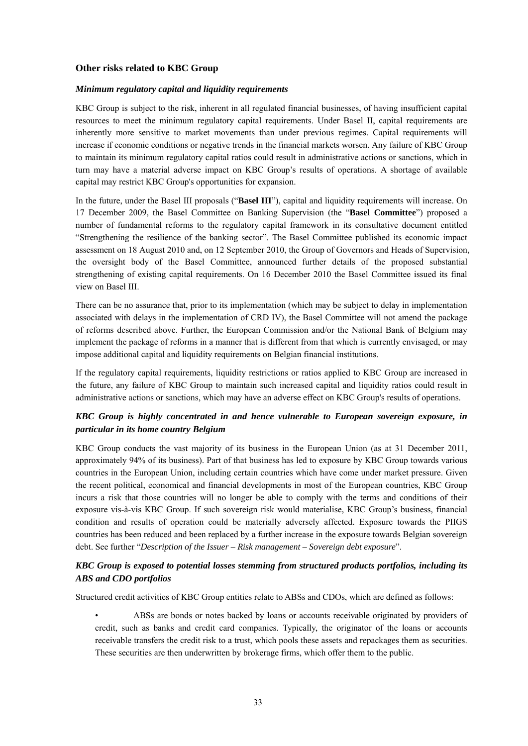### Other risks related to KBC Group

#### *Minimum regulatory capital and liquidity requirements*

KBC Group is subject to the risk, inherent in all regulated financial businesses, of having insufficient capital resources to meet the minimum regulatory capital requirements. Under Basel II, capital requirements are inherently more sensitive to market movements than under previous regimes. Capital requirements will increase if economic conditions or negative trends in the financial markets worsen. Any failure of KBC Group to maintain its minimum regulatory capital ratios could result in administrative actions or sanctions, which in turn may have a material adverse impact on KBC Group's results of operations. A shortage of available capital may restrict KBC Group's opportunities for expansion.

In the future, under the Basel III proposals ("**Basel III**"), capital and liquidity requirements will increase. On 17 December 2009, the Basel Committee on Banking Supervision (the "**Basel Committee**") proposed a number of fundamental reforms to the regulatory capital framework in its consultative document entitled "Strengthening the resilience of the banking sector". The Basel Committee published its economic impact assessment on 18 August 2010 and, on 12 September 2010, the Group of Governors and Heads of Supervision, the oversight body of the Basel Committee, announced further details of the proposed substantial strengthening of existing capital requirements. On 16 December 2010 the Basel Committee issued its final view on Basel III.

There can be no assurance that, prior to its implementation (which may be subject to delay in implementation associated with delays in the implementation of CRD IV), the Basel Committee will not amend the package of reforms described above. Further, the European Commission and/or the National Bank of Belgium may implement the package of reforms in a manner that is different from that which is currently envisaged, or may impose additional capital and liquidity requirements on Belgian financial institutions.

If the regulatory capital requirements, liquidity restrictions or ratios applied to KBC Group are increased in the future, any failure of KBC Group to maintain such increased capital and liquidity ratios could result in administrative actions or sanctions, which may have an adverse effect on KBC Group's results of operations.

#### *KBC Group is highly concentrated in and hence vulnerable to European sovereign exposure, in particular in its home country Belgium*

KBC Group conducts the vast majority of its business in the European Union (as at 31 December 2011, approximately 94% of its business). Part of that business has led to exposure by KBC Group towards various countries in the European Union, including certain countries which have come under market pressure. Given the recent political, economical and financial developments in most of the European countries, KBC Group incurs a risk that those countries will no longer be able to comply with the terms and conditions of their exposure vis-à-vis KBC Group. If such sovereign risk would materialise, KBC Group's business, financial condition and results of operation could be materially adversely affected. Exposure towards the PIIGS countries has been reduced and been replaced by a further increase in the exposure towards Belgian sovereign debt. See further "*Description of the Issuer – Risk management – Sovereign debt exposure*".

#### *KBC Group is exposed to potential losses stemming from structured products portfolios, including its ABS and CDO portfolios*

Structured credit activities of KBC Group entities relate to ABSs and CDOs, which are defined as follows:

- ABSs are bonds or notes backed by loans or accounts receivable originated by providers of credit, such as banks and credit card companies. Typically, the originator of the loans or accounts receivable transfers the credit risk to a trust, which pools these assets and repackages them as securities. These securities are then underwritten by brokerage firms, which offer them to the public.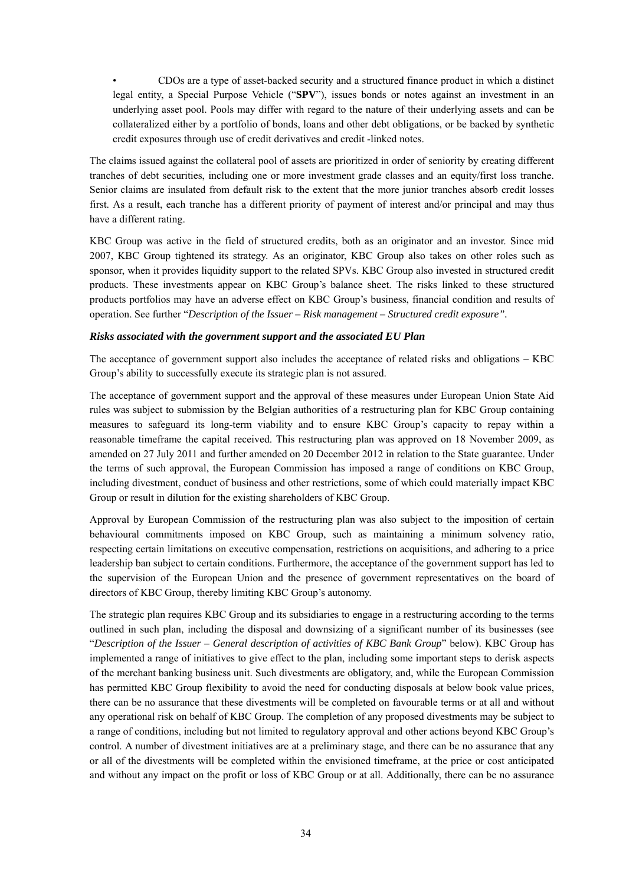- CDOs are a type of asset-backed security and a structured finance product in which a distinct legal entity, a Special Purpose Vehicle ("**SPV**"), issues bonds or notes against an investment in an underlying asset pool. Pools may differ with regard to the nature of their underlying assets and can be collateralized either by a portfolio of bonds, loans and other debt obligations, or be backed by synthetic credit exposures through use of credit derivatives and credit -linked notes.

The claims issued against the collateral pool of assets are prioritized in order of seniority by creating different tranches of debt securities, including one or more investment grade classes and an equity/first loss tranche. Senior claims are insulated from default risk to the extent that the more junior tranches absorb credit losses first. As a result, each tranche has a different priority of payment of interest and/or principal and may thus have a different rating.

KBC Group was active in the field of structured credits, both as an originator and an investor. Since mid 2007, KBC Group tightened its strategy. As an originator, KBC Group also takes on other roles such as sponsor, when it provides liquidity support to the related SPVs. KBC Group also invested in structured credit products. These investments appear on KBC Group's balance sheet. The risks linked to these structured products portfolios may have an adverse effect on KBC Group's business, financial condition and results of operation. See further "*Description of the Issuer – Risk management – Structured credit exposure".*

***Risks associated with the government support and the associated EU Plan***

The acceptance of government support also includes the acceptance of related risks and obligations – KBC Group's ability to successfully execute its strategic plan is not assured.

The acceptance of government support and the approval of these measures under European Union State Aid rules was subject to submission by the Belgian authorities of a restructuring plan for KBC Group containing measures to safeguard its long-term viability and to ensure KBC Group's capacity to repay within a reasonable timeframe the capital received. This restructuring plan was approved on 18 November 2009, as amended on 27 July 2011 and further amended on 20 December 2012 in relation to the State guarantee. Under the terms of such approval, the European Commission has imposed a range of conditions on KBC Group, including divestment, conduct of business and other restrictions, some of which could materially impact KBC Group or result in dilution for the existing shareholders of KBC Group.

Approval by European Commission of the restructuring plan was also subject to the imposition of certain behavioural commitments imposed on KBC Group, such as maintaining a minimum solvency ratio, respecting certain limitations on executive compensation, restrictions on acquisitions, and adhering to a price leadership ban subject to certain conditions. Furthermore, the acceptance of the government support has led to the supervision of the European Union and the presence of government representatives on the board of directors of KBC Group, thereby limiting KBC Group's autonomy.

The strategic plan requires KBC Group and its subsidiaries to engage in a restructuring according to the terms outlined in such plan, including the disposal and downsizing of a significant number of its businesses (see "*Description of the Issuer – General description of activities of KBC Bank Group*" below). KBC Group has implemented a range of initiatives to give effect to the plan, including some important steps to derisk aspects of the merchant banking business unit. Such divestments are obligatory, and, while the European Commission has permitted KBC Group flexibility to avoid the need for conducting disposals at below book value prices, there can be no assurance that these divestments will be completed on favourable terms or at all and without any operational risk on behalf of KBC Group. The completion of any proposed divestments may be subject to a range of conditions, including but not limited to regulatory approval and other actions beyond KBC Group's control. A number of divestment initiatives are at a preliminary stage, and there can be no assurance that any or all of the divestments will be completed within the envisioned timeframe, at the price or cost anticipated and without any impact on the profit or loss of KBC Group or at all. Additionally, there can be no assurance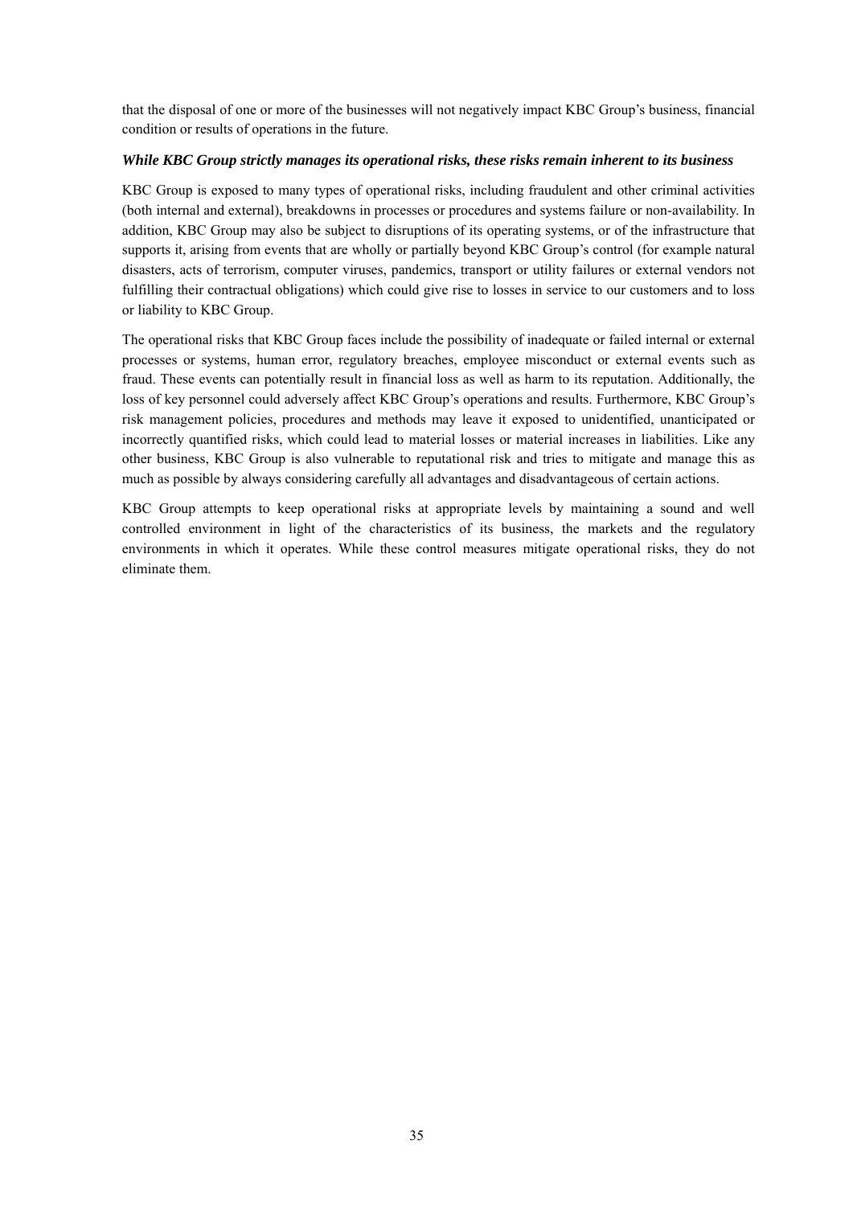that the disposal of one or more of the businesses will not negatively impact KBC Group's business, financial condition or results of operations in the future.

***While KBC Group strictly manages its operational risks, these risks remain inherent to its business***

KBC Group is exposed to many types of operational risks, including fraudulent and other criminal activities (both internal and external), breakdowns in processes or procedures and systems failure or non-availability. In addition, KBC Group may also be subject to disruptions of its operating systems, or of the infrastructure that supports it, arising from events that are wholly or partially beyond KBC Group's control (for example natural disasters, acts of terrorism, computer viruses, pandemics, transport or utility failures or external vendors not fulfilling their contractual obligations) which could give rise to losses in service to our customers and to loss or liability to KBC Group.

The operational risks that KBC Group faces include the possibility of inadequate or failed internal or external processes or systems, human error, regulatory breaches, employee misconduct or external events such as fraud. These events can potentially result in financial loss as well as harm to its reputation. Additionally, the loss of key personnel could adversely affect KBC Group's operations and results. Furthermore, KBC Group's risk management policies, procedures and methods may leave it exposed to unidentified, unanticipated or incorrectly quantified risks, which could lead to material losses or material increases in liabilities. Like any other business, KBC Group is also vulnerable to reputational risk and tries to mitigate and manage this as much as possible by always considering carefully all advantages and disadvantageous of certain actions.

KBC Group attempts to keep operational risks at appropriate levels by maintaining a sound and well controlled environment in light of the characteristics of its business, the markets and the regulatory environments in which it operates. While these control measures mitigate operational risks, they do not eliminate them.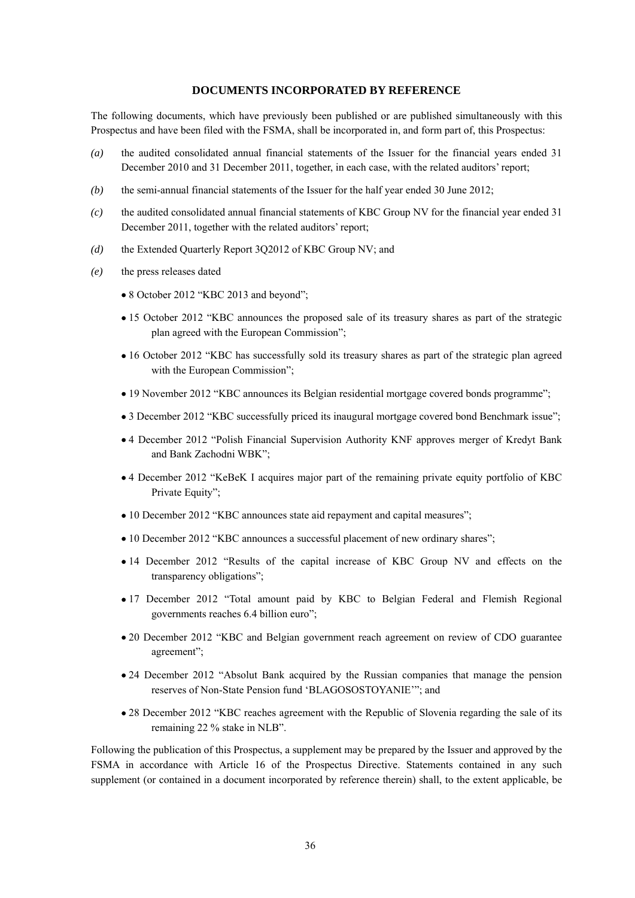## DOCUMENTS INCORPORATED BY REFERENCE

The following documents, which have previously been published or are published simultaneously with this Prospectus and have been filed with the FSMA, shall be incorporated in, and form part of, this Prospectus:

*(a)* the audited consolidated annual financial statements of the Issuer for the financial years ended 31 December 2010 and 31 December 2011, together, in each case, with the related auditors' report;

*(b)* the semi-annual financial statements of the Issuer for the half year ended 30 June 2012;

*(c)* the audited consolidated annual financial statements of KBC Group NV for the financial year ended 31 December 2011, together with the related auditors' report;

*(d)* the Extended Quarterly Report 3Q2012 of KBC Group NV; and

*(e)* the press releases dated

- 8 October 2012 "KBC 2013 and beyond";
- 15 October 2012 "KBC announces the proposed sale of its treasury shares as part of the strategic plan agreed with the European Commission";
- 16 October 2012 "KBC has successfully sold its treasury shares as part of the strategic plan agreed with the European Commission";
- 19 November 2012 "KBC announces its Belgian residential mortgage covered bonds programme";
- 3 December 2012 "KBC successfully priced its inaugural mortgage covered bond Benchmark issue";
- 4 December 2012 "Polish Financial Supervision Authority KNF approves merger of Kredyt Bank and Bank Zachodni WBK";
- 4 December 2012 "KeBeK I acquires major part of the remaining private equity portfolio of KBC Private Equity";
- 10 December 2012 "KBC announces state aid repayment and capital measures";
- 10 December 2012 "KBC announces a successful placement of new ordinary shares";
- 14 December 2012 "Results of the capital increase of KBC Group NV and effects on the transparency obligations";
- 17 December 2012 "Total amount paid by KBC to Belgian Federal and Flemish Regional governments reaches 6.4 billion euro";
- 20 December 2012 "KBC and Belgian government reach agreement on review of CDO guarantee agreement";
- 24 December 2012 "Absolut Bank acquired by the Russian companies that manage the pension reserves of Non-State Pension fund 'BLAGOSOSTOYANIE'"; and
- 28 December 2012 "KBC reaches agreement with the Republic of Slovenia regarding the sale of its remaining 22 % stake in NLB".

Following the publication of this Prospectus, a supplement may be prepared by the Issuer and approved by the FSMA in accordance with Article 16 of the Prospectus Directive. Statements contained in any such supplement (or contained in a document incorporated by reference therein) shall, to the extent applicable, be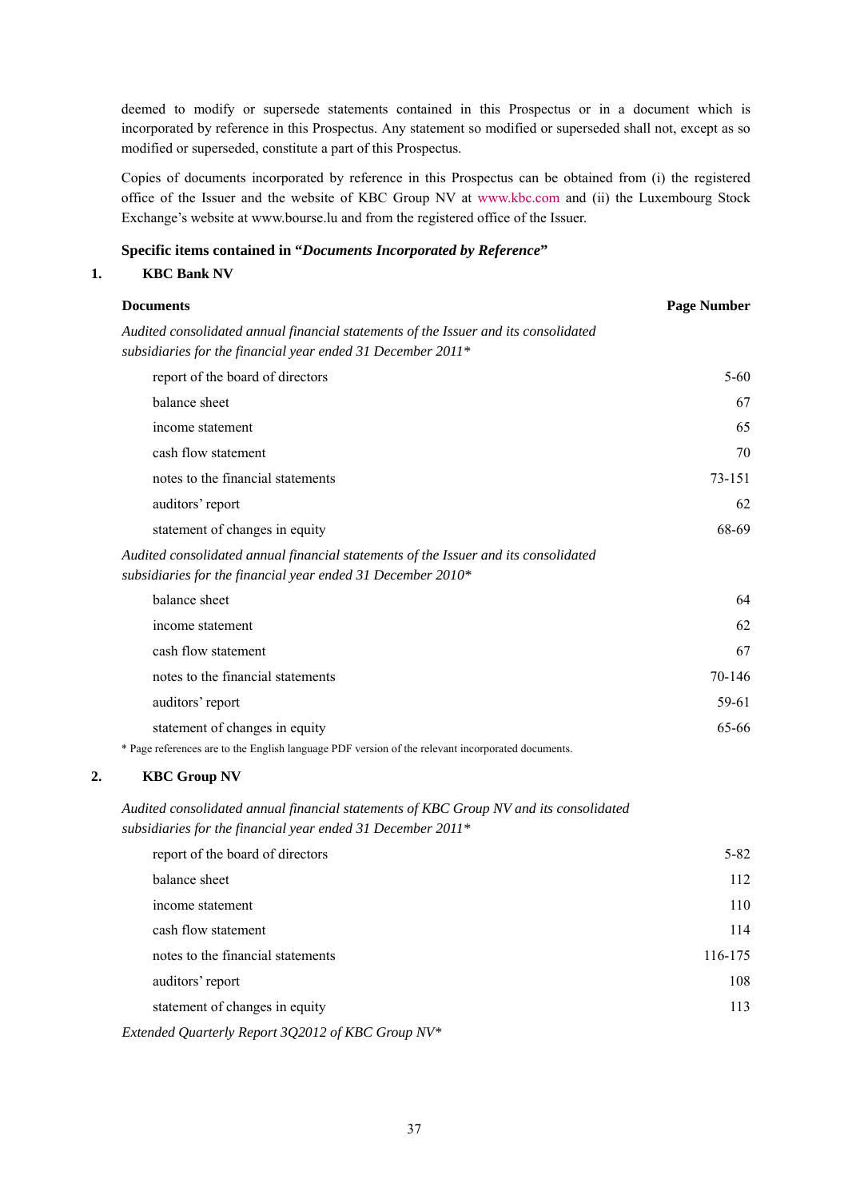deemed to modify or supersede statements contained in this Prospectus or in a document which is incorporated by reference in this Prospectus. Any statement so modified or superseded shall not, except as so modified or superseded, constitute a part of this Prospectus.

Copies of documents incorporated by reference in this Prospectus can be obtained from (i) the registered office of the Issuer and the website of KBC Group NV at www.kbc.com and (ii) the Luxembourg Stock Exchange's website at www.bourse.lu and from the registered office of the Issuer.

**Specific items contained in "*Documents Incorporated by Reference*"**

**1. KBC Bank NV**

| **Documents** | **Page Number** |
|---|---|
| *Audited consolidated annual financial statements of the Issuer and its consolidated subsidiaries for the financial year ended 31 December 2011\** | |
| report of the board of directors | 5-60 |
| balance sheet | 67 |
| income statement | 65 |
| cash flow statement | 70 |
| notes to the financial statements | 73-151 |
| auditors' report | 62 |
| statement of changes in equity | 68-69 |
| *Audited consolidated annual financial statements of the Issuer and its consolidated subsidiaries for the financial year ended 31 December 2010\** | |
| balance sheet | 64 |
| income statement | 62 |
| cash flow statement | 67 |
| notes to the financial statements | 70-146 |
| auditors' report | 59-61 |
| statement of changes in equity | 65-66 |

\* Page references are to the English language PDF version of the relevant incorporated documents.

**2. KBC Group NV**

| | |
|---|---|
| *Audited consolidated annual financial statements of KBC Group NV and its consolidated subsidiaries for the financial year ended 31 December 2011\** | |
| report of the board of directors | 5-82 |
| balance sheet | 112 |
| income statement | 110 |
| cash flow statement | 114 |
| notes to the financial statements | 116-175 |
| auditors' report | 108 |
| statement of changes in equity | 113 |
| *Extended Quarterly Report 3Q2012 of KBC Group NV\** | |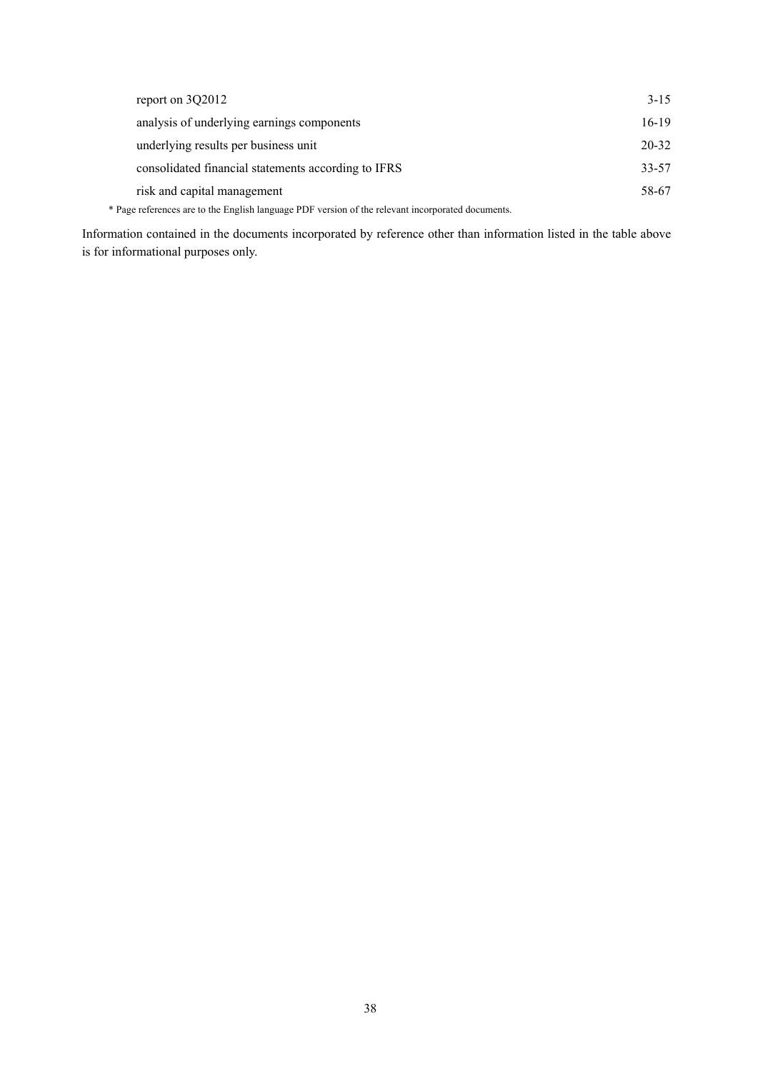| | |
|---|---|
| report on 3Q2012 | 3-15 |
| analysis of underlying earnings components | 16-19 |
| underlying results per business unit | 20-32 |
| consolidated financial statements according to IFRS | 33-57 |
| risk and capital management | 58-67 |

* Page references are to the English language PDF version of the relevant incorporated documents.

Information contained in the documents incorporated by reference other than information listed in the table above is for informational purposes only.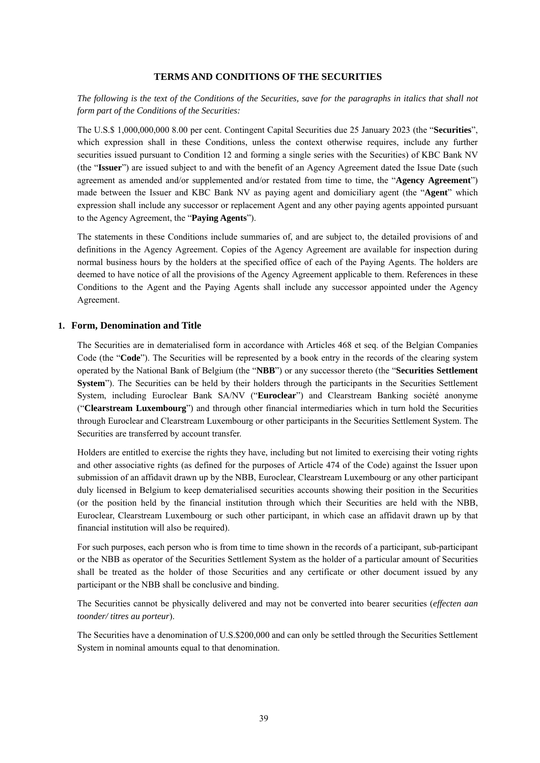## TERMS AND CONDITIONS OF THE SECURITIES

*The following is the text of the Conditions of the Securities, save for the paragraphs in italics that shall not form part of the Conditions of the Securities:*

The U.S.$ 1,000,000,000 8.00 per cent. Contingent Capital Securities due 25 January 2023 (the "**Securities**", which expression shall in these Conditions, unless the context otherwise requires, include any further securities issued pursuant to Condition 12 and forming a single series with the Securities) of KBC Bank NV (the "**Issuer**") are issued subject to and with the benefit of an Agency Agreement dated the Issue Date (such agreement as amended and/or supplemented and/or restated from time to time, the "**Agency Agreement**") made between the Issuer and KBC Bank NV as paying agent and domiciliary agent (the "**Agent**" which expression shall include any successor or replacement Agent and any other paying agents appointed pursuant to the Agency Agreement, the "**Paying Agents**").

The statements in these Conditions include summaries of, and are subject to, the detailed provisions of and definitions in the Agency Agreement. Copies of the Agency Agreement are available for inspection during normal business hours by the holders at the specified office of each of the Paying Agents. The holders are deemed to have notice of all the provisions of the Agency Agreement applicable to them. References in these Conditions to the Agent and the Paying Agents shall include any successor appointed under the Agency Agreement.

### 1. Form, Denomination and Title

The Securities are in dematerialised form in accordance with Articles 468 et seq. of the Belgian Companies Code (the "**Code**"). The Securities will be represented by a book entry in the records of the clearing system operated by the National Bank of Belgium (the "**NBB**") or any successor thereto (the "**Securities Settlement System**"). The Securities can be held by their holders through the participants in the Securities Settlement System, including Euroclear Bank SA/NV ("**Euroclear**") and Clearstream Banking société anonyme ("**Clearstream Luxembourg**") and through other financial intermediaries which in turn hold the Securities through Euroclear and Clearstream Luxembourg or other participants in the Securities Settlement System. The Securities are transferred by account transfer.

Holders are entitled to exercise the rights they have, including but not limited to exercising their voting rights and other associative rights (as defined for the purposes of Article 474 of the Code) against the Issuer upon submission of an affidavit drawn up by the NBB, Euroclear, Clearstream Luxembourg or any other participant duly licensed in Belgium to keep dematerialised securities accounts showing their position in the Securities (or the position held by the financial institution through which their Securities are held with the NBB, Euroclear, Clearstream Luxembourg or such other participant, in which case an affidavit drawn up by that financial institution will also be required).

For such purposes, each person who is from time to time shown in the records of a participant, sub-participant or the NBB as operator of the Securities Settlement System as the holder of a particular amount of Securities shall be treated as the holder of those Securities and any certificate or other document issued by any participant or the NBB shall be conclusive and binding.

The Securities cannot be physically delivered and may not be converted into bearer securities (*effecten aan toonder/ titres au porteur*).

The Securities have a denomination of U.S.$200,000 and can only be settled through the Securities Settlement System in nominal amounts equal to that denomination.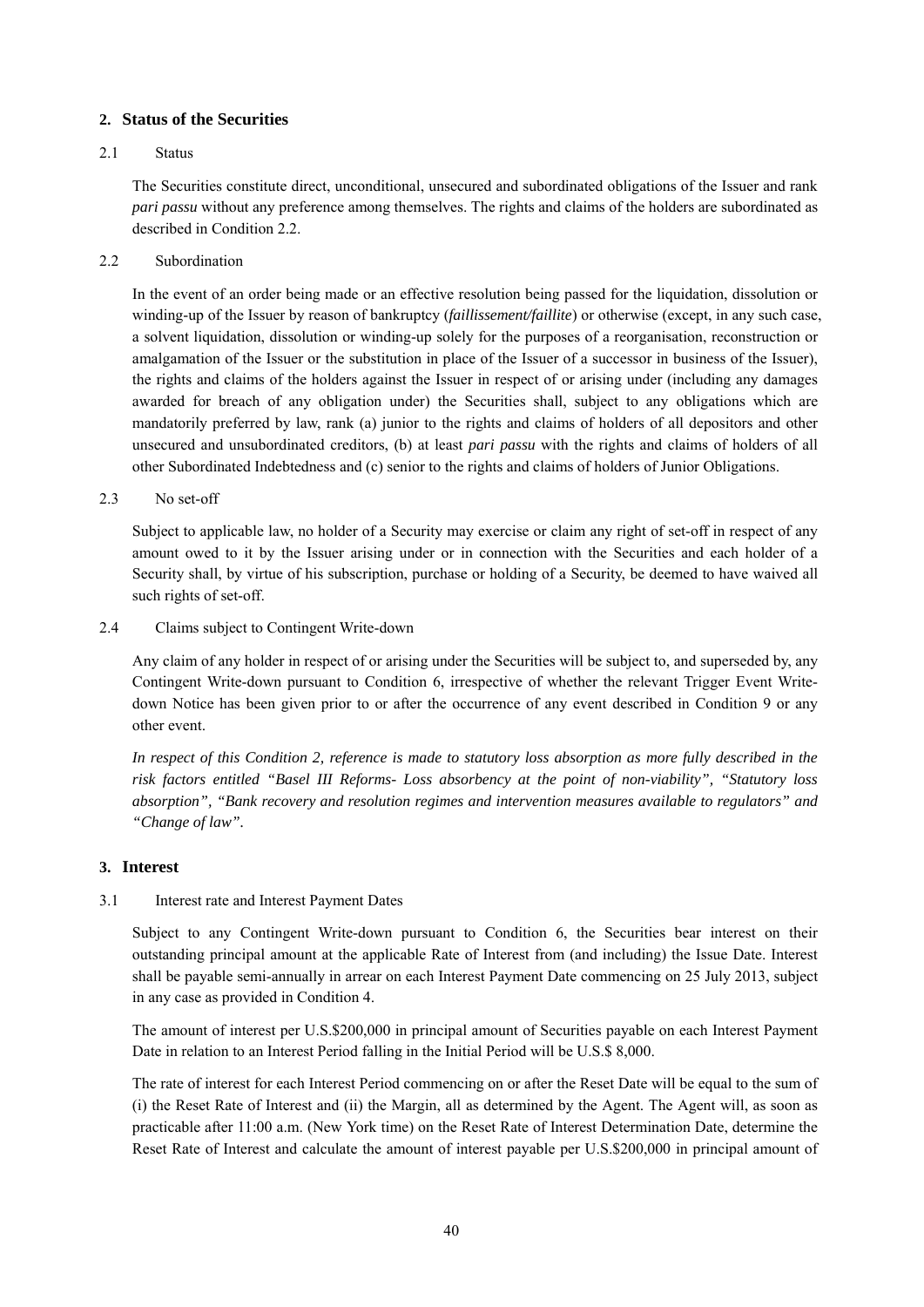## 2. Status of the Securities

2.1 Status

The Securities constitute direct, unconditional, unsecured and subordinated obligations of the Issuer and rank *pari passu* without any preference among themselves. The rights and claims of the holders are subordinated as described in Condition 2.2.

2.2 Subordination

In the event of an order being made or an effective resolution being passed for the liquidation, dissolution or winding-up of the Issuer by reason of bankruptcy (*faillissement/faillite*) or otherwise (except, in any such case, a solvent liquidation, dissolution or winding-up solely for the purposes of a reorganisation, reconstruction or amalgamation of the Issuer or the substitution in place of the Issuer of a successor in business of the Issuer), the rights and claims of the holders against the Issuer in respect of or arising under (including any damages awarded for breach of any obligation under) the Securities shall, subject to any obligations which are mandatorily preferred by law, rank (a) junior to the rights and claims of holders of all depositors and other unsecured and unsubordinated creditors, (b) at least *pari passu* with the rights and claims of holders of all other Subordinated Indebtedness and (c) senior to the rights and claims of holders of Junior Obligations.

2.3 No set-off

Subject to applicable law, no holder of a Security may exercise or claim any right of set-off in respect of any amount owed to it by the Issuer arising under or in connection with the Securities and each holder of a Security shall, by virtue of his subscription, purchase or holding of a Security, be deemed to have waived all such rights of set-off.

2.4 Claims subject to Contingent Write-down

Any claim of any holder in respect of or arising under the Securities will be subject to, and superseded by, any Contingent Write-down pursuant to Condition 6, irrespective of whether the relevant Trigger Event Write-down Notice has been given prior to or after the occurrence of any event described in Condition 9 or any other event.

*In respect of this Condition 2, reference is made to statutory loss absorption as more fully described in the risk factors entitled "Basel III Reforms- Loss absorbency at the point of non-viability", "Statutory loss absorption", "Bank recovery and resolution regimes and intervention measures available to regulators" and "Change of law".*

## 3. Interest

3.1 Interest rate and Interest Payment Dates

Subject to any Contingent Write-down pursuant to Condition 6, the Securities bear interest on their outstanding principal amount at the applicable Rate of Interest from (and including) the Issue Date. Interest shall be payable semi-annually in arrear on each Interest Payment Date commencing on 25 July 2013, subject in any case as provided in Condition 4.

The amount of interest per U.S.$200,000 in principal amount of Securities payable on each Interest Payment Date in relation to an Interest Period falling in the Initial Period will be U.S.$ 8,000.

The rate of interest for each Interest Period commencing on or after the Reset Date will be equal to the sum of (i) the Reset Rate of Interest and (ii) the Margin, all as determined by the Agent. The Agent will, as soon as practicable after 11:00 a.m. (New York time) on the Reset Rate of Interest Determination Date, determine the Reset Rate of Interest and calculate the amount of interest payable per U.S.$200,000 in principal amount of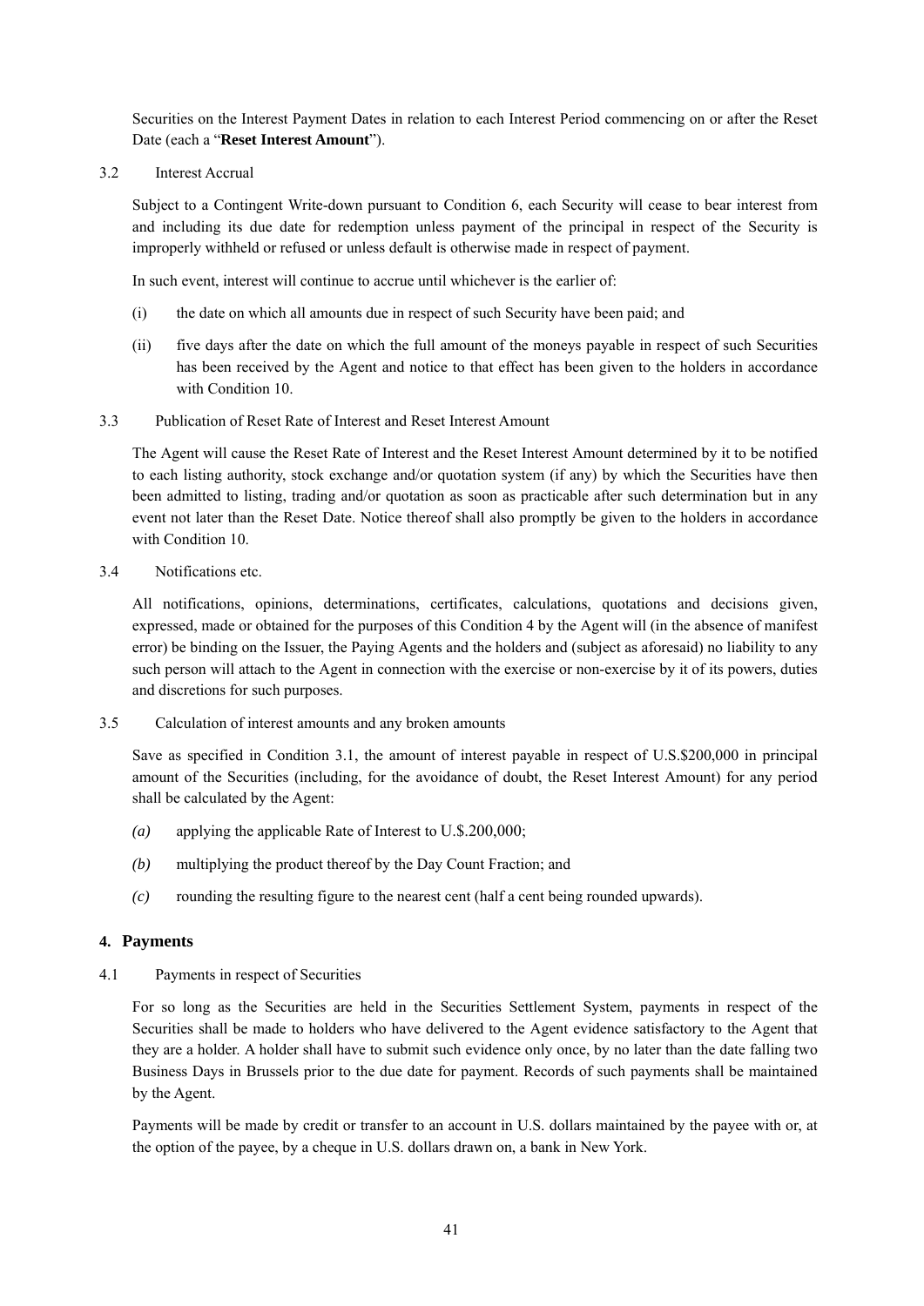Securities on the Interest Payment Dates in relation to each Interest Period commencing on or after the Reset Date (each a "**Reset Interest Amount**").

3.2 Interest Accrual

Subject to a Contingent Write-down pursuant to Condition 6, each Security will cease to bear interest from and including its due date for redemption unless payment of the principal in respect of the Security is improperly withheld or refused or unless default is otherwise made in respect of payment.

In such event, interest will continue to accrue until whichever is the earlier of:

(i) the date on which all amounts due in respect of such Security have been paid; and

(ii) five days after the date on which the full amount of the moneys payable in respect of such Securities has been received by the Agent and notice to that effect has been given to the holders in accordance with Condition 10.

3.3 Publication of Reset Rate of Interest and Reset Interest Amount

The Agent will cause the Reset Rate of Interest and the Reset Interest Amount determined by it to be notified to each listing authority, stock exchange and/or quotation system (if any) by which the Securities have then been admitted to listing, trading and/or quotation as soon as practicable after such determination but in any event not later than the Reset Date. Notice thereof shall also promptly be given to the holders in accordance with Condition 10.

3.4 Notifications etc.

All notifications, opinions, determinations, certificates, calculations, quotations and decisions given, expressed, made or obtained for the purposes of this Condition 4 by the Agent will (in the absence of manifest error) be binding on the Issuer, the Paying Agents and the holders and (subject as aforesaid) no liability to any such person will attach to the Agent in connection with the exercise or non-exercise by it of its powers, duties and discretions for such purposes.

3.5 Calculation of interest amounts and any broken amounts

Save as specified in Condition 3.1, the amount of interest payable in respect of U.S.$200,000 in principal amount of the Securities (including, for the avoidance of doubt, the Reset Interest Amount) for any period shall be calculated by the Agent:

*(a)* applying the applicable Rate of Interest to U.$.200,000;

*(b)* multiplying the product thereof by the Day Count Fraction; and

*(c)* rounding the resulting figure to the nearest cent (half a cent being rounded upwards).

## 4. Payments

4.1 Payments in respect of Securities

For so long as the Securities are held in the Securities Settlement System, payments in respect of the Securities shall be made to holders who have delivered to the Agent evidence satisfactory to the Agent that they are a holder. A holder shall have to submit such evidence only once, by no later than the date falling two Business Days in Brussels prior to the due date for payment. Records of such payments shall be maintained by the Agent.

Payments will be made by credit or transfer to an account in U.S. dollars maintained by the payee with or, at the option of the payee, by a cheque in U.S. dollars drawn on, a bank in New York.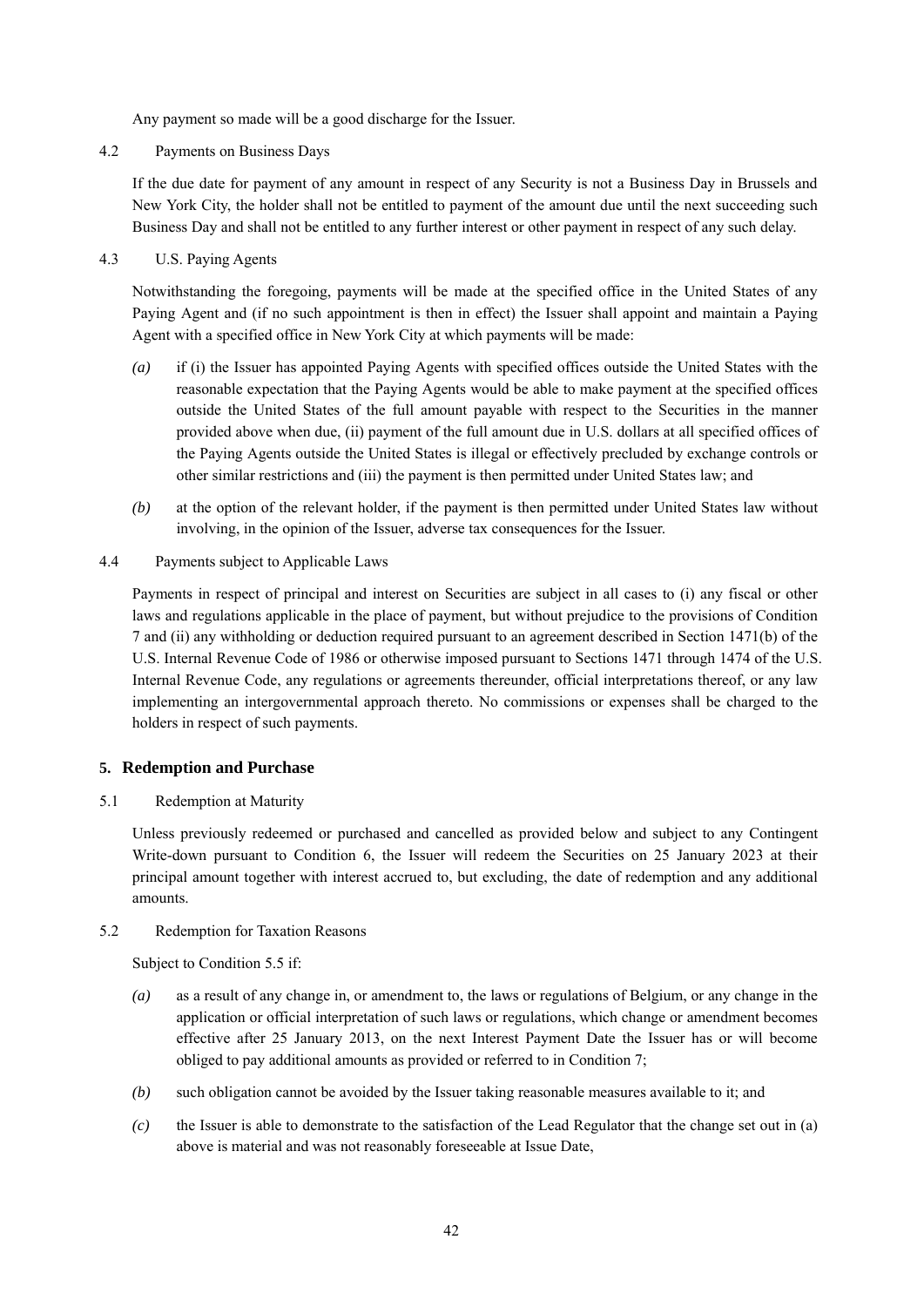Any payment so made will be a good discharge for the Issuer.

4.2 Payments on Business Days

If the due date for payment of any amount in respect of any Security is not a Business Day in Brussels and New York City, the holder shall not be entitled to payment of the amount due until the next succeeding such Business Day and shall not be entitled to any further interest or other payment in respect of any such delay.

4.3 U.S. Paying Agents

Notwithstanding the foregoing, payments will be made at the specified office in the United States of any Paying Agent and (if no such appointment is then in effect) the Issuer shall appoint and maintain a Paying Agent with a specified office in New York City at which payments will be made:

*(a)* if (i) the Issuer has appointed Paying Agents with specified offices outside the United States with the reasonable expectation that the Paying Agents would be able to make payment at the specified offices outside the United States of the full amount payable with respect to the Securities in the manner provided above when due, (ii) payment of the full amount due in U.S. dollars at all specified offices of the Paying Agents outside the United States is illegal or effectively precluded by exchange controls or other similar restrictions and (iii) the payment is then permitted under United States law; and

*(b)* at the option of the relevant holder, if the payment is then permitted under United States law without involving, in the opinion of the Issuer, adverse tax consequences for the Issuer.

4.4 Payments subject to Applicable Laws

Payments in respect of principal and interest on Securities are subject in all cases to (i) any fiscal or other laws and regulations applicable in the place of payment, but without prejudice to the provisions of Condition 7 and (ii) any withholding or deduction required pursuant to an agreement described in Section 1471(b) of the U.S. Internal Revenue Code of 1986 or otherwise imposed pursuant to Sections 1471 through 1474 of the U.S. Internal Revenue Code, any regulations or agreements thereunder, official interpretations thereof, or any law implementing an intergovernmental approach thereto. No commissions or expenses shall be charged to the holders in respect of such payments.

## 5. Redemption and Purchase

5.1 Redemption at Maturity

Unless previously redeemed or purchased and cancelled as provided below and subject to any Contingent Write-down pursuant to Condition 6, the Issuer will redeem the Securities on 25 January 2023 at their principal amount together with interest accrued to, but excluding, the date of redemption and any additional amounts.

5.2 Redemption for Taxation Reasons

Subject to Condition 5.5 if:

*(a)* as a result of any change in, or amendment to, the laws or regulations of Belgium, or any change in the application or official interpretation of such laws or regulations, which change or amendment becomes effective after 25 January 2013, on the next Interest Payment Date the Issuer has or will become obliged to pay additional amounts as provided or referred to in Condition 7;

*(b)* such obligation cannot be avoided by the Issuer taking reasonable measures available to it; and

*(c)* the Issuer is able to demonstrate to the satisfaction of the Lead Regulator that the change set out in (a) above is material and was not reasonably foreseeable at Issue Date,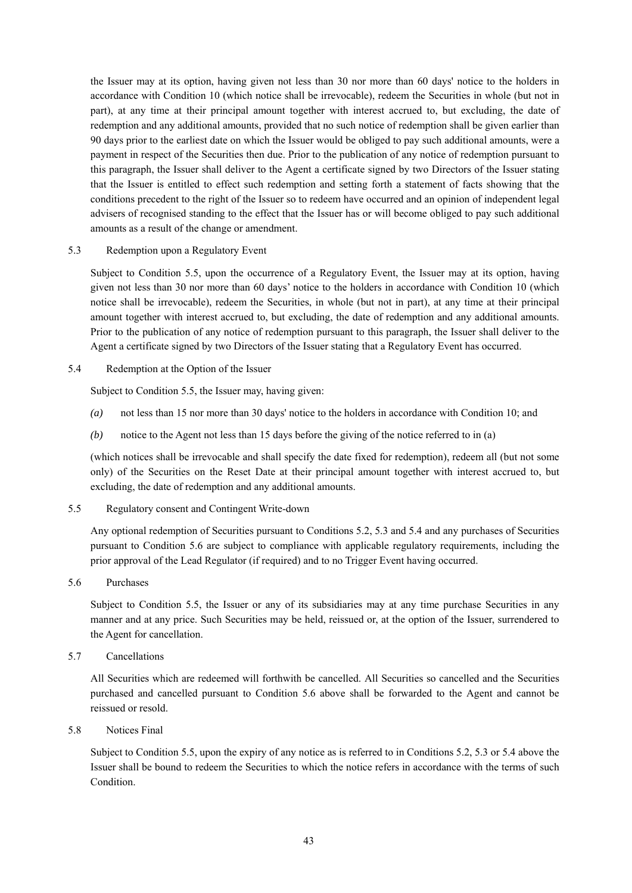the Issuer may at its option, having given not less than 30 nor more than 60 days' notice to the holders in accordance with Condition 10 (which notice shall be irrevocable), redeem the Securities in whole (but not in part), at any time at their principal amount together with interest accrued to, but excluding, the date of redemption and any additional amounts, provided that no such notice of redemption shall be given earlier than 90 days prior to the earliest date on which the Issuer would be obliged to pay such additional amounts, were a payment in respect of the Securities then due. Prior to the publication of any notice of redemption pursuant to this paragraph, the Issuer shall deliver to the Agent a certificate signed by two Directors of the Issuer stating that the Issuer is entitled to effect such redemption and setting forth a statement of facts showing that the conditions precedent to the right of the Issuer so to redeem have occurred and an opinion of independent legal advisers of recognised standing to the effect that the Issuer has or will become obliged to pay such additional amounts as a result of the change or amendment.

5.3 Redemption upon a Regulatory Event

Subject to Condition 5.5, upon the occurrence of a Regulatory Event, the Issuer may at its option, having given not less than 30 nor more than 60 days' notice to the holders in accordance with Condition 10 (which notice shall be irrevocable), redeem the Securities, in whole (but not in part), at any time at their principal amount together with interest accrued to, but excluding, the date of redemption and any additional amounts. Prior to the publication of any notice of redemption pursuant to this paragraph, the Issuer shall deliver to the Agent a certificate signed by two Directors of the Issuer stating that a Regulatory Event has occurred.

5.4 Redemption at the Option of the Issuer

Subject to Condition 5.5, the Issuer may, having given:

*(a)* not less than 15 nor more than 30 days' notice to the holders in accordance with Condition 10; and

*(b)* notice to the Agent not less than 15 days before the giving of the notice referred to in (a)

(which notices shall be irrevocable and shall specify the date fixed for redemption), redeem all (but not some only) of the Securities on the Reset Date at their principal amount together with interest accrued to, but excluding, the date of redemption and any additional amounts.

5.5 Regulatory consent and Contingent Write-down

Any optional redemption of Securities pursuant to Conditions 5.2, 5.3 and 5.4 and any purchases of Securities pursuant to Condition 5.6 are subject to compliance with applicable regulatory requirements, including the prior approval of the Lead Regulator (if required) and to no Trigger Event having occurred.

5.6 Purchases

Subject to Condition 5.5, the Issuer or any of its subsidiaries may at any time purchase Securities in any manner and at any price. Such Securities may be held, reissued or, at the option of the Issuer, surrendered to the Agent for cancellation.

5.7 Cancellations

All Securities which are redeemed will forthwith be cancelled. All Securities so cancelled and the Securities purchased and cancelled pursuant to Condition 5.6 above shall be forwarded to the Agent and cannot be reissued or resold.

5.8 Notices Final

Subject to Condition 5.5, upon the expiry of any notice as is referred to in Conditions 5.2, 5.3 or 5.4 above the Issuer shall be bound to redeem the Securities to which the notice refers in accordance with the terms of such Condition.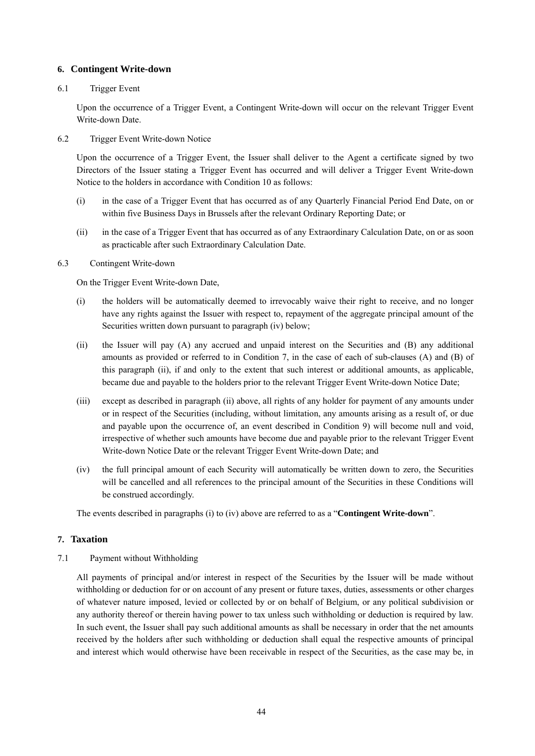## 6. Contingent Write-down

6.1 Trigger Event

Upon the occurrence of a Trigger Event, a Contingent Write-down will occur on the relevant Trigger Event Write-down Date.

6.2 Trigger Event Write-down Notice

Upon the occurrence of a Trigger Event, the Issuer shall deliver to the Agent a certificate signed by two Directors of the Issuer stating a Trigger Event has occurred and will deliver a Trigger Event Write-down Notice to the holders in accordance with Condition 10 as follows:

(i) in the case of a Trigger Event that has occurred as of any Quarterly Financial Period End Date, on or within five Business Days in Brussels after the relevant Ordinary Reporting Date; or

(ii) in the case of a Trigger Event that has occurred as of any Extraordinary Calculation Date, on or as soon as practicable after such Extraordinary Calculation Date.

6.3 Contingent Write-down

On the Trigger Event Write-down Date,

(i) the holders will be automatically deemed to irrevocably waive their right to receive, and no longer have any rights against the Issuer with respect to, repayment of the aggregate principal amount of the Securities written down pursuant to paragraph (iv) below;

(ii) the Issuer will pay (A) any accrued and unpaid interest on the Securities and (B) any additional amounts as provided or referred to in Condition 7, in the case of each of sub-clauses (A) and (B) of this paragraph (ii), if and only to the extent that such interest or additional amounts, as applicable, became due and payable to the holders prior to the relevant Trigger Event Write-down Notice Date;

(iii) except as described in paragraph (ii) above, all rights of any holder for payment of any amounts under or in respect of the Securities (including, without limitation, any amounts arising as a result of, or due and payable upon the occurrence of, an event described in Condition 9) will become null and void, irrespective of whether such amounts have become due and payable prior to the relevant Trigger Event Write-down Notice Date or the relevant Trigger Event Write-down Date; and

(iv) the full principal amount of each Security will automatically be written down to zero, the Securities will be cancelled and all references to the principal amount of the Securities in these Conditions will be construed accordingly.

The events described in paragraphs (i) to (iv) above are referred to as a "**Contingent Write-down**".

## 7. Taxation

7.1 Payment without Withholding

All payments of principal and/or interest in respect of the Securities by the Issuer will be made without withholding or deduction for or on account of any present or future taxes, duties, assessments or other charges of whatever nature imposed, levied or collected by or on behalf of Belgium, or any political subdivision or any authority thereof or therein having power to tax unless such withholding or deduction is required by law. In such event, the Issuer shall pay such additional amounts as shall be necessary in order that the net amounts received by the holders after such withholding or deduction shall equal the respective amounts of principal and interest which would otherwise have been receivable in respect of the Securities, as the case may be, in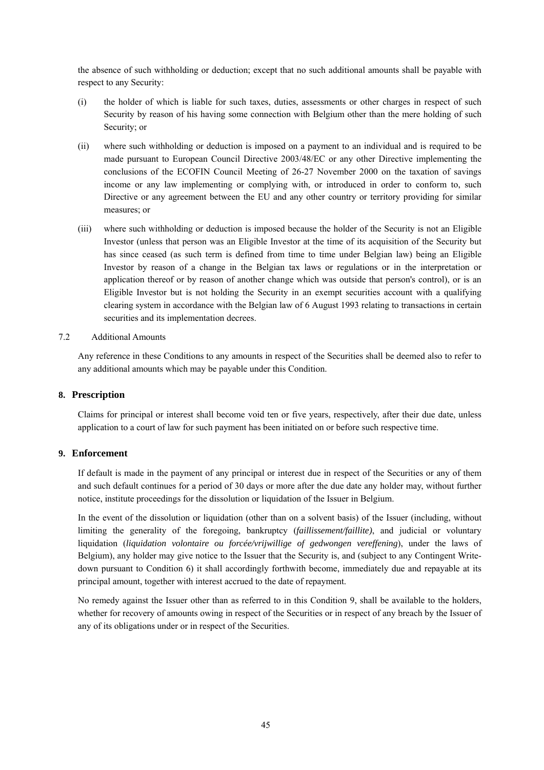the absence of such withholding or deduction; except that no such additional amounts shall be payable with respect to any Security:

(i) the holder of which is liable for such taxes, duties, assessments or other charges in respect of such Security by reason of his having some connection with Belgium other than the mere holding of such Security; or

(ii) where such withholding or deduction is imposed on a payment to an individual and is required to be made pursuant to European Council Directive 2003/48/EC or any other Directive implementing the conclusions of the ECOFIN Council Meeting of 26-27 November 2000 on the taxation of savings income or any law implementing or complying with, or introduced in order to conform to, such Directive or any agreement between the EU and any other country or territory providing for similar measures; or

(iii) where such withholding or deduction is imposed because the holder of the Security is not an Eligible Investor (unless that person was an Eligible Investor at the time of its acquisition of the Security but has since ceased (as such term is defined from time to time under Belgian law) being an Eligible Investor by reason of a change in the Belgian tax laws or regulations or in the interpretation or application thereof or by reason of another change which was outside that person's control), or is an Eligible Investor but is not holding the Security in an exempt securities account with a qualifying clearing system in accordance with the Belgian law of 6 August 1993 relating to transactions in certain securities and its implementation decrees.

7.2 Additional Amounts

Any reference in these Conditions to any amounts in respect of the Securities shall be deemed also to refer to any additional amounts which may be payable under this Condition.

## 8. Prescription

Claims for principal or interest shall become void ten or five years, respectively, after their due date, unless application to a court of law for such payment has been initiated on or before such respective time.

## 9. Enforcement

If default is made in the payment of any principal or interest due in respect of the Securities or any of them and such default continues for a period of 30 days or more after the due date any holder may, without further notice, institute proceedings for the dissolution or liquidation of the Issuer in Belgium.

In the event of the dissolution or liquidation (other than on a solvent basis) of the Issuer (including, without limiting the generality of the foregoing, bankruptcy (*faillissement/faillite)*, and judicial or voluntary liquidation (*liquidation volontaire ou forcée/vrijwillige of gedwongen vereffening*), under the laws of Belgium), any holder may give notice to the Issuer that the Security is, and (subject to any Contingent Write-down pursuant to Condition 6) it shall accordingly forthwith become, immediately due and repayable at its principal amount, together with interest accrued to the date of repayment.

No remedy against the Issuer other than as referred to in this Condition 9, shall be available to the holders, whether for recovery of amounts owing in respect of the Securities or in respect of any breach by the Issuer of any of its obligations under or in respect of the Securities.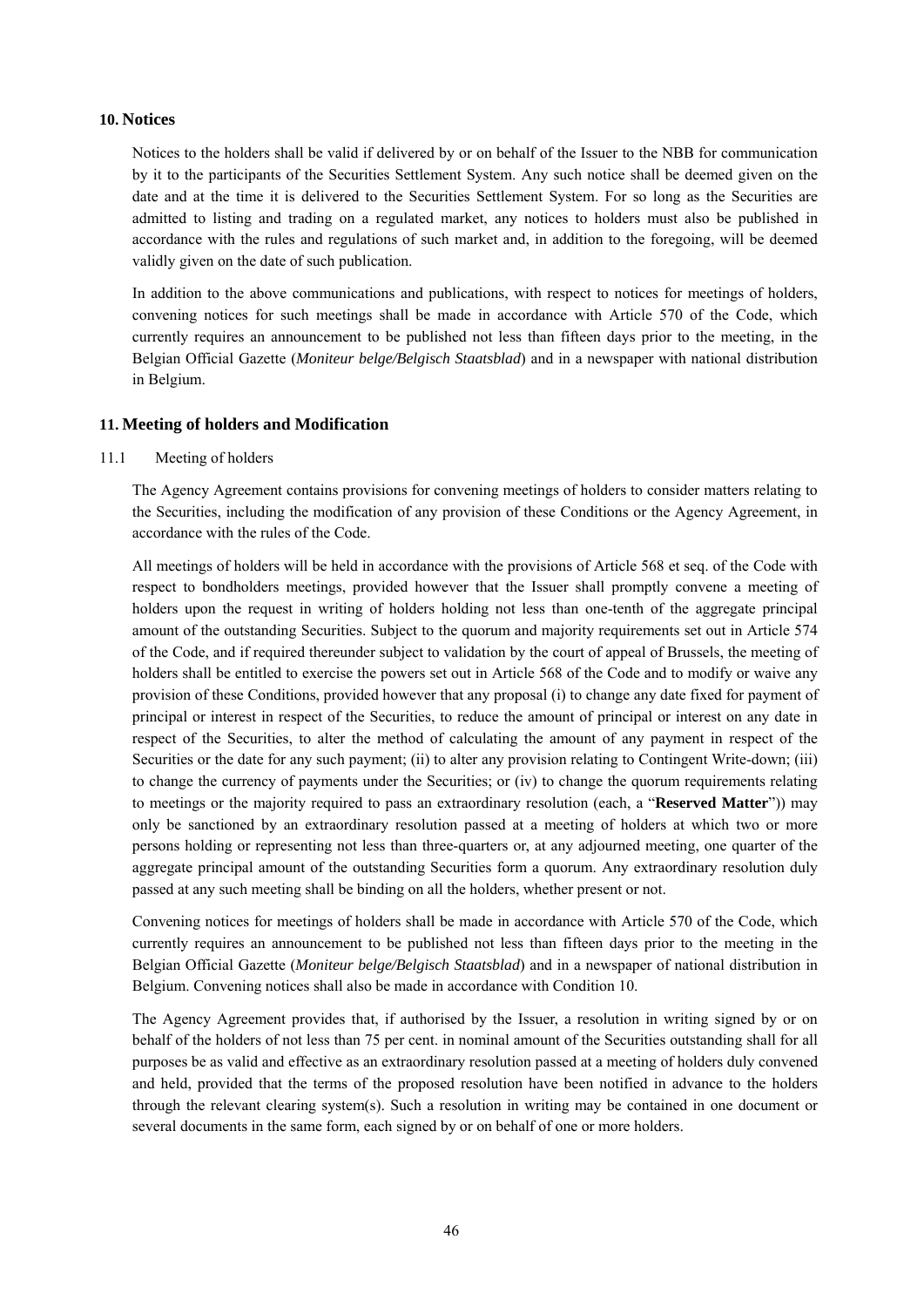## 10. Notices

Notices to the holders shall be valid if delivered by or on behalf of the Issuer to the NBB for communication by it to the participants of the Securities Settlement System. Any such notice shall be deemed given on the date and at the time it is delivered to the Securities Settlement System. For so long as the Securities are admitted to listing and trading on a regulated market, any notices to holders must also be published in accordance with the rules and regulations of such market and, in addition to the foregoing, will be deemed validly given on the date of such publication.

In addition to the above communications and publications, with respect to notices for meetings of holders, convening notices for such meetings shall be made in accordance with Article 570 of the Code, which currently requires an announcement to be published not less than fifteen days prior to the meeting, in the Belgian Official Gazette (*Moniteur belge/Belgisch Staatsblad*) and in a newspaper with national distribution in Belgium.

## 11. Meeting of holders and Modification

### 11.1 Meeting of holders

The Agency Agreement contains provisions for convening meetings of holders to consider matters relating to the Securities, including the modification of any provision of these Conditions or the Agency Agreement, in accordance with the rules of the Code.

All meetings of holders will be held in accordance with the provisions of Article 568 et seq. of the Code with respect to bondholders meetings, provided however that the Issuer shall promptly convene a meeting of holders upon the request in writing of holders holding not less than one-tenth of the aggregate principal amount of the outstanding Securities. Subject to the quorum and majority requirements set out in Article 574 of the Code, and if required thereunder subject to validation by the court of appeal of Brussels, the meeting of holders shall be entitled to exercise the powers set out in Article 568 of the Code and to modify or waive any provision of these Conditions, provided however that any proposal (i) to change any date fixed for payment of principal or interest in respect of the Securities, to reduce the amount of principal or interest on any date in respect of the Securities, to alter the method of calculating the amount of any payment in respect of the Securities or the date for any such payment; (ii) to alter any provision relating to Contingent Write-down; (iii) to change the currency of payments under the Securities; or (iv) to change the quorum requirements relating to meetings or the majority required to pass an extraordinary resolution (each, a "**Reserved Matter**")) may only be sanctioned by an extraordinary resolution passed at a meeting of holders at which two or more persons holding or representing not less than three-quarters or, at any adjourned meeting, one quarter of the aggregate principal amount of the outstanding Securities form a quorum. Any extraordinary resolution duly passed at any such meeting shall be binding on all the holders, whether present or not.

Convening notices for meetings of holders shall be made in accordance with Article 570 of the Code, which currently requires an announcement to be published not less than fifteen days prior to the meeting in the Belgian Official Gazette (*Moniteur belge/Belgisch Staatsblad*) and in a newspaper of national distribution in Belgium. Convening notices shall also be made in accordance with Condition 10.

The Agency Agreement provides that, if authorised by the Issuer, a resolution in writing signed by or on behalf of the holders of not less than 75 per cent. in nominal amount of the Securities outstanding shall for all purposes be as valid and effective as an extraordinary resolution passed at a meeting of holders duly convened and held, provided that the terms of the proposed resolution have been notified in advance to the holders through the relevant clearing system(s). Such a resolution in writing may be contained in one document or several documents in the same form, each signed by or on behalf of one or more holders.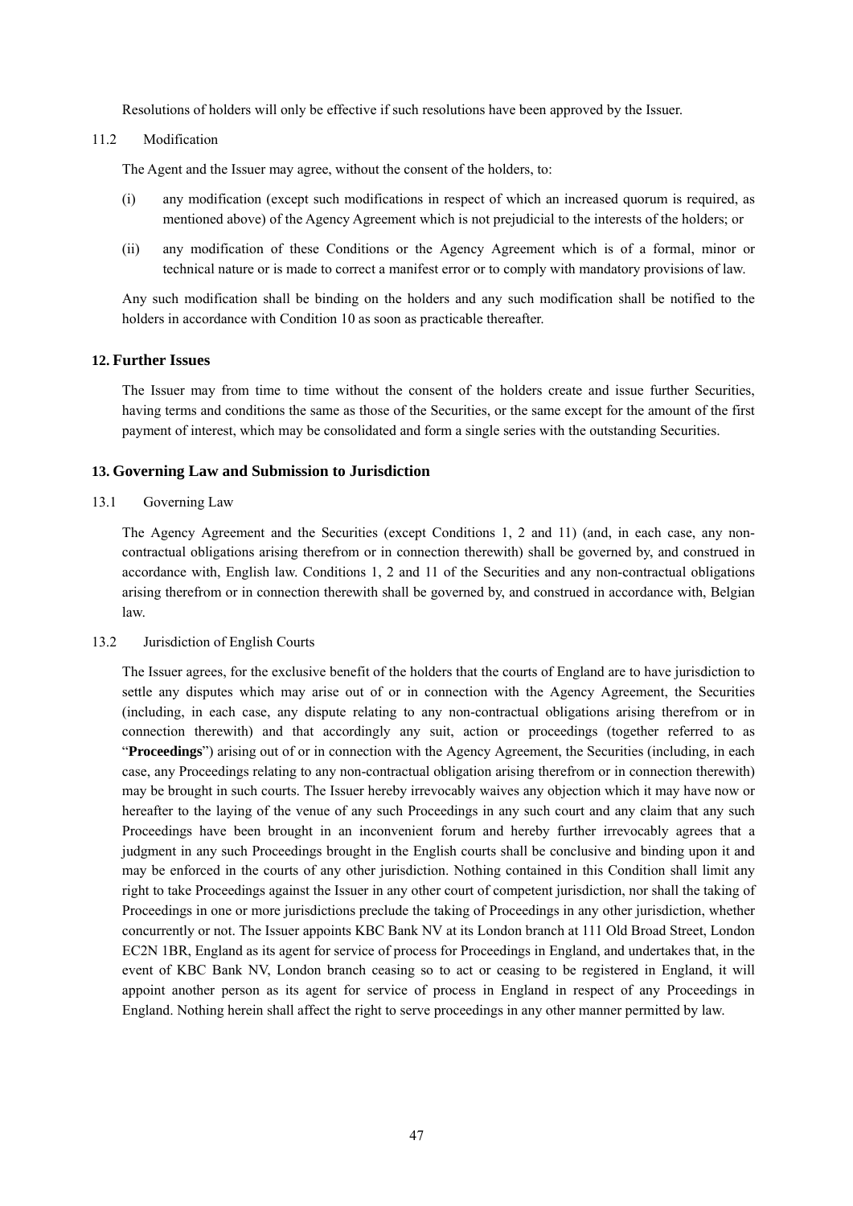Resolutions of holders will only be effective if such resolutions have been approved by the Issuer.

11.2 Modification

The Agent and the Issuer may agree, without the consent of the holders, to:

(i) any modification (except such modifications in respect of which an increased quorum is required, as mentioned above) of the Agency Agreement which is not prejudicial to the interests of the holders; or

(ii) any modification of these Conditions or the Agency Agreement which is of a formal, minor or technical nature or is made to correct a manifest error or to comply with mandatory provisions of law.

Any such modification shall be binding on the holders and any such modification shall be notified to the holders in accordance with Condition 10 as soon as practicable thereafter.

## 12. Further Issues

The Issuer may from time to time without the consent of the holders create and issue further Securities, having terms and conditions the same as those of the Securities, or the same except for the amount of the first payment of interest, which may be consolidated and form a single series with the outstanding Securities.

## 13. Governing Law and Submission to Jurisdiction

13.1 Governing Law

The Agency Agreement and the Securities (except Conditions 1, 2 and 11) (and, in each case, any non-contractual obligations arising therefrom or in connection therewith) shall be governed by, and construed in accordance with, English law. Conditions 1, 2 and 11 of the Securities and any non-contractual obligations arising therefrom or in connection therewith shall be governed by, and construed in accordance with, Belgian law.

13.2 Jurisdiction of English Courts

The Issuer agrees, for the exclusive benefit of the holders that the courts of England are to have jurisdiction to settle any disputes which may arise out of or in connection with the Agency Agreement, the Securities (including, in each case, any dispute relating to any non-contractual obligations arising therefrom or in connection therewith) and that accordingly any suit, action or proceedings (together referred to as "**Proceedings**") arising out of or in connection with the Agency Agreement, the Securities (including, in each case, any Proceedings relating to any non-contractual obligation arising therefrom or in connection therewith) may be brought in such courts. The Issuer hereby irrevocably waives any objection which it may have now or hereafter to the laying of the venue of any such Proceedings in any such court and any claim that any such Proceedings have been brought in an inconvenient forum and hereby further irrevocably agrees that a judgment in any such Proceedings brought in the English courts shall be conclusive and binding upon it and may be enforced in the courts of any other jurisdiction. Nothing contained in this Condition shall limit any right to take Proceedings against the Issuer in any other court of competent jurisdiction, nor shall the taking of Proceedings in one or more jurisdictions preclude the taking of Proceedings in any other jurisdiction, whether concurrently or not. The Issuer appoints KBC Bank NV at its London branch at 111 Old Broad Street, London EC2N 1BR, England as its agent for service of process for Proceedings in England, and undertakes that, in the event of KBC Bank NV, London branch ceasing so to act or ceasing to be registered in England, it will appoint another person as its agent for service of process in England in respect of any Proceedings in England. Nothing herein shall affect the right to serve proceedings in any other manner permitted by law.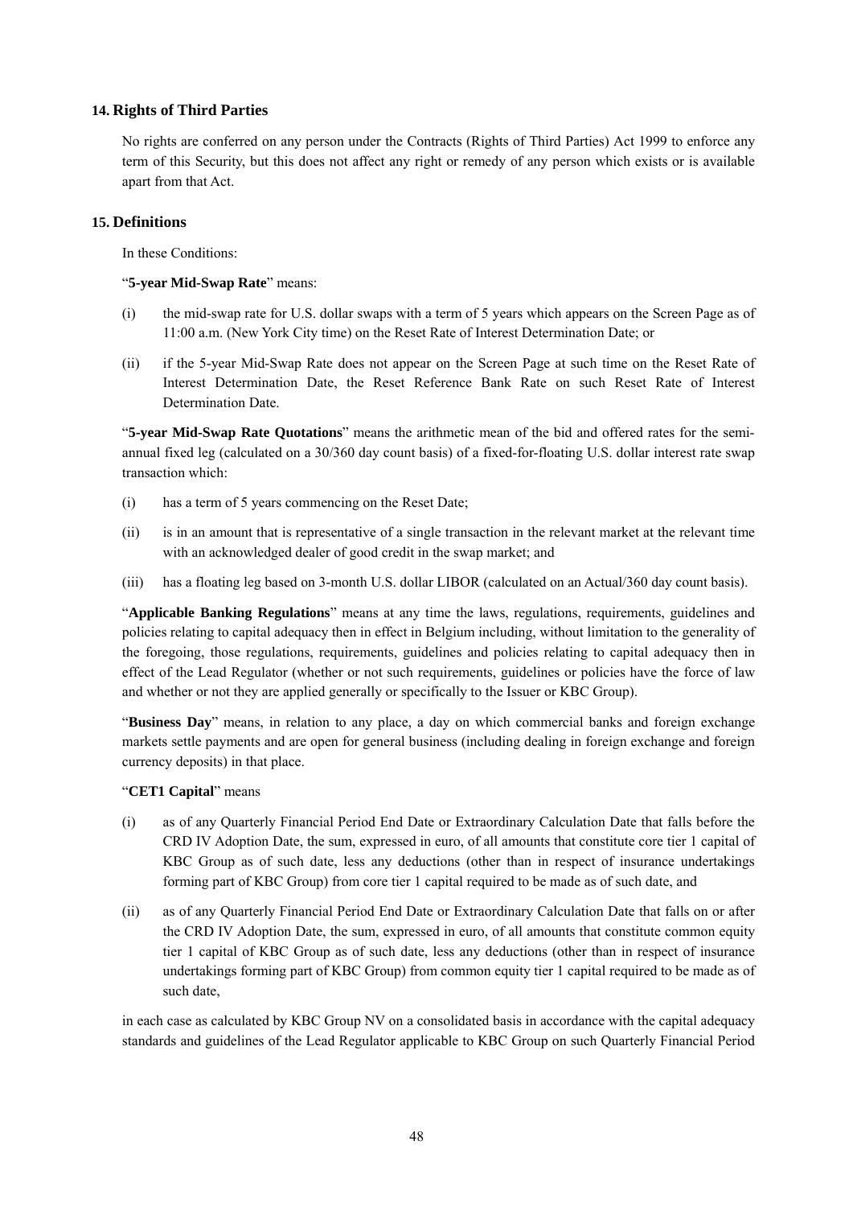## 14. Rights of Third Parties

No rights are conferred on any person under the Contracts (Rights of Third Parties) Act 1999 to enforce any term of this Security, but this does not affect any right or remedy of any person which exists or is available apart from that Act.

## 15. Definitions

In these Conditions:

"**5-year Mid-Swap Rate**" means:

(i) the mid-swap rate for U.S. dollar swaps with a term of 5 years which appears on the Screen Page as of 11:00 a.m. (New York City time) on the Reset Rate of Interest Determination Date; or

(ii) if the 5-year Mid-Swap Rate does not appear on the Screen Page at such time on the Reset Rate of Interest Determination Date, the Reset Reference Bank Rate on such Reset Rate of Interest Determination Date.

"**5-year Mid-Swap Rate Quotations**" means the arithmetic mean of the bid and offered rates for the semi-annual fixed leg (calculated on a 30/360 day count basis) of a fixed-for-floating U.S. dollar interest rate swap transaction which:

(i) has a term of 5 years commencing on the Reset Date;

(ii) is in an amount that is representative of a single transaction in the relevant market at the relevant time with an acknowledged dealer of good credit in the swap market; and

(iii) has a floating leg based on 3-month U.S. dollar LIBOR (calculated on an Actual/360 day count basis).

"**Applicable Banking Regulations**" means at any time the laws, regulations, requirements, guidelines and policies relating to capital adequacy then in effect in Belgium including, without limitation to the generality of the foregoing, those regulations, requirements, guidelines and policies relating to capital adequacy then in effect of the Lead Regulator (whether or not such requirements, guidelines or policies have the force of law and whether or not they are applied generally or specifically to the Issuer or KBC Group).

"**Business Day**" means, in relation to any place, a day on which commercial banks and foreign exchange markets settle payments and are open for general business (including dealing in foreign exchange and foreign currency deposits) in that place.

"**CET1 Capital**" means

(i) as of any Quarterly Financial Period End Date or Extraordinary Calculation Date that falls before the CRD IV Adoption Date, the sum, expressed in euro, of all amounts that constitute core tier 1 capital of KBC Group as of such date, less any deductions (other than in respect of insurance undertakings forming part of KBC Group) from core tier 1 capital required to be made as of such date, and

(ii) as of any Quarterly Financial Period End Date or Extraordinary Calculation Date that falls on or after the CRD IV Adoption Date, the sum, expressed in euro, of all amounts that constitute common equity tier 1 capital of KBC Group as of such date, less any deductions (other than in respect of insurance undertakings forming part of KBC Group) from common equity tier 1 capital required to be made as of such date,

in each case as calculated by KBC Group NV on a consolidated basis in accordance with the capital adequacy standards and guidelines of the Lead Regulator applicable to KBC Group on such Quarterly Financial Period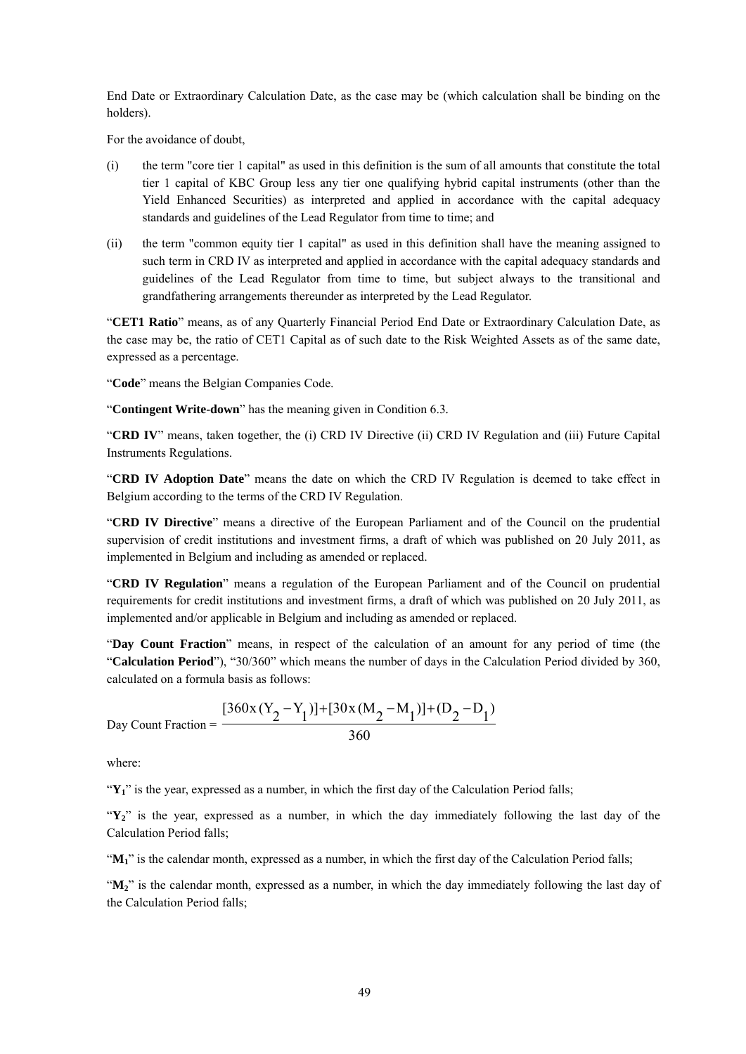End Date or Extraordinary Calculation Date, as the case may be (which calculation shall be binding on the holders).

For the avoidance of doubt,

(i) the term "core tier 1 capital" as used in this definition is the sum of all amounts that constitute the total tier 1 capital of KBC Group less any tier one qualifying hybrid capital instruments (other than the Yield Enhanced Securities) as interpreted and applied in accordance with the capital adequacy standards and guidelines of the Lead Regulator from time to time; and

(ii) the term "common equity tier 1 capital" as used in this definition shall have the meaning assigned to such term in CRD IV as interpreted and applied in accordance with the capital adequacy standards and guidelines of the Lead Regulator from time to time, but subject always to the transitional and grandfathering arrangements thereunder as interpreted by the Lead Regulator.

"**CET1 Ratio**" means, as of any Quarterly Financial Period End Date or Extraordinary Calculation Date, as the case may be, the ratio of CET1 Capital as of such date to the Risk Weighted Assets as of the same date, expressed as a percentage.

"**Code**" means the Belgian Companies Code.

"**Contingent Write-down**" has the meaning given in Condition 6.3.

"**CRD IV**" means, taken together, the (i) CRD IV Directive (ii) CRD IV Regulation and (iii) Future Capital Instruments Regulations.

"**CRD IV Adoption Date**" means the date on which the CRD IV Regulation is deemed to take effect in Belgium according to the terms of the CRD IV Regulation.

"**CRD IV Directive**" means a directive of the European Parliament and of the Council on the prudential supervision of credit institutions and investment firms, a draft of which was published on 20 July 2011, as implemented in Belgium and including as amended or replaced.

"**CRD IV Regulation**" means a regulation of the European Parliament and of the Council on prudential requirements for credit institutions and investment firms, a draft of which was published on 20 July 2011, as implemented and/or applicable in Belgium and including as amended or replaced.

"**Day Count Fraction**" means, in respect of the calculation of an amount for any period of time (the "**Calculation Period**"), "30/360" which means the number of days in the Calculation Period divided by 360, calculated on a formula basis as follows:

$$\text{Day Count Fraction} = \frac{[360 \times (Y_2 - Y_1)] + [30 \times (M_2 - M_1)] + (D_2 - D_1)}{360}$$

where:

"$Y_1$" is the year, expressed as a number, in which the first day of the Calculation Period falls;

"$Y_2$" is the year, expressed as a number, in which the day immediately following the last day of the Calculation Period falls;

"$M_1$" is the calendar month, expressed as a number, in which the first day of the Calculation Period falls;

"$M_2$" is the calendar month, expressed as a number, in which the day immediately following the last day of the Calculation Period falls;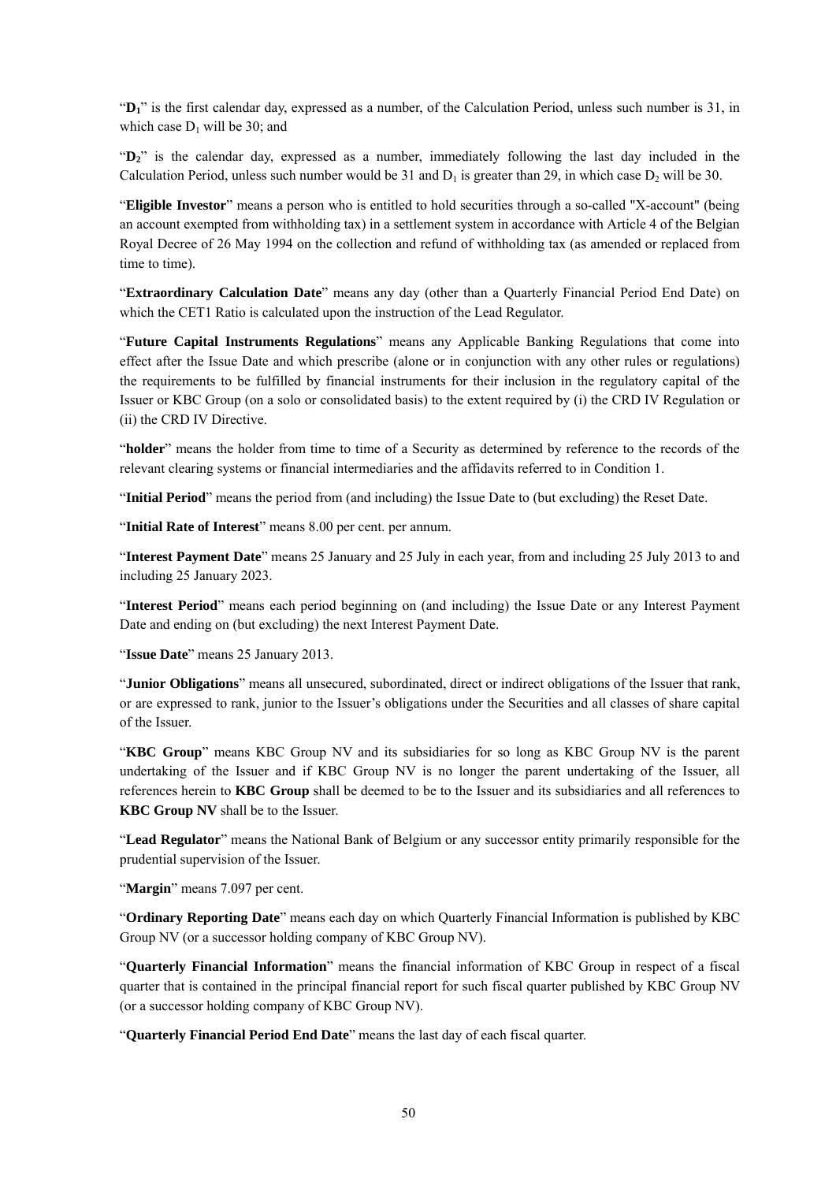"$D_1$" is the first calendar day, expressed as a number, of the Calculation Period, unless such number is 31, in which case $D_1$ will be 30; and

"$D_2$" is the calendar day, expressed as a number, immediately following the last day included in the Calculation Period, unless such number would be 31 and $D_1$ is greater than 29, in which case $D_2$ will be 30.

"**Eligible Investor**" means a person who is entitled to hold securities through a so-called "X-account" (being an account exempted from withholding tax) in a settlement system in accordance with Article 4 of the Belgian Royal Decree of 26 May 1994 on the collection and refund of withholding tax (as amended or replaced from time to time).

"**Extraordinary Calculation Date**" means any day (other than a Quarterly Financial Period End Date) on which the CET1 Ratio is calculated upon the instruction of the Lead Regulator.

"**Future Capital Instruments Regulations**" means any Applicable Banking Regulations that come into effect after the Issue Date and which prescribe (alone or in conjunction with any other rules or regulations) the requirements to be fulfilled by financial instruments for their inclusion in the regulatory capital of the Issuer or KBC Group (on a solo or consolidated basis) to the extent required by (i) the CRD IV Regulation or (ii) the CRD IV Directive.

"**holder**" means the holder from time to time of a Security as determined by reference to the records of the relevant clearing systems or financial intermediaries and the affidavits referred to in Condition 1.

"**Initial Period**" means the period from (and including) the Issue Date to (but excluding) the Reset Date.

"**Initial Rate of Interest**" means 8.00 per cent. per annum.

"**Interest Payment Date**" means 25 January and 25 July in each year, from and including 25 July 2013 to and including 25 January 2023.

"**Interest Period**" means each period beginning on (and including) the Issue Date or any Interest Payment Date and ending on (but excluding) the next Interest Payment Date.

"**Issue Date**" means 25 January 2013.

"**Junior Obligations**" means all unsecured, subordinated, direct or indirect obligations of the Issuer that rank, or are expressed to rank, junior to the Issuer's obligations under the Securities and all classes of share capital of the Issuer.

"**KBC Group**" means KBC Group NV and its subsidiaries for so long as KBC Group NV is the parent undertaking of the Issuer and if KBC Group NV is no longer the parent undertaking of the Issuer, all references herein to **KBC Group** shall be deemed to be to the Issuer and its subsidiaries and all references to **KBC Group NV** shall be to the Issuer.

"**Lead Regulator**" means the National Bank of Belgium or any successor entity primarily responsible for the prudential supervision of the Issuer.

"**Margin**" means 7.097 per cent.

"**Ordinary Reporting Date**" means each day on which Quarterly Financial Information is published by KBC Group NV (or a successor holding company of KBC Group NV).

"**Quarterly Financial Information**" means the financial information of KBC Group in respect of a fiscal quarter that is contained in the principal financial report for such fiscal quarter published by KBC Group NV (or a successor holding company of KBC Group NV).

"**Quarterly Financial Period End Date**" means the last day of each fiscal quarter.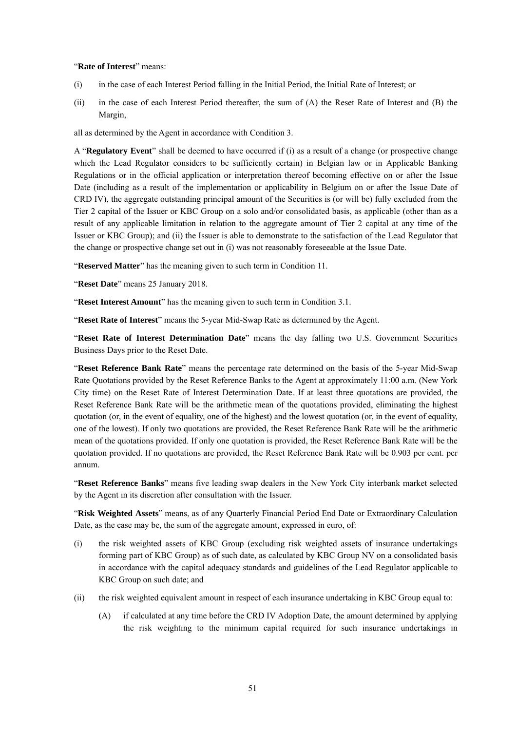"**Rate of Interest**" means:

(i) in the case of each Interest Period falling in the Initial Period, the Initial Rate of Interest; or

(ii) in the case of each Interest Period thereafter, the sum of (A) the Reset Rate of Interest and (B) the Margin,

all as determined by the Agent in accordance with Condition 3.

A "**Regulatory Event**" shall be deemed to have occurred if (i) as a result of a change (or prospective change which the Lead Regulator considers to be sufficiently certain) in Belgian law or in Applicable Banking Regulations or in the official application or interpretation thereof becoming effective on or after the Issue Date (including as a result of the implementation or applicability in Belgium on or after the Issue Date of CRD IV), the aggregate outstanding principal amount of the Securities is (or will be) fully excluded from the Tier 2 capital of the Issuer or KBC Group on a solo and/or consolidated basis, as applicable (other than as a result of any applicable limitation in relation to the aggregate amount of Tier 2 capital at any time of the Issuer or KBC Group); and (ii) the Issuer is able to demonstrate to the satisfaction of the Lead Regulator that the change or prospective change set out in (i) was not reasonably foreseeable at the Issue Date.

"**Reserved Matter**" has the meaning given to such term in Condition 11.

"**Reset Date**" means 25 January 2018.

"**Reset Interest Amount**" has the meaning given to such term in Condition 3.1.

"**Reset Rate of Interest**" means the 5-year Mid-Swap Rate as determined by the Agent.

"**Reset Rate of Interest Determination Date**" means the day falling two U.S. Government Securities Business Days prior to the Reset Date.

"**Reset Reference Bank Rate**" means the percentage rate determined on the basis of the 5-year Mid-Swap Rate Quotations provided by the Reset Reference Banks to the Agent at approximately 11:00 a.m. (New York City time) on the Reset Rate of Interest Determination Date. If at least three quotations are provided, the Reset Reference Bank Rate will be the arithmetic mean of the quotations provided, eliminating the highest quotation (or, in the event of equality, one of the highest) and the lowest quotation (or, in the event of equality, one of the lowest). If only two quotations are provided, the Reset Reference Bank Rate will be the arithmetic mean of the quotations provided. If only one quotation is provided, the Reset Reference Bank Rate will be the quotation provided. If no quotations are provided, the Reset Reference Bank Rate will be 0.903 per cent. per annum.

"**Reset Reference Banks**" means five leading swap dealers in the New York City interbank market selected by the Agent in its discretion after consultation with the Issuer.

"**Risk Weighted Assets**" means, as of any Quarterly Financial Period End Date or Extraordinary Calculation Date, as the case may be, the sum of the aggregate amount, expressed in euro, of:

(i) the risk weighted assets of KBC Group (excluding risk weighted assets of insurance undertakings forming part of KBC Group) as of such date, as calculated by KBC Group NV on a consolidated basis in accordance with the capital adequacy standards and guidelines of the Lead Regulator applicable to KBC Group on such date; and

(ii) the risk weighted equivalent amount in respect of each insurance undertaking in KBC Group equal to:

(A) if calculated at any time before the CRD IV Adoption Date, the amount determined by applying the risk weighting to the minimum capital required for such insurance undertakings in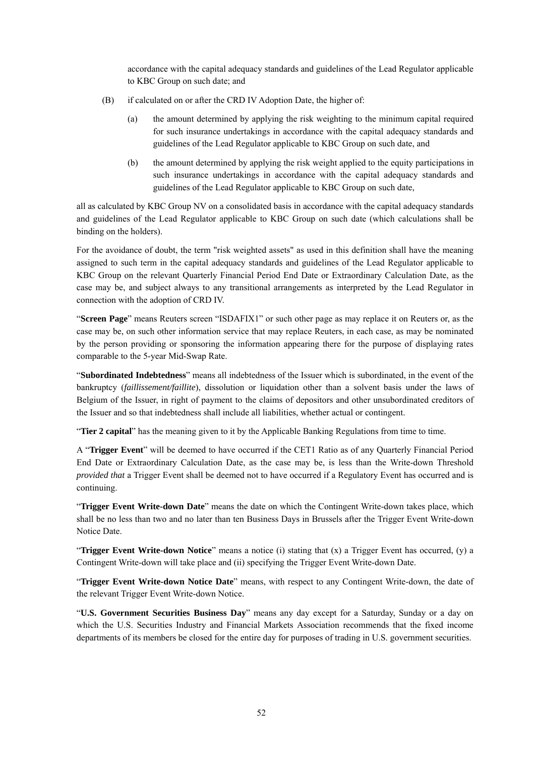accordance with the capital adequacy standards and guidelines of the Lead Regulator applicable to KBC Group on such date; and

(B) if calculated on or after the CRD IV Adoption Date, the higher of:

(a) the amount determined by applying the risk weighting to the minimum capital required for such insurance undertakings in accordance with the capital adequacy standards and guidelines of the Lead Regulator applicable to KBC Group on such date, and

(b) the amount determined by applying the risk weight applied to the equity participations in such insurance undertakings in accordance with the capital adequacy standards and guidelines of the Lead Regulator applicable to KBC Group on such date,

all as calculated by KBC Group NV on a consolidated basis in accordance with the capital adequacy standards and guidelines of the Lead Regulator applicable to KBC Group on such date (which calculations shall be binding on the holders).

For the avoidance of doubt, the term "risk weighted assets" as used in this definition shall have the meaning assigned to such term in the capital adequacy standards and guidelines of the Lead Regulator applicable to KBC Group on the relevant Quarterly Financial Period End Date or Extraordinary Calculation Date, as the case may be, and subject always to any transitional arrangements as interpreted by the Lead Regulator in connection with the adoption of CRD IV.

"**Screen Page**" means Reuters screen "ISDAFIX1" or such other page as may replace it on Reuters or, as the case may be, on such other information service that may replace Reuters, in each case, as may be nominated by the person providing or sponsoring the information appearing there for the purpose of displaying rates comparable to the 5-year Mid-Swap Rate.

"**Subordinated Indebtedness**" means all indebtedness of the Issuer which is subordinated, in the event of the bankruptcy (*faillissement/faillite*), dissolution or liquidation other than a solvent basis under the laws of Belgium of the Issuer, in right of payment to the claims of depositors and other unsubordinated creditors of the Issuer and so that indebtedness shall include all liabilities, whether actual or contingent.

"**Tier 2 capital**" has the meaning given to it by the Applicable Banking Regulations from time to time.

A "**Trigger Event**" will be deemed to have occurred if the CET1 Ratio as of any Quarterly Financial Period End Date or Extraordinary Calculation Date, as the case may be, is less than the Write-down Threshold *provided that* a Trigger Event shall be deemed not to have occurred if a Regulatory Event has occurred and is continuing.

"**Trigger Event Write-down Date**" means the date on which the Contingent Write-down takes place, which shall be no less than two and no later than ten Business Days in Brussels after the Trigger Event Write-down Notice Date.

"**Trigger Event Write-down Notice**" means a notice (i) stating that (x) a Trigger Event has occurred, (y) a Contingent Write-down will take place and (ii) specifying the Trigger Event Write-down Date.

"**Trigger Event Write-down Notice Date**" means, with respect to any Contingent Write-down, the date of the relevant Trigger Event Write-down Notice.

"**U.S. Government Securities Business Day**" means any day except for a Saturday, Sunday or a day on which the U.S. Securities Industry and Financial Markets Association recommends that the fixed income departments of its members be closed for the entire day for purposes of trading in U.S. government securities.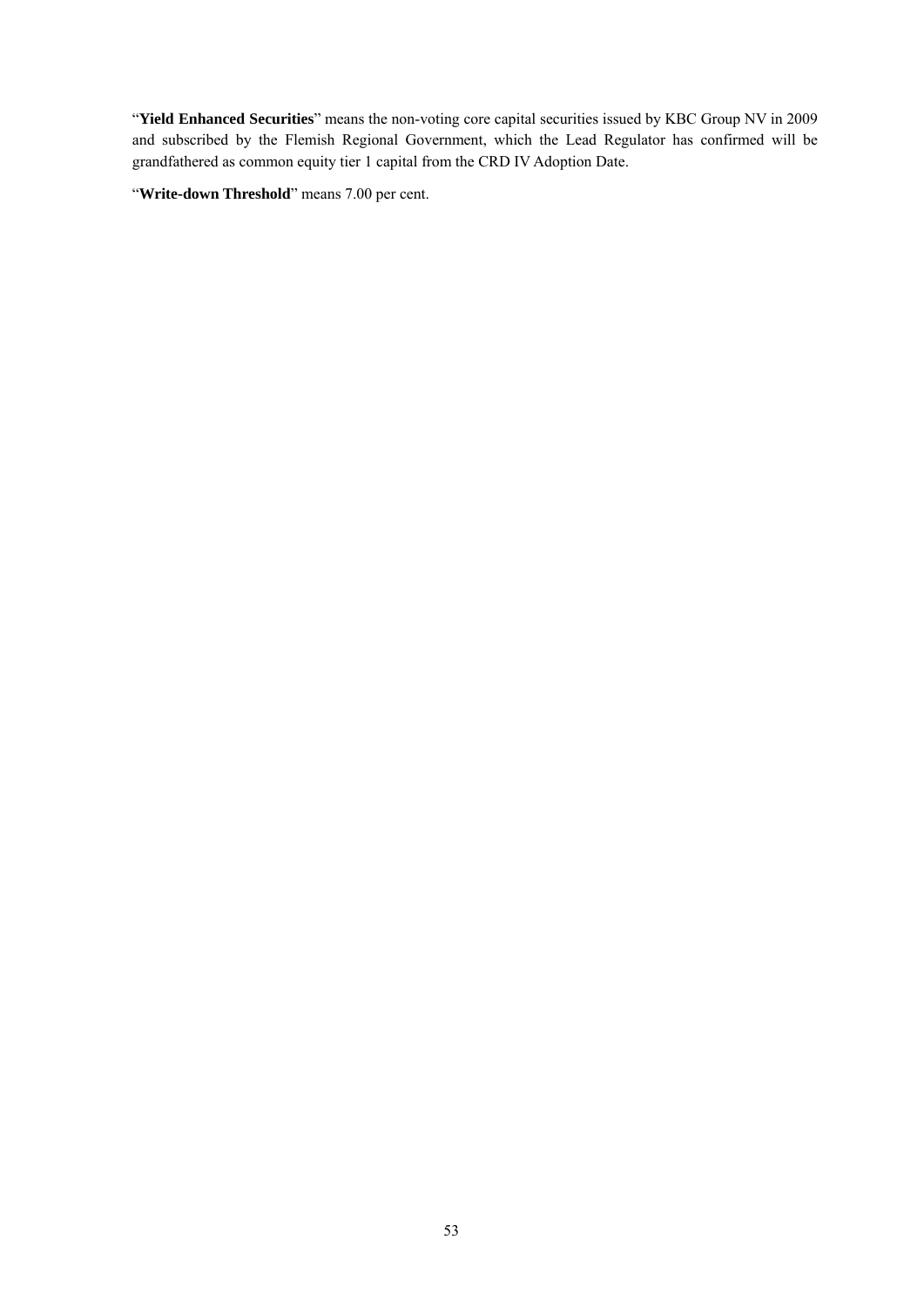"**Yield Enhanced Securities**" means the non-voting core capital securities issued by KBC Group NV in 2009 and subscribed by the Flemish Regional Government, which the Lead Regulator has confirmed will be grandfathered as common equity tier 1 capital from the CRD IV Adoption Date.

"**Write-down Threshold**" means 7.00 per cent.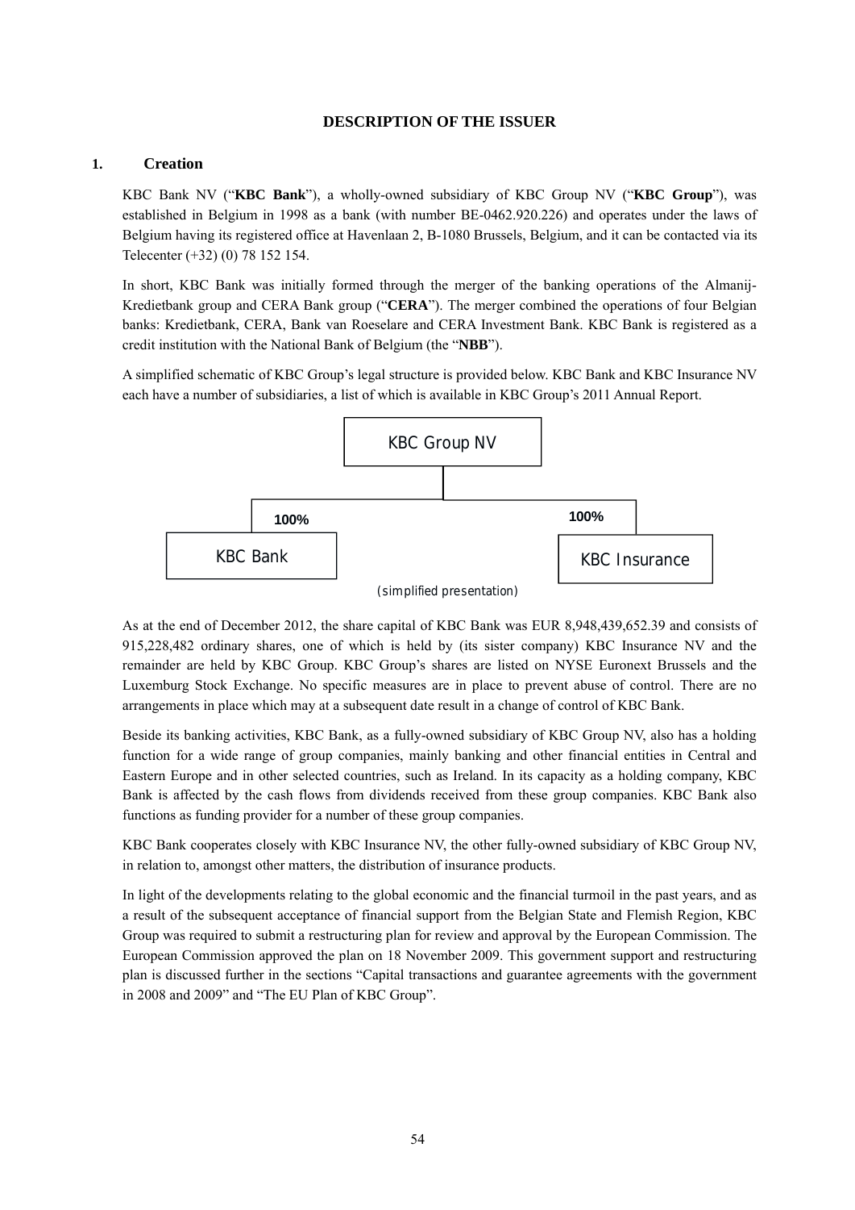**DESCRIPTION OF THE ISSUER**

## 1. Creation

KBC Bank NV ("**KBC Bank**"), a wholly-owned subsidiary of KBC Group NV ("**KBC Group**"), was established in Belgium in 1998 as a bank (with number BE-0462.920.226) and operates under the laws of Belgium having its registered office at Havenlaan 2, B-1080 Brussels, Belgium, and it can be contacted via its Telecenter (+32) (0) 78 152 154.

In short, KBC Bank was initially formed through the merger of the banking operations of the Almanij-Kredietbank group and CERA Bank group ("**CERA**"). The merger combined the operations of four Belgian banks: Kredietbank, CERA, Bank van Roeselare and CERA Investment Bank. KBC Bank is registered as a credit institution with the National Bank of Belgium (the "**NBB**").

A simplified schematic of KBC Group's legal structure is provided below. KBC Bank and KBC Insurance NV each have a number of subsidiaries, a list of which is available in KBC Group's 2011 Annual Report.

KBC Group NV

100% — KBC Bank

100% — KBC Insurance

(simplified presentation)

As at the end of December 2012, the share capital of KBC Bank was EUR 8,948,439,652.39 and consists of 915,228,482 ordinary shares, one of which is held by (its sister company) KBC Insurance NV and the remainder are held by KBC Group. KBC Group's shares are listed on NYSE Euronext Brussels and the Luxemburg Stock Exchange. No specific measures are in place to prevent abuse of control. There are no arrangements in place which may at a subsequent date result in a change of control of KBC Bank.

Beside its banking activities, KBC Bank, as a fully-owned subsidiary of KBC Group NV, also has a holding function for a wide range of group companies, mainly banking and other financial entities in Central and Eastern Europe and in other selected countries, such as Ireland. In its capacity as a holding company, KBC Bank is affected by the cash flows from dividends received from these group companies. KBC Bank also functions as funding provider for a number of these group companies.

KBC Bank cooperates closely with KBC Insurance NV, the other fully-owned subsidiary of KBC Group NV, in relation to, amongst other matters, the distribution of insurance products.

In light of the developments relating to the global economic and the financial turmoil in the past years, and as a result of the subsequent acceptance of financial support from the Belgian State and Flemish Region, KBC Group was required to submit a restructuring plan for review and approval by the European Commission. The European Commission approved the plan on 18 November 2009. This government support and restructuring plan is discussed further in the sections "Capital transactions and guarantee agreements with the government in 2008 and 2009" and "The EU Plan of KBC Group".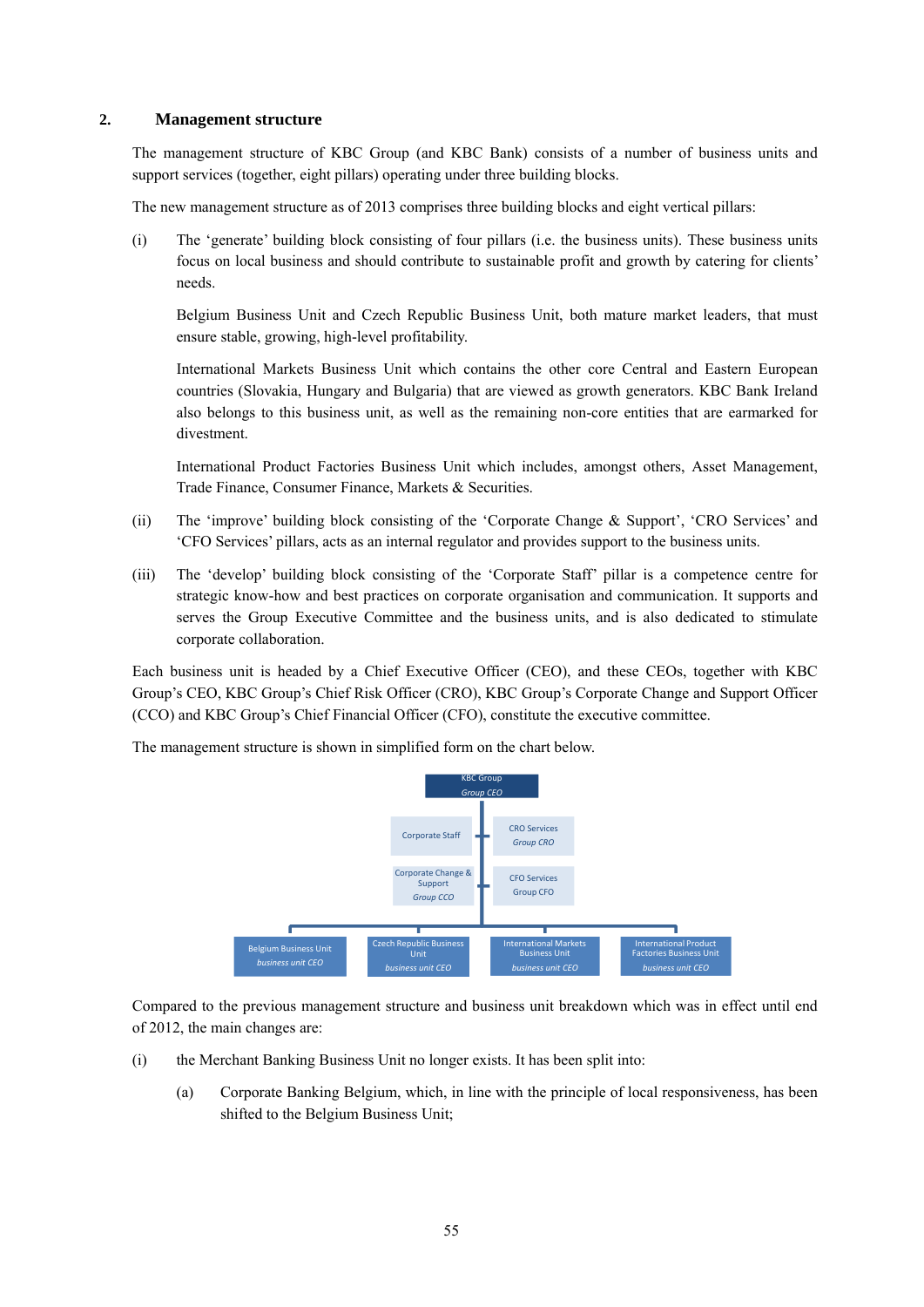## 2. Management structure

The management structure of KBC Group (and KBC Bank) consists of a number of business units and support services (together, eight pillars) operating under three building blocks.

The new management structure as of 2013 comprises three building blocks and eight vertical pillars:

(i) The 'generate' building block consisting of four pillars (i.e. the business units). These business units focus on local business and should contribute to sustainable profit and growth by catering for clients' needs.

Belgium Business Unit and Czech Republic Business Unit, both mature market leaders, that must ensure stable, growing, high-level profitability.

International Markets Business Unit which contains the other core Central and Eastern European countries (Slovakia, Hungary and Bulgaria) that are viewed as growth generators. KBC Bank Ireland also belongs to this business unit, as well as the remaining non-core entities that are earmarked for divestment.

International Product Factories Business Unit which includes, amongst others, Asset Management, Trade Finance, Consumer Finance, Markets & Securities.

(ii) The 'improve' building block consisting of the 'Corporate Change & Support', 'CRO Services' and 'CFO Services' pillars, acts as an internal regulator and provides support to the business units.

(iii) The 'develop' building block consisting of the 'Corporate Staff' pillar is a competence centre for strategic know-how and best practices on corporate organisation and communication. It supports and serves the Group Executive Committee and the business units, and is also dedicated to stimulate corporate collaboration.

Each business unit is headed by a Chief Executive Officer (CEO), and these CEOs, together with KBC Group's CEO, KBC Group's Chief Risk Officer (CRO), KBC Group's Corporate Change and Support Officer (CCO) and KBC Group's Chief Financial Officer (CFO), constitute the executive committee.

The management structure is shown in simplified form on the chart below.

KBC Group
*Group CEO*

Corporate Staff

CRO Services
*Group CRO*

Corporate Change & Support
*Group CCO*

CFO Services
Group CFO

Belgium Business Unit
*business unit CEO*

Czech Republic Business Unit
*business unit CEO*

International Markets Business Unit
*business unit CEO*

International Product Factories Business Unit
*business unit CEO*

Compared to the previous management structure and business unit breakdown which was in effect until end of 2012, the main changes are:

(i) the Merchant Banking Business Unit no longer exists. It has been split into:

(a) Corporate Banking Belgium, which, in line with the principle of local responsiveness, has been shifted to the Belgium Business Unit;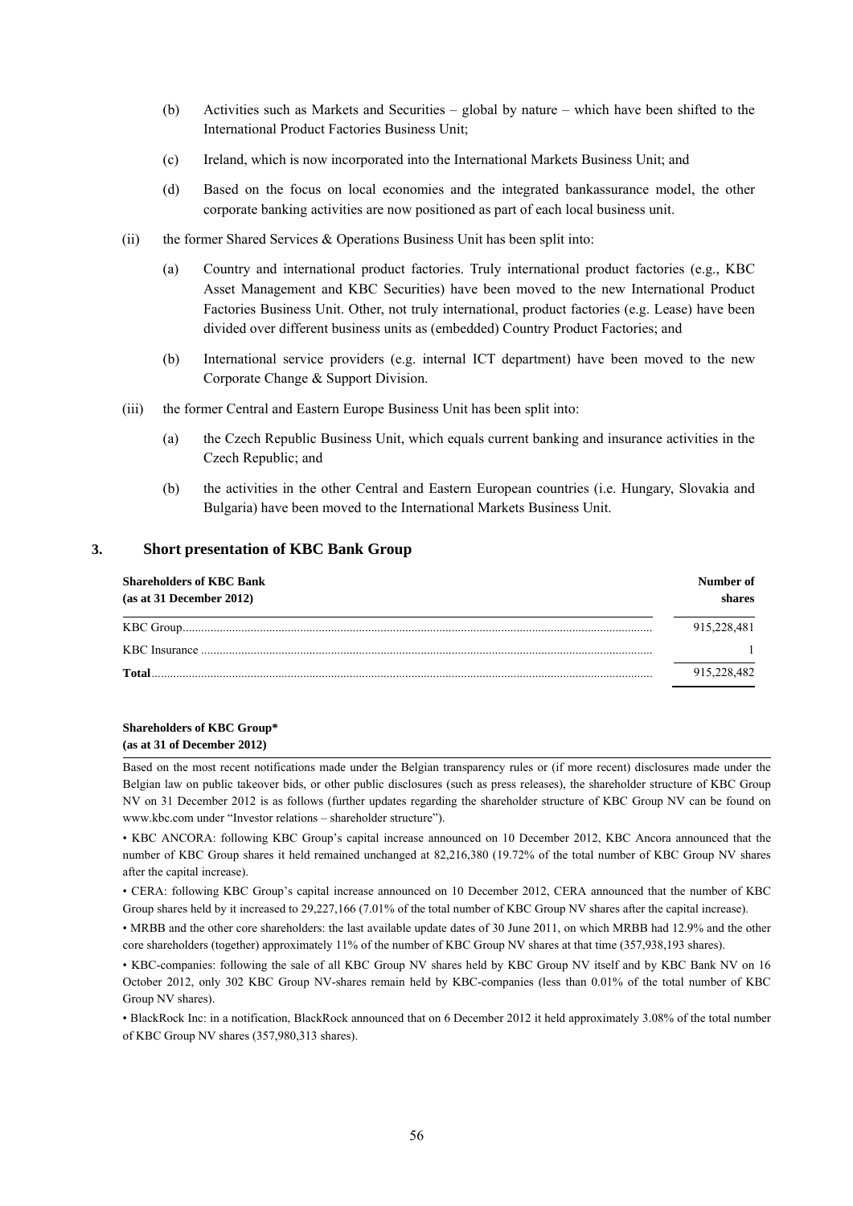(b) Activities such as Markets and Securities – global by nature – which have been shifted to the International Product Factories Business Unit;

(c) Ireland, which is now incorporated into the International Markets Business Unit; and

(d) Based on the focus on local economies and the integrated bankassurance model, the other corporate banking activities are now positioned as part of each local business unit.

(ii) the former Shared Services & Operations Business Unit has been split into:

(a) Country and international product factories. Truly international product factories (e.g., KBC Asset Management and KBC Securities) have been moved to the new International Product Factories Business Unit. Other, not truly international, product factories (e.g. Lease) have been divided over different business units as (embedded) Country Product Factories; and

(b) International service providers (e.g. internal ICT department) have been moved to the new Corporate Change & Support Division.

(iii) the former Central and Eastern Europe Business Unit has been split into:

(a) the Czech Republic Business Unit, which equals current banking and insurance activities in the Czech Republic; and

(b) the activities in the other Central and Eastern European countries (i.e. Hungary, Slovakia and Bulgaria) have been moved to the International Markets Business Unit.

## 3. Short presentation of KBC Bank Group

| **Shareholders of KBC Bank (as at 31 December 2012)** | **Number of shares** |
|---|---|
| KBC Group | 915,228,481 |
| KBC Insurance | 1 |
| **Total** | 915,228,482 |

**Shareholders of KBC Group\***
**(as at 31 of December 2012)**

Based on the most recent notifications made under the Belgian transparency rules or (if more recent) disclosures made under the Belgian law on public takeover bids, or other public disclosures (such as press releases), the shareholder structure of KBC Group NV on 31 December 2012 is as follows (further updates regarding the shareholder structure of KBC Group NV can be found on www.kbc.com under "Investor relations – shareholder structure").

• KBC ANCORA: following KBC Group's capital increase announced on 10 December 2012, KBC Ancora announced that the number of KBC Group shares it held remained unchanged at 82,216,380 (19.72% of the total number of KBC Group NV shares after the capital increase).

• CERA: following KBC Group's capital increase announced on 10 December 2012, CERA announced that the number of KBC Group shares held by it increased to 29,227,166 (7.01% of the total number of KBC Group NV shares after the capital increase).

• MRBB and the other core shareholders: the last available update dates of 30 June 2011, on which MRBB had 12.9% and the other core shareholders (together) approximately 11% of the number of KBC Group NV shares at that time (357,938,193 shares).

• KBC-companies: following the sale of all KBC Group NV shares held by KBC Group NV itself and by KBC Bank NV on 16 October 2012, only 302 KBC Group NV-shares remain held by KBC-companies (less than 0.01% of the total number of KBC Group NV shares).

• BlackRock Inc: in a notification, BlackRock announced that on 6 December 2012 it held approximately 3.08% of the total number of KBC Group NV shares (357,980,313 shares).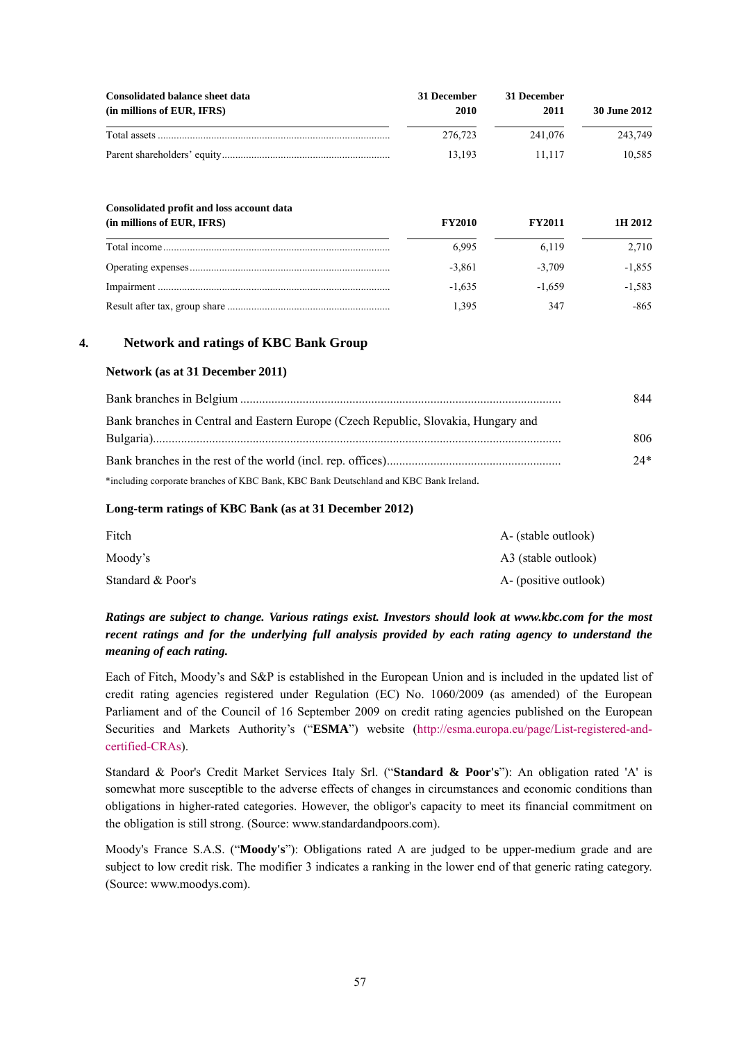| Consolidated balance sheet data (in millions of EUR, IFRS) | 31 December 2010 | 31 December 2011 | 30 June 2012 |
|---|---|---|---|
| Total assets | 276,723 | 241,076 | 243,749 |
| Parent shareholders' equity | 13,193 | 11,117 | 10,585 |

| Consolidated profit and loss account data (in millions of EUR, IFRS) | FY2010 | FY2011 | 1H 2012 |
|---|---|---|---|
| Total income | 6,995 | 6,119 | 2,710 |
| Operating expenses | -3,861 | -3,709 | -1,855 |
| Impairment | -1,635 | -1,659 | -1,583 |
| Result after tax, group share | 1,395 | 347 | -865 |

## 4. Network and ratings of KBC Bank Group

**Network (as at 31 December 2011)**

| | |
|---|---|
| Bank branches in Belgium | 844 |
| Bank branches in Central and Eastern Europe (Czech Republic, Slovakia, Hungary and Bulgaria) | 806 |
| Bank branches in the rest of the world (incl. rep. offices) | 24* |

*including corporate branches of KBC Bank, KBC Bank Deutschland and KBC Bank Ireland.

**Long-term ratings of KBC Bank (as at 31 December 2012)**

| | |
|---|---|
| Fitch | A- (stable outlook) |
| Moody's | A3 (stable outlook) |
| Standard & Poor's | A- (positive outlook) |

***Ratings are subject to change. Various ratings exist. Investors should look at www.kbc.com for the most recent ratings and for the underlying full analysis provided by each rating agency to understand the meaning of each rating.***

Each of Fitch, Moody's and S&P is established in the European Union and is included in the updated list of credit rating agencies registered under Regulation (EC) No. 1060/2009 (as amended) of the European Parliament and of the Council of 16 September 2009 on credit rating agencies published on the European Securities and Markets Authority's ("**ESMA**") website (http://esma.europa.eu/page/List-registered-and-certified-CRAs).

Standard & Poor's Credit Market Services Italy Srl. ("**Standard & Poor's**"): An obligation rated 'A' is somewhat more susceptible to the adverse effects of changes in circumstances and economic conditions than obligations in higher-rated categories. However, the obligor's capacity to meet its financial commitment on the obligation is still strong. (Source: www.standardandpoors.com).

Moody's France S.A.S. ("**Moody's**"): Obligations rated A are judged to be upper-medium grade and are subject to low credit risk. The modifier 3 indicates a ranking in the lower end of that generic rating category. (Source: www.moodys.com).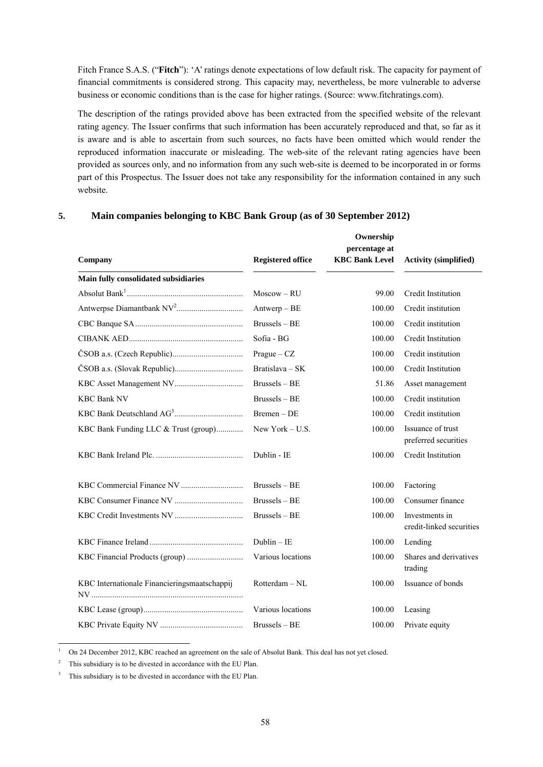Fitch France S.A.S. ("**Fitch**"): 'A' ratings denote expectations of low default risk. The capacity for payment of financial commitments is considered strong. This capacity may, nevertheless, be more vulnerable to adverse business or economic conditions than is the case for higher ratings. (Source: www.fitchratings.com).

The description of the ratings provided above has been extracted from the specified website of the relevant rating agency. The Issuer confirms that such information has been accurately reproduced and that, so far as it is aware and is able to ascertain from such sources, no facts have been omitted which would render the reproduced information inaccurate or misleading. The web-site of the relevant rating agencies have been provided as sources only, and no information from any such web-site is deemed to be incorporated in or forms part of this Prospectus. The Issuer does not take any responsibility for the information contained in any such website.

## 5. Main companies belonging to KBC Bank Group (as of 30 September 2012)

| Company | Registered office | Ownership percentage at KBC Bank Level | Activity (simplified) |
|---|---|---|---|
| **Main fully consolidated subsidiaries** | | | |
| Absolut Bank[1] | Moscow – RU | 99.00 | Credit Institution |
| Antwerpse Diamantbank NV[2] | Antwerp – BE | 100.00 | Credit institution |
| CBC Banque SA | Brussels – BE | 100.00 | Credit institution |
| CIBANK AED | Sofia - BG | 100.00 | Credit Institution |
| ČSOB a.s. (Czech Republic) | Prague – CZ | 100.00 | Credit institution |
| ČSOB a.s. (Slovak Republic) | Bratislava – SK | 100.00 | Credit Institution |
| KBC Asset Management NV | Brussels – BE | 51.86 | Asset management |
| KBC Bank NV | Brussels – BE | 100.00 | Credit institution |
| KBC Bank Deutschland AG[3] | Bremen – DE | 100.00 | Credit institution |
| KBC Bank Funding LLC & Trust (group) | New York – U.S. | 100.00 | Issuance of trust preferred securities |
| KBC Bank Ireland Plc. | Dublin - IE | 100.00 | Credit Institution |
| KBC Commercial Finance NV | Brussels – BE | 100.00 | Factoring |
| KBC Consumer Finance NV | Brussels – BE | 100.00 | Consumer finance |
| KBC Credit Investments NV | Brussels – BE | 100.00 | Investments in credit-linked securities |
| KBC Finance Ireland | Dublin – IE | 100.00 | Lending |
| KBC Financial Products (group) | Various locations | 100.00 | Shares and derivatives trading |
| KBC Internationale Financieringsmaatschappij NV | Rotterdam – NL | 100.00 | Issuance of bonds |
| KBC Lease (group) | Various locations | 100.00 | Leasing |
| KBC Private Equity NV | Brussels – BE | 100.00 | Private equity |

[1] On 24 December 2012, KBC reached an agreement on the sale of Absolut Bank. This deal has not yet closed.

[2] This subsidiary is to be divested in accordance with the EU Plan.

[3] This subsidiary is to be divested in accordance with the EU Plan.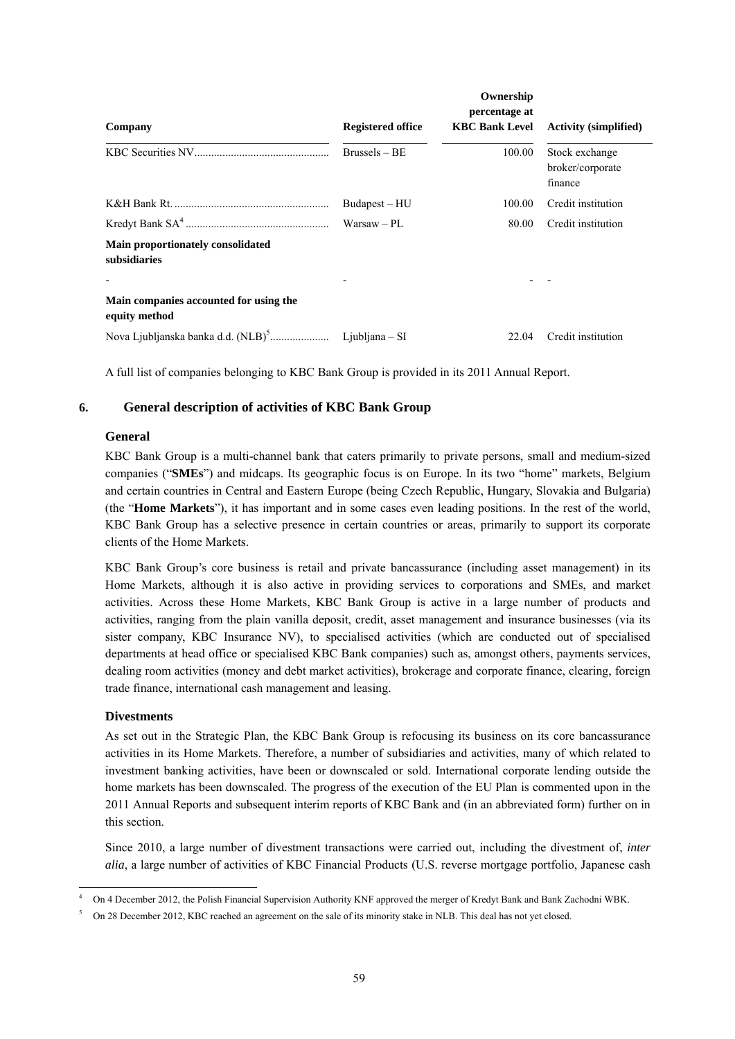| Company | Registered office | Ownership percentage at KBC Bank Level | Activity (simplified) |
|---|---|---|---|
| KBC Securities NV | Brussels – BE | 100.00 | Stock exchange broker/corporate finance |
| K&H Bank Rt. | Budapest – HU | 100.00 | Credit institution |
| Kredyt Bank SA[4] | Warsaw – PL | 80.00 | Credit institution |
| **Main proportionately consolidated subsidiaries** | | | |
| - | - | - | - |
| **Main companies accounted for using the equity method** | | | |
| Nova Ljubljanska banka d.d. (NLB)[5] | Ljubljana – SI | 22.04 | Credit institution |

A full list of companies belonging to KBC Bank Group is provided in its 2011 Annual Report.

## 6. General description of activities of KBC Bank Group

### General

KBC Bank Group is a multi-channel bank that caters primarily to private persons, small and medium-sized companies ("**SMEs**") and midcaps. Its geographic focus is on Europe. In its two "home" markets, Belgium and certain countries in Central and Eastern Europe (being Czech Republic, Hungary, Slovakia and Bulgaria) (the "**Home Markets**"), it has important and in some cases even leading positions. In the rest of the world, KBC Bank Group has a selective presence in certain countries or areas, primarily to support its corporate clients of the Home Markets.

KBC Bank Group's core business is retail and private bancassurance (including asset management) in its Home Markets, although it is also active in providing services to corporations and SMEs, and market activities. Across these Home Markets, KBC Bank Group is active in a large number of products and activities, ranging from the plain vanilla deposit, credit, asset management and insurance businesses (via its sister company, KBC Insurance NV), to specialised activities (which are conducted out of specialised departments at head office or specialised KBC Bank companies) such as, amongst others, payments services, dealing room activities (money and debt market activities), brokerage and corporate finance, clearing, foreign trade finance, international cash management and leasing.

### Divestments

As set out in the Strategic Plan, the KBC Bank Group is refocusing its business on its core bancassurance activities in its Home Markets. Therefore, a number of subsidiaries and activities, many of which related to investment banking activities, have been or downscaled or sold. International corporate lending outside the home markets has been downscaled. The progress of the execution of the EU Plan is commented upon in the 2011 Annual Reports and subsequent interim reports of KBC Bank and (in an abbreviated form) further on in this section.

Since 2010, a large number of divestment transactions were carried out, including the divestment of, *inter alia*, a large number of activities of KBC Financial Products (U.S. reverse mortgage portfolio, Japanese cash

[4] On 4 December 2012, the Polish Financial Supervision Authority KNF approved the merger of Kredyt Bank and Bank Zachodni WBK.

[5] On 28 December 2012, KBC reached an agreement on the sale of its minority stake in NLB. This deal has not yet closed.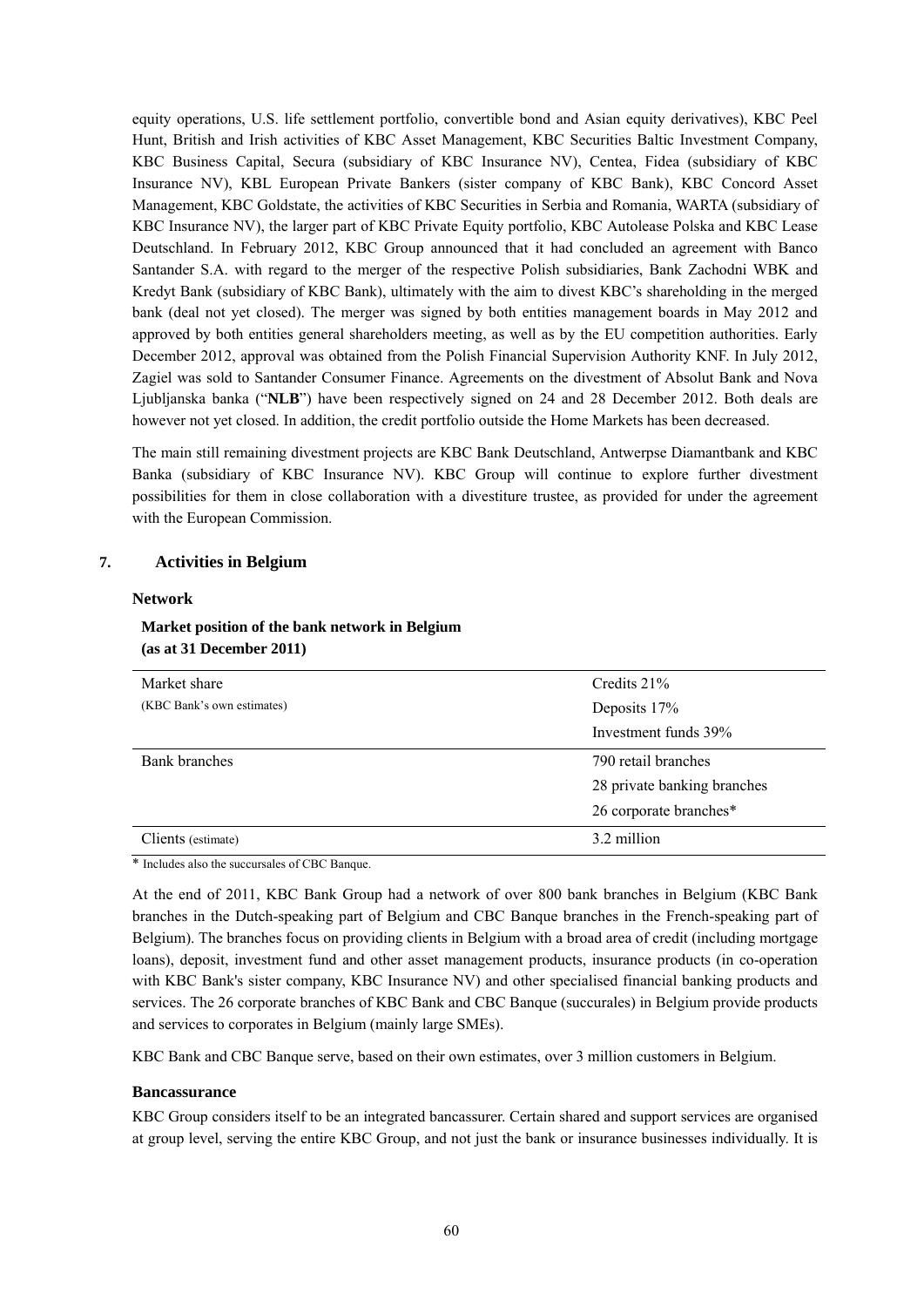equity operations, U.S. life settlement portfolio, convertible bond and Asian equity derivatives), KBC Peel Hunt, British and Irish activities of KBC Asset Management, KBC Securities Baltic Investment Company, KBC Business Capital, Secura (subsidiary of KBC Insurance NV), Centea, Fidea (subsidiary of KBC Insurance NV), KBL European Private Bankers (sister company of KBC Bank), KBC Concord Asset Management, KBC Goldstate, the activities of KBC Securities in Serbia and Romania, WARTA (subsidiary of KBC Insurance NV), the larger part of KBC Private Equity portfolio, KBC Autolease Polska and KBC Lease Deutschland. In February 2012, KBC Group announced that it had concluded an agreement with Banco Santander S.A. with regard to the merger of the respective Polish subsidiaries, Bank Zachodni WBK and Kredyt Bank (subsidiary of KBC Bank), ultimately with the aim to divest KBC's shareholding in the merged bank (deal not yet closed). The merger was signed by both entities management boards in May 2012 and approved by both entities general shareholders meeting, as well as by the EU competition authorities. Early December 2012, approval was obtained from the Polish Financial Supervision Authority KNF. In July 2012, Zagiel was sold to Santander Consumer Finance. Agreements on the divestment of Absolut Bank and Nova Ljubljanska banka ("**NLB**") have been respectively signed on 24 and 28 December 2012. Both deals are however not yet closed. In addition, the credit portfolio outside the Home Markets has been decreased.

The main still remaining divestment projects are KBC Bank Deutschland, Antwerpse Diamantbank and KBC Banka (subsidiary of KBC Insurance NV). KBC Group will continue to explore further divestment possibilities for them in close collaboration with a divestiture trustee, as provided for under the agreement with the European Commission.

## 7. Activities in Belgium

### Network

**Market position of the bank network in Belgium (as at 31 December 2011)**

| | |
|---|---|
| Market share<br>(KBC Bank's own estimates) | Credits 21%<br>Deposits 17%<br>Investment funds 39% |
| Bank branches | 790 retail branches<br>28 private banking branches<br>26 corporate branches* |
| Clients (estimate) | 3.2 million |

\* Includes also the succursales of CBC Banque.

At the end of 2011, KBC Bank Group had a network of over 800 bank branches in Belgium (KBC Bank branches in the Dutch-speaking part of Belgium and CBC Banque branches in the French-speaking part of Belgium). The branches focus on providing clients in Belgium with a broad area of credit (including mortgage loans), deposit, investment fund and other asset management products, insurance products (in co-operation with KBC Bank's sister company, KBC Insurance NV) and other specialised financial banking products and services. The 26 corporate branches of KBC Bank and CBC Banque (succurales) in Belgium provide products and services to corporates in Belgium (mainly large SMEs).

KBC Bank and CBC Banque serve, based on their own estimates, over 3 million customers in Belgium.

### Bancassurance

KBC Group considers itself to be an integrated bancassurer. Certain shared and support services are organised at group level, serving the entire KBC Group, and not just the bank or insurance businesses individually. It is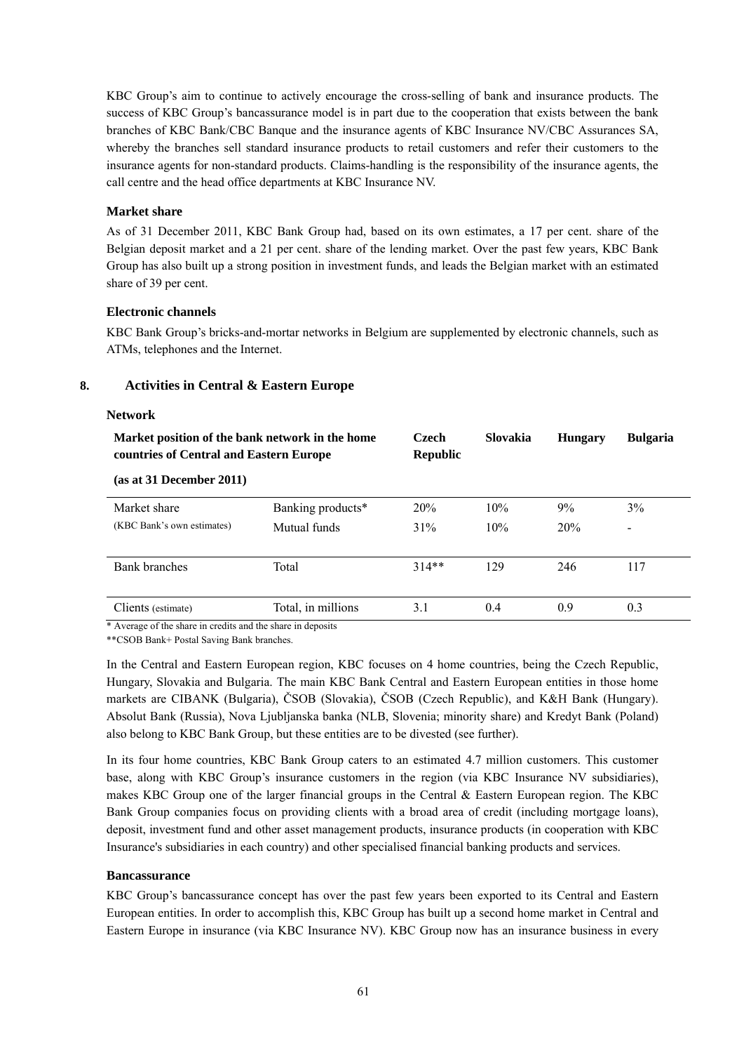KBC Group's aim to continue to actively encourage the cross-selling of bank and insurance products. The success of KBC Group's bancassurance model is in part due to the cooperation that exists between the bank branches of KBC Bank/CBC Banque and the insurance agents of KBC Insurance NV/CBC Assurances SA, whereby the branches sell standard insurance products to retail customers and refer their customers to the insurance agents for non-standard products. Claims-handling is the responsibility of the insurance agents, the call centre and the head office departments at KBC Insurance NV.

**Market share**

As of 31 December 2011, KBC Bank Group had, based on its own estimates, a 17 per cent. share of the Belgian deposit market and a 21 per cent. share of the lending market. Over the past few years, KBC Bank Group has also built up a strong position in investment funds, and leads the Belgian market with an estimated share of 39 per cent.

**Electronic channels**

KBC Bank Group's bricks-and-mortar networks in Belgium are supplemented by electronic channels, such as ATMs, telephones and the Internet.

## 8. Activities in Central & Eastern Europe

**Network**

| **Market position of the bank network in the home countries of Central and Eastern Europe (as at 31 December 2011)** | | **Czech Republic** | **Slovakia** | **Hungary** | **Bulgaria** |
|---|---|---|---|---|---|
| Market share (KBC Bank's own estimates) | Banking products* | 20% | 10% | 9% | 3% |
| | Mutual funds | 31% | 10% | 20% | - |
| Bank branches | Total | 314** | 129 | 246 | 117 |
| Clients (estimate) | Total, in millions | 3.1 | 0.4 | 0.9 | 0.3 |

\* Average of the share in credits and the share in deposits

\*\*CSOB Bank+ Postal Saving Bank branches.

In the Central and Eastern European region, KBC focuses on 4 home countries, being the Czech Republic, Hungary, Slovakia and Bulgaria. The main KBC Bank Central and Eastern European entities in those home markets are CIBANK (Bulgaria), ČSOB (Slovakia), ČSOB (Czech Republic), and K&H Bank (Hungary). Absolut Bank (Russia), Nova Ljubljanska banka (NLB, Slovenia; minority share) and Kredyt Bank (Poland) also belong to KBC Bank Group, but these entities are to be divested (see further).

In its four home countries, KBC Bank Group caters to an estimated 4.7 million customers. This customer base, along with KBC Group's insurance customers in the region (via KBC Insurance NV subsidiaries), makes KBC Group one of the larger financial groups in the Central & Eastern European region. The KBC Bank Group companies focus on providing clients with a broad area of credit (including mortgage loans), deposit, investment fund and other asset management products, insurance products (in cooperation with KBC Insurance's subsidiaries in each country) and other specialised financial banking products and services.

**Bancassurance**

KBC Group's bancassurance concept has over the past few years been exported to its Central and Eastern European entities. In order to accomplish this, KBC Group has built up a second home market in Central and Eastern Europe in insurance (via KBC Insurance NV). KBC Group now has an insurance business in every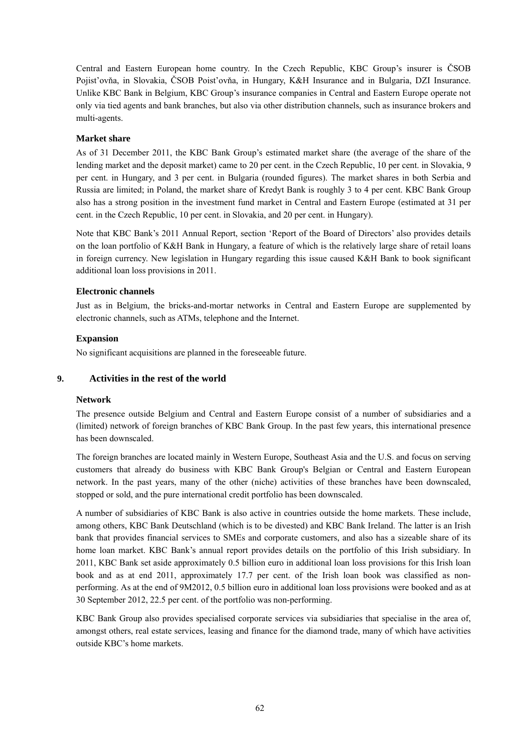Central and Eastern European home country. In the Czech Republic, KBC Group's insurer is ČSOB Pojist'ovňa, in Slovakia, ČSOB Poist'ovňa, in Hungary, K&H Insurance and in Bulgaria, DZI Insurance. Unlike KBC Bank in Belgium, KBC Group's insurance companies in Central and Eastern Europe operate not only via tied agents and bank branches, but also via other distribution channels, such as insurance brokers and multi-agents.

**Market share**

As of 31 December 2011, the KBC Bank Group's estimated market share (the average of the share of the lending market and the deposit market) came to 20 per cent. in the Czech Republic, 10 per cent. in Slovakia, 9 per cent. in Hungary, and 3 per cent. in Bulgaria (rounded figures). The market shares in both Serbia and Russia are limited; in Poland, the market share of Kredyt Bank is roughly 3 to 4 per cent. KBC Bank Group also has a strong position in the investment fund market in Central and Eastern Europe (estimated at 31 per cent. in the Czech Republic, 10 per cent. in Slovakia, and 20 per cent. in Hungary).

Note that KBC Bank's 2011 Annual Report, section 'Report of the Board of Directors' also provides details on the loan portfolio of K&H Bank in Hungary, a feature of which is the relatively large share of retail loans in foreign currency. New legislation in Hungary regarding this issue caused K&H Bank to book significant additional loan loss provisions in 2011.

**Electronic channels**

Just as in Belgium, the bricks-and-mortar networks in Central and Eastern Europe are supplemented by electronic channels, such as ATMs, telephone and the Internet.

**Expansion**

No significant acquisitions are planned in the foreseeable future.

## 9. Activities in the rest of the world

**Network**

The presence outside Belgium and Central and Eastern Europe consist of a number of subsidiaries and a (limited) network of foreign branches of KBC Bank Group. In the past few years, this international presence has been downscaled.

The foreign branches are located mainly in Western Europe, Southeast Asia and the U.S. and focus on serving customers that already do business with KBC Bank Group's Belgian or Central and Eastern European network. In the past years, many of the other (niche) activities of these branches have been downscaled, stopped or sold, and the pure international credit portfolio has been downscaled.

A number of subsidiaries of KBC Bank is also active in countries outside the home markets. These include, among others, KBC Bank Deutschland (which is to be divested) and KBC Bank Ireland. The latter is an Irish bank that provides financial services to SMEs and corporate customers, and also has a sizeable share of its home loan market. KBC Bank's annual report provides details on the portfolio of this Irish subsidiary. In 2011, KBC Bank set aside approximately 0.5 billion euro in additional loan loss provisions for this Irish loan book and as at end 2011, approximately 17.7 per cent. of the Irish loan book was classified as non-performing. As at the end of 9M2012, 0.5 billion euro in additional loan loss provisions were booked and as at 30 September 2012, 22.5 per cent. of the portfolio was non-performing.

KBC Bank Group also provides specialised corporate services via subsidiaries that specialise in the area of, amongst others, real estate services, leasing and finance for the diamond trade, many of which have activities outside KBC's home markets.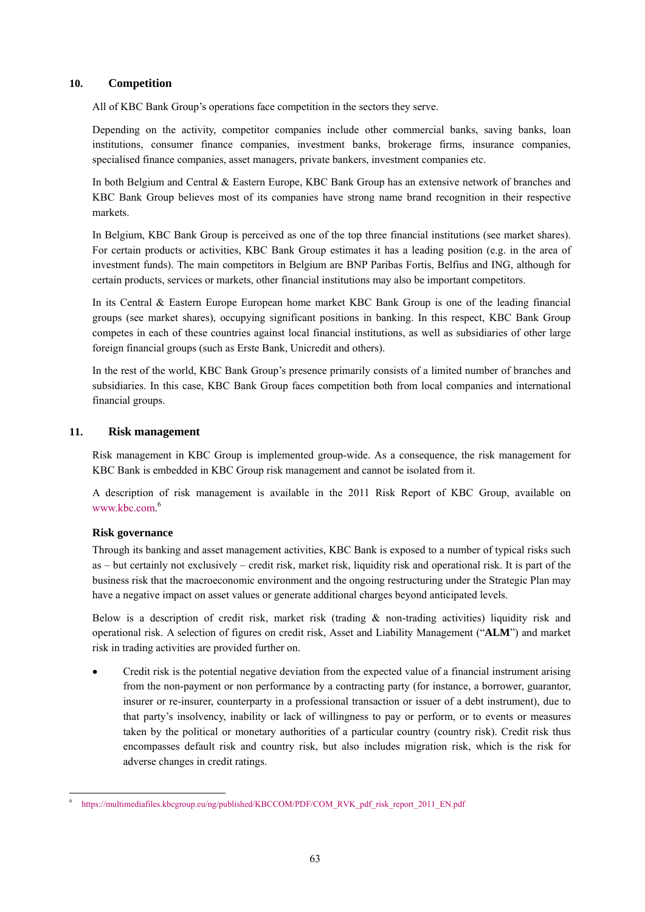## 10. Competition

All of KBC Bank Group's operations face competition in the sectors they serve.

Depending on the activity, competitor companies include other commercial banks, saving banks, loan institutions, consumer finance companies, investment banks, brokerage firms, insurance companies, specialised finance companies, asset managers, private bankers, investment companies etc.

In both Belgium and Central & Eastern Europe, KBC Bank Group has an extensive network of branches and KBC Bank Group believes most of its companies have strong name brand recognition in their respective markets.

In Belgium, KBC Bank Group is perceived as one of the top three financial institutions (see market shares). For certain products or activities, KBC Bank Group estimates it has a leading position (e.g. in the area of investment funds). The main competitors in Belgium are BNP Paribas Fortis, Belfius and ING, although for certain products, services or markets, other financial institutions may also be important competitors.

In its Central & Eastern Europe European home market KBC Bank Group is one of the leading financial groups (see market shares), occupying significant positions in banking. In this respect, KBC Bank Group competes in each of these countries against local financial institutions, as well as subsidiaries of other large foreign financial groups (such as Erste Bank, Unicredit and others).

In the rest of the world, KBC Bank Group's presence primarily consists of a limited number of branches and subsidiaries. In this case, KBC Bank Group faces competition both from local companies and international financial groups.

## 11. Risk management

Risk management in KBC Group is implemented group-wide. As a consequence, the risk management for KBC Bank is embedded in KBC Group risk management and cannot be isolated from it.

A description of risk management is available in the 2011 Risk Report of KBC Group, available on www.kbc.com.[6]

### Risk governance

Through its banking and asset management activities, KBC Bank is exposed to a number of typical risks such as – but certainly not exclusively – credit risk, market risk, liquidity risk and operational risk. It is part of the business risk that the macroeconomic environment and the ongoing restructuring under the Strategic Plan may have a negative impact on asset values or generate additional charges beyond anticipated levels.

Below is a description of credit risk, market risk (trading & non-trading activities) liquidity risk and operational risk. A selection of figures on credit risk, Asset and Liability Management ("**ALM**") and market risk in trading activities are provided further on.

- Credit risk is the potential negative deviation from the expected value of a financial instrument arising from the non-payment or non performance by a contracting party (for instance, a borrower, guarantor, insurer or re-insurer, counterparty in a professional transaction or issuer of a debt instrument), due to that party's insolvency, inability or lack of willingness to pay or perform, or to events or measures taken by the political or monetary authorities of a particular country (country risk). Credit risk thus encompasses default risk and country risk, but also includes migration risk, which is the risk for adverse changes in credit ratings.

---

[6] https://multimediafiles.kbcgroup.eu/ng/published/KBCCOM/PDF/COM_RVK_pdf_risk_report_2011_EN.pdf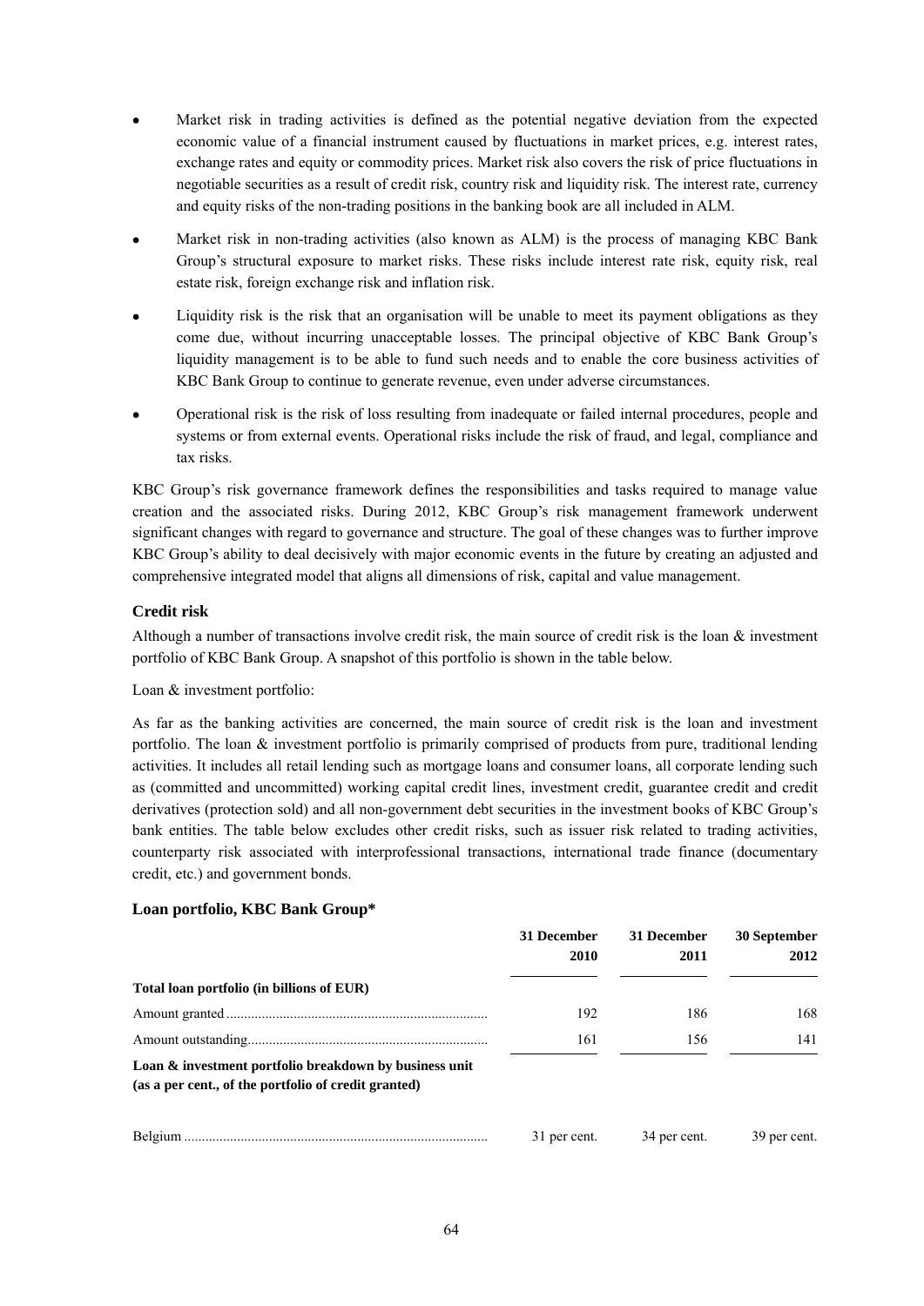- Market risk in trading activities is defined as the potential negative deviation from the expected economic value of a financial instrument caused by fluctuations in market prices, e.g. interest rates, exchange rates and equity or commodity prices. Market risk also covers the risk of price fluctuations in negotiable securities as a result of credit risk, country risk and liquidity risk. The interest rate, currency and equity risks of the non-trading positions in the banking book are all included in ALM.

- Market risk in non-trading activities (also known as ALM) is the process of managing KBC Bank Group's structural exposure to market risks. These risks include interest rate risk, equity risk, real estate risk, foreign exchange risk and inflation risk.

- Liquidity risk is the risk that an organisation will be unable to meet its payment obligations as they come due, without incurring unacceptable losses. The principal objective of KBC Bank Group's liquidity management is to be able to fund such needs and to enable the core business activities of KBC Bank Group to continue to generate revenue, even under adverse circumstances.

- Operational risk is the risk of loss resulting from inadequate or failed internal procedures, people and systems or from external events. Operational risks include the risk of fraud, and legal, compliance and tax risks.

KBC Group's risk governance framework defines the responsibilities and tasks required to manage value creation and the associated risks. During 2012, KBC Group's risk management framework underwent significant changes with regard to governance and structure. The goal of these changes was to further improve KBC Group's ability to deal decisively with major economic events in the future by creating an adjusted and comprehensive integrated model that aligns all dimensions of risk, capital and value management.

### Credit risk

Although a number of transactions involve credit risk, the main source of credit risk is the loan & investment portfolio of KBC Bank Group. A snapshot of this portfolio is shown in the table below.

Loan & investment portfolio:

As far as the banking activities are concerned, the main source of credit risk is the loan and investment portfolio. The loan & investment portfolio is primarily comprised of products from pure, traditional lending activities. It includes all retail lending such as mortgage loans and consumer loans, all corporate lending such as (committed and uncommitted) working capital credit lines, investment credit, guarantee credit and credit derivatives (protection sold) and all non-government debt securities in the investment books of KBC Group's bank entities. The table below excludes other credit risks, such as issuer risk related to trading activities, counterparty risk associated with interprofessional transactions, international trade finance (documentary credit, etc.) and government bonds.

### Loan portfolio, KBC Bank Group*

| | 31 December 2010 | 31 December 2011 | 30 September 2012 |
|---|---|---|---|
| **Total loan portfolio (in billions of EUR)** | | | |
| Amount granted | 192 | 186 | 168 |
| Amount outstanding | 161 | 156 | 141 |
| **Loan & investment portfolio breakdown by business unit (as a per cent., of the portfolio of credit granted)** | | | |
| Belgium | 31 per cent. | 34 per cent. | 39 per cent. |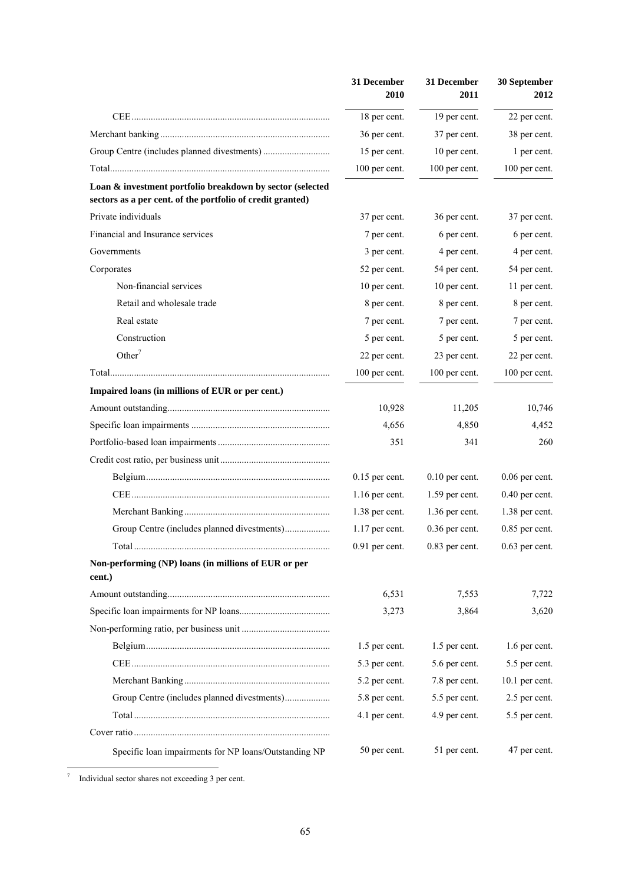| | 31 December 2010 | 31 December 2011 | 30 September 2012 |
|---|---|---|---|
| CEE | 18 per cent. | 19 per cent. | 22 per cent. |
| Merchant banking | 36 per cent. | 37 per cent. | 38 per cent. |
| Group Centre (includes planned divestments) | 15 per cent. | 10 per cent. | 1 per cent. |
| Total | 100 per cent. | 100 per cent. | 100 per cent. |
| **Loan & investment portfolio breakdown by sector (selected sectors as a per cent. of the portfolio of credit granted)** | | | |
| Private individuals | 37 per cent. | 36 per cent. | 37 per cent. |
| Financial and Insurance services | 7 per cent. | 6 per cent. | 6 per cent. |
| Governments | 3 per cent. | 4 per cent. | 4 per cent. |
| Corporates | 52 per cent. | 54 per cent. | 54 per cent. |
| Non-financial services | 10 per cent. | 10 per cent. | 11 per cent. |
| Retail and wholesale trade | 8 per cent. | 8 per cent. | 8 per cent. |
| Real estate | 7 per cent. | 7 per cent. | 7 per cent. |
| Construction | 5 per cent. | 5 per cent. | 5 per cent. |
| Other[7] | 22 per cent. | 23 per cent. | 22 per cent. |
| Total | 100 per cent. | 100 per cent. | 100 per cent. |
| **Impaired loans (in millions of EUR or per cent.)** | | | |
| Amount outstanding | 10,928 | 11,205 | 10,746 |
| Specific loan impairments | 4,656 | 4,850 | 4,452 |
| Portfolio-based loan impairments | 351 | 341 | 260 |
| Credit cost ratio, per business unit | | | |
| Belgium | 0.15 per cent. | 0.10 per cent. | 0.06 per cent. |
| CEE | 1.16 per cent. | 1.59 per cent. | 0.40 per cent. |
| Merchant Banking | 1.38 per cent. | 1.36 per cent. | 1.38 per cent. |
| Group Centre (includes planned divestments) | 1.17 per cent. | 0.36 per cent. | 0.85 per cent. |
| Total | 0.91 per cent. | 0.83 per cent. | 0.63 per cent. |
| **Non-performing (NP) loans (in millions of EUR or per cent.)** | | | |
| Amount outstanding | 6,531 | 7,553 | 7,722 |
| Specific loan impairments for NP loans | 3,273 | 3,864 | 3,620 |
| Non-performing ratio, per business unit | | | |
| Belgium | 1.5 per cent. | 1.5 per cent. | 1.6 per cent. |
| CEE | 5.3 per cent. | 5.6 per cent. | 5.5 per cent. |
| Merchant Banking | 5.2 per cent. | 7.8 per cent. | 10.1 per cent. |
| Group Centre (includes planned divestments) | 5.8 per cent. | 5.5 per cent. | 2.5 per cent. |
| Total | 4.1 per cent. | 4.9 per cent. | 5.5 per cent. |
| Cover ratio | | | |
| Specific loan impairments for NP loans/Outstanding NP | 50 per cent. | 51 per cent. | 47 per cent. |

[7] Individual sector shares not exceeding 3 per cent.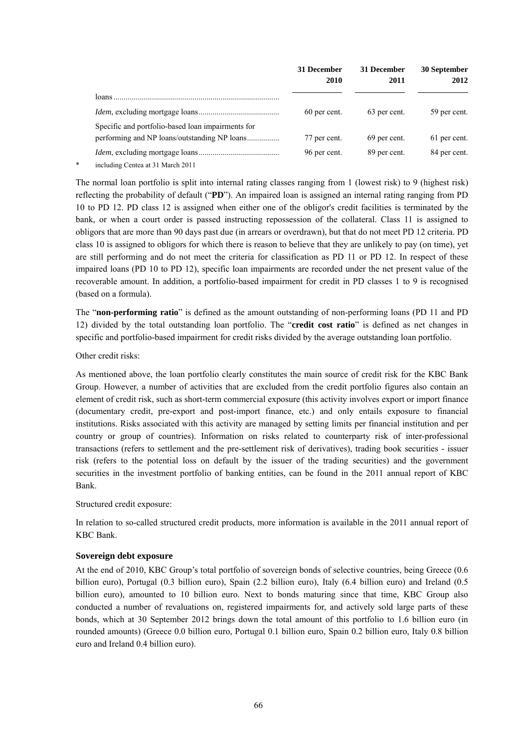| | 31 December 2010 | 31 December 2011 | 30 September 2012 |
|---|---|---|---|
| loans | | | |
| *Idem*, excluding mortgage loans | 60 per cent. | 63 per cent. | 59 per cent. |
| Specific and portfolio-based loan impairments for performing and NP loans/outstanding NP loans | 77 per cent. | 69 per cent. | 61 per cent. |
| *Idem*, excluding mortgage loans | 96 per cent. | 89 per cent. | 84 per cent. |

\* including Centea at 31 March 2011

The normal loan portfolio is split into internal rating classes ranging from 1 (lowest risk) to 9 (highest risk) reflecting the probability of default ("**PD**"). An impaired loan is assigned an internal rating ranging from PD 10 to PD 12. PD class 12 is assigned when either one of the obligor's credit facilities is terminated by the bank, or when a court order is passed instructing repossession of the collateral. Class 11 is assigned to obligors that are more than 90 days past due (in arrears or overdrawn), but that do not meet PD 12 criteria. PD class 10 is assigned to obligors for which there is reason to believe that they are unlikely to pay (on time), yet are still performing and do not meet the criteria for classification as PD 11 or PD 12. In respect of these impaired loans (PD 10 to PD 12), specific loan impairments are recorded under the net present value of the recoverable amount. In addition, a portfolio-based impairment for credit in PD classes 1 to 9 is recognised (based on a formula).

The "**non-performing ratio**" is defined as the amount outstanding of non-performing loans (PD 11 and PD 12) divided by the total outstanding loan portfolio. The "**credit cost ratio**" is defined as net changes in specific and portfolio-based impairment for credit risks divided by the average outstanding loan portfolio.

Other credit risks:

As mentioned above, the loan portfolio clearly constitutes the main source of credit risk for the KBC Bank Group. However, a number of activities that are excluded from the credit portfolio figures also contain an element of credit risk, such as short-term commercial exposure (this activity involves export or import finance (documentary credit, pre-export and post-import finance, etc.) and only entails exposure to financial institutions. Risks associated with this activity are managed by setting limits per financial institution and per country or group of countries). Information on risks related to counterparty risk of inter-professional transactions (refers to settlement and the pre-settlement risk of derivatives), trading book securities - issuer risk (refers to the potential loss on default by the issuer of the trading securities) and the government securities in the investment portfolio of banking entities, can be found in the 2011 annual report of KBC Bank.

Structured credit exposure:

In relation to so-called structured credit products, more information is available in the 2011 annual report of KBC Bank.

**Sovereign debt exposure**

At the end of 2010, KBC Group's total portfolio of sovereign bonds of selective countries, being Greece (0.6 billion euro), Portugal (0.3 billion euro), Spain (2.2 billion euro), Italy (6.4 billion euro) and Ireland (0.5 billion euro), amounted to 10 billion euro. Next to bonds maturing since that time, KBC Group also conducted a number of revaluations on, registered impairments for, and actively sold large parts of these bonds, which at 30 September 2012 brings down the total amount of this portfolio to 1.6 billion euro (in rounded amounts) (Greece 0.0 billion euro, Portugal 0.1 billion euro, Spain 0.2 billion euro, Italy 0.8 billion euro and Ireland 0.4 billion euro).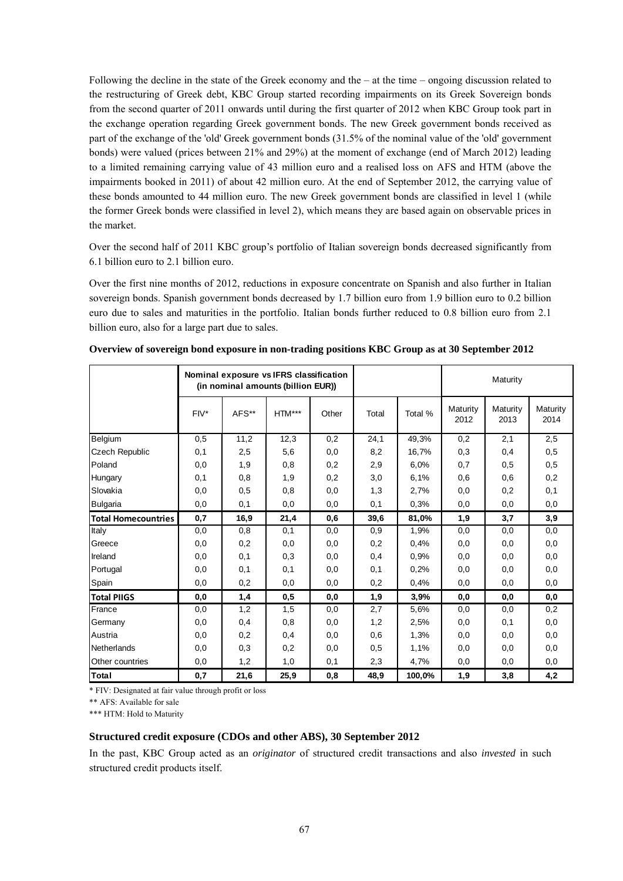Following the decline in the state of the Greek economy and the – at the time – ongoing discussion related to the restructuring of Greek debt, KBC Group started recording impairments on its Greek Sovereign bonds from the second quarter of 2011 onwards until during the first quarter of 2012 when KBC Group took part in the exchange operation regarding Greek government bonds. The new Greek government bonds received as part of the exchange of the 'old' Greek government bonds (31.5% of the nominal value of the 'old' government bonds) were valued (prices between 21% and 29%) at the moment of exchange (end of March 2012) leading to a limited remaining carrying value of 43 million euro and a realised loss on AFS and HTM (above the impairments booked in 2011) of about 42 million euro. At the end of September 2012, the carrying value of these bonds amounted to 44 million euro. The new Greek government bonds are classified in level 1 (while the former Greek bonds were classified in level 2), which means they are based again on observable prices in the market.

Over the second half of 2011 KBC group's portfolio of Italian sovereign bonds decreased significantly from 6.1 billion euro to 2.1 billion euro.

Over the first nine months of 2012, reductions in exposure concentrate on Spanish and also further in Italian sovereign bonds. Spanish government bonds decreased by 1.7 billion euro from 1.9 billion euro to 0.2 billion euro due to sales and maturities in the portfolio. Italian bonds further reduced to 0.8 billion euro from 2.1 billion euro, also for a large part due to sales.

**Overview of sovereign bond exposure in non-trading positions KBC Group as at 30 September 2012**

| | Nominal exposure vs IFRS classification (in nominal amounts (billion EUR)) | | | | | | Maturity | | |
|---|---|---|---|---|---|---|---|---|---|
| | FIV* | AFS** | HTM*** | Other | Total | Total % | Maturity 2012 | Maturity 2013 | Maturity 2014 |
| Belgium | 0,5 | 11,2 | 12,3 | 0,2 | 24,1 | 49,3% | 0,2 | 2,1 | 2,5 |
| Czech Republic | 0,1 | 2,5 | 5,6 | 0,0 | 8,2 | 16,7% | 0,3 | 0,4 | 0,5 |
| Poland | 0,0 | 1,9 | 0,8 | 0,2 | 2,9 | 6,0% | 0,7 | 0,5 | 0,5 |
| Hungary | 0,1 | 0,8 | 1,9 | 0,2 | 3,0 | 6,1% | 0,6 | 0,6 | 0,2 |
| Slovakia | 0,0 | 0,5 | 0,8 | 0,0 | 1,3 | 2,7% | 0,0 | 0,2 | 0,1 |
| Bulgaria | 0,0 | 0,1 | 0,0 | 0,0 | 0,1 | 0,3% | 0,0 | 0,0 | 0,0 |
| **Total Homecountries** | **0,7** | **16,9** | **21,4** | **0,6** | **39,6** | **81,0%** | **1,9** | **3,7** | **3,9** |
| Italy | 0,0 | 0,8 | 0,1 | 0,0 | 0,9 | 1,9% | 0,0 | 0,0 | 0,0 |
| Greece | 0,0 | 0,2 | 0,0 | 0,0 | 0,2 | 0,4% | 0,0 | 0,0 | 0,0 |
| Ireland | 0,0 | 0,1 | 0,3 | 0,0 | 0,4 | 0,9% | 0,0 | 0,0 | 0,0 |
| Portugal | 0,0 | 0,1 | 0,1 | 0,0 | 0,1 | 0,2% | 0,0 | 0,0 | 0,0 |
| Spain | 0,0 | 0,2 | 0,0 | 0,0 | 0,2 | 0,4% | 0,0 | 0,0 | 0,0 |
| **Total PIIGS** | **0,0** | **1,4** | **0,5** | **0,0** | **1,9** | **3,9%** | **0,0** | **0,0** | **0,0** |
| France | 0,0 | 1,2 | 1,5 | 0,0 | 2,7 | 5,6% | 0,0 | 0,0 | 0,2 |
| Germany | 0,0 | 0,4 | 0,8 | 0,0 | 1,2 | 2,5% | 0,0 | 0,1 | 0,0 |
| Austria | 0,0 | 0,2 | 0,4 | 0,0 | 0,6 | 1,3% | 0,0 | 0,0 | 0,0 |
| Netherlands | 0,0 | 0,3 | 0,2 | 0,0 | 0,5 | 1,1% | 0,0 | 0,0 | 0,0 |
| Other countries | 0,0 | 1,2 | 1,0 | 0,1 | 2,3 | 4,7% | 0,0 | 0,0 | 0,0 |
| **Total** | **0,7** | **21,6** | **25,9** | **0,8** | **48,9** | **100,0%** | **1,9** | **3,8** | **4,2** |

\* FIV: Designated at fair value through profit or loss

\*\* AFS: Available for sale

\*\*\* HTM: Hold to Maturity

### Structured credit exposure (CDOs and other ABS), 30 September 2012

In the past, KBC Group acted as an *originator* of structured credit transactions and also *invested* in such structured credit products itself.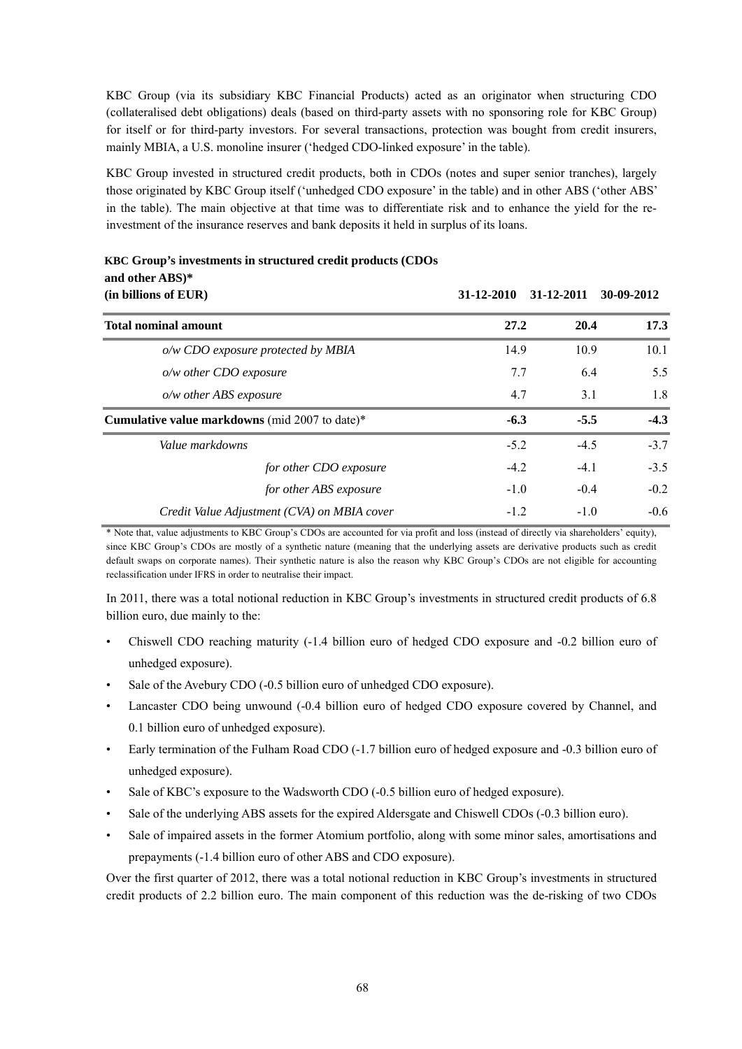KBC Group (via its subsidiary KBC Financial Products) acted as an originator when structuring CDO (collateralised debt obligations) deals (based on third-party assets with no sponsoring role for KBC Group) for itself or for third-party investors. For several transactions, protection was bought from credit insurers, mainly MBIA, a U.S. monoline insurer ('hedged CDO-linked exposure' in the table).

KBC Group invested in structured credit products, both in CDOs (notes and super senior tranches), largely those originated by KBC Group itself ('unhedged CDO exposure' in the table) and in other ABS ('other ABS' in the table). The main objective at that time was to differentiate risk and to enhance the yield for the re-investment of the insurance reserves and bank deposits it held in surplus of its loans.

| **KBC Group's investments in structured credit products (CDOs and other ABS)*** **(in billions of EUR)** | **31-12-2010** | **31-12-2011** | **30-09-2012** |
|---|---|---|---|
| **Total nominal amount** | **27.2** | **20.4** | **17.3** |
| *o/w CDO exposure protected by MBIA* | 14.9 | 10.9 | 10.1 |
| *o/w other CDO exposure* | 7.7 | 6.4 | 5.5 |
| *o/w other ABS exposure* | 4.7 | 3.1 | 1.8 |
| **Cumulative value markdowns** (mid 2007 to date)* | **-6.3** | **-5.5** | **-4.3** |
| *Value markdowns* | -5.2 | -4.5 | -3.7 |
| *for other CDO exposure* | -4.2 | -4.1 | -3.5 |
| *for other ABS exposure* | -1.0 | -0.4 | -0.2 |
| *Credit Value Adjustment (CVA) on MBIA cover* | -1.2 | -1.0 | -0.6 |

\* Note that, value adjustments to KBC Group's CDOs are accounted for via profit and loss (instead of directly via shareholders' equity), since KBC Group's CDOs are mostly of a synthetic nature (meaning that the underlying assets are derivative products such as credit default swaps on corporate names). Their synthetic nature is also the reason why KBC Group's CDOs are not eligible for accounting reclassification under IFRS in order to neutralise their impact.

In 2011, there was a total notional reduction in KBC Group's investments in structured credit products of 6.8 billion euro, due mainly to the:

- Chiswell CDO reaching maturity (-1.4 billion euro of hedged CDO exposure and -0.2 billion euro of unhedged exposure).
- Sale of the Avebury CDO (-0.5 billion euro of unhedged CDO exposure).
- Lancaster CDO being unwound (-0.4 billion euro of hedged CDO exposure covered by Channel, and 0.1 billion euro of unhedged exposure).
- Early termination of the Fulham Road CDO (-1.7 billion euro of hedged exposure and -0.3 billion euro of unhedged exposure).
- Sale of KBC's exposure to the Wadsworth CDO (-0.5 billion euro of hedged exposure).
- Sale of the underlying ABS assets for the expired Aldersgate and Chiswell CDOs (-0.3 billion euro).
- Sale of impaired assets in the former Atomium portfolio, along with some minor sales, amortisations and prepayments (-1.4 billion euro of other ABS and CDO exposure).

Over the first quarter of 2012, there was a total notional reduction in KBC Group's investments in structured credit products of 2.2 billion euro. The main component of this reduction was the de-risking of two CDOs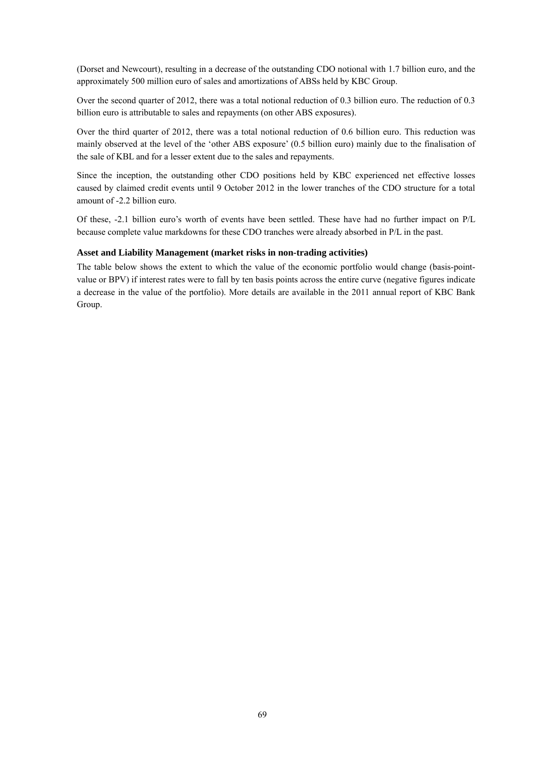(Dorset and Newcourt), resulting in a decrease of the outstanding CDO notional with 1.7 billion euro, and the approximately 500 million euro of sales and amortizations of ABSs held by KBC Group.

Over the second quarter of 2012, there was a total notional reduction of 0.3 billion euro. The reduction of 0.3 billion euro is attributable to sales and repayments (on other ABS exposures).

Over the third quarter of 2012, there was a total notional reduction of 0.6 billion euro. This reduction was mainly observed at the level of the 'other ABS exposure' (0.5 billion euro) mainly due to the finalisation of the sale of KBL and for a lesser extent due to the sales and repayments.

Since the inception, the outstanding other CDO positions held by KBC experienced net effective losses caused by claimed credit events until 9 October 2012 in the lower tranches of the CDO structure for a total amount of -2.2 billion euro.

Of these, -2.1 billion euro's worth of events have been settled. These have had no further impact on P/L because complete value markdowns for these CDO tranches were already absorbed in P/L in the past.

### Asset and Liability Management (market risks in non-trading activities)

The table below shows the extent to which the value of the economic portfolio would change (basis-point-value or BPV) if interest rates were to fall by ten basis points across the entire curve (negative figures indicate a decrease in the value of the portfolio). More details are available in the 2011 annual report of KBC Bank Group.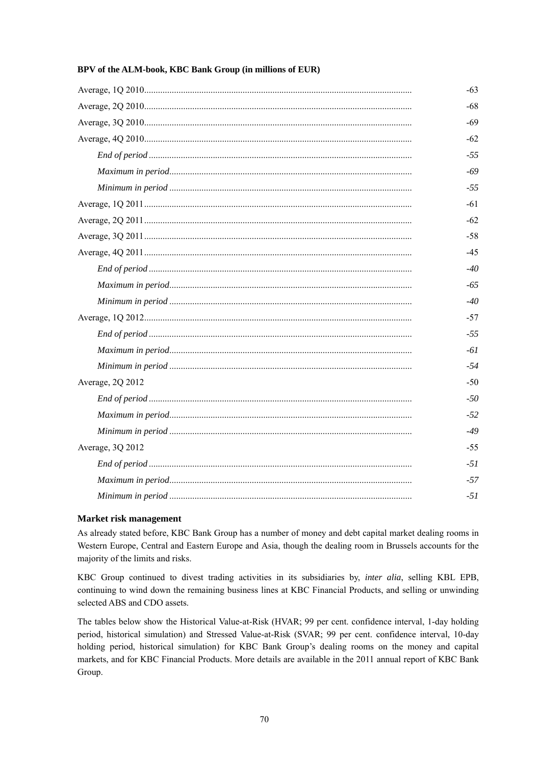**BPV of the ALM-book, KBC Bank Group (in millions of EUR)**

| | |
|---|---|
| Average, 1Q 2010 | -63 |
| Average, 2Q 2010 | -68 |
| Average, 3Q 2010 | -69 |
| Average, 4Q 2010 | -62 |
| *End of period* | *-55* |
| *Maximum in period* | *-69* |
| *Minimum in period* | *-55* |
| Average, 1Q 2011 | -61 |
| Average, 2Q 2011 | -62 |
| Average, 3Q 2011 | -58 |
| Average, 4Q 2011 | -45 |
| *End of period* | *-40* |
| *Maximum in period* | *-65* |
| *Minimum in period* | *-40* |
| Average, 1Q 2012 | -57 |
| *End of period* | *-55* |
| *Maximum in period* | *-61* |
| *Minimum in period* | *-54* |
| Average, 2Q 2012 | -50 |
| *End of period* | *-50* |
| *Maximum in period* | *-52* |
| *Minimum in period* | *-49* |
| Average, 3Q 2012 | -55 |
| *End of period* | *-51* |
| *Maximum in period* | *-57* |
| *Minimum in period* | *-51* |

**Market risk management**

As already stated before, KBC Bank Group has a number of money and debt capital market dealing rooms in Western Europe, Central and Eastern Europe and Asia, though the dealing room in Brussels accounts for the majority of the limits and risks.

KBC Group continued to divest trading activities in its subsidiaries by, *inter alia*, selling KBL EPB, continuing to wind down the remaining business lines at KBC Financial Products, and selling or unwinding selected ABS and CDO assets.

The tables below show the Historical Value-at-Risk (HVAR; 99 per cent. confidence interval, 1-day holding period, historical simulation) and Stressed Value-at-Risk (SVAR; 99 per cent. confidence interval, 10-day holding period, historical simulation) for KBC Bank Group's dealing rooms on the money and capital markets, and for KBC Financial Products. More details are available in the 2011 annual report of KBC Bank Group.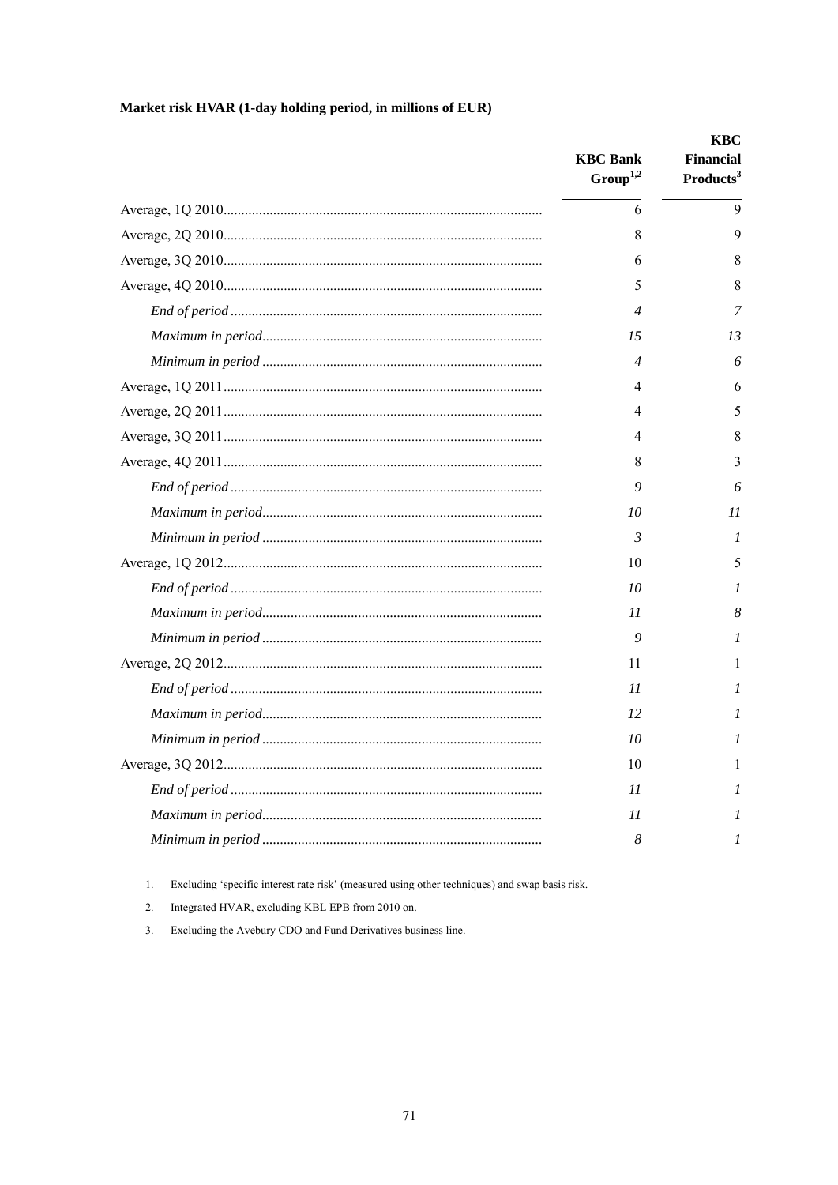**Market risk HVAR (1-day holding period, in millions of EUR)**

| | KBC Bank Group[1,2] | KBC Financial Products[3] |
|---|---|---|
| Average, 1Q 2010 | 6 | 9 |
| Average, 2Q 2010 | 8 | 9 |
| Average, 3Q 2010 | 6 | 8 |
| Average, 4Q 2010 | 5 | 8 |
| *End of period* | *4* | *7* |
| *Maximum in period* | *15* | *13* |
| *Minimum in period* | *4* | *6* |
| Average, 1Q 2011 | 4 | 6 |
| Average, 2Q 2011 | 4 | 5 |
| Average, 3Q 2011 | 4 | 8 |
| Average, 4Q 2011 | 8 | 3 |
| *End of period* | *9* | *6* |
| *Maximum in period* | *10* | *11* |
| *Minimum in period* | *3* | *1* |
| Average, 1Q 2012 | 10 | 5 |
| *End of period* | *10* | *1* |
| *Maximum in period* | *11* | *8* |
| *Minimum in period* | *9* | *1* |
| Average, 2Q 2012 | 11 | 1 |
| *End of period* | *11* | *1* |
| *Maximum in period* | *12* | *1* |
| *Minimum in period* | *10* | *1* |
| Average, 3Q 2012 | 10 | 1 |
| *End of period* | *11* | *1* |
| *Maximum in period* | *11* | *1* |
| *Minimum in period* | *8* | *1* |

1. Excluding 'specific interest rate risk' (measured using other techniques) and swap basis risk.
2. Integrated HVAR, excluding KBL EPB from 2010 on.
3. Excluding the Avebury CDO and Fund Derivatives business line.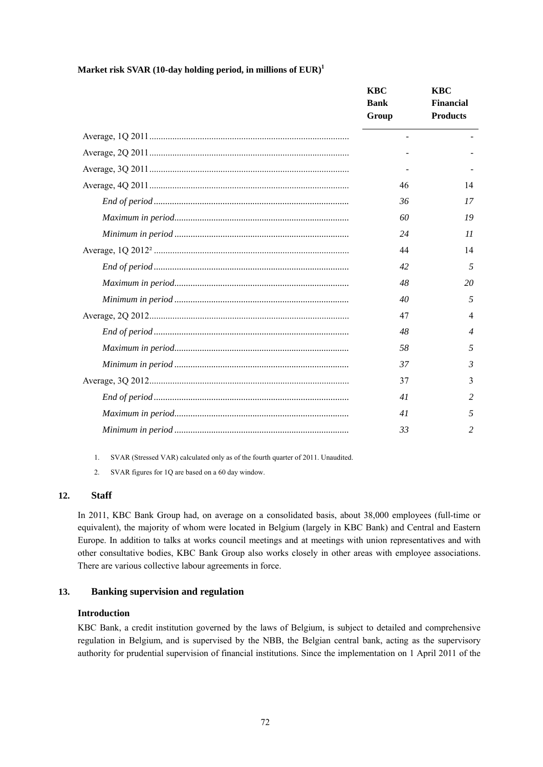**Market risk SVAR (10-day holding period, in millions of EUR)[1]**

| | KBC Bank Group | KBC Financial Products |
|---|---|---|
| Average, 1Q 2011 | - | - |
| Average, 2Q 2011 | - | - |
| Average, 3Q 2011 | - | - |
| Average, 4Q 2011 | 46 | 14 |
| *End of period* | *36* | *17* |
| *Maximum in period* | *60* | *19* |
| *Minimum in period* | *24* | *11* |
| Average, 1Q 2012[2] | 44 | 14 |
| *End of period* | *42* | *5* |
| *Maximum in period* | *48* | *20* |
| *Minimum in period* | *40* | *5* |
| Average, 2Q 2012 | 47 | 4 |
| *End of period* | *48* | *4* |
| *Maximum in period* | *58* | *5* |
| *Minimum in period* | *37* | *3* |
| Average, 3Q 2012 | 37 | 3 |
| *End of period* | *41* | *2* |
| *Maximum in period* | *41* | *5* |
| *Minimum in period* | *33* | *2* |

1. SVAR (Stressed VAR) calculated only as of the fourth quarter of 2011. Unaudited.
2. SVAR figures for 1Q are based on a 60 day window.

## 12. Staff

In 2011, KBC Bank Group had, on average on a consolidated basis, about 38,000 employees (full-time or equivalent), the majority of whom were located in Belgium (largely in KBC Bank) and Central and Eastern Europe. In addition to talks at works council meetings and at meetings with union representatives and with other consultative bodies, KBC Bank Group also works closely in other areas with employee associations. There are various collective labour agreements in force.

## 13. Banking supervision and regulation

### Introduction

KBC Bank, a credit institution governed by the laws of Belgium, is subject to detailed and comprehensive regulation in Belgium, and is supervised by the NBB, the Belgian central bank, acting as the supervisory authority for prudential supervision of financial institutions. Since the implementation on 1 April 2011 of the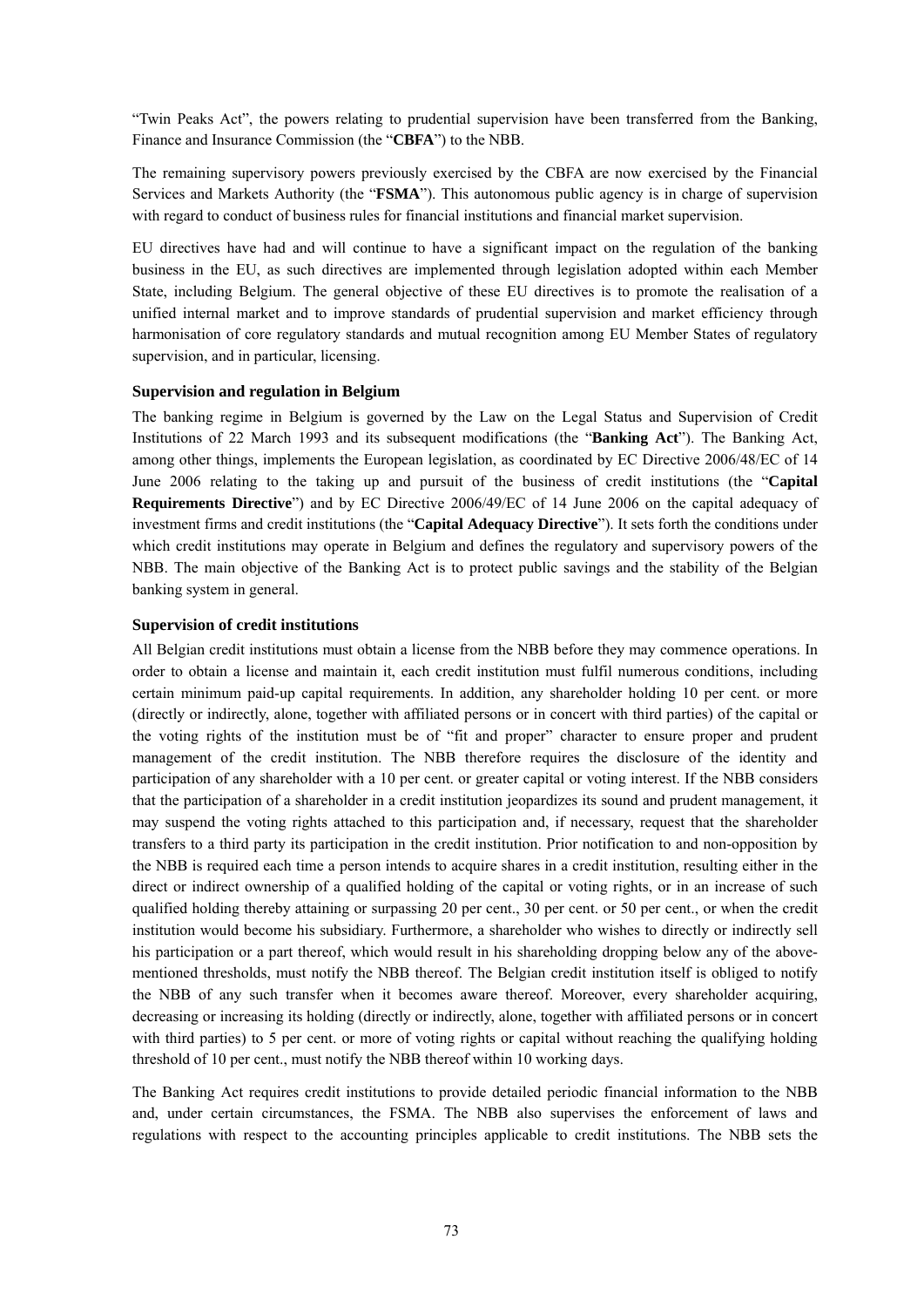"Twin Peaks Act", the powers relating to prudential supervision have been transferred from the Banking, Finance and Insurance Commission (the "**CBFA**") to the NBB.

The remaining supervisory powers previously exercised by the CBFA are now exercised by the Financial Services and Markets Authority (the "**FSMA**"). This autonomous public agency is in charge of supervision with regard to conduct of business rules for financial institutions and financial market supervision.

EU directives have had and will continue to have a significant impact on the regulation of the banking business in the EU, as such directives are implemented through legislation adopted within each Member State, including Belgium. The general objective of these EU directives is to promote the realisation of a unified internal market and to improve standards of prudential supervision and market efficiency through harmonisation of core regulatory standards and mutual recognition among EU Member States of regulatory supervision, and in particular, licensing.

### Supervision and regulation in Belgium

The banking regime in Belgium is governed by the Law on the Legal Status and Supervision of Credit Institutions of 22 March 1993 and its subsequent modifications (the "**Banking Act**"). The Banking Act, among other things, implements the European legislation, as coordinated by EC Directive 2006/48/EC of 14 June 2006 relating to the taking up and pursuit of the business of credit institutions (the "**Capital Requirements Directive**") and by EC Directive 2006/49/EC of 14 June 2006 on the capital adequacy of investment firms and credit institutions (the "**Capital Adequacy Directive**"). It sets forth the conditions under which credit institutions may operate in Belgium and defines the regulatory and supervisory powers of the NBB. The main objective of the Banking Act is to protect public savings and the stability of the Belgian banking system in general.

### Supervision of credit institutions

All Belgian credit institutions must obtain a license from the NBB before they may commence operations. In order to obtain a license and maintain it, each credit institution must fulfil numerous conditions, including certain minimum paid-up capital requirements. In addition, any shareholder holding 10 per cent. or more (directly or indirectly, alone, together with affiliated persons or in concert with third parties) of the capital or the voting rights of the institution must be of "fit and proper" character to ensure proper and prudent management of the credit institution. The NBB therefore requires the disclosure of the identity and participation of any shareholder with a 10 per cent. or greater capital or voting interest. If the NBB considers that the participation of a shareholder in a credit institution jeopardizes its sound and prudent management, it may suspend the voting rights attached to this participation and, if necessary, request that the shareholder transfers to a third party its participation in the credit institution. Prior notification to and non-opposition by the NBB is required each time a person intends to acquire shares in a credit institution, resulting either in the direct or indirect ownership of a qualified holding of the capital or voting rights, or in an increase of such qualified holding thereby attaining or surpassing 20 per cent., 30 per cent. or 50 per cent., or when the credit institution would become his subsidiary. Furthermore, a shareholder who wishes to directly or indirectly sell his participation or a part thereof, which would result in his shareholding dropping below any of the above-mentioned thresholds, must notify the NBB thereof. The Belgian credit institution itself is obliged to notify the NBB of any such transfer when it becomes aware thereof. Moreover, every shareholder acquiring, decreasing or increasing its holding (directly or indirectly, alone, together with affiliated persons or in concert with third parties) to 5 per cent. or more of voting rights or capital without reaching the qualifying holding threshold of 10 per cent., must notify the NBB thereof within 10 working days.

The Banking Act requires credit institutions to provide detailed periodic financial information to the NBB and, under certain circumstances, the FSMA. The NBB also supervises the enforcement of laws and regulations with respect to the accounting principles applicable to credit institutions. The NBB sets the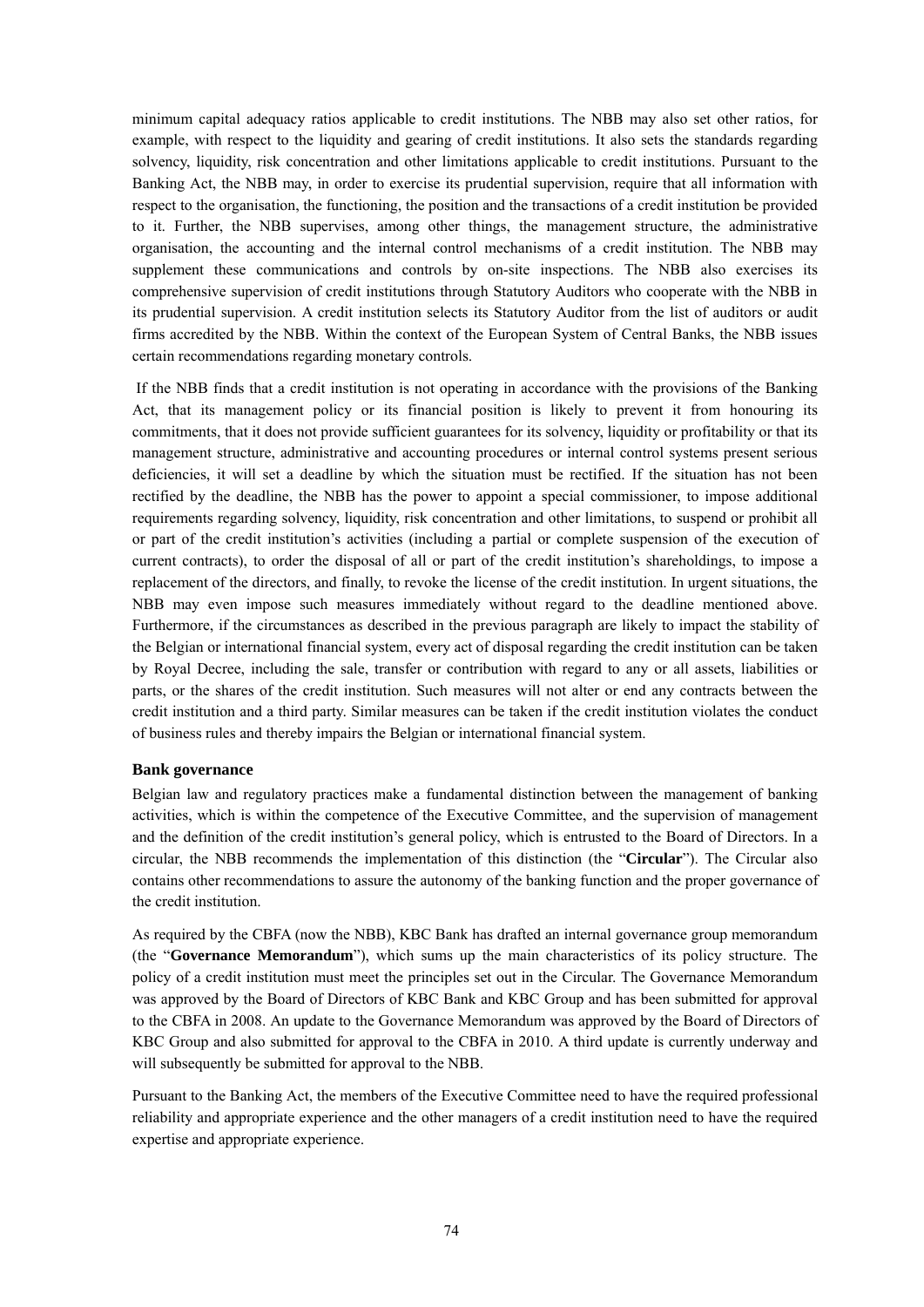minimum capital adequacy ratios applicable to credit institutions. The NBB may also set other ratios, for example, with respect to the liquidity and gearing of credit institutions. It also sets the standards regarding solvency, liquidity, risk concentration and other limitations applicable to credit institutions. Pursuant to the Banking Act, the NBB may, in order to exercise its prudential supervision, require that all information with respect to the organisation, the functioning, the position and the transactions of a credit institution be provided to it. Further, the NBB supervises, among other things, the management structure, the administrative organisation, the accounting and the internal control mechanisms of a credit institution. The NBB may supplement these communications and controls by on-site inspections. The NBB also exercises its comprehensive supervision of credit institutions through Statutory Auditors who cooperate with the NBB in its prudential supervision. A credit institution selects its Statutory Auditor from the list of auditors or audit firms accredited by the NBB. Within the context of the European System of Central Banks, the NBB issues certain recommendations regarding monetary controls.

If the NBB finds that a credit institution is not operating in accordance with the provisions of the Banking Act, that its management policy or its financial position is likely to prevent it from honouring its commitments, that it does not provide sufficient guarantees for its solvency, liquidity or profitability or that its management structure, administrative and accounting procedures or internal control systems present serious deficiencies, it will set a deadline by which the situation must be rectified. If the situation has not been rectified by the deadline, the NBB has the power to appoint a special commissioner, to impose additional requirements regarding solvency, liquidity, risk concentration and other limitations, to suspend or prohibit all or part of the credit institution's activities (including a partial or complete suspension of the execution of current contracts), to order the disposal of all or part of the credit institution's shareholdings, to impose a replacement of the directors, and finally, to revoke the license of the credit institution. In urgent situations, the NBB may even impose such measures immediately without regard to the deadline mentioned above. Furthermore, if the circumstances as described in the previous paragraph are likely to impact the stability of the Belgian or international financial system, every act of disposal regarding the credit institution can be taken by Royal Decree, including the sale, transfer or contribution with regard to any or all assets, liabilities or parts, or the shares of the credit institution. Such measures will not alter or end any contracts between the credit institution and a third party. Similar measures can be taken if the credit institution violates the conduct of business rules and thereby impairs the Belgian or international financial system.

**Bank governance**

Belgian law and regulatory practices make a fundamental distinction between the management of banking activities, which is within the competence of the Executive Committee, and the supervision of management and the definition of the credit institution's general policy, which is entrusted to the Board of Directors. In a circular, the NBB recommends the implementation of this distinction (the "**Circular**"). The Circular also contains other recommendations to assure the autonomy of the banking function and the proper governance of the credit institution.

As required by the CBFA (now the NBB), KBC Bank has drafted an internal governance group memorandum (the "**Governance Memorandum**"), which sums up the main characteristics of its policy structure. The policy of a credit institution must meet the principles set out in the Circular. The Governance Memorandum was approved by the Board of Directors of KBC Bank and KBC Group and has been submitted for approval to the CBFA in 2008. An update to the Governance Memorandum was approved by the Board of Directors of KBC Group and also submitted for approval to the CBFA in 2010. A third update is currently underway and will subsequently be submitted for approval to the NBB.

Pursuant to the Banking Act, the members of the Executive Committee need to have the required professional reliability and appropriate experience and the other managers of a credit institution need to have the required expertise and appropriate experience.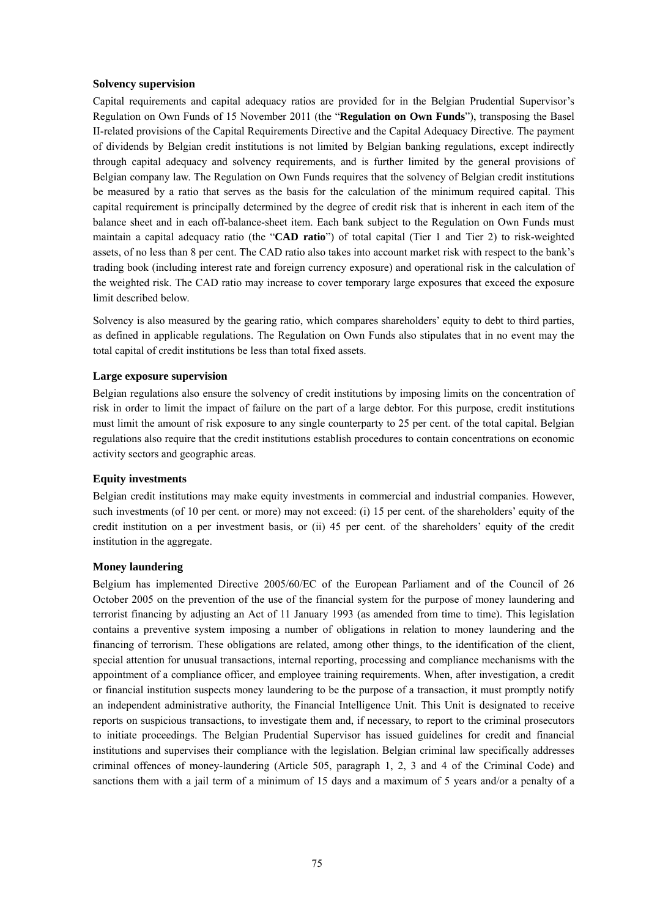**Solvency supervision**

Capital requirements and capital adequacy ratios are provided for in the Belgian Prudential Supervisor's Regulation on Own Funds of 15 November 2011 (the "**Regulation on Own Funds**"), transposing the Basel II-related provisions of the Capital Requirements Directive and the Capital Adequacy Directive. The payment of dividends by Belgian credit institutions is not limited by Belgian banking regulations, except indirectly through capital adequacy and solvency requirements, and is further limited by the general provisions of Belgian company law. The Regulation on Own Funds requires that the solvency of Belgian credit institutions be measured by a ratio that serves as the basis for the calculation of the minimum required capital. This capital requirement is principally determined by the degree of credit risk that is inherent in each item of the balance sheet and in each off-balance-sheet item. Each bank subject to the Regulation on Own Funds must maintain a capital adequacy ratio (the "**CAD ratio**") of total capital (Tier 1 and Tier 2) to risk-weighted assets, of no less than 8 per cent. The CAD ratio also takes into account market risk with respect to the bank's trading book (including interest rate and foreign currency exposure) and operational risk in the calculation of the weighted risk. The CAD ratio may increase to cover temporary large exposures that exceed the exposure limit described below.

Solvency is also measured by the gearing ratio, which compares shareholders' equity to debt to third parties, as defined in applicable regulations. The Regulation on Own Funds also stipulates that in no event may the total capital of credit institutions be less than total fixed assets.

**Large exposure supervision**

Belgian regulations also ensure the solvency of credit institutions by imposing limits on the concentration of risk in order to limit the impact of failure on the part of a large debtor. For this purpose, credit institutions must limit the amount of risk exposure to any single counterparty to 25 per cent. of the total capital. Belgian regulations also require that the credit institutions establish procedures to contain concentrations on economic activity sectors and geographic areas.

**Equity investments**

Belgian credit institutions may make equity investments in commercial and industrial companies. However, such investments (of 10 per cent. or more) may not exceed: (i) 15 per cent. of the shareholders' equity of the credit institution on a per investment basis, or (ii) 45 per cent. of the shareholders' equity of the credit institution in the aggregate.

**Money laundering**

Belgium has implemented Directive 2005/60/EC of the European Parliament and of the Council of 26 October 2005 on the prevention of the use of the financial system for the purpose of money laundering and terrorist financing by adjusting an Act of 11 January 1993 (as amended from time to time). This legislation contains a preventive system imposing a number of obligations in relation to money laundering and the financing of terrorism. These obligations are related, among other things, to the identification of the client, special attention for unusual transactions, internal reporting, processing and compliance mechanisms with the appointment of a compliance officer, and employee training requirements. When, after investigation, a credit or financial institution suspects money laundering to be the purpose of a transaction, it must promptly notify an independent administrative authority, the Financial Intelligence Unit. This Unit is designated to receive reports on suspicious transactions, to investigate them and, if necessary, to report to the criminal prosecutors to initiate proceedings. The Belgian Prudential Supervisor has issued guidelines for credit and financial institutions and supervises their compliance with the legislation. Belgian criminal law specifically addresses criminal offences of money-laundering (Article 505, paragraph 1, 2, 3 and 4 of the Criminal Code) and sanctions them with a jail term of a minimum of 15 days and a maximum of 5 years and/or a penalty of a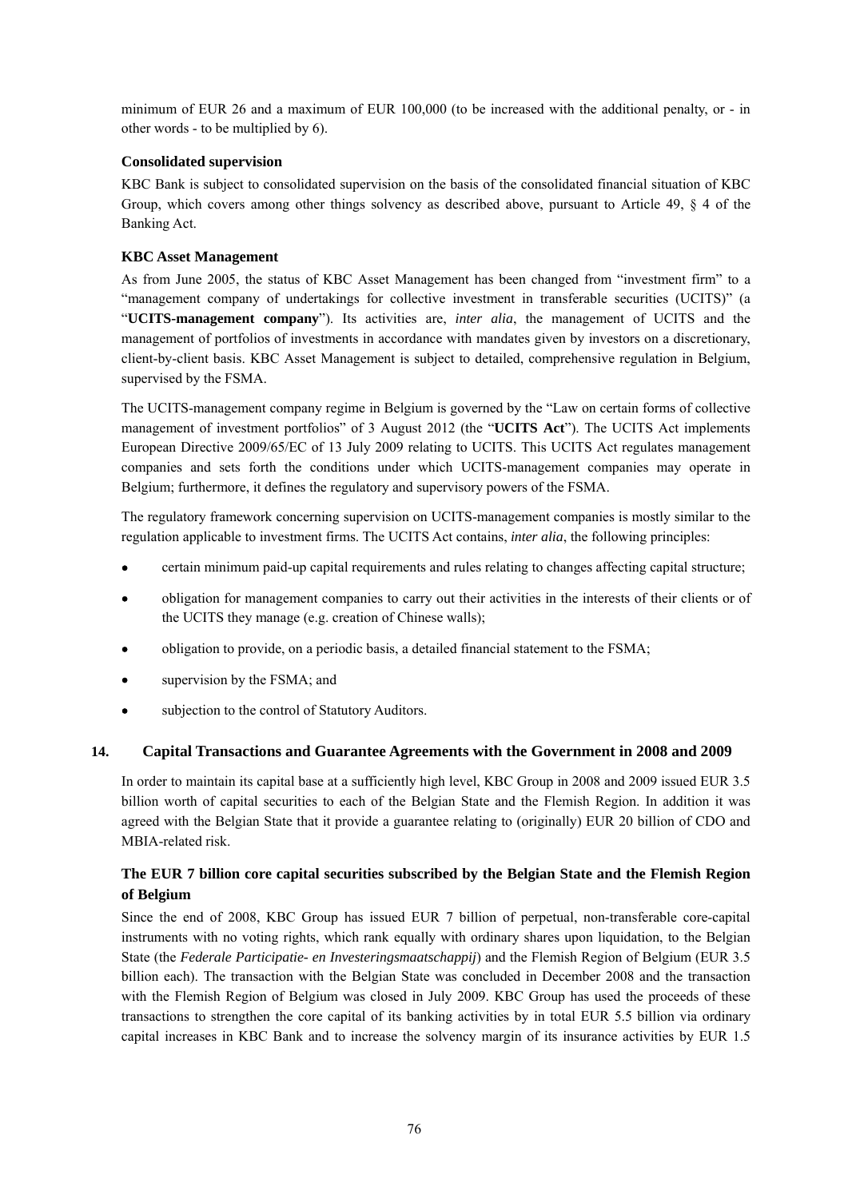minimum of EUR 26 and a maximum of EUR 100,000 (to be increased with the additional penalty, or - in other words - to be multiplied by 6).

### Consolidated supervision

KBC Bank is subject to consolidated supervision on the basis of the consolidated financial situation of KBC Group, which covers among other things solvency as described above, pursuant to Article 49, § 4 of the Banking Act.

### KBC Asset Management

As from June 2005, the status of KBC Asset Management has been changed from "investment firm" to a "management company of undertakings for collective investment in transferable securities (UCITS)" (a "**UCITS-management company**"). Its activities are, *inter alia*, the management of UCITS and the management of portfolios of investments in accordance with mandates given by investors on a discretionary, client-by-client basis. KBC Asset Management is subject to detailed, comprehensive regulation in Belgium, supervised by the FSMA.

The UCITS-management company regime in Belgium is governed by the "Law on certain forms of collective management of investment portfolios" of 3 August 2012 (the "**UCITS Act**"). The UCITS Act implements European Directive 2009/65/EC of 13 July 2009 relating to UCITS. This UCITS Act regulates management companies and sets forth the conditions under which UCITS-management companies may operate in Belgium; furthermore, it defines the regulatory and supervisory powers of the FSMA.

The regulatory framework concerning supervision on UCITS-management companies is mostly similar to the regulation applicable to investment firms. The UCITS Act contains, *inter alia*, the following principles:

- certain minimum paid-up capital requirements and rules relating to changes affecting capital structure;
- obligation for management companies to carry out their activities in the interests of their clients or of the UCITS they manage (e.g. creation of Chinese walls);
- obligation to provide, on a periodic basis, a detailed financial statement to the FSMA;
- supervision by the FSMA; and
- subjection to the control of Statutory Auditors.

## 14. Capital Transactions and Guarantee Agreements with the Government in 2008 and 2009

In order to maintain its capital base at a sufficiently high level, KBC Group in 2008 and 2009 issued EUR 3.5 billion worth of capital securities to each of the Belgian State and the Flemish Region. In addition it was agreed with the Belgian State that it provide a guarantee relating to (originally) EUR 20 billion of CDO and MBIA-related risk.

### The EUR 7 billion core capital securities subscribed by the Belgian State and the Flemish Region of Belgium

Since the end of 2008, KBC Group has issued EUR 7 billion of perpetual, non-transferable core-capital instruments with no voting rights, which rank equally with ordinary shares upon liquidation, to the Belgian State (the *Federale Participatie- en Investeringsmaatschappij*) and the Flemish Region of Belgium (EUR 3.5 billion each). The transaction with the Belgian State was concluded in December 2008 and the transaction with the Flemish Region of Belgium was closed in July 2009. KBC Group has used the proceeds of these transactions to strengthen the core capital of its banking activities by in total EUR 5.5 billion via ordinary capital increases in KBC Bank and to increase the solvency margin of its insurance activities by EUR 1.5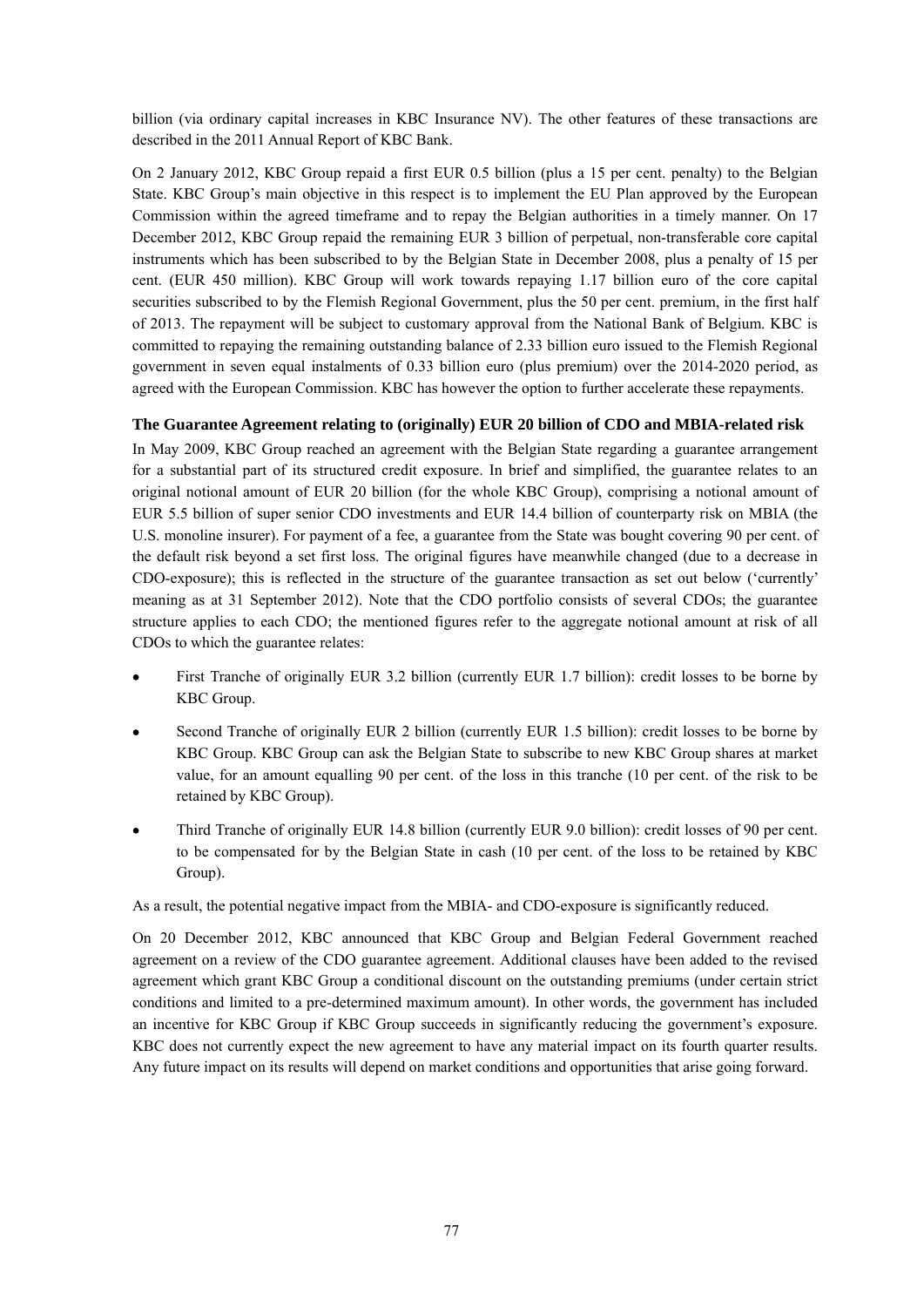billion (via ordinary capital increases in KBC Insurance NV). The other features of these transactions are described in the 2011 Annual Report of KBC Bank.

On 2 January 2012, KBC Group repaid a first EUR 0.5 billion (plus a 15 per cent. penalty) to the Belgian State. KBC Group's main objective in this respect is to implement the EU Plan approved by the European Commission within the agreed timeframe and to repay the Belgian authorities in a timely manner. On 17 December 2012, KBC Group repaid the remaining EUR 3 billion of perpetual, non-transferable core capital instruments which has been subscribed to by the Belgian State in December 2008, plus a penalty of 15 per cent. (EUR 450 million). KBC Group will work towards repaying 1.17 billion euro of the core capital securities subscribed to by the Flemish Regional Government, plus the 50 per cent. premium, in the first half of 2013. The repayment will be subject to customary approval from the National Bank of Belgium. KBC is committed to repaying the remaining outstanding balance of 2.33 billion euro issued to the Flemish Regional government in seven equal instalments of 0.33 billion euro (plus premium) over the 2014-2020 period, as agreed with the European Commission. KBC has however the option to further accelerate these repayments.

**The Guarantee Agreement relating to (originally) EUR 20 billion of CDO and MBIA-related risk**

In May 2009, KBC Group reached an agreement with the Belgian State regarding a guarantee arrangement for a substantial part of its structured credit exposure. In brief and simplified, the guarantee relates to an original notional amount of EUR 20 billion (for the whole KBC Group), comprising a notional amount of EUR 5.5 billion of super senior CDO investments and EUR 14.4 billion of counterparty risk on MBIA (the U.S. monoline insurer). For payment of a fee, a guarantee from the State was bought covering 90 per cent. of the default risk beyond a set first loss. The original figures have meanwhile changed (due to a decrease in CDO-exposure); this is reflected in the structure of the guarantee transaction as set out below ('currently' meaning as at 31 September 2012). Note that the CDO portfolio consists of several CDOs; the guarantee structure applies to each CDO; the mentioned figures refer to the aggregate notional amount at risk of all CDOs to which the guarantee relates:

- First Tranche of originally EUR 3.2 billion (currently EUR 1.7 billion): credit losses to be borne by KBC Group.
- Second Tranche of originally EUR 2 billion (currently EUR 1.5 billion): credit losses to be borne by KBC Group. KBC Group can ask the Belgian State to subscribe to new KBC Group shares at market value, for an amount equalling 90 per cent. of the loss in this tranche (10 per cent. of the risk to be retained by KBC Group).
- Third Tranche of originally EUR 14.8 billion (currently EUR 9.0 billion): credit losses of 90 per cent. to be compensated for by the Belgian State in cash (10 per cent. of the loss to be retained by KBC Group).

As a result, the potential negative impact from the MBIA- and CDO-exposure is significantly reduced.

On 20 December 2012, KBC announced that KBC Group and Belgian Federal Government reached agreement on a review of the CDO guarantee agreement. Additional clauses have been added to the revised agreement which grant KBC Group a conditional discount on the outstanding premiums (under certain strict conditions and limited to a pre-determined maximum amount). In other words, the government has included an incentive for KBC Group if KBC Group succeeds in significantly reducing the government's exposure. KBC does not currently expect the new agreement to have any material impact on its fourth quarter results. Any future impact on its results will depend on market conditions and opportunities that arise going forward.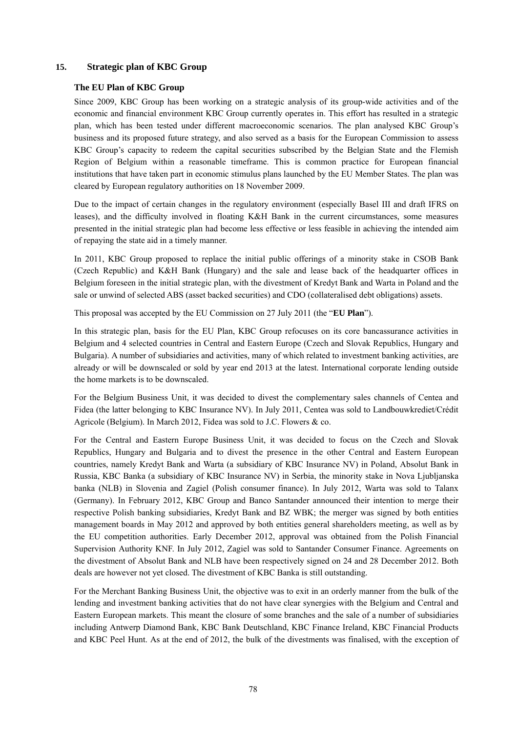## 15. Strategic plan of KBC Group

### The EU Plan of KBC Group

Since 2009, KBC Group has been working on a strategic analysis of its group-wide activities and of the economic and financial environment KBC Group currently operates in. This effort has resulted in a strategic plan, which has been tested under different macroeconomic scenarios. The plan analysed KBC Group's business and its proposed future strategy, and also served as a basis for the European Commission to assess KBC Group's capacity to redeem the capital securities subscribed by the Belgian State and the Flemish Region of Belgium within a reasonable timeframe. This is common practice for European financial institutions that have taken part in economic stimulus plans launched by the EU Member States. The plan was cleared by European regulatory authorities on 18 November 2009.

Due to the impact of certain changes in the regulatory environment (especially Basel III and draft IFRS on leases), and the difficulty involved in floating K&H Bank in the current circumstances, some measures presented in the initial strategic plan had become less effective or less feasible in achieving the intended aim of repaying the state aid in a timely manner.

In 2011, KBC Group proposed to replace the initial public offerings of a minority stake in CSOB Bank (Czech Republic) and K&H Bank (Hungary) and the sale and lease back of the headquarter offices in Belgium foreseen in the initial strategic plan, with the divestment of Kredyt Bank and Warta in Poland and the sale or unwind of selected ABS (asset backed securities) and CDO (collateralised debt obligations) assets.

This proposal was accepted by the EU Commission on 27 July 2011 (the "**EU Plan**").

In this strategic plan, basis for the EU Plan, KBC Group refocuses on its core bancassurance activities in Belgium and 4 selected countries in Central and Eastern Europe (Czech and Slovak Republics, Hungary and Bulgaria). A number of subsidiaries and activities, many of which related to investment banking activities, are already or will be downscaled or sold by year end 2013 at the latest. International corporate lending outside the home markets is to be downscaled.

For the Belgium Business Unit, it was decided to divest the complementary sales channels of Centea and Fidea (the latter belonging to KBC Insurance NV). In July 2011, Centea was sold to Landbouwkrediet/Crédit Agricole (Belgium). In March 2012, Fidea was sold to J.C. Flowers & co.

For the Central and Eastern Europe Business Unit, it was decided to focus on the Czech and Slovak Republics, Hungary and Bulgaria and to divest the presence in the other Central and Eastern European countries, namely Kredyt Bank and Warta (a subsidiary of KBC Insurance NV) in Poland, Absolut Bank in Russia, KBC Banka (a subsidiary of KBC Insurance NV) in Serbia, the minority stake in Nova Ljubljanska banka (NLB) in Slovenia and Zagiel (Polish consumer finance). In July 2012, Warta was sold to Talanx (Germany). In February 2012, KBC Group and Banco Santander announced their intention to merge their respective Polish banking subsidiaries, Kredyt Bank and BZ WBK; the merger was signed by both entities management boards in May 2012 and approved by both entities general shareholders meeting, as well as by the EU competition authorities. Early December 2012, approval was obtained from the Polish Financial Supervision Authority KNF. In July 2012, Zagiel was sold to Santander Consumer Finance. Agreements on the divestment of Absolut Bank and NLB have been respectively signed on 24 and 28 December 2012. Both deals are however not yet closed. The divestment of KBC Banka is still outstanding.

For the Merchant Banking Business Unit, the objective was to exit in an orderly manner from the bulk of the lending and investment banking activities that do not have clear synergies with the Belgium and Central and Eastern European markets. This meant the closure of some branches and the sale of a number of subsidiaries including Antwerp Diamond Bank, KBC Bank Deutschland, KBC Finance Ireland, KBC Financial Products and KBC Peel Hunt. As at the end of 2012, the bulk of the divestments was finalised, with the exception of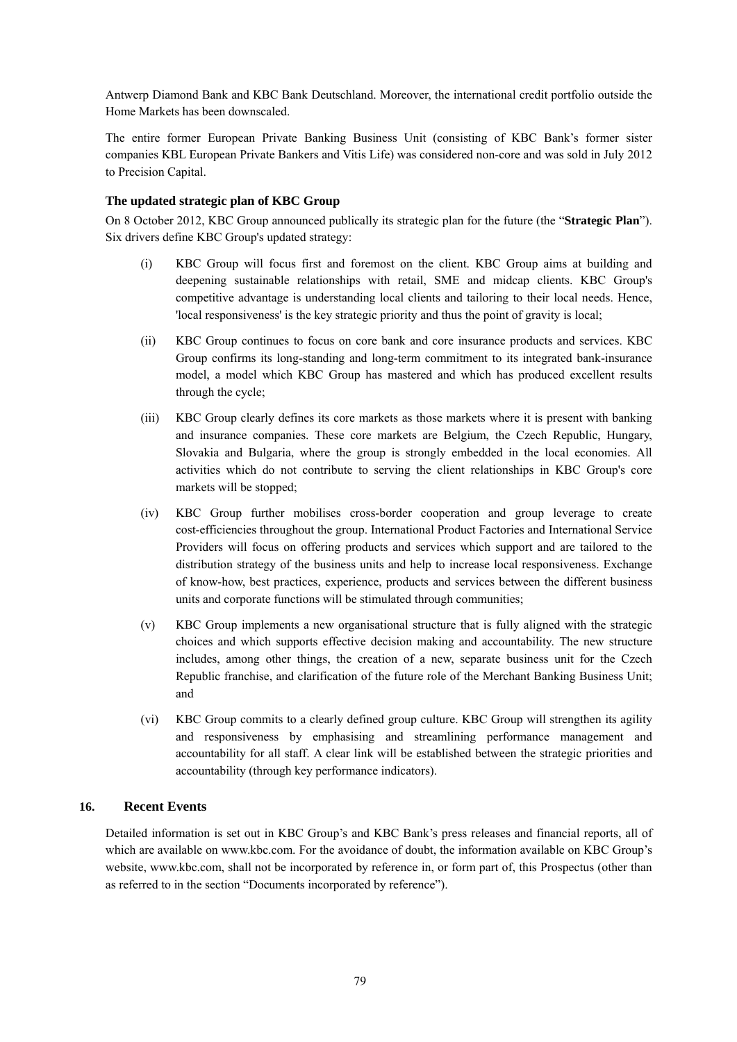Antwerp Diamond Bank and KBC Bank Deutschland. Moreover, the international credit portfolio outside the Home Markets has been downscaled.

The entire former European Private Banking Business Unit (consisting of KBC Bank's former sister companies KBL European Private Bankers and Vitis Life) was considered non-core and was sold in July 2012 to Precision Capital.

### The updated strategic plan of KBC Group

On 8 October 2012, KBC Group announced publically its strategic plan for the future (the "**Strategic Plan**"). Six drivers define KBC Group's updated strategy:

(i) KBC Group will focus first and foremost on the client. KBC Group aims at building and deepening sustainable relationships with retail, SME and midcap clients. KBC Group's competitive advantage is understanding local clients and tailoring to their local needs. Hence, 'local responsiveness' is the key strategic priority and thus the point of gravity is local;

(ii) KBC Group continues to focus on core bank and core insurance products and services. KBC Group confirms its long-standing and long-term commitment to its integrated bank-insurance model, a model which KBC Group has mastered and which has produced excellent results through the cycle;

(iii) KBC Group clearly defines its core markets as those markets where it is present with banking and insurance companies. These core markets are Belgium, the Czech Republic, Hungary, Slovakia and Bulgaria, where the group is strongly embedded in the local economies. All activities which do not contribute to serving the client relationships in KBC Group's core markets will be stopped;

(iv) KBC Group further mobilises cross-border cooperation and group leverage to create cost-efficiencies throughout the group. International Product Factories and International Service Providers will focus on offering products and services which support and are tailored to the distribution strategy of the business units and help to increase local responsiveness. Exchange of know-how, best practices, experience, products and services between the different business units and corporate functions will be stimulated through communities;

(v) KBC Group implements a new organisational structure that is fully aligned with the strategic choices and which supports effective decision making and accountability. The new structure includes, among other things, the creation of a new, separate business unit for the Czech Republic franchise, and clarification of the future role of the Merchant Banking Business Unit; and

(vi) KBC Group commits to a clearly defined group culture. KBC Group will strengthen its agility and responsiveness by emphasising and streamlining performance management and accountability for all staff. A clear link will be established between the strategic priorities and accountability (through key performance indicators).

## 16. Recent Events

Detailed information is set out in KBC Group's and KBC Bank's press releases and financial reports, all of which are available on www.kbc.com. For the avoidance of doubt, the information available on KBC Group's website, www.kbc.com, shall not be incorporated by reference in, or form part of, this Prospectus (other than as referred to in the section "Documents incorporated by reference").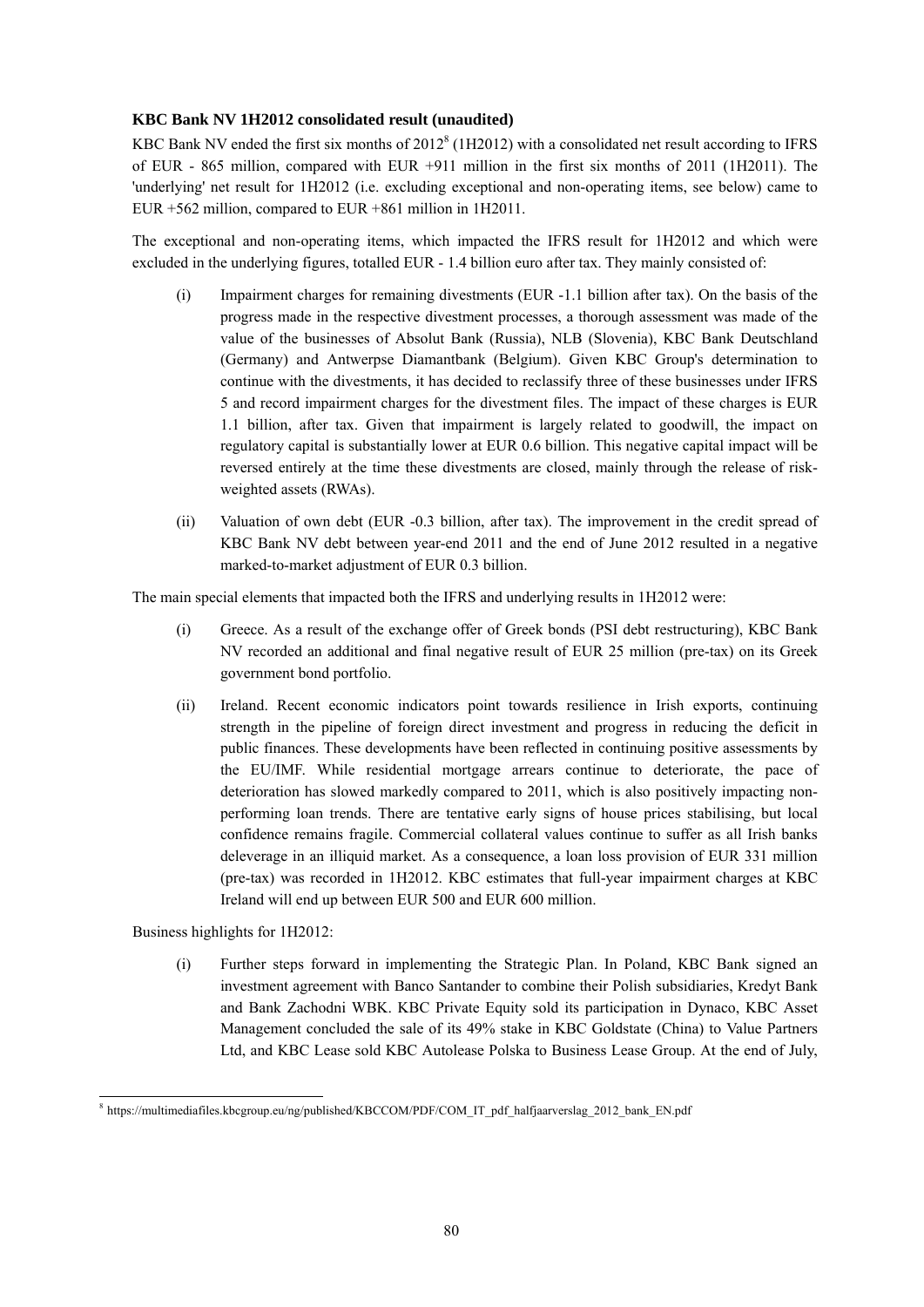**KBC Bank NV 1H2012 consolidated result (unaudited)**

KBC Bank NV ended the first six months of 2012[8] (1H2012) with a consolidated net result according to IFRS of EUR - 865 million, compared with EUR +911 million in the first six months of 2011 (1H2011). The 'underlying' net result for 1H2012 (i.e. excluding exceptional and non-operating items, see below) came to EUR +562 million, compared to EUR +861 million in 1H2011.

The exceptional and non-operating items, which impacted the IFRS result for 1H2012 and which were excluded in the underlying figures, totalled EUR - 1.4 billion euro after tax. They mainly consisted of:

(i) Impairment charges for remaining divestments (EUR -1.1 billion after tax). On the basis of the progress made in the respective divestment processes, a thorough assessment was made of the value of the businesses of Absolut Bank (Russia), NLB (Slovenia), KBC Bank Deutschland (Germany) and Antwerpse Diamantbank (Belgium). Given KBC Group's determination to continue with the divestments, it has decided to reclassify three of these businesses under IFRS 5 and record impairment charges for the divestment files. The impact of these charges is EUR 1.1 billion, after tax. Given that impairment is largely related to goodwill, the impact on regulatory capital is substantially lower at EUR 0.6 billion. This negative capital impact will be reversed entirely at the time these divestments are closed, mainly through the release of risk-weighted assets (RWAs).

(ii) Valuation of own debt (EUR -0.3 billion, after tax). The improvement in the credit spread of KBC Bank NV debt between year-end 2011 and the end of June 2012 resulted in a negative marked-to-market adjustment of EUR 0.3 billion.

The main special elements that impacted both the IFRS and underlying results in 1H2012 were:

(i) Greece. As a result of the exchange offer of Greek bonds (PSI debt restructuring), KBC Bank NV recorded an additional and final negative result of EUR 25 million (pre-tax) on its Greek government bond portfolio.

(ii) Ireland. Recent economic indicators point towards resilience in Irish exports, continuing strength in the pipeline of foreign direct investment and progress in reducing the deficit in public finances. These developments have been reflected in continuing positive assessments by the EU/IMF. While residential mortgage arrears continue to deteriorate, the pace of deterioration has slowed markedly compared to 2011, which is also positively impacting non-performing loan trends. There are tentative early signs of house prices stabilising, but local confidence remains fragile. Commercial collateral values continue to suffer as all Irish banks deleverage in an illiquid market. As a consequence, a loan loss provision of EUR 331 million (pre-tax) was recorded in 1H2012. KBC estimates that full-year impairment charges at KBC Ireland will end up between EUR 500 and EUR 600 million.

Business highlights for 1H2012:

(i) Further steps forward in implementing the Strategic Plan. In Poland, KBC Bank signed an investment agreement with Banco Santander to combine their Polish subsidiaries, Kredyt Bank and Bank Zachodni WBK. KBC Private Equity sold its participation in Dynaco, KBC Asset Management concluded the sale of its 49% stake in KBC Goldstate (China) to Value Partners Ltd, and KBC Lease sold KBC Autolease Polska to Business Lease Group. At the end of July,

[8] https://multimediafiles.kbcgroup.eu/ng/published/KBCCOM/PDF/COM_IT_pdf_halfjaarverslag_2012_bank_EN.pdf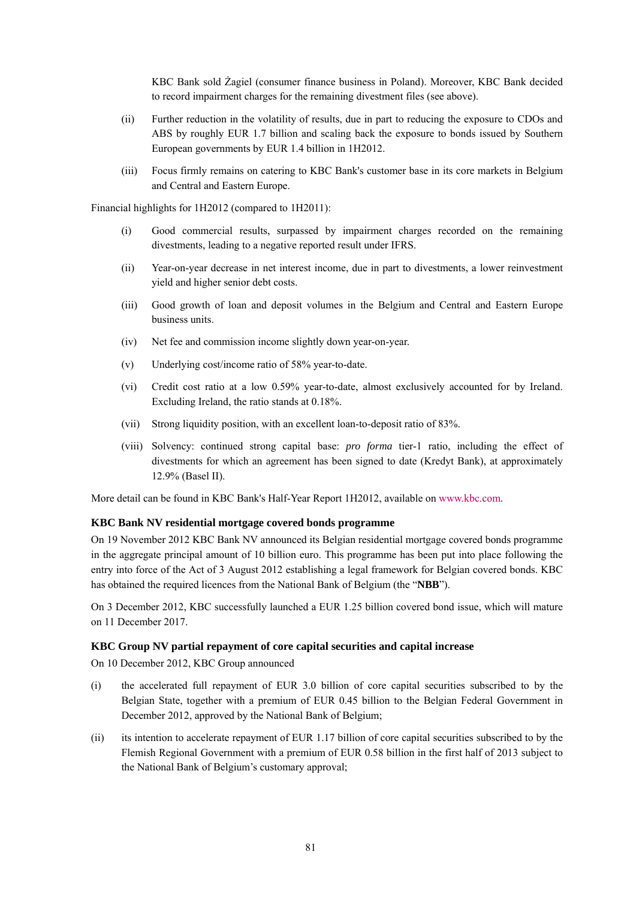KBC Bank sold Żagiel (consumer finance business in Poland). Moreover, KBC Bank decided to record impairment charges for the remaining divestment files (see above).

(ii) Further reduction in the volatility of results, due in part to reducing the exposure to CDOs and ABS by roughly EUR 1.7 billion and scaling back the exposure to bonds issued by Southern European governments by EUR 1.4 billion in 1H2012.

(iii) Focus firmly remains on catering to KBC Bank's customer base in its core markets in Belgium and Central and Eastern Europe.

Financial highlights for 1H2012 (compared to 1H2011):

(i) Good commercial results, surpassed by impairment charges recorded on the remaining divestments, leading to a negative reported result under IFRS.

(ii) Year-on-year decrease in net interest income, due in part to divestments, a lower reinvestment yield and higher senior debt costs.

(iii) Good growth of loan and deposit volumes in the Belgium and Central and Eastern Europe business units.

(iv) Net fee and commission income slightly down year-on-year.

(v) Underlying cost/income ratio of 58% year-to-date.

(vi) Credit cost ratio at a low 0.59% year-to-date, almost exclusively accounted for by Ireland. Excluding Ireland, the ratio stands at 0.18%.

(vii) Strong liquidity position, with an excellent loan-to-deposit ratio of 83%.

(viii) Solvency: continued strong capital base: *pro forma* tier-1 ratio, including the effect of divestments for which an agreement has been signed to date (Kredyt Bank), at approximately 12.9% (Basel II).

More detail can be found in KBC Bank's Half-Year Report 1H2012, available on www.kbc.com.

### KBC Bank NV residential mortgage covered bonds programme

On 19 November 2012 KBC Bank NV announced its Belgian residential mortgage covered bonds programme in the aggregate principal amount of 10 billion euro. This programme has been put into place following the entry into force of the Act of 3 August 2012 establishing a legal framework for Belgian covered bonds. KBC has obtained the required licences from the National Bank of Belgium (the "**NBB**").

On 3 December 2012, KBC successfully launched a EUR 1.25 billion covered bond issue, which will mature on 11 December 2017.

### KBC Group NV partial repayment of core capital securities and capital increase

On 10 December 2012, KBC Group announced

(i) the accelerated full repayment of EUR 3.0 billion of core capital securities subscribed to by the Belgian State, together with a premium of EUR 0.45 billion to the Belgian Federal Government in December 2012, approved by the National Bank of Belgium;

(ii) its intention to accelerate repayment of EUR 1.17 billion of core capital securities subscribed to by the Flemish Regional Government with a premium of EUR 0.58 billion in the first half of 2013 subject to the National Bank of Belgium's customary approval;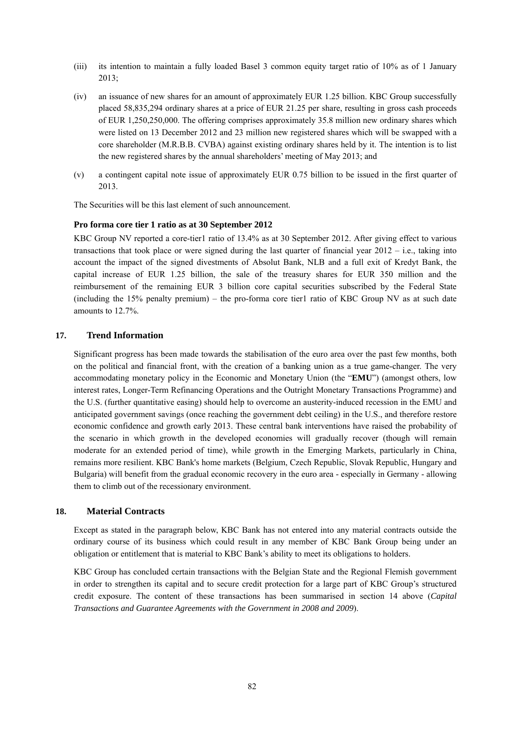(iii) its intention to maintain a fully loaded Basel 3 common equity target ratio of 10% as of 1 January 2013;

(iv) an issuance of new shares for an amount of approximately EUR 1.25 billion. KBC Group successfully placed 58,835,294 ordinary shares at a price of EUR 21.25 per share, resulting in gross cash proceeds of EUR 1,250,250,000. The offering comprises approximately 35.8 million new ordinary shares which were listed on 13 December 2012 and 23 million new registered shares which will be swapped with a core shareholder (M.R.B.B. CVBA) against existing ordinary shares held by it. The intention is to list the new registered shares by the annual shareholders' meeting of May 2013; and

(v) a contingent capital note issue of approximately EUR 0.75 billion to be issued in the first quarter of 2013.

The Securities will be this last element of such announcement.

**Pro forma core tier 1 ratio as at 30 September 2012**

KBC Group NV reported a core-tier1 ratio of 13.4% as at 30 September 2012. After giving effect to various transactions that took place or were signed during the last quarter of financial year 2012 – i.e., taking into account the impact of the signed divestments of Absolut Bank, NLB and a full exit of Kredyt Bank, the capital increase of EUR 1.25 billion, the sale of the treasury shares for EUR 350 million and the reimbursement of the remaining EUR 3 billion core capital securities subscribed by the Federal State (including the 15% penalty premium) – the pro-forma core tier1 ratio of KBC Group NV as at such date amounts to 12.7%.

## 17. Trend Information

Significant progress has been made towards the stabilisation of the euro area over the past few months, both on the political and financial front, with the creation of a banking union as a true game-changer. The very accommodating monetary policy in the Economic and Monetary Union (the "**EMU**") (amongst others, low interest rates, Longer-Term Refinancing Operations and the Outright Monetary Transactions Programme) and the U.S. (further quantitative easing) should help to overcome an austerity-induced recession in the EMU and anticipated government savings (once reaching the government debt ceiling) in the U.S., and therefore restore economic confidence and growth early 2013. These central bank interventions have raised the probability of the scenario in which growth in the developed economies will gradually recover (though will remain moderate for an extended period of time), while growth in the Emerging Markets, particularly in China, remains more resilient. KBC Bank's home markets (Belgium, Czech Republic, Slovak Republic, Hungary and Bulgaria) will benefit from the gradual economic recovery in the euro area - especially in Germany - allowing them to climb out of the recessionary environment.

## 18. Material Contracts

Except as stated in the paragraph below, KBC Bank has not entered into any material contracts outside the ordinary course of its business which could result in any member of KBC Bank Group being under an obligation or entitlement that is material to KBC Bank's ability to meet its obligations to holders.

KBC Group has concluded certain transactions with the Belgian State and the Regional Flemish government in order to strengthen its capital and to secure credit protection for a large part of KBC Group's structured credit exposure. The content of these transactions has been summarised in section 14 above (*Capital Transactions and Guarantee Agreements with the Government in 2008 and 2009*).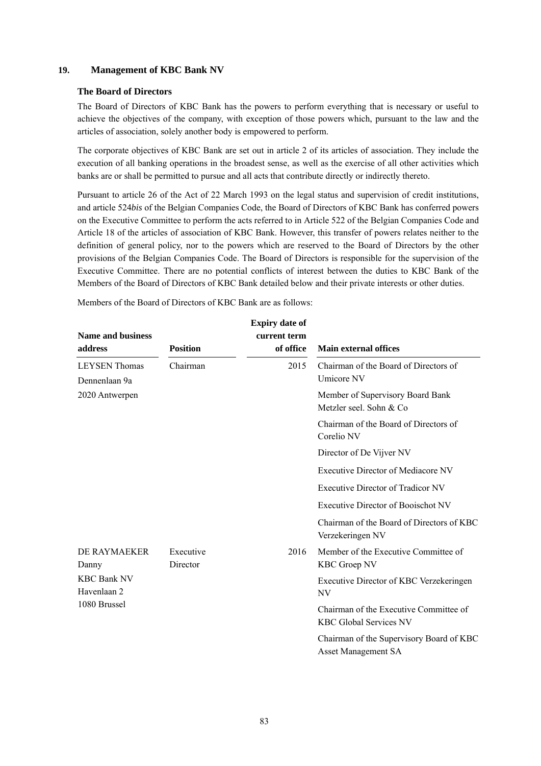## 19. Management of KBC Bank NV

### The Board of Directors

The Board of Directors of KBC Bank has the powers to perform everything that is necessary or useful to achieve the objectives of the company, with exception of those powers which, pursuant to the law and the articles of association, solely another body is empowered to perform.

The corporate objectives of KBC Bank are set out in article 2 of its articles of association. They include the execution of all banking operations in the broadest sense, as well as the exercise of all other activities which banks are or shall be permitted to pursue and all acts that contribute directly or indirectly thereto.

Pursuant to article 26 of the Act of 22 March 1993 on the legal status and supervision of credit institutions, and article 524*bis* of the Belgian Companies Code, the Board of Directors of KBC Bank has conferred powers on the Executive Committee to perform the acts referred to in Article 522 of the Belgian Companies Code and Article 18 of the articles of association of KBC Bank. However, this transfer of powers relates neither to the definition of general policy, nor to the powers which are reserved to the Board of Directors by the other provisions of the Belgian Companies Code. The Board of Directors is responsible for the supervision of the Executive Committee. There are no potential conflicts of interest between the duties to KBC Bank of the Members of the Board of Directors of KBC Bank detailed below and their private interests or other duties.

Members of the Board of Directors of KBC Bank are as follows:

| Name and business address | Position | Expiry date of current term of office | Main external offices |
|---|---|---|---|
| LEYSEN Thomas<br>Dennenlaan 9a<br>2020 Antwerpen | Chairman | 2015 | Chairman of the Board of Directors of Umicore NV<br>Member of Supervisory Board Bank Metzler seel. Sohn & Co<br>Chairman of the Board of Directors of Corelio NV<br>Director of De Vijver NV<br>Executive Director of Mediacore NV<br>Executive Director of Tradicor NV<br>Executive Director of Booischot NV<br>Chairman of the Board of Directors of KBC Verzekeringen NV |
| DE RAYMAEKER Danny<br>KBC Bank NV<br>Havenlaan 2<br>1080 Brussel | Executive Director | 2016 | Member of the Executive Committee of KBC Groep NV<br>Executive Director of KBC Verzekeringen NV<br>Chairman of the Executive Committee of KBC Global Services NV<br>Chairman of the Supervisory Board of KBC Asset Management SA |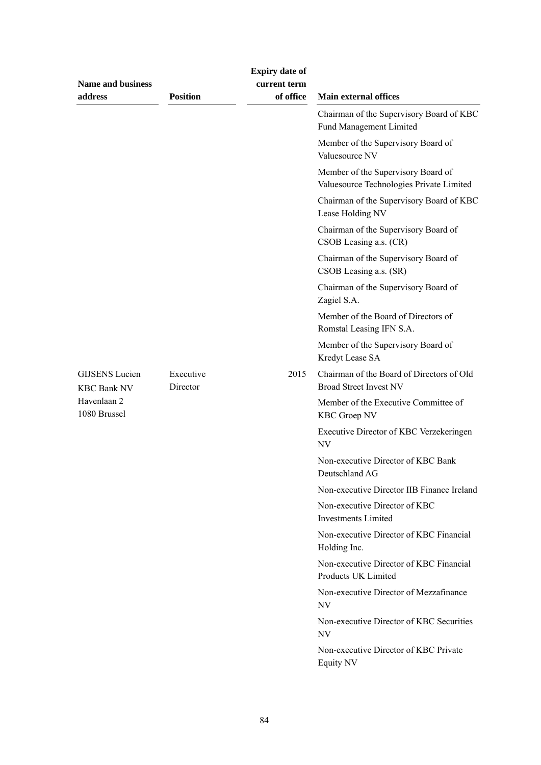| Name and business address | Position | Expiry date of current term of office | Main external offices |
|---|---|---|---|
| | | | Chairman of the Supervisory Board of KBC Fund Management Limited |
| | | | Member of the Supervisory Board of Valuesource NV |
| | | | Member of the Supervisory Board of Valuesource Technologies Private Limited |
| | | | Chairman of the Supervisory Board of KBC Lease Holding NV |
| | | | Chairman of the Supervisory Board of CSOB Leasing a.s. (CR) |
| | | | Chairman of the Supervisory Board of CSOB Leasing a.s. (SR) |
| | | | Chairman of the Supervisory Board of Zagiel S.A. |
| | | | Member of the Board of Directors of Romstal Leasing IFN S.A. |
| | | | Member of the Supervisory Board of Kredyt Lease SA |
| GIJSENS Lucien KBC Bank NV Havenlaan 2 1080 Brussel | Executive Director | 2015 | Chairman of the Board of Directors of Old Broad Street Invest NV |
| | | | Member of the Executive Committee of KBC Groep NV |
| | | | Executive Director of KBC Verzekeringen NV |
| | | | Non-executive Director of KBC Bank Deutschland AG |
| | | | Non-executive Director IIB Finance Ireland |
| | | | Non-executive Director of KBC Investments Limited |
| | | | Non-executive Director of KBC Financial Holding Inc. |
| | | | Non-executive Director of KBC Financial Products UK Limited |
| | | | Non-executive Director of Mezzafinance NV |
| | | | Non-executive Director of KBC Securities NV |
| | | | Non-executive Director of KBC Private Equity NV |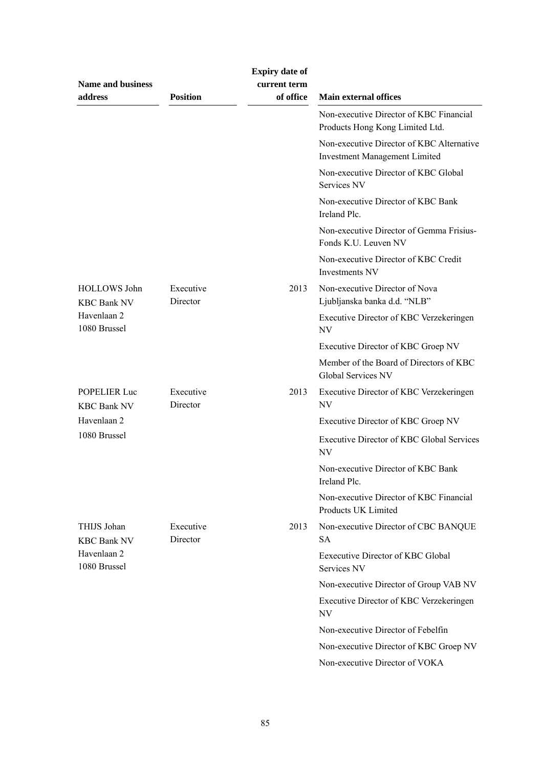| Name and business address | Position | Expiry date of current term of office | Main external offices |
|---|---|---|---|
| | | | Non-executive Director of KBC Financial Products Hong Kong Limited Ltd. |
| | | | Non-executive Director of KBC Alternative Investment Management Limited |
| | | | Non-executive Director of KBC Global Services NV |
| | | | Non-executive Director of KBC Bank Ireland Plc. |
| | | | Non-executive Director of Gemma Frisius-Fonds K.U. Leuven NV |
| | | | Non-executive Director of KBC Credit Investments NV |
| HOLLOWS John KBC Bank NV Havenlaan 2 1080 Brussel | Executive Director | 2013 | Non-executive Director of Nova Ljubljanska banka d.d. "NLB" |
| | | | Executive Director of KBC Verzekeringen NV |
| | | | Executive Director of KBC Groep NV |
| | | | Member of the Board of Directors of KBC Global Services NV |
| POPELIER Luc KBC Bank NV Havenlaan 2 1080 Brussel | Executive Director | 2013 | Executive Director of KBC Verzekeringen NV |
| | | | Executive Director of KBC Groep NV |
| | | | Executive Director of KBC Global Services NV |
| | | | Non-executive Director of KBC Bank Ireland Plc. |
| | | | Non-executive Director of KBC Financial Products UK Limited |
| THIJS Johan KBC Bank NV Havenlaan 2 1080 Brussel | Executive Director | 2013 | Non-executive Director of CBC BANQUE SA |
| | | | Eexecutive Director of KBC Global Services NV |
| | | | Non-executive Director of Group VAB NV |
| | | | Executive Director of KBC Verzekeringen NV |
| | | | Non-executive Director of Febelfin |
| | | | Non-executive Director of KBC Groep NV |
| | | | Non-executive Director of VOKA |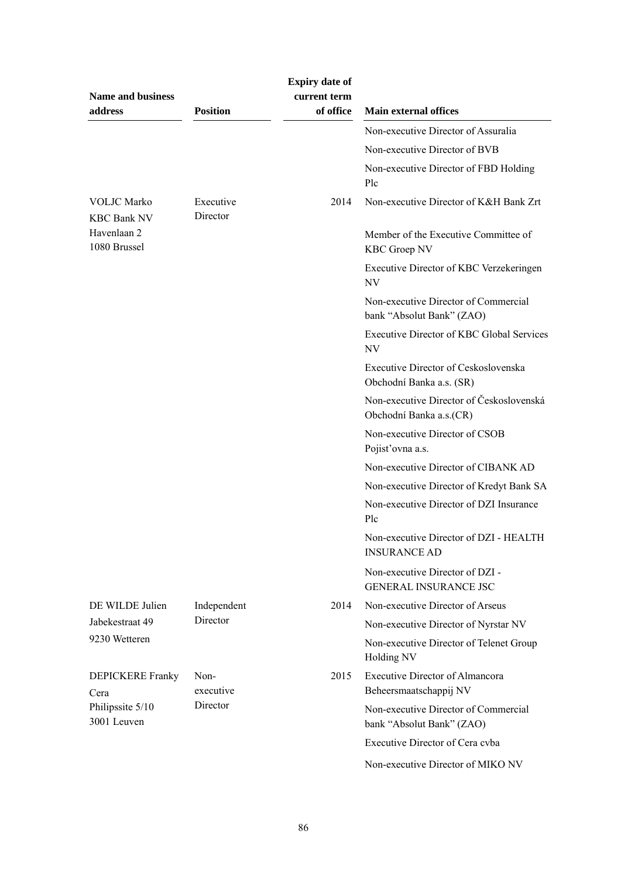| Name and business address | Position | Expiry date of current term of office | Main external offices |
|---|---|---|---|
| | | | Non-executive Director of Assuralia |
| | | | Non-executive Director of BVB |
| | | | Non-executive Director of FBD Holding Plc |
| VOLJC Marko<br>KBC Bank NV<br>Havenlaan 2<br>1080 Brussel | Executive Director | 2014 | Non-executive Director of K&H Bank Zrt |
| | | | Member of the Executive Committee of KBC Groep NV |
| | | | Executive Director of KBC Verzekeringen NV |
| | | | Non-executive Director of Commercial bank "Absolut Bank" (ZAO) |
| | | | Executive Director of KBC Global Services NV |
| | | | Executive Director of Ceskoslovenska Obchodní Banka a.s. (SR) |
| | | | Non-executive Director of Československá Obchodní Banka a.s.(CR) |
| | | | Non-executive Director of CSOB Pojist'ovna a.s. |
| | | | Non-executive Director of CIBANK AD |
| | | | Non-executive Director of Kredyt Bank SA |
| | | | Non-executive Director of DZI Insurance Plc |
| | | | Non-executive Director of DZI - HEALTH INSURANCE AD |
| | | | Non-executive Director of DZI - GENERAL INSURANCE JSC |
| DE WILDE Julien<br>Jabekestraat 49<br>9230 Wetteren | Independent Director | 2014 | Non-executive Director of Arseus |
| | | | Non-executive Director of Nyrstar NV |
| | | | Non-executive Director of Telenet Group Holding NV |
| DEPICKERE Franky<br>Cera<br>Philipssite 5/10<br>3001 Leuven | Non-executive Director | 2015 | Executive Director of Almancora Beheersmaatschappij NV |
| | | | Non-executive Director of Commercial bank "Absolut Bank" (ZAO) |
| | | | Executive Director of Cera cvba |
| | | | Non-executive Director of MIKO NV |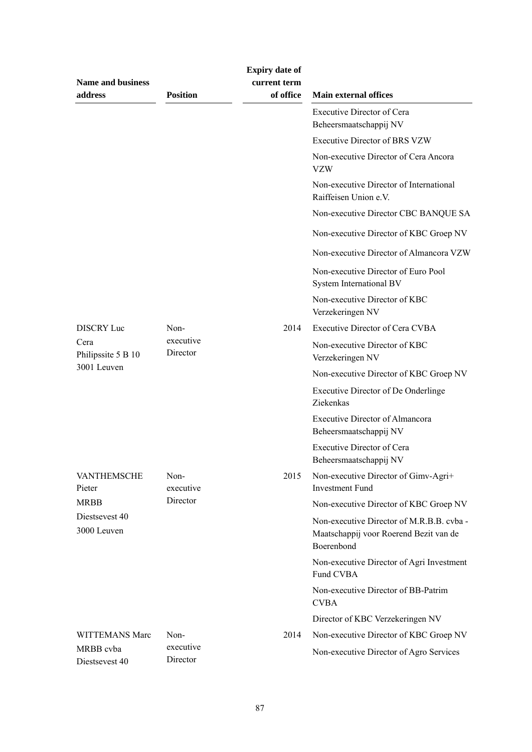| Name and business address | Position | Expiry date of current term of office | Main external offices |
|---|---|---|---|
| | | | Executive Director of Cera Beheersmaatschappij NV |
| | | | Executive Director of BRS VZW |
| | | | Non-executive Director of Cera Ancora VZW |
| | | | Non-executive Director of International Raiffeisen Union e.V. |
| | | | Non-executive Director CBC BANQUE SA |
| | | | Non-executive Director of KBC Groep NV |
| | | | Non-executive Director of Almancora VZW |
| | | | Non-executive Director of Euro Pool System International BV |
| | | | Non-executive Director of KBC Verzekeringen NV |
| DISCRY Luc<br>Cera<br>Philipssite 5 B 10<br>3001 Leuven | Non-executive Director | 2014 | Executive Director of Cera CVBA |
| | | | Non-executive Director of KBC Verzekeringen NV |
| | | | Non-executive Director of KBC Groep NV |
| | | | Executive Director of De Onderlinge Ziekenkas |
| | | | Executive Director of Almancora Beheersmaatschappij NV |
| | | | Executive Director of Cera Beheersmaatschappij NV |
| VANTHEMSCHE Pieter<br>MRBB<br>Diestsevest 40<br>3000 Leuven | Non-executive Director | 2015 | Non-executive Director of Gimv-Agri+ Investment Fund |
| | | | Non-executive Director of KBC Groep NV |
| | | | Non-executive Director of M.R.B.B. cvba - Maatschappij voor Roerend Bezit van de Boerenbond |
| | | | Non-executive Director of Agri Investment Fund CVBA |
| | | | Non-executive Director of BB-Patrim CVBA |
| | | | Director of KBC Verzekeringen NV |
| WITTEMANS Marc<br>MRBB cvba<br>Diestsevest 40 | Non-executive Director | 2014 | Non-executive Director of KBC Groep NV |
| | | | Non-executive Director of Agro Services |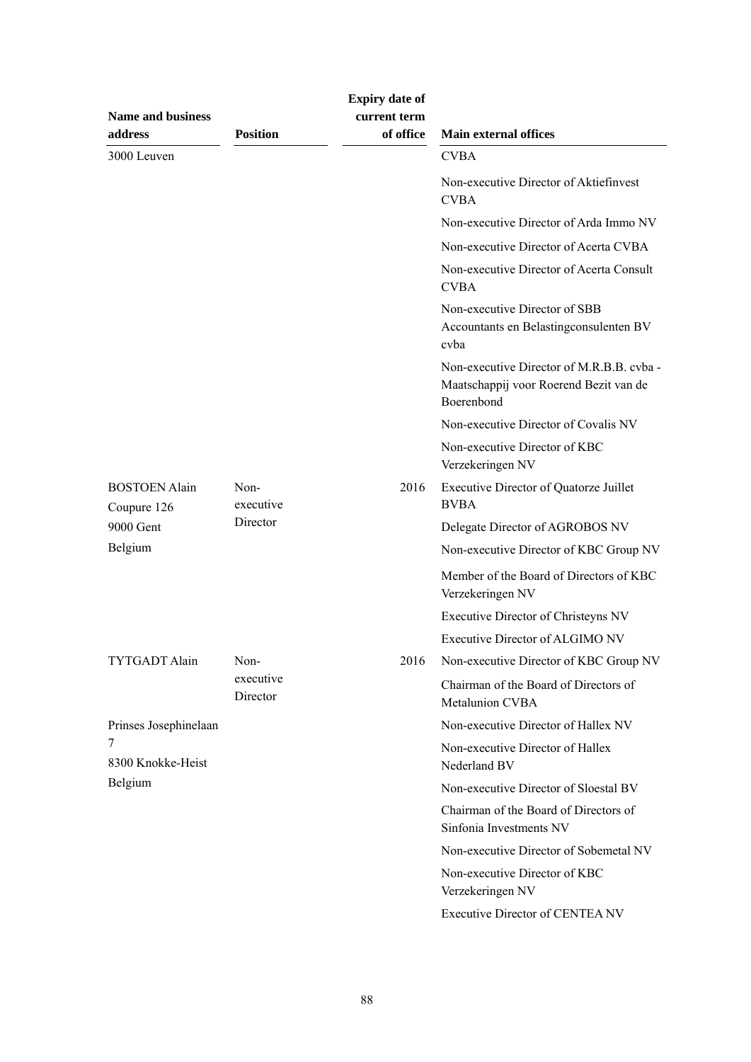| Name and business address | Position | Expiry date of current term of office | Main external offices |
|---|---|---|---|
| 3000 Leuven | | | CVBA |
| | | | Non-executive Director of Aktiefinvest CVBA |
| | | | Non-executive Director of Arda Immo NV |
| | | | Non-executive Director of Acerta CVBA |
| | | | Non-executive Director of Acerta Consult CVBA |
| | | | Non-executive Director of SBB Accountants en Belastingconsulenten BV cvba |
| | | | Non-executive Director of M.R.B.B. cvba - Maatschappij voor Roerend Bezit van de Boerenbond |
| | | | Non-executive Director of Covalis NV |
| | | | Non-executive Director of KBC Verzekeringen NV |
| BOSTOEN Alain Coupure 126 9000 Gent Belgium | Non-executive Director | 2016 | Executive Director of Quatorze Juillet BVBA |
| | | | Delegate Director of AGROBOS NV |
| | | | Non-executive Director of KBC Group NV |
| | | | Member of the Board of Directors of KBC Verzekeringen NV |
| | | | Executive Director of Christeyns NV |
| | | | Executive Director of ALGIMO NV |
| TYTGADT Alain | Non-executive Director | 2016 | Non-executive Director of KBC Group NV |
| | | | Chairman of the Board of Directors of Metalunion CVBA |
| Prinses Josephinelaan 7 8300 Knokke-Heist Belgium | | | Non-executive Director of Hallex NV |
| | | | Non-executive Director of Hallex Nederland BV |
| | | | Non-executive Director of Sloestal BV |
| | | | Chairman of the Board of Directors of Sinfonia Investments NV |
| | | | Non-executive Director of Sobemetal NV |
| | | | Non-executive Director of KBC Verzekeringen NV |
| | | | Executive Director of CENTEA NV |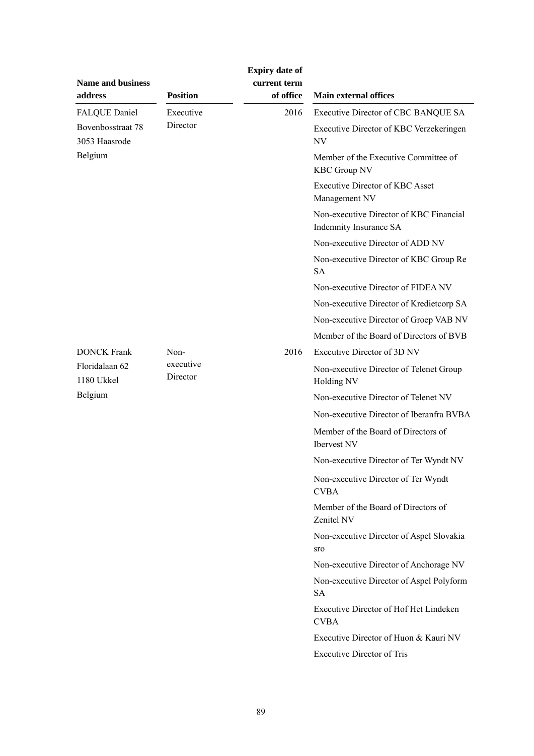| Name and business address | Position | Expiry date of current term of office | Main external offices |
|---|---|---|---|
| FALQUE Daniel<br>Bovenbosstraat 78<br>3053 Haasrode<br>Belgium | Executive Director | 2016 | Executive Director of CBC BANQUE SA<br>Executive Director of KBC Verzekeringen NV<br>Member of the Executive Committee of KBC Group NV<br>Executive Director of KBC Asset Management NV<br>Non-executive Director of KBC Financial Indemnity Insurance SA<br>Non-executive Director of ADD NV<br>Non-executive Director of KBC Group Re SA<br>Non-executive Director of FIDEA NV<br>Non-executive Director of Kredietcorp SA<br>Non-executive Director of Groep VAB NV<br>Member of the Board of Directors of BVB |
| DONCK Frank<br>Floridalaan 62<br>1180 Ukkel<br>Belgium | Non-executive Director | 2016 | Executive Director of 3D NV<br>Non-executive Director of Telenet Group Holding NV<br>Non-executive Director of Telenet NV<br>Non-executive Director of Iberanfra BVBA<br>Member of the Board of Directors of Ibervest NV<br>Non-executive Director of Ter Wyndt NV<br>Non-executive Director of Ter Wyndt CVBA<br>Member of the Board of Directors of Zenitel NV<br>Non-executive Director of Aspel Slovakia sro<br>Non-executive Director of Anchorage NV<br>Non-executive Director of Aspel Polyform SA<br>Executive Director of Hof Het Lindeken CVBA<br>Executive Director of Huon & Kauri NV<br>Executive Director of Tris |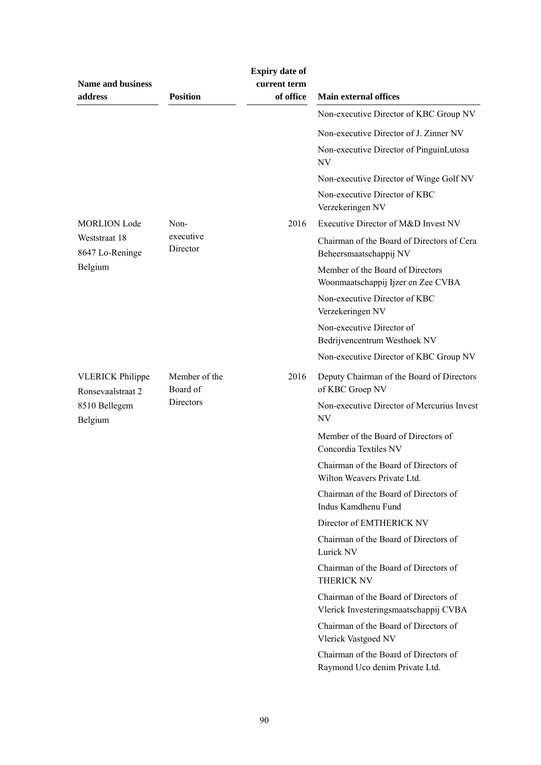| Name and business address | Position | Expiry date of current term of office | Main external offices |
|---|---|---|---|
| | | | Non-executive Director of KBC Group NV |
| | | | Non-executive Director of J. Zinner NV |
| | | | Non-executive Director of PinguinLutosa NV |
| | | | Non-executive Director of Winge Golf NV |
| | | | Non-executive Director of KBC Verzekeringen NV |
| MORLION Lode<br>Weststraat 18<br>8647 Lo-Reninge<br>Belgium | Non-executive Director | 2016 | Executive Director of M&D Invest NV |
| | | | Chairman of the Board of Directors of Cera Beheersmaatschappij NV |
| | | | Member of the Board of Directors Woonmaatschappij Ijzer en Zee CVBA |
| | | | Non-executive Director of KBC Verzekeringen NV |
| | | | Non-executive Director of Bedrijvencentrum Westhoek NV |
| | | | Non-executive Director of KBC Group NV |
| VLERICK Philippe<br>Ronsevaalstraat 2<br>8510 Bellegem<br>Belgium | Member of the Board of Directors | 2016 | Deputy Chairman of the Board of Directors of KBC Groep NV |
| | | | Non-executive Director of Mercurius Invest NV |
| | | | Member of the Board of Directors of Concordia Textiles NV |
| | | | Chairman of the Board of Directors of Wilton Weavers Private Ltd. |
| | | | Chairman of the Board of Directors of Indus Kamdhenu Fund |
| | | | Director of EMTHERICK NV |
| | | | Chairman of the Board of Directors of Lurick NV |
| | | | Chairman of the Board of Directors of THERICK NV |
| | | | Chairman of the Board of Directors of Vlerick Investeringsmaatschappij CVBA |
| | | | Chairman of the Board of Directors of Vlerick Vastgoed NV |
| | | | Chairman of the Board of Directors of Raymond Uco denim Private Ltd. |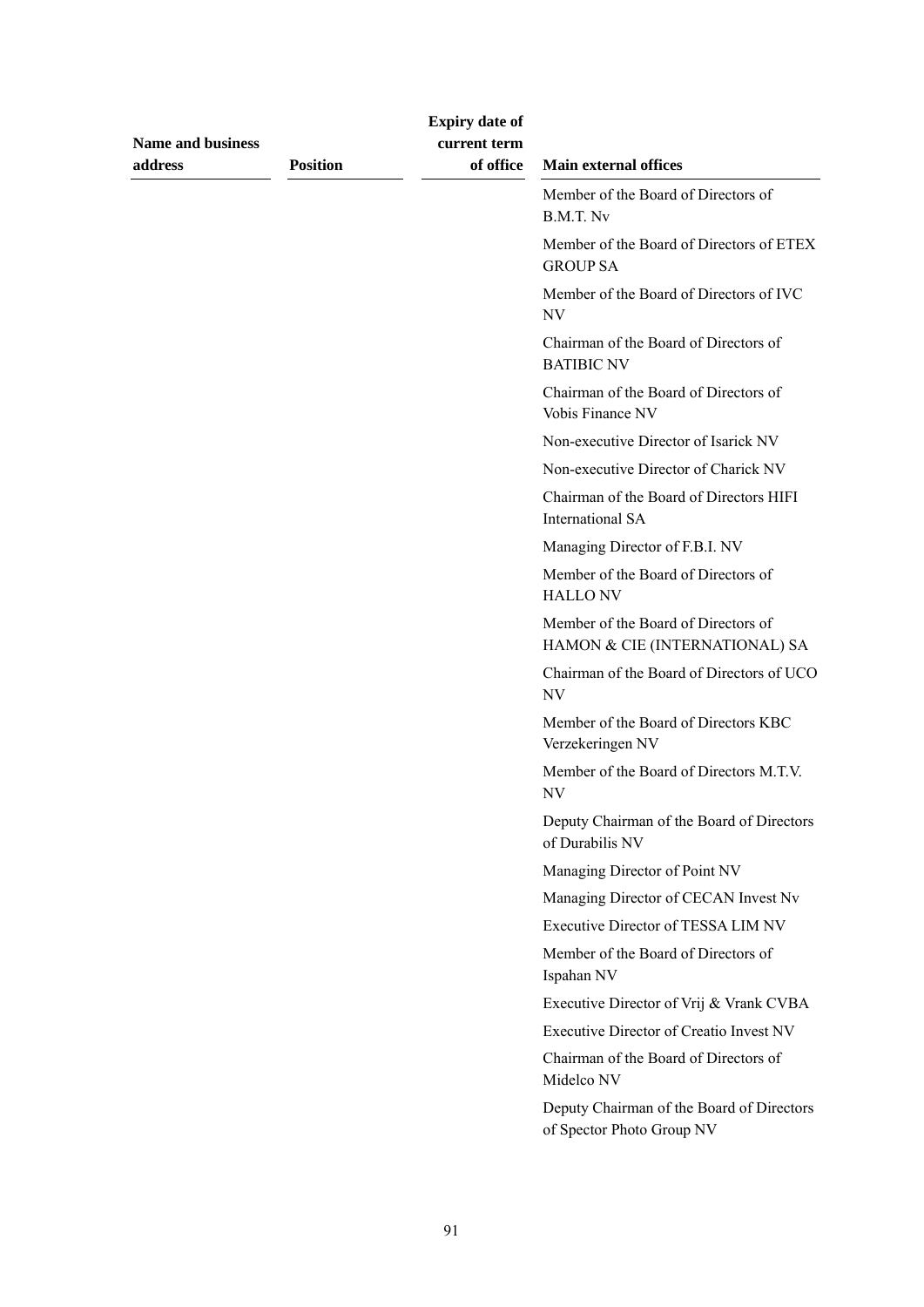| Name and business address | Position | Expiry date of current term of office | Main external offices |
|---|---|---|---|
| | | | Member of the Board of Directors of B.M.T. Nv |
| | | | Member of the Board of Directors of ETEX GROUP SA |
| | | | Member of the Board of Directors of IVC NV |
| | | | Chairman of the Board of Directors of BATIBIC NV |
| | | | Chairman of the Board of Directors of Vobis Finance NV |
| | | | Non-executive Director of Isarick NV |
| | | | Non-executive Director of Charick NV |
| | | | Chairman of the Board of Directors HIFI International SA |
| | | | Managing Director of F.B.I. NV |
| | | | Member of the Board of Directors of HALLO NV |
| | | | Member of the Board of Directors of HAMON & CIE (INTERNATIONAL) SA |
| | | | Chairman of the Board of Directors of UCO NV |
| | | | Member of the Board of Directors KBC Verzekeringen NV |
| | | | Member of the Board of Directors M.T.V. NV |
| | | | Deputy Chairman of the Board of Directors of Durabilis NV |
| | | | Managing Director of Point NV |
| | | | Managing Director of CECAN Invest Nv |
| | | | Executive Director of TESSA LIM NV |
| | | | Member of the Board of Directors of Ispahan NV |
| | | | Executive Director of Vrij & Vrank CVBA |
| | | | Executive Director of Creatio Invest NV |
| | | | Chairman of the Board of Directors of Midelco NV |
| | | | Deputy Chairman of the Board of Directors of Spector Photo Group NV |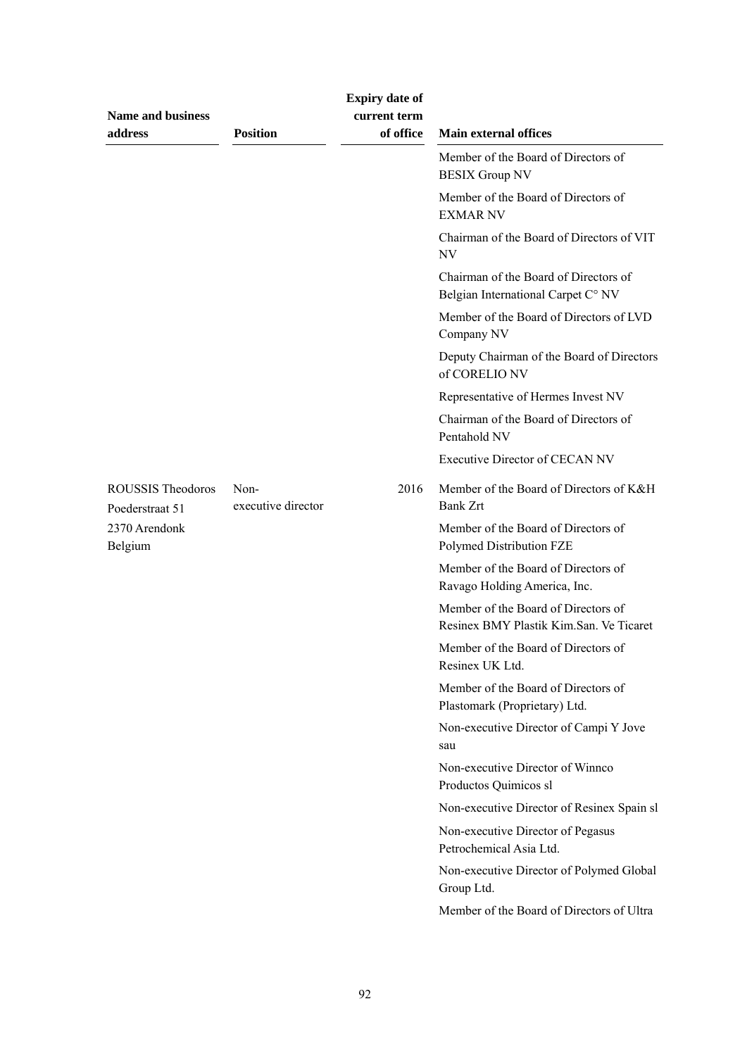| Name and business address | Position | Expiry date of current term of office | Main external offices |
|---|---|---|---|
| | | | Member of the Board of Directors of BESIX Group NV |
| | | | Member of the Board of Directors of EXMAR NV |
| | | | Chairman of the Board of Directors of VIT NV |
| | | | Chairman of the Board of Directors of Belgian International Carpet C° NV |
| | | | Member of the Board of Directors of LVD Company NV |
| | | | Deputy Chairman of the Board of Directors of CORELIO NV |
| | | | Representative of Hermes Invest NV |
| | | | Chairman of the Board of Directors of Pentahold NV |
| | | | Executive Director of CECAN NV |
| ROUSSIS Theodoros Poederstraat 51 2370 Arendonk Belgium | Non-executive director | 2016 | Member of the Board of Directors of K&H Bank Zrt |
| | | | Member of the Board of Directors of Polymed Distribution FZE |
| | | | Member of the Board of Directors of Ravago Holding America, Inc. |
| | | | Member of the Board of Directors of Resinex BMY Plastik Kim.San. Ve Ticaret |
| | | | Member of the Board of Directors of Resinex UK Ltd. |
| | | | Member of the Board of Directors of Plastomark (Proprietary) Ltd. |
| | | | Non-executive Director of Campi Y Jove sau |
| | | | Non-executive Director of Winnco Productos Quimicos sl |
| | | | Non-executive Director of Resinex Spain sl |
| | | | Non-executive Director of Pegasus Petrochemical Asia Ltd. |
| | | | Non-executive Director of Polymed Global Group Ltd. |
| | | | Member of the Board of Directors of Ultra |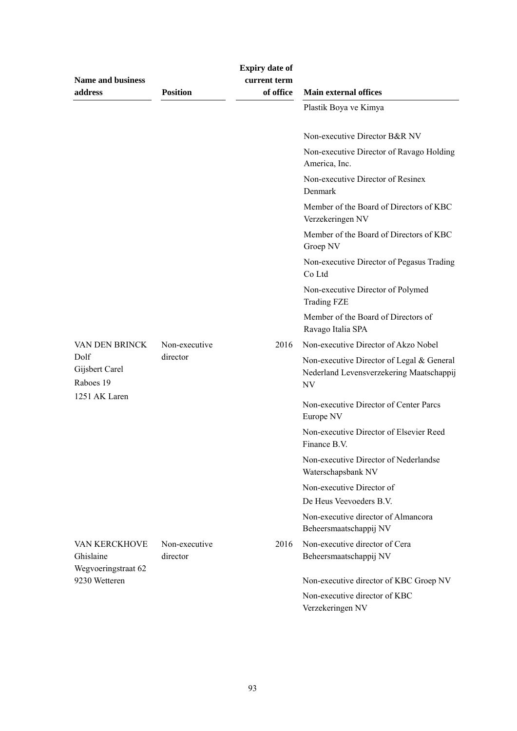| Name and business address | Position | Expiry date of current term of office | Main external offices |
|---|---|---|---|
| | | | Plastik Boya ve Kimya |
| | | | Non-executive Director B&R NV |
| | | | Non-executive Director of Ravago Holding America, Inc. |
| | | | Non-executive Director of Resinex Denmark |
| | | | Member of the Board of Directors of KBC Verzekeringen NV |
| | | | Member of the Board of Directors of KBC Groep NV |
| | | | Non-executive Director of Pegasus Trading Co Ltd |
| | | | Non-executive Director of Polymed Trading FZE |
| | | | Member of the Board of Directors of Ravago Italia SPA |
| VAN DEN BRINCK Dolf Gijsbert Carel Raboes 19 1251 AK Laren | Non-executive director | 2016 | Non-executive Director of Akzo Nobel |
| | | | Non-executive Director of Legal & General Nederland Levensverzekering Maatschappij NV |
| | | | Non-executive Director of Center Parcs Europe NV |
| | | | Non-executive Director of Elsevier Reed Finance B.V. |
| | | | Non-executive Director of Nederlandse Waterschapsbank NV |
| | | | Non-executive Director of De Heus Veevoeders B.V. |
| | | | Non-executive director of Almancora Beheersmaatschappij NV |
| VAN KERCKHOVE Ghislaine Wegvoeringstraat 62 9230 Wetteren | Non-executive director | 2016 | Non-executive director of Cera Beheersmaatschappij NV |
| | | | Non-executive director of KBC Groep NV |
| | | | Non-executive director of KBC Verzekeringen NV |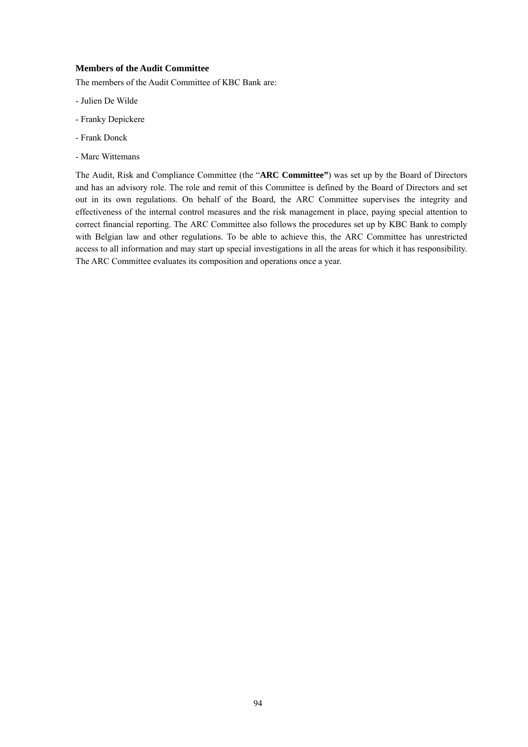**Members of the Audit Committee**

The members of the Audit Committee of KBC Bank are:

- Julien De Wilde

- Franky Depickere

- Frank Donck

- Marc Wittemans

The Audit, Risk and Compliance Committee (the "**ARC Committee"**) was set up by the Board of Directors and has an advisory role. The role and remit of this Committee is defined by the Board of Directors and set out in its own regulations. On behalf of the Board, the ARC Committee supervises the integrity and effectiveness of the internal control measures and the risk management in place, paying special attention to correct financial reporting. The ARC Committee also follows the procedures set up by KBC Bank to comply with Belgian law and other regulations. To be able to achieve this, the ARC Committee has unrestricted access to all information and may start up special investigations in all the areas for which it has responsibility. The ARC Committee evaluates its composition and operations once a year.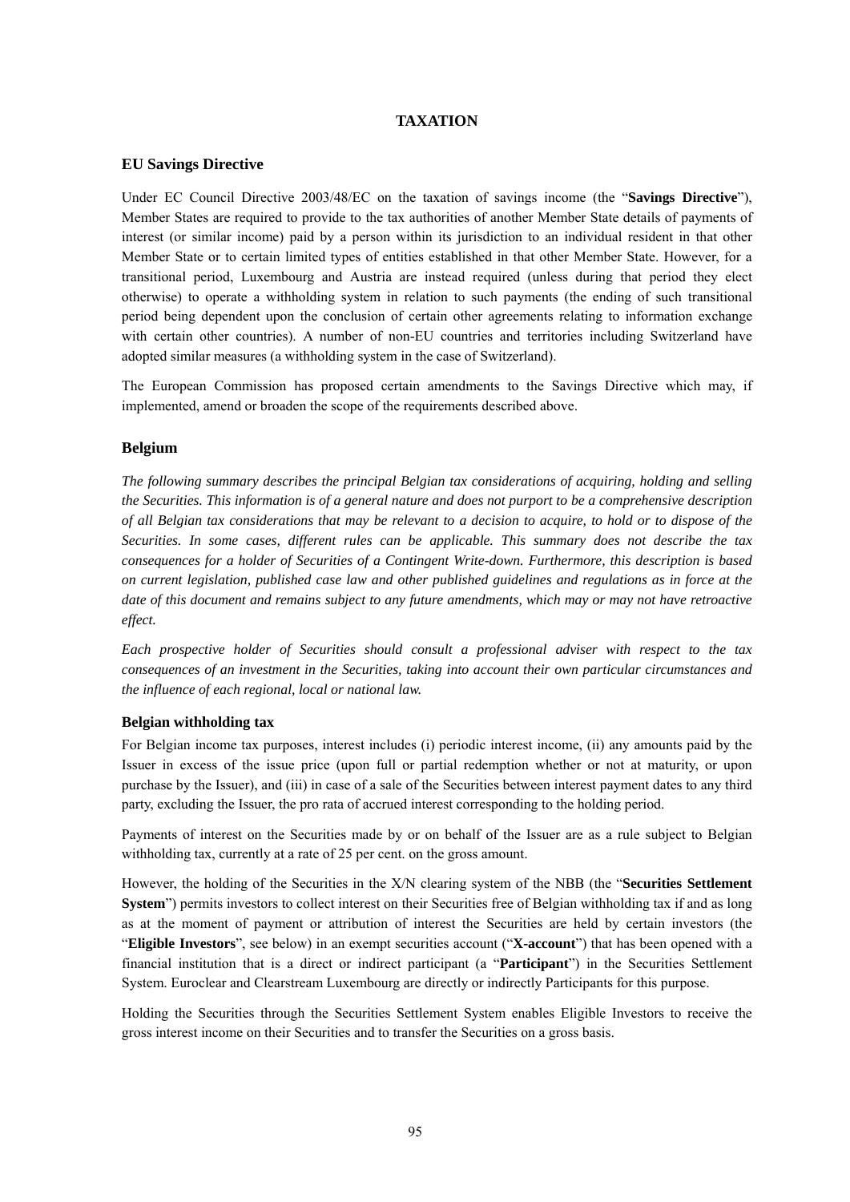# TAXATION

## EU Savings Directive

Under EC Council Directive 2003/48/EC on the taxation of savings income (the "**Savings Directive**"), Member States are required to provide to the tax authorities of another Member State details of payments of interest (or similar income) paid by a person within its jurisdiction to an individual resident in that other Member State or to certain limited types of entities established in that other Member State. However, for a transitional period, Luxembourg and Austria are instead required (unless during that period they elect otherwise) to operate a withholding system in relation to such payments (the ending of such transitional period being dependent upon the conclusion of certain other agreements relating to information exchange with certain other countries). A number of non-EU countries and territories including Switzerland have adopted similar measures (a withholding system in the case of Switzerland).

The European Commission has proposed certain amendments to the Savings Directive which may, if implemented, amend or broaden the scope of the requirements described above.

## Belgium

*The following summary describes the principal Belgian tax considerations of acquiring, holding and selling the Securities. This information is of a general nature and does not purport to be a comprehensive description of all Belgian tax considerations that may be relevant to a decision to acquire, to hold or to dispose of the Securities. In some cases, different rules can be applicable. This summary does not describe the tax consequences for a holder of Securities of a Contingent Write-down. Furthermore, this description is based on current legislation, published case law and other published guidelines and regulations as in force at the date of this document and remains subject to any future amendments, which may or may not have retroactive effect.*

*Each prospective holder of Securities should consult a professional adviser with respect to the tax consequences of an investment in the Securities, taking into account their own particular circumstances and the influence of each regional, local or national law.*

### Belgian withholding tax

For Belgian income tax purposes, interest includes (i) periodic interest income, (ii) any amounts paid by the Issuer in excess of the issue price (upon full or partial redemption whether or not at maturity, or upon purchase by the Issuer), and (iii) in case of a sale of the Securities between interest payment dates to any third party, excluding the Issuer, the pro rata of accrued interest corresponding to the holding period.

Payments of interest on the Securities made by or on behalf of the Issuer are as a rule subject to Belgian withholding tax, currently at a rate of 25 per cent. on the gross amount.

However, the holding of the Securities in the X/N clearing system of the NBB (the "**Securities Settlement System**") permits investors to collect interest on their Securities free of Belgian withholding tax if and as long as at the moment of payment or attribution of interest the Securities are held by certain investors (the "**Eligible Investors**", see below) in an exempt securities account ("**X-account**") that has been opened with a financial institution that is a direct or indirect participant (a "**Participant**") in the Securities Settlement System. Euroclear and Clearstream Luxembourg are directly or indirectly Participants for this purpose.

Holding the Securities through the Securities Settlement System enables Eligible Investors to receive the gross interest income on their Securities and to transfer the Securities on a gross basis.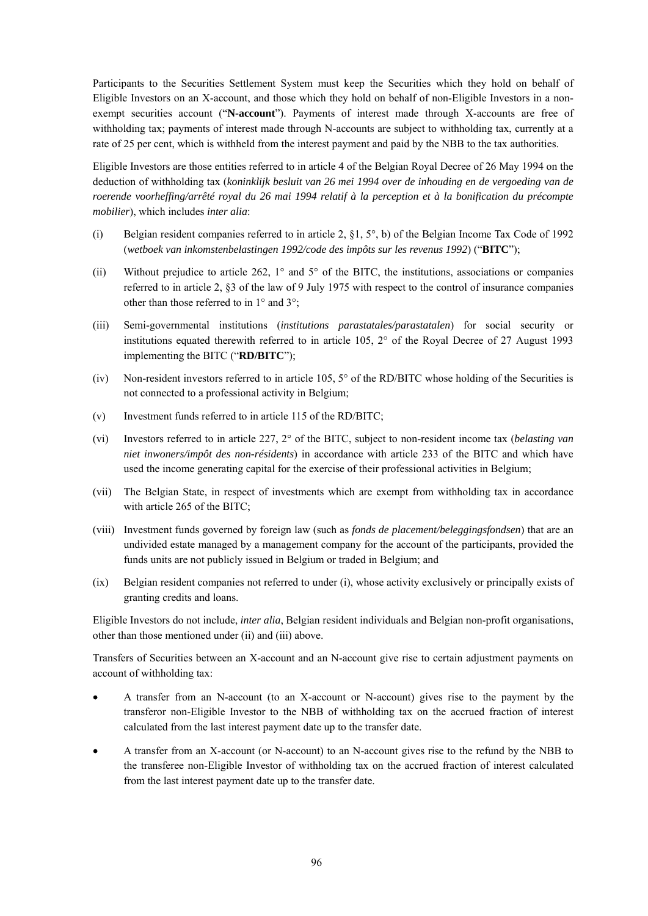Participants to the Securities Settlement System must keep the Securities which they hold on behalf of Eligible Investors on an X-account, and those which they hold on behalf of non-Eligible Investors in a non-exempt securities account ("**N-account**"). Payments of interest made through X-accounts are free of withholding tax; payments of interest made through N-accounts are subject to withholding tax, currently at a rate of 25 per cent, which is withheld from the interest payment and paid by the NBB to the tax authorities.

Eligible Investors are those entities referred to in article 4 of the Belgian Royal Decree of 26 May 1994 on the deduction of withholding tax (*koninklijk besluit van 26 mei 1994 over de inhouding en de vergoeding van de roerende voorheffing/arrêté royal du 26 mai 1994 relatif à la perception et à la bonification du précompte mobilier*), which includes *inter alia*:

(i) Belgian resident companies referred to in article 2, §1, 5°, b) of the Belgian Income Tax Code of 1992 (*wetboek van inkomstenbelastingen 1992/code des impôts sur les revenus 1992*) ("**BITC**");

(ii) Without prejudice to article 262, 1° and 5° of the BITC, the institutions, associations or companies referred to in article 2, §3 of the law of 9 July 1975 with respect to the control of insurance companies other than those referred to in 1° and 3°;

(iii) Semi-governmental institutions (*institutions parastatales/parastatalen*) for social security or institutions equated therewith referred to in article 105, 2° of the Royal Decree of 27 August 1993 implementing the BITC ("**RD/BITC**");

(iv) Non-resident investors referred to in article 105, 5° of the RD/BITC whose holding of the Securities is not connected to a professional activity in Belgium;

(v) Investment funds referred to in article 115 of the RD/BITC;

(vi) Investors referred to in article 227, 2° of the BITC, subject to non-resident income tax (*belasting van niet inwoners/impôt des non-résidents*) in accordance with article 233 of the BITC and which have used the income generating capital for the exercise of their professional activities in Belgium;

(vii) The Belgian State, in respect of investments which are exempt from withholding tax in accordance with article 265 of the BITC;

(viii) Investment funds governed by foreign law (such as *fonds de placement/beleggingsfondsen*) that are an undivided estate managed by a management company for the account of the participants, provided the funds units are not publicly issued in Belgium or traded in Belgium; and

(ix) Belgian resident companies not referred to under (i), whose activity exclusively or principally exists of granting credits and loans.

Eligible Investors do not include, *inter alia*, Belgian resident individuals and Belgian non-profit organisations, other than those mentioned under (ii) and (iii) above.

Transfers of Securities between an X-account and an N-account give rise to certain adjustment payments on account of withholding tax:

- A transfer from an N-account (to an X-account or N-account) gives rise to the payment by the transferor non-Eligible Investor to the NBB of withholding tax on the accrued fraction of interest calculated from the last interest payment date up to the transfer date.
- A transfer from an X-account (or N-account) to an N-account gives rise to the refund by the NBB to the transferee non-Eligible Investor of withholding tax on the accrued fraction of interest calculated from the last interest payment date up to the transfer date.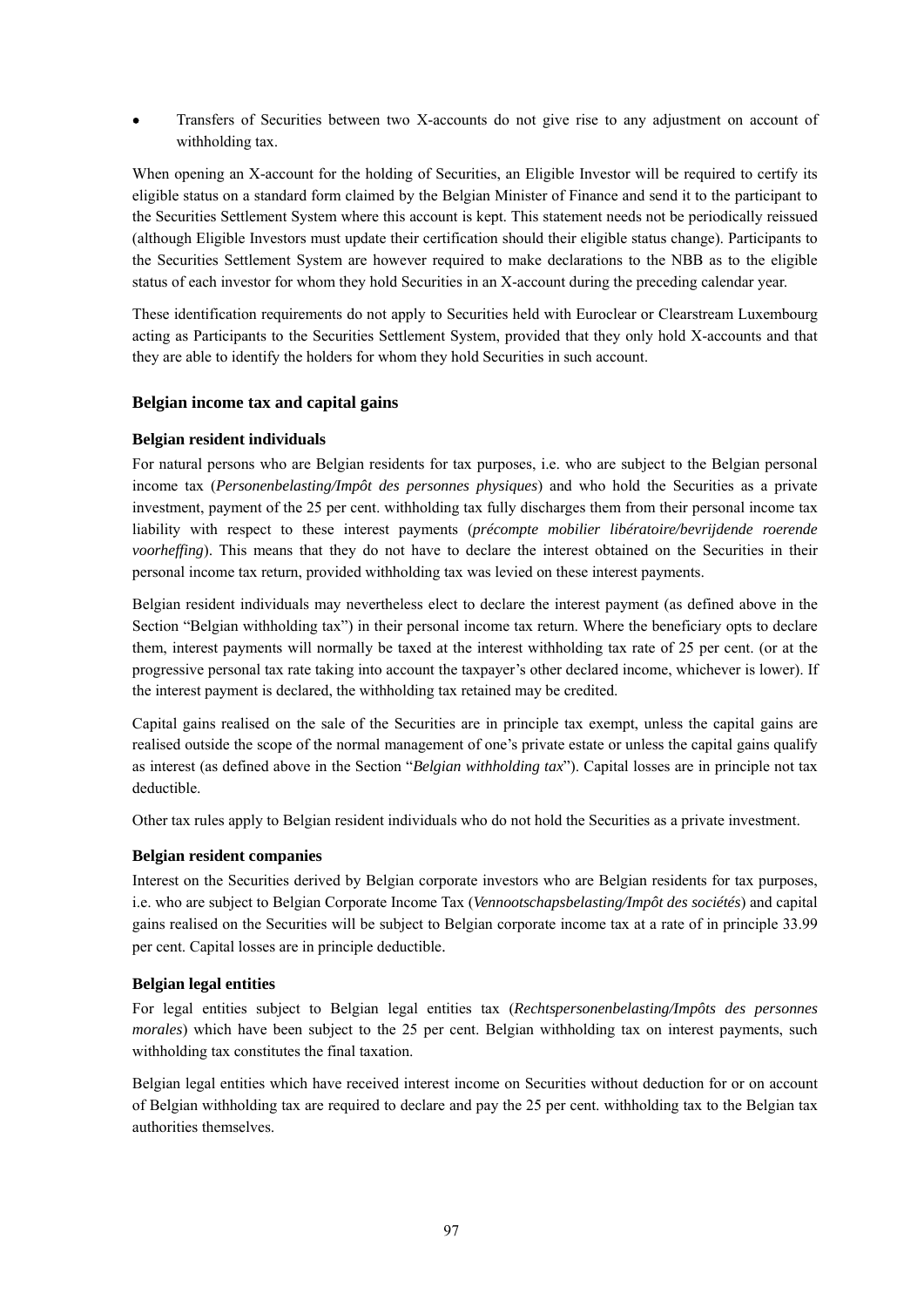- Transfers of Securities between two X-accounts do not give rise to any adjustment on account of withholding tax.

When opening an X-account for the holding of Securities, an Eligible Investor will be required to certify its eligible status on a standard form claimed by the Belgian Minister of Finance and send it to the participant to the Securities Settlement System where this account is kept. This statement needs not be periodically reissued (although Eligible Investors must update their certification should their eligible status change). Participants to the Securities Settlement System are however required to make declarations to the NBB as to the eligible status of each investor for whom they hold Securities in an X-account during the preceding calendar year.

These identification requirements do not apply to Securities held with Euroclear or Clearstream Luxembourg acting as Participants to the Securities Settlement System, provided that they only hold X-accounts and that they are able to identify the holders for whom they hold Securities in such account.

## Belgian income tax and capital gains

### Belgian resident individuals

For natural persons who are Belgian residents for tax purposes, i.e. who are subject to the Belgian personal income tax (*Personenbelasting/Impôt des personnes physiques*) and who hold the Securities as a private investment, payment of the 25 per cent. withholding tax fully discharges them from their personal income tax liability with respect to these interest payments (*précompte mobilier libératoire/bevrijdende roerende voorheffing*). This means that they do not have to declare the interest obtained on the Securities in their personal income tax return, provided withholding tax was levied on these interest payments.

Belgian resident individuals may nevertheless elect to declare the interest payment (as defined above in the Section "Belgian withholding tax") in their personal income tax return. Where the beneficiary opts to declare them, interest payments will normally be taxed at the interest withholding tax rate of 25 per cent. (or at the progressive personal tax rate taking into account the taxpayer's other declared income, whichever is lower). If the interest payment is declared, the withholding tax retained may be credited.

Capital gains realised on the sale of the Securities are in principle tax exempt, unless the capital gains are realised outside the scope of the normal management of one's private estate or unless the capital gains qualify as interest (as defined above in the Section "*Belgian withholding tax*"). Capital losses are in principle not tax deductible.

Other tax rules apply to Belgian resident individuals who do not hold the Securities as a private investment.

### Belgian resident companies

Interest on the Securities derived by Belgian corporate investors who are Belgian residents for tax purposes, i.e. who are subject to Belgian Corporate Income Tax (*Vennootschapsbelasting/Impôt des sociétés*) and capital gains realised on the Securities will be subject to Belgian corporate income tax at a rate of in principle 33.99 per cent. Capital losses are in principle deductible.

### Belgian legal entities

For legal entities subject to Belgian legal entities tax (*Rechtspersonenbelasting/Impôts des personnes morales*) which have been subject to the 25 per cent. Belgian withholding tax on interest payments, such withholding tax constitutes the final taxation.

Belgian legal entities which have received interest income on Securities without deduction for or on account of Belgian withholding tax are required to declare and pay the 25 per cent. withholding tax to the Belgian tax authorities themselves.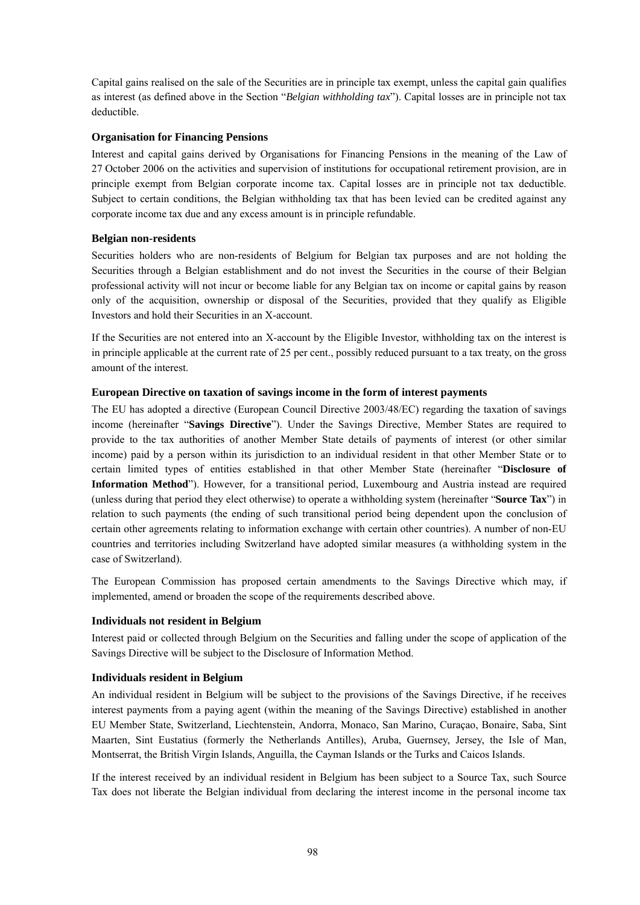Capital gains realised on the sale of the Securities are in principle tax exempt, unless the capital gain qualifies as interest (as defined above in the Section "*Belgian withholding tax*"). Capital losses are in principle not tax deductible.

**Organisation for Financing Pensions**

Interest and capital gains derived by Organisations for Financing Pensions in the meaning of the Law of 27 October 2006 on the activities and supervision of institutions for occupational retirement provision, are in principle exempt from Belgian corporate income tax. Capital losses are in principle not tax deductible. Subject to certain conditions, the Belgian withholding tax that has been levied can be credited against any corporate income tax due and any excess amount is in principle refundable.

**Belgian non-residents**

Securities holders who are non-residents of Belgium for Belgian tax purposes and are not holding the Securities through a Belgian establishment and do not invest the Securities in the course of their Belgian professional activity will not incur or become liable for any Belgian tax on income or capital gains by reason only of the acquisition, ownership or disposal of the Securities, provided that they qualify as Eligible Investors and hold their Securities in an X-account.

If the Securities are not entered into an X-account by the Eligible Investor, withholding tax on the interest is in principle applicable at the current rate of 25 per cent., possibly reduced pursuant to a tax treaty, on the gross amount of the interest.

**European Directive on taxation of savings income in the form of interest payments**

The EU has adopted a directive (European Council Directive 2003/48/EC) regarding the taxation of savings income (hereinafter "**Savings Directive**"). Under the Savings Directive, Member States are required to provide to the tax authorities of another Member State details of payments of interest (or other similar income) paid by a person within its jurisdiction to an individual resident in that other Member State or to certain limited types of entities established in that other Member State (hereinafter "**Disclosure of Information Method**"). However, for a transitional period, Luxembourg and Austria instead are required (unless during that period they elect otherwise) to operate a withholding system (hereinafter "**Source Tax**") in relation to such payments (the ending of such transitional period being dependent upon the conclusion of certain other agreements relating to information exchange with certain other countries). A number of non-EU countries and territories including Switzerland have adopted similar measures (a withholding system in the case of Switzerland).

The European Commission has proposed certain amendments to the Savings Directive which may, if implemented, amend or broaden the scope of the requirements described above.

**Individuals not resident in Belgium**

Interest paid or collected through Belgium on the Securities and falling under the scope of application of the Savings Directive will be subject to the Disclosure of Information Method.

**Individuals resident in Belgium**

An individual resident in Belgium will be subject to the provisions of the Savings Directive, if he receives interest payments from a paying agent (within the meaning of the Savings Directive) established in another EU Member State, Switzerland, Liechtenstein, Andorra, Monaco, San Marino, Curaçao, Bonaire, Saba, Sint Maarten, Sint Eustatius (formerly the Netherlands Antilles), Aruba, Guernsey, Jersey, the Isle of Man, Montserrat, the British Virgin Islands, Anguilla, the Cayman Islands or the Turks and Caicos Islands.

If the interest received by an individual resident in Belgium has been subject to a Source Tax, such Source Tax does not liberate the Belgian individual from declaring the interest income in the personal income tax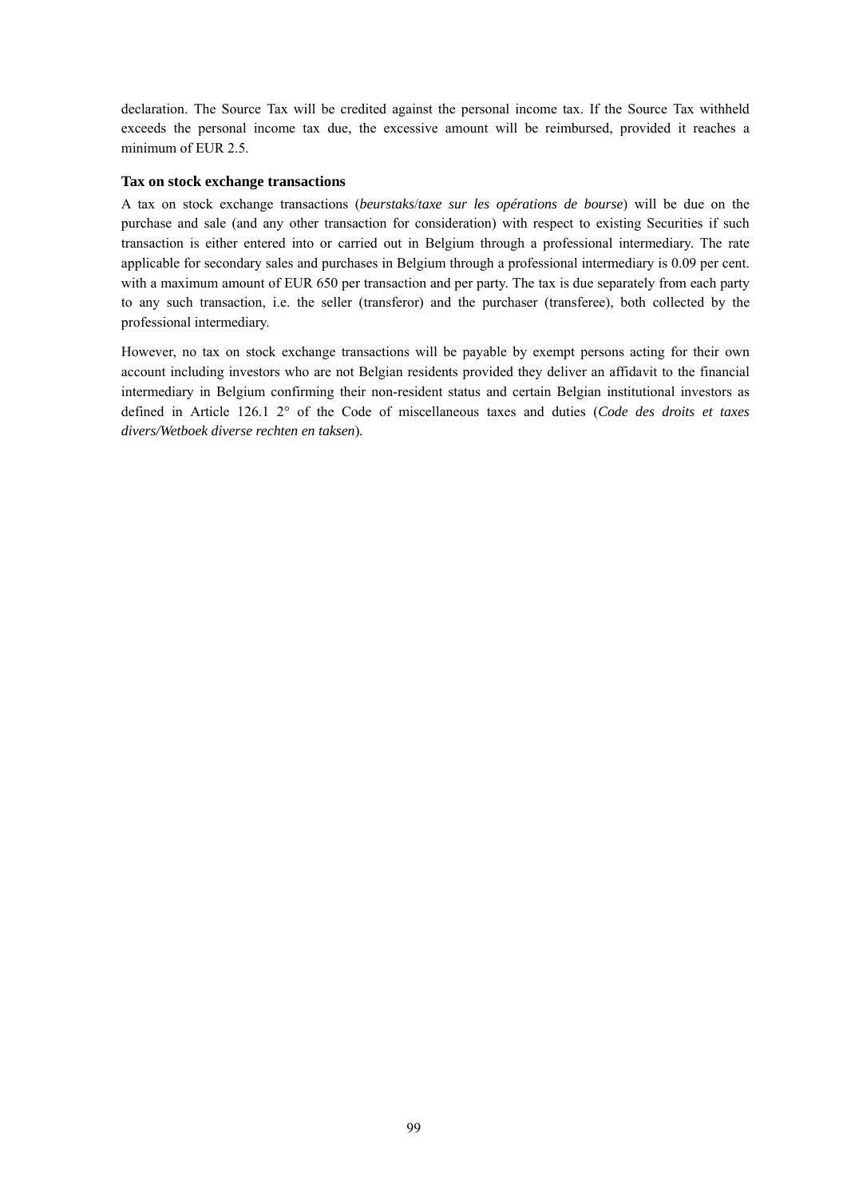declaration. The Source Tax will be credited against the personal income tax. If the Source Tax withheld exceeds the personal income tax due, the excessive amount will be reimbursed, provided it reaches a minimum of EUR 2.5.

**Tax on stock exchange transactions**

A tax on stock exchange transactions (*beurstaks*/*taxe sur les opérations de bourse*) will be due on the purchase and sale (and any other transaction for consideration) with respect to existing Securities if such transaction is either entered into or carried out in Belgium through a professional intermediary. The rate applicable for secondary sales and purchases in Belgium through a professional intermediary is 0.09 per cent. with a maximum amount of EUR 650 per transaction and per party. The tax is due separately from each party to any such transaction, i.e. the seller (transferor) and the purchaser (transferee), both collected by the professional intermediary.

However, no tax on stock exchange transactions will be payable by exempt persons acting for their own account including investors who are not Belgian residents provided they deliver an affidavit to the financial intermediary in Belgium confirming their non-resident status and certain Belgian institutional investors as defined in Article 126.1 2° of the Code of miscellaneous taxes and duties (*Code des droits et taxes divers/Wetboek diverse rechten en taksen*).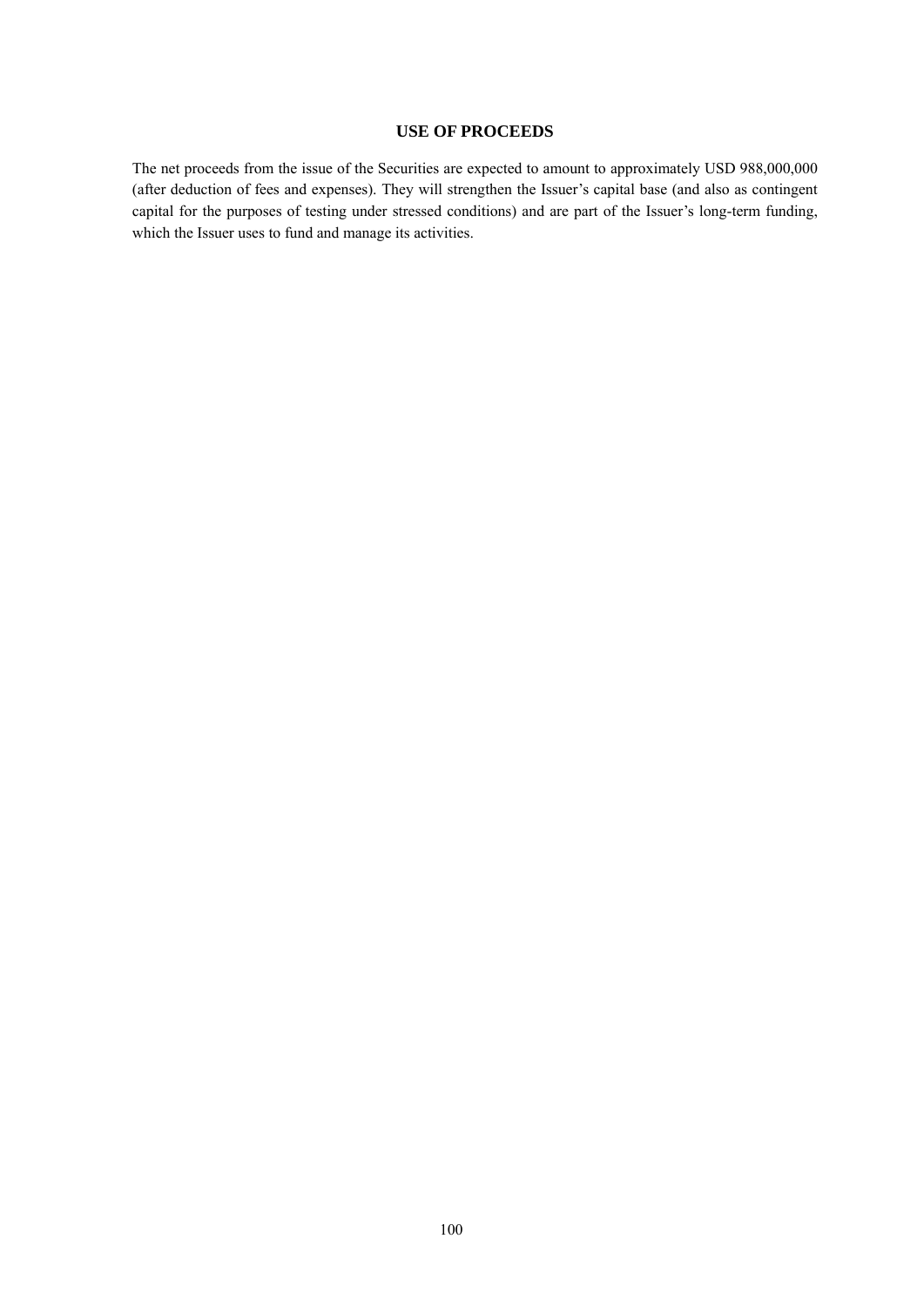## USE OF PROCEEDS

The net proceeds from the issue of the Securities are expected to amount to approximately USD 988,000,000 (after deduction of fees and expenses). They will strengthen the Issuer's capital base (and also as contingent capital for the purposes of testing under stressed conditions) and are part of the Issuer's long-term funding, which the Issuer uses to fund and manage its activities.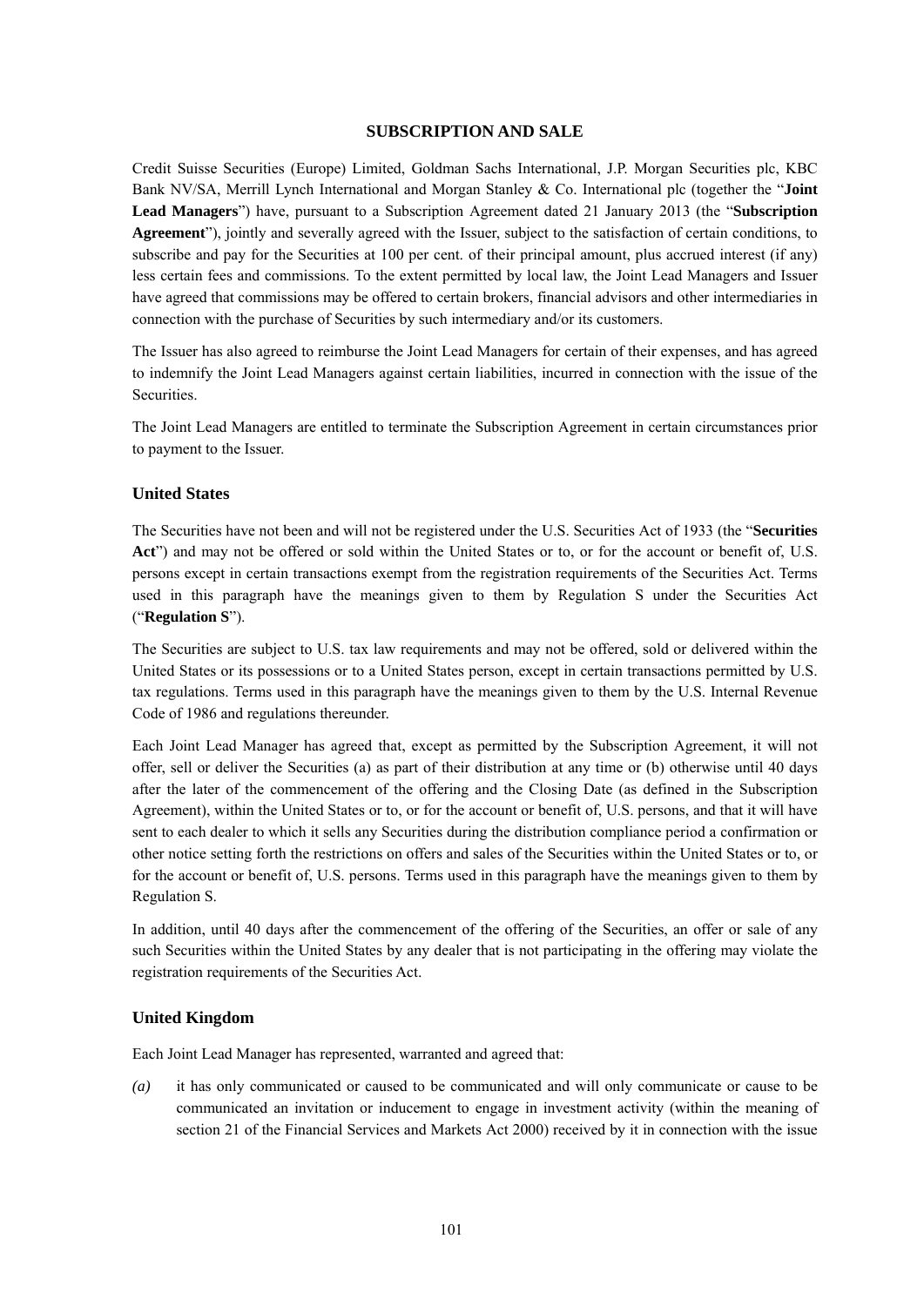## SUBSCRIPTION AND SALE

Credit Suisse Securities (Europe) Limited, Goldman Sachs International, J.P. Morgan Securities plc, KBC Bank NV/SA, Merrill Lynch International and Morgan Stanley & Co. International plc (together the "**Joint Lead Managers**") have, pursuant to a Subscription Agreement dated 21 January 2013 (the "**Subscription Agreement**"), jointly and severally agreed with the Issuer, subject to the satisfaction of certain conditions, to subscribe and pay for the Securities at 100 per cent. of their principal amount, plus accrued interest (if any) less certain fees and commissions. To the extent permitted by local law, the Joint Lead Managers and Issuer have agreed that commissions may be offered to certain brokers, financial advisors and other intermediaries in connection with the purchase of Securities by such intermediary and/or its customers.

The Issuer has also agreed to reimburse the Joint Lead Managers for certain of their expenses, and has agreed to indemnify the Joint Lead Managers against certain liabilities, incurred in connection with the issue of the Securities.

The Joint Lead Managers are entitled to terminate the Subscription Agreement in certain circumstances prior to payment to the Issuer.

### United States

The Securities have not been and will not be registered under the U.S. Securities Act of 1933 (the "**Securities Act**") and may not be offered or sold within the United States or to, or for the account or benefit of, U.S. persons except in certain transactions exempt from the registration requirements of the Securities Act. Terms used in this paragraph have the meanings given to them by Regulation S under the Securities Act ("**Regulation S**").

The Securities are subject to U.S. tax law requirements and may not be offered, sold or delivered within the United States or its possessions or to a United States person, except in certain transactions permitted by U.S. tax regulations. Terms used in this paragraph have the meanings given to them by the U.S. Internal Revenue Code of 1986 and regulations thereunder.

Each Joint Lead Manager has agreed that, except as permitted by the Subscription Agreement, it will not offer, sell or deliver the Securities (a) as part of their distribution at any time or (b) otherwise until 40 days after the later of the commencement of the offering and the Closing Date (as defined in the Subscription Agreement), within the United States or to, or for the account or benefit of, U.S. persons, and that it will have sent to each dealer to which it sells any Securities during the distribution compliance period a confirmation or other notice setting forth the restrictions on offers and sales of the Securities within the United States or to, or for the account or benefit of, U.S. persons. Terms used in this paragraph have the meanings given to them by Regulation S.

In addition, until 40 days after the commencement of the offering of the Securities, an offer or sale of any such Securities within the United States by any dealer that is not participating in the offering may violate the registration requirements of the Securities Act.

### United Kingdom

Each Joint Lead Manager has represented, warranted and agreed that:

*(a)* it has only communicated or caused to be communicated and will only communicate or cause to be communicated an invitation or inducement to engage in investment activity (within the meaning of section 21 of the Financial Services and Markets Act 2000) received by it in connection with the issue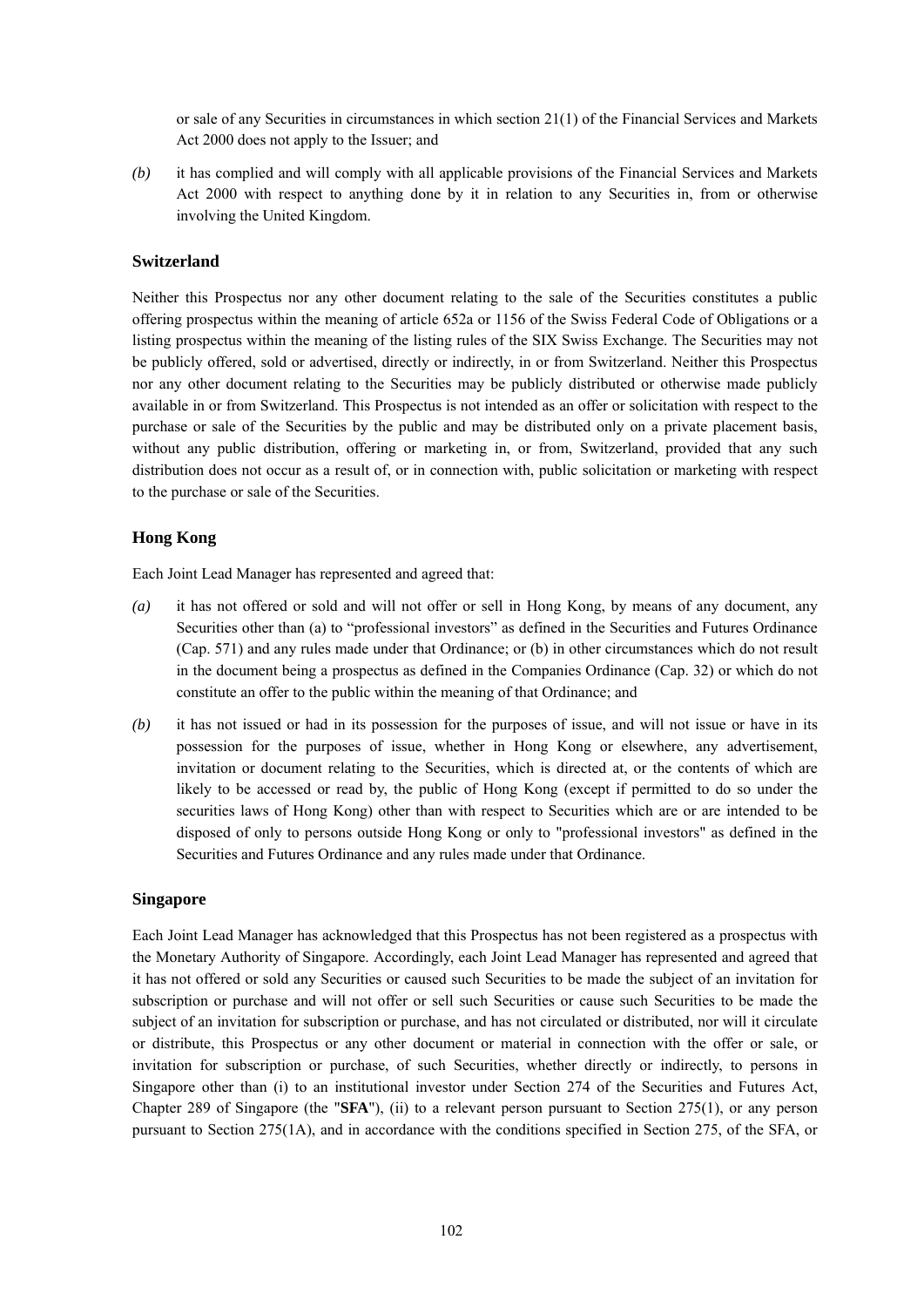or sale of any Securities in circumstances in which section 21(1) of the Financial Services and Markets Act 2000 does not apply to the Issuer; and

*(b)* it has complied and will comply with all applicable provisions of the Financial Services and Markets Act 2000 with respect to anything done by it in relation to any Securities in, from or otherwise involving the United Kingdom.

### Switzerland

Neither this Prospectus nor any other document relating to the sale of the Securities constitutes a public offering prospectus within the meaning of article 652a or 1156 of the Swiss Federal Code of Obligations or a listing prospectus within the meaning of the listing rules of the SIX Swiss Exchange. The Securities may not be publicly offered, sold or advertised, directly or indirectly, in or from Switzerland. Neither this Prospectus nor any other document relating to the Securities may be publicly distributed or otherwise made publicly available in or from Switzerland. This Prospectus is not intended as an offer or solicitation with respect to the purchase or sale of the Securities by the public and may be distributed only on a private placement basis, without any public distribution, offering or marketing in, or from, Switzerland, provided that any such distribution does not occur as a result of, or in connection with, public solicitation or marketing with respect to the purchase or sale of the Securities.

### Hong Kong

Each Joint Lead Manager has represented and agreed that:

*(a)* it has not offered or sold and will not offer or sell in Hong Kong, by means of any document, any Securities other than (a) to "professional investors" as defined in the Securities and Futures Ordinance (Cap. 571) and any rules made under that Ordinance; or (b) in other circumstances which do not result in the document being a prospectus as defined in the Companies Ordinance (Cap. 32) or which do not constitute an offer to the public within the meaning of that Ordinance; and

*(b)* it has not issued or had in its possession for the purposes of issue, and will not issue or have in its possession for the purposes of issue, whether in Hong Kong or elsewhere, any advertisement, invitation or document relating to the Securities, which is directed at, or the contents of which are likely to be accessed or read by, the public of Hong Kong (except if permitted to do so under the securities laws of Hong Kong) other than with respect to Securities which are or are intended to be disposed of only to persons outside Hong Kong or only to "professional investors" as defined in the Securities and Futures Ordinance and any rules made under that Ordinance.

### Singapore

Each Joint Lead Manager has acknowledged that this Prospectus has not been registered as a prospectus with the Monetary Authority of Singapore. Accordingly, each Joint Lead Manager has represented and agreed that it has not offered or sold any Securities or caused such Securities to be made the subject of an invitation for subscription or purchase and will not offer or sell such Securities or cause such Securities to be made the subject of an invitation for subscription or purchase, and has not circulated or distributed, nor will it circulate or distribute, this Prospectus or any other document or material in connection with the offer or sale, or invitation for subscription or purchase, of such Securities, whether directly or indirectly, to persons in Singapore other than (i) to an institutional investor under Section 274 of the Securities and Futures Act, Chapter 289 of Singapore (the "**SFA**"), (ii) to a relevant person pursuant to Section 275(1), or any person pursuant to Section 275(1A), and in accordance with the conditions specified in Section 275, of the SFA, or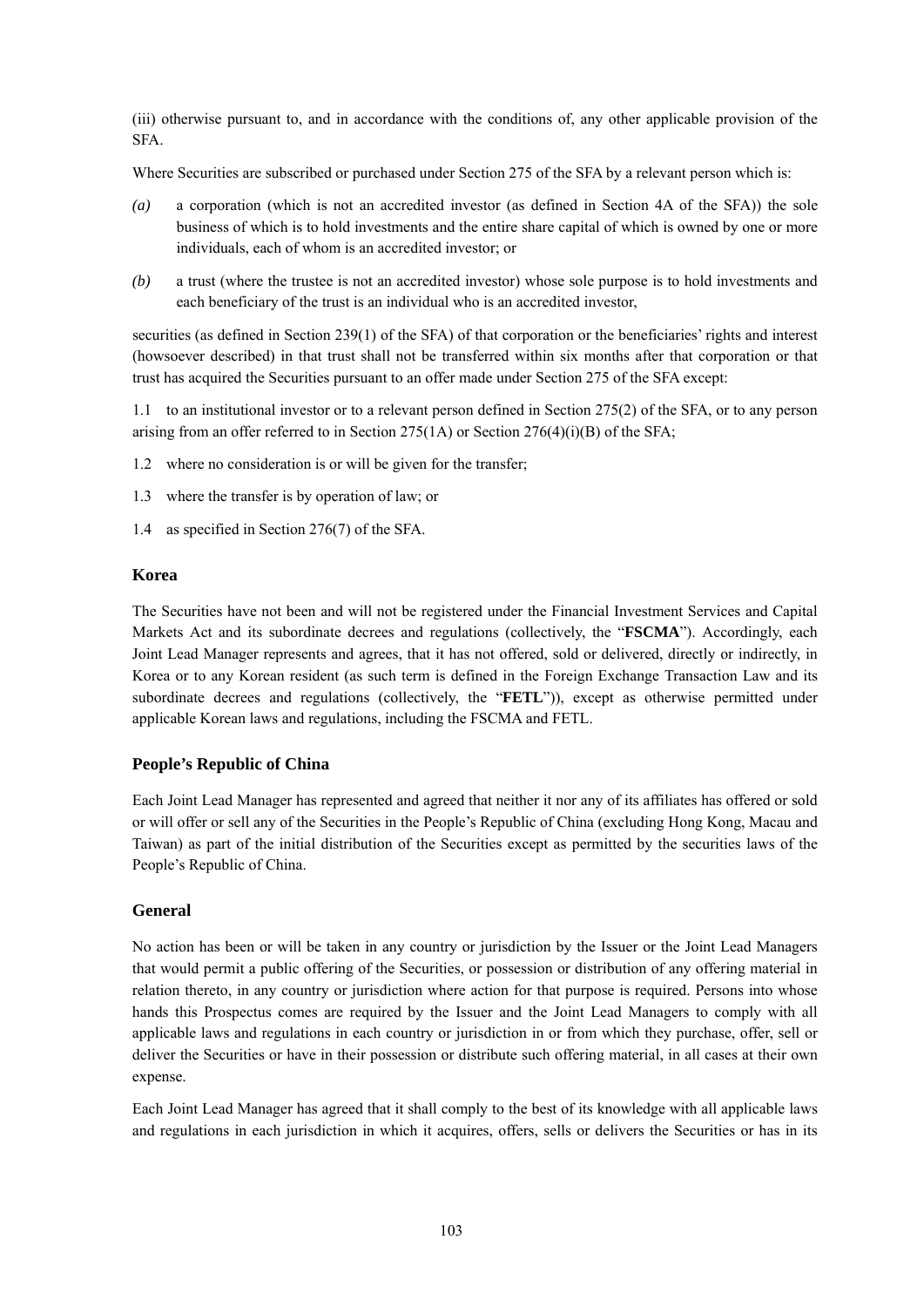(iii) otherwise pursuant to, and in accordance with the conditions of, any other applicable provision of the SFA.

Where Securities are subscribed or purchased under Section 275 of the SFA by a relevant person which is:

*(a)* a corporation (which is not an accredited investor (as defined in Section 4A of the SFA)) the sole business of which is to hold investments and the entire share capital of which is owned by one or more individuals, each of whom is an accredited investor; or

*(b)* a trust (where the trustee is not an accredited investor) whose sole purpose is to hold investments and each beneficiary of the trust is an individual who is an accredited investor,

securities (as defined in Section 239(1) of the SFA) of that corporation or the beneficiaries' rights and interest (howsoever described) in that trust shall not be transferred within six months after that corporation or that trust has acquired the Securities pursuant to an offer made under Section 275 of the SFA except:

1.1 to an institutional investor or to a relevant person defined in Section 275(2) of the SFA, or to any person arising from an offer referred to in Section 275(1A) or Section 276(4)(i)(B) of the SFA;

1.2 where no consideration is or will be given for the transfer;

1.3 where the transfer is by operation of law; or

1.4 as specified in Section 276(7) of the SFA.

### Korea

The Securities have not been and will not be registered under the Financial Investment Services and Capital Markets Act and its subordinate decrees and regulations (collectively, the "**FSCMA**"). Accordingly, each Joint Lead Manager represents and agrees, that it has not offered, sold or delivered, directly or indirectly, in Korea or to any Korean resident (as such term is defined in the Foreign Exchange Transaction Law and its subordinate decrees and regulations (collectively, the "**FETL**")), except as otherwise permitted under applicable Korean laws and regulations, including the FSCMA and FETL.

### People's Republic of China

Each Joint Lead Manager has represented and agreed that neither it nor any of its affiliates has offered or sold or will offer or sell any of the Securities in the People's Republic of China (excluding Hong Kong, Macau and Taiwan) as part of the initial distribution of the Securities except as permitted by the securities laws of the People's Republic of China.

### General

No action has been or will be taken in any country or jurisdiction by the Issuer or the Joint Lead Managers that would permit a public offering of the Securities, or possession or distribution of any offering material in relation thereto, in any country or jurisdiction where action for that purpose is required. Persons into whose hands this Prospectus comes are required by the Issuer and the Joint Lead Managers to comply with all applicable laws and regulations in each country or jurisdiction in or from which they purchase, offer, sell or deliver the Securities or have in their possession or distribute such offering material, in all cases at their own expense.

Each Joint Lead Manager has agreed that it shall comply to the best of its knowledge with all applicable laws and regulations in each jurisdiction in which it acquires, offers, sells or delivers the Securities or has in its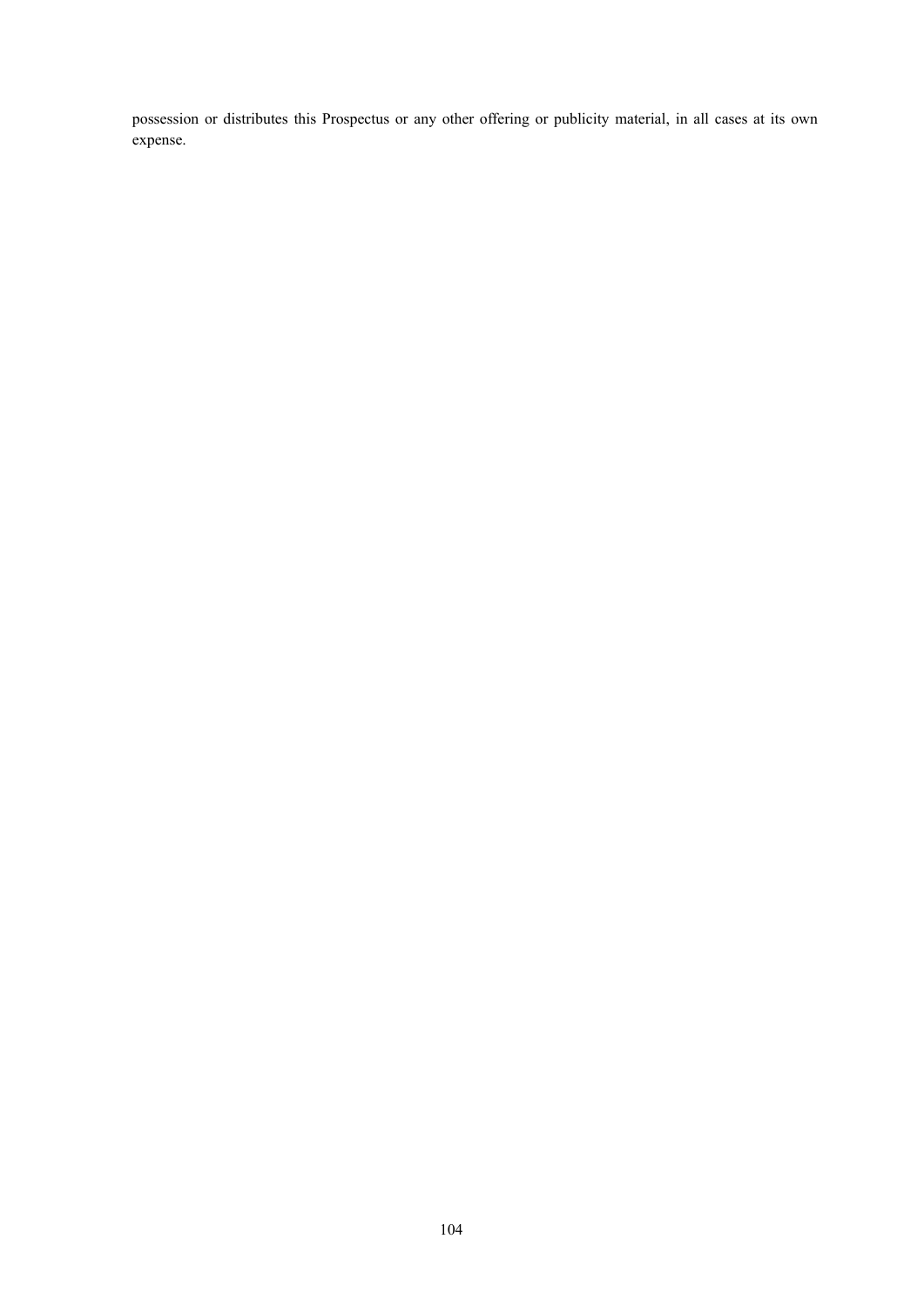possession or distributes this Prospectus or any other offering or publicity material, in all cases at its own expense.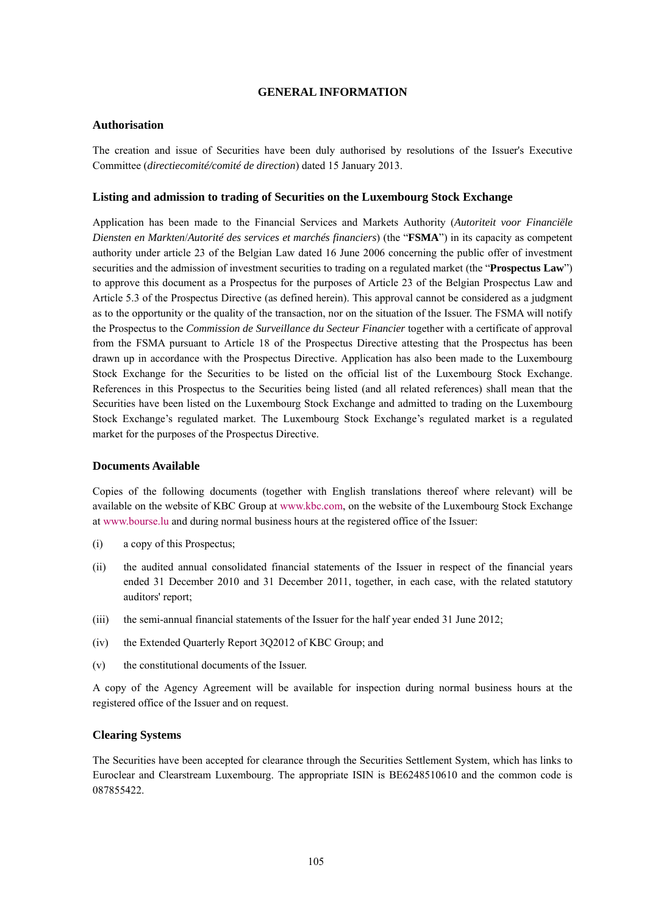# GENERAL INFORMATION

## Authorisation

The creation and issue of Securities have been duly authorised by resolutions of the Issuer's Executive Committee (*directiecomité/comité de direction*) dated 15 January 2013.

## Listing and admission to trading of Securities on the Luxembourg Stock Exchange

Application has been made to the Financial Services and Markets Authority (*Autoriteit voor Financiële Diensten en Markten*/*Autorité des services et marchés financiers*) (the "**FSMA**") in its capacity as competent authority under article 23 of the Belgian Law dated 16 June 2006 concerning the public offer of investment securities and the admission of investment securities to trading on a regulated market (the "**Prospectus Law**") to approve this document as a Prospectus for the purposes of Article 23 of the Belgian Prospectus Law and Article 5.3 of the Prospectus Directive (as defined herein). This approval cannot be considered as a judgment as to the opportunity or the quality of the transaction, nor on the situation of the Issuer. The FSMA will notify the Prospectus to the *Commission de Surveillance du Secteur Financier* together with a certificate of approval from the FSMA pursuant to Article 18 of the Prospectus Directive attesting that the Prospectus has been drawn up in accordance with the Prospectus Directive. Application has also been made to the Luxembourg Stock Exchange for the Securities to be listed on the official list of the Luxembourg Stock Exchange. References in this Prospectus to the Securities being listed (and all related references) shall mean that the Securities have been listed on the Luxembourg Stock Exchange and admitted to trading on the Luxembourg Stock Exchange's regulated market. The Luxembourg Stock Exchange's regulated market is a regulated market for the purposes of the Prospectus Directive.

## Documents Available

Copies of the following documents (together with English translations thereof where relevant) will be available on the website of KBC Group at www.kbc.com, on the website of the Luxembourg Stock Exchange at www.bourse.lu and during normal business hours at the registered office of the Issuer:

(i) a copy of this Prospectus;

(ii) the audited annual consolidated financial statements of the Issuer in respect of the financial years ended 31 December 2010 and 31 December 2011, together, in each case, with the related statutory auditors' report;

(iii) the semi-annual financial statements of the Issuer for the half year ended 31 June 2012;

(iv) the Extended Quarterly Report 3Q2012 of KBC Group; and

(v) the constitutional documents of the Issuer.

A copy of the Agency Agreement will be available for inspection during normal business hours at the registered office of the Issuer and on request.

## Clearing Systems

The Securities have been accepted for clearance through the Securities Settlement System, which has links to Euroclear and Clearstream Luxembourg. The appropriate ISIN is BE6248510610 and the common code is 087855422.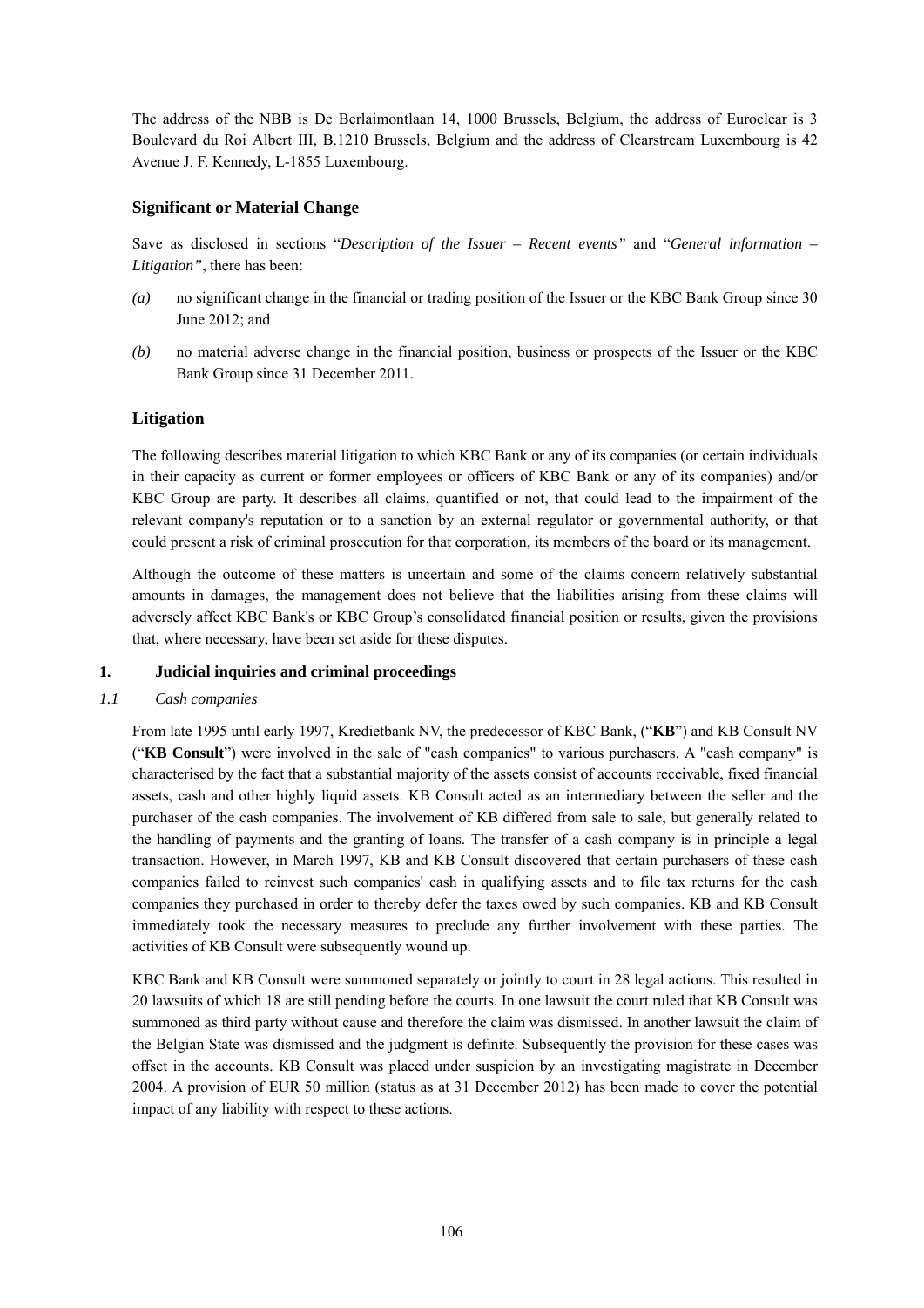The address of the NBB is De Berlaimontlaan 14, 1000 Brussels, Belgium, the address of Euroclear is 3 Boulevard du Roi Albert III, B.1210 Brussels, Belgium and the address of Clearstream Luxembourg is 42 Avenue J. F. Kennedy, L-1855 Luxembourg.

## Significant or Material Change

Save as disclosed in sections "*Description of the Issuer – Recent events"* and "*General information – Litigation"*, there has been:

*(a)* no significant change in the financial or trading position of the Issuer or the KBC Bank Group since 30 June 2012; and

*(b)* no material adverse change in the financial position, business or prospects of the Issuer or the KBC Bank Group since 31 December 2011.

## Litigation

The following describes material litigation to which KBC Bank or any of its companies (or certain individuals in their capacity as current or former employees or officers of KBC Bank or any of its companies) and/or KBC Group are party. It describes all claims, quantified or not, that could lead to the impairment of the relevant company's reputation or to a sanction by an external regulator or governmental authority, or that could present a risk of criminal prosecution for that corporation, its members of the board or its management.

Although the outcome of these matters is uncertain and some of the claims concern relatively substantial amounts in damages, the management does not believe that the liabilities arising from these claims will adversely affect KBC Bank's or KBC Group's consolidated financial position or results, given the provisions that, where necessary, have been set aside for these disputes.

### 1. Judicial inquiries and criminal proceedings

#### *1.1 Cash companies*

From late 1995 until early 1997, Kredietbank NV, the predecessor of KBC Bank, ("**KB**") and KB Consult NV ("**KB Consult**") were involved in the sale of "cash companies" to various purchasers. A "cash company" is characterised by the fact that a substantial majority of the assets consist of accounts receivable, fixed financial assets, cash and other highly liquid assets. KB Consult acted as an intermediary between the seller and the purchaser of the cash companies. The involvement of KB differed from sale to sale, but generally related to the handling of payments and the granting of loans. The transfer of a cash company is in principle a legal transaction. However, in March 1997, KB and KB Consult discovered that certain purchasers of these cash companies failed to reinvest such companies' cash in qualifying assets and to file tax returns for the cash companies they purchased in order to thereby defer the taxes owed by such companies. KB and KB Consult immediately took the necessary measures to preclude any further involvement with these parties. The activities of KB Consult were subsequently wound up.

KBC Bank and KB Consult were summoned separately or jointly to court in 28 legal actions. This resulted in 20 lawsuits of which 18 are still pending before the courts. In one lawsuit the court ruled that KB Consult was summoned as third party without cause and therefore the claim was dismissed. In another lawsuit the claim of the Belgian State was dismissed and the judgment is definite. Subsequently the provision for these cases was offset in the accounts. KB Consult was placed under suspicion by an investigating magistrate in December 2004. A provision of EUR 50 million (status as at 31 December 2012) has been made to cover the potential impact of any liability with respect to these actions.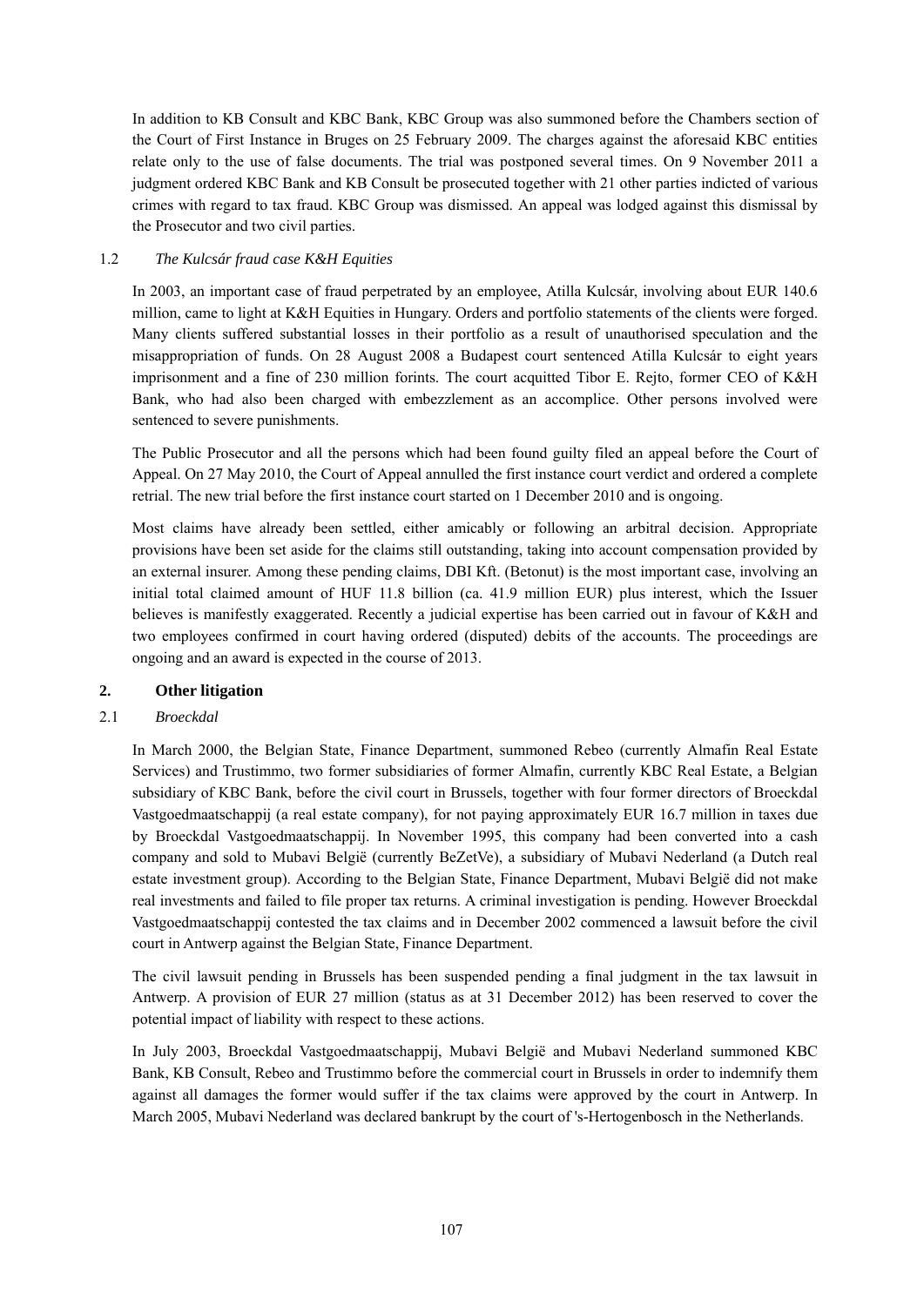In addition to KB Consult and KBC Bank, KBC Group was also summoned before the Chambers section of the Court of First Instance in Bruges on 25 February 2009. The charges against the aforesaid KBC entities relate only to the use of false documents. The trial was postponed several times. On 9 November 2011 a judgment ordered KBC Bank and KB Consult be prosecuted together with 21 other parties indicted of various crimes with regard to tax fraud. KBC Group was dismissed. An appeal was lodged against this dismissal by the Prosecutor and two civil parties.

### 1.2 *The Kulcsár fraud case K&H Equities*

In 2003, an important case of fraud perpetrated by an employee, Atilla Kulcsár, involving about EUR 140.6 million, came to light at K&H Equities in Hungary. Orders and portfolio statements of the clients were forged. Many clients suffered substantial losses in their portfolio as a result of unauthorised speculation and the misappropriation of funds. On 28 August 2008 a Budapest court sentenced Atilla Kulcsár to eight years imprisonment and a fine of 230 million forints. The court acquitted Tibor E. Rejto, former CEO of K&H Bank, who had also been charged with embezzlement as an accomplice. Other persons involved were sentenced to severe punishments.

The Public Prosecutor and all the persons which had been found guilty filed an appeal before the Court of Appeal. On 27 May 2010, the Court of Appeal annulled the first instance court verdict and ordered a complete retrial. The new trial before the first instance court started on 1 December 2010 and is ongoing.

Most claims have already been settled, either amicably or following an arbitral decision. Appropriate provisions have been set aside for the claims still outstanding, taking into account compensation provided by an external insurer. Among these pending claims, DBI Kft. (Betonut) is the most important case, involving an initial total claimed amount of HUF 11.8 billion (ca. 41.9 million EUR) plus interest, which the Issuer believes is manifestly exaggerated. Recently a judicial expertise has been carried out in favour of K&H and two employees confirmed in court having ordered (disputed) debits of the accounts. The proceedings are ongoing and an award is expected in the course of 2013.

## 2. Other litigation

### 2.1 *Broeckdal*

In March 2000, the Belgian State, Finance Department, summoned Rebeo (currently Almafin Real Estate Services) and Trustimmo, two former subsidiaries of former Almafin, currently KBC Real Estate, a Belgian subsidiary of KBC Bank, before the civil court in Brussels, together with four former directors of Broeckdal Vastgoedmaatschappij (a real estate company), for not paying approximately EUR 16.7 million in taxes due by Broeckdal Vastgoedmaatschappij. In November 1995, this company had been converted into a cash company and sold to Mubavi België (currently BeZetVe), a subsidiary of Mubavi Nederland (a Dutch real estate investment group). According to the Belgian State, Finance Department, Mubavi België did not make real investments and failed to file proper tax returns. A criminal investigation is pending. However Broeckdal Vastgoedmaatschappij contested the tax claims and in December 2002 commenced a lawsuit before the civil court in Antwerp against the Belgian State, Finance Department.

The civil lawsuit pending in Brussels has been suspended pending a final judgment in the tax lawsuit in Antwerp. A provision of EUR 27 million (status as at 31 December 2012) has been reserved to cover the potential impact of liability with respect to these actions.

In July 2003, Broeckdal Vastgoedmaatschappij, Mubavi België and Mubavi Nederland summoned KBC Bank, KB Consult, Rebeo and Trustimmo before the commercial court in Brussels in order to indemnify them against all damages the former would suffer if the tax claims were approved by the court in Antwerp. In March 2005, Mubavi Nederland was declared bankrupt by the court of 's-Hertogenbosch in the Netherlands.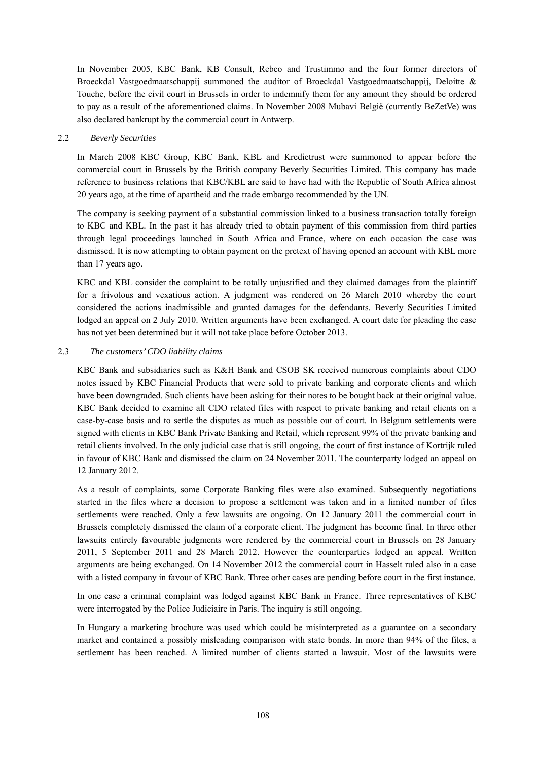In November 2005, KBC Bank, KB Consult, Rebeo and Trustimmo and the four former directors of Broeckdal Vastgoedmaatschappij summoned the auditor of Broeckdal Vastgoedmaatschappij, Deloitte & Touche, before the civil court in Brussels in order to indemnify them for any amount they should be ordered to pay as a result of the aforementioned claims. In November 2008 Mubavi België (currently BeZetVe) was also declared bankrupt by the commercial court in Antwerp.

2.2 *Beverly Securities*

In March 2008 KBC Group, KBC Bank, KBL and Kredietrust were summoned to appear before the commercial court in Brussels by the British company Beverly Securities Limited. This company has made reference to business relations that KBC/KBL are said to have had with the Republic of South Africa almost 20 years ago, at the time of apartheid and the trade embargo recommended by the UN.

The company is seeking payment of a substantial commission linked to a business transaction totally foreign to KBC and KBL. In the past it has already tried to obtain payment of this commission from third parties through legal proceedings launched in South Africa and France, where on each occasion the case was dismissed. It is now attempting to obtain payment on the pretext of having opened an account with KBL more than 17 years ago.

KBC and KBL consider the complaint to be totally unjustified and they claimed damages from the plaintiff for a frivolous and vexatious action. A judgment was rendered on 26 March 2010 whereby the court considered the actions inadmissible and granted damages for the defendants. Beverly Securities Limited lodged an appeal on 2 July 2010. Written arguments have been exchanged. A court date for pleading the case has not yet been determined but it will not take place before October 2013.

2.3 *The customers' CDO liability claims*

KBC Bank and subsidiaries such as K&H Bank and CSOB SK received numerous complaints about CDO notes issued by KBC Financial Products that were sold to private banking and corporate clients and which have been downgraded. Such clients have been asking for their notes to be bought back at their original value. KBC Bank decided to examine all CDO related files with respect to private banking and retail clients on a case-by-case basis and to settle the disputes as much as possible out of court. In Belgium settlements were signed with clients in KBC Bank Private Banking and Retail, which represent 99% of the private banking and retail clients involved. In the only judicial case that is still ongoing, the court of first instance of Kortrijk ruled in favour of KBC Bank and dismissed the claim on 24 November 2011. The counterparty lodged an appeal on 12 January 2012.

As a result of complaints, some Corporate Banking files were also examined. Subsequently negotiations started in the files where a decision to propose a settlement was taken and in a limited number of files settlements were reached. Only a few lawsuits are ongoing. On 12 January 2011 the commercial court in Brussels completely dismissed the claim of a corporate client. The judgment has become final. In three other lawsuits entirely favourable judgments were rendered by the commercial court in Brussels on 28 January 2011, 5 September 2011 and 28 March 2012. However the counterparties lodged an appeal. Written arguments are being exchanged. On 14 November 2012 the commercial court in Hasselt ruled also in a case with a listed company in favour of KBC Bank. Three other cases are pending before court in the first instance.

In one case a criminal complaint was lodged against KBC Bank in France. Three representatives of KBC were interrogated by the Police Judiciaire in Paris. The inquiry is still ongoing.

In Hungary a marketing brochure was used which could be misinterpreted as a guarantee on a secondary market and contained a possibly misleading comparison with state bonds. In more than 94% of the files, a settlement has been reached. A limited number of clients started a lawsuit. Most of the lawsuits were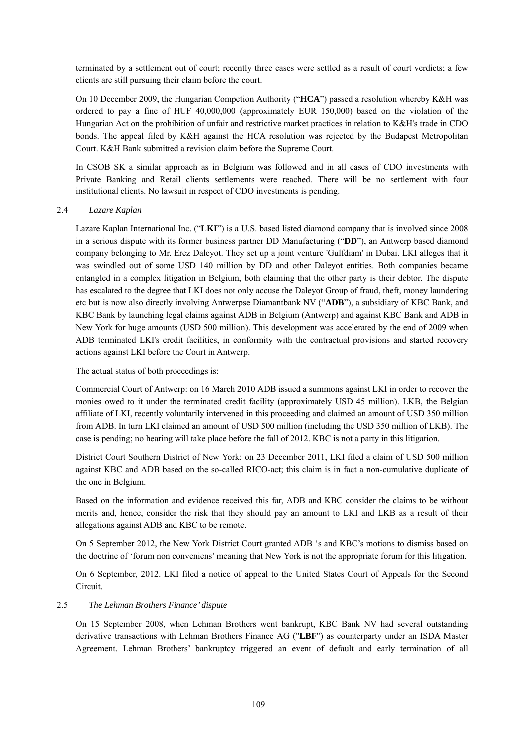terminated by a settlement out of court; recently three cases were settled as a result of court verdicts; a few clients are still pursuing their claim before the court.

On 10 December 2009, the Hungarian Competion Authority ("**HCA**") passed a resolution whereby K&H was ordered to pay a fine of HUF 40,000,000 (approximately EUR 150,000) based on the violation of the Hungarian Act on the prohibition of unfair and restrictive market practices in relation to K&H's trade in CDO bonds. The appeal filed by K&H against the HCA resolution was rejected by the Budapest Metropolitan Court. K&H Bank submitted a revision claim before the Supreme Court.

In CSOB SK a similar approach as in Belgium was followed and in all cases of CDO investments with Private Banking and Retail clients settlements were reached. There will be no settlement with four institutional clients. No lawsuit in respect of CDO investments is pending.

## 2.4 *Lazare Kaplan*

Lazare Kaplan International Inc. ("**LKI**") is a U.S. based listed diamond company that is involved since 2008 in a serious dispute with its former business partner DD Manufacturing ("**DD**"), an Antwerp based diamond company belonging to Mr. Erez Daleyot. They set up a joint venture 'Gulfdiam' in Dubai. LKI alleges that it was swindled out of some USD 140 million by DD and other Daleyot entities. Both companies became entangled in a complex litigation in Belgium, both claiming that the other party is their debtor. The dispute has escalated to the degree that LKI does not only accuse the Daleyot Group of fraud, theft, money laundering etc but is now also directly involving Antwerpse Diamantbank NV ("**ADB**"), a subsidiary of KBC Bank, and KBC Bank by launching legal claims against ADB in Belgium (Antwerp) and against KBC Bank and ADB in New York for huge amounts (USD 500 million). This development was accelerated by the end of 2009 when ADB terminated LKI's credit facilities, in conformity with the contractual provisions and started recovery actions against LKI before the Court in Antwerp.

The actual status of both proceedings is:

Commercial Court of Antwerp: on 16 March 2010 ADB issued a summons against LKI in order to recover the monies owed to it under the terminated credit facility (approximately USD 45 million). LKB, the Belgian affiliate of LKI, recently voluntarily intervened in this proceeding and claimed an amount of USD 350 million from ADB. In turn LKI claimed an amount of USD 500 million (including the USD 350 million of LKB). The case is pending; no hearing will take place before the fall of 2012. KBC is not a party in this litigation.

District Court Southern District of New York: on 23 December 2011, LKI filed a claim of USD 500 million against KBC and ADB based on the so-called RICO-act; this claim is in fact a non-cumulative duplicate of the one in Belgium.

Based on the information and evidence received this far, ADB and KBC consider the claims to be without merits and, hence, consider the risk that they should pay an amount to LKI and LKB as a result of their allegations against ADB and KBC to be remote.

On 5 September 2012, the New York District Court granted ADB 's and KBC's motions to dismiss based on the doctrine of 'forum non conveniens' meaning that New York is not the appropriate forum for this litigation.

On 6 September, 2012. LKI filed a notice of appeal to the United States Court of Appeals for the Second Circuit.

## 2.5 *The Lehman Brothers Finance' dispute*

On 15 September 2008, when Lehman Brothers went bankrupt, KBC Bank NV had several outstanding derivative transactions with Lehman Brothers Finance AG ("**LBF**") as counterparty under an ISDA Master Agreement. Lehman Brothers' bankruptcy triggered an event of default and early termination of all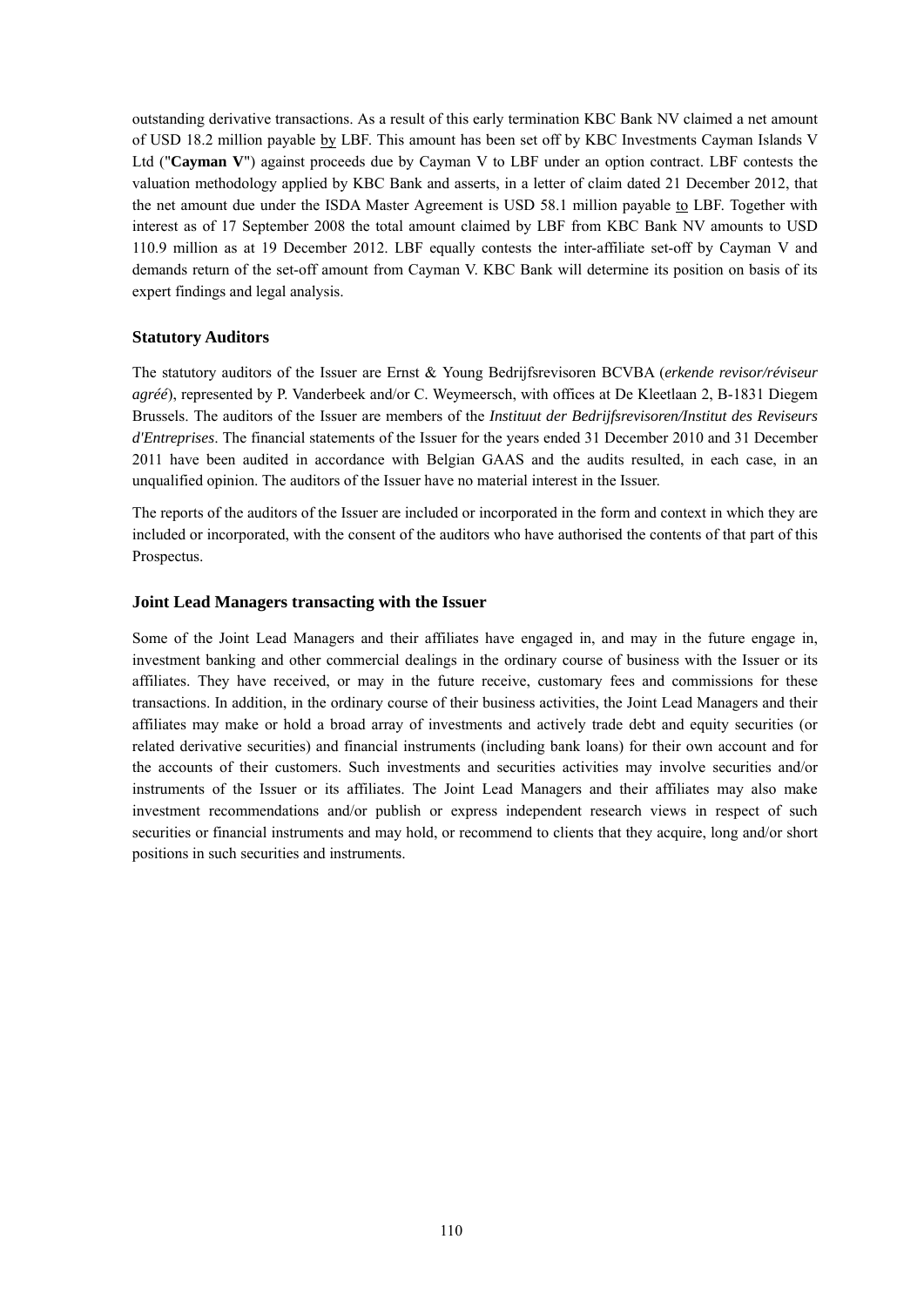outstanding derivative transactions. As a result of this early termination KBC Bank NV claimed a net amount of USD 18.2 million payable by LBF. This amount has been set off by KBC Investments Cayman Islands V Ltd ("**Cayman V**") against proceeds due by Cayman V to LBF under an option contract. LBF contests the valuation methodology applied by KBC Bank and asserts, in a letter of claim dated 21 December 2012, that the net amount due under the ISDA Master Agreement is USD 58.1 million payable to LBF. Together with interest as of 17 September 2008 the total amount claimed by LBF from KBC Bank NV amounts to USD 110.9 million as at 19 December 2012. LBF equally contests the inter-affiliate set-off by Cayman V and demands return of the set-off amount from Cayman V. KBC Bank will determine its position on basis of its expert findings and legal analysis.

### Statutory Auditors

The statutory auditors of the Issuer are Ernst & Young Bedrijfsrevisoren BCVBA (*erkende revisor/réviseur agréé*), represented by P. Vanderbeek and/or C. Weymeersch, with offices at De Kleetlaan 2, B-1831 Diegem Brussels. The auditors of the Issuer are members of the *Instituut der Bedrijfsrevisoren/Institut des Reviseurs d'Entreprises*. The financial statements of the Issuer for the years ended 31 December 2010 and 31 December 2011 have been audited in accordance with Belgian GAAS and the audits resulted, in each case, in an unqualified opinion. The auditors of the Issuer have no material interest in the Issuer.

The reports of the auditors of the Issuer are included or incorporated in the form and context in which they are included or incorporated, with the consent of the auditors who have authorised the contents of that part of this Prospectus.

### Joint Lead Managers transacting with the Issuer

Some of the Joint Lead Managers and their affiliates have engaged in, and may in the future engage in, investment banking and other commercial dealings in the ordinary course of business with the Issuer or its affiliates. They have received, or may in the future receive, customary fees and commissions for these transactions. In addition, in the ordinary course of their business activities, the Joint Lead Managers and their affiliates may make or hold a broad array of investments and actively trade debt and equity securities (or related derivative securities) and financial instruments (including bank loans) for their own account and for the accounts of their customers. Such investments and securities activities may involve securities and/or instruments of the Issuer or its affiliates. The Joint Lead Managers and their affiliates may also make investment recommendations and/or publish or express independent research views in respect of such securities or financial instruments and may hold, or recommend to clients that they acquire, long and/or short positions in such securities and instruments.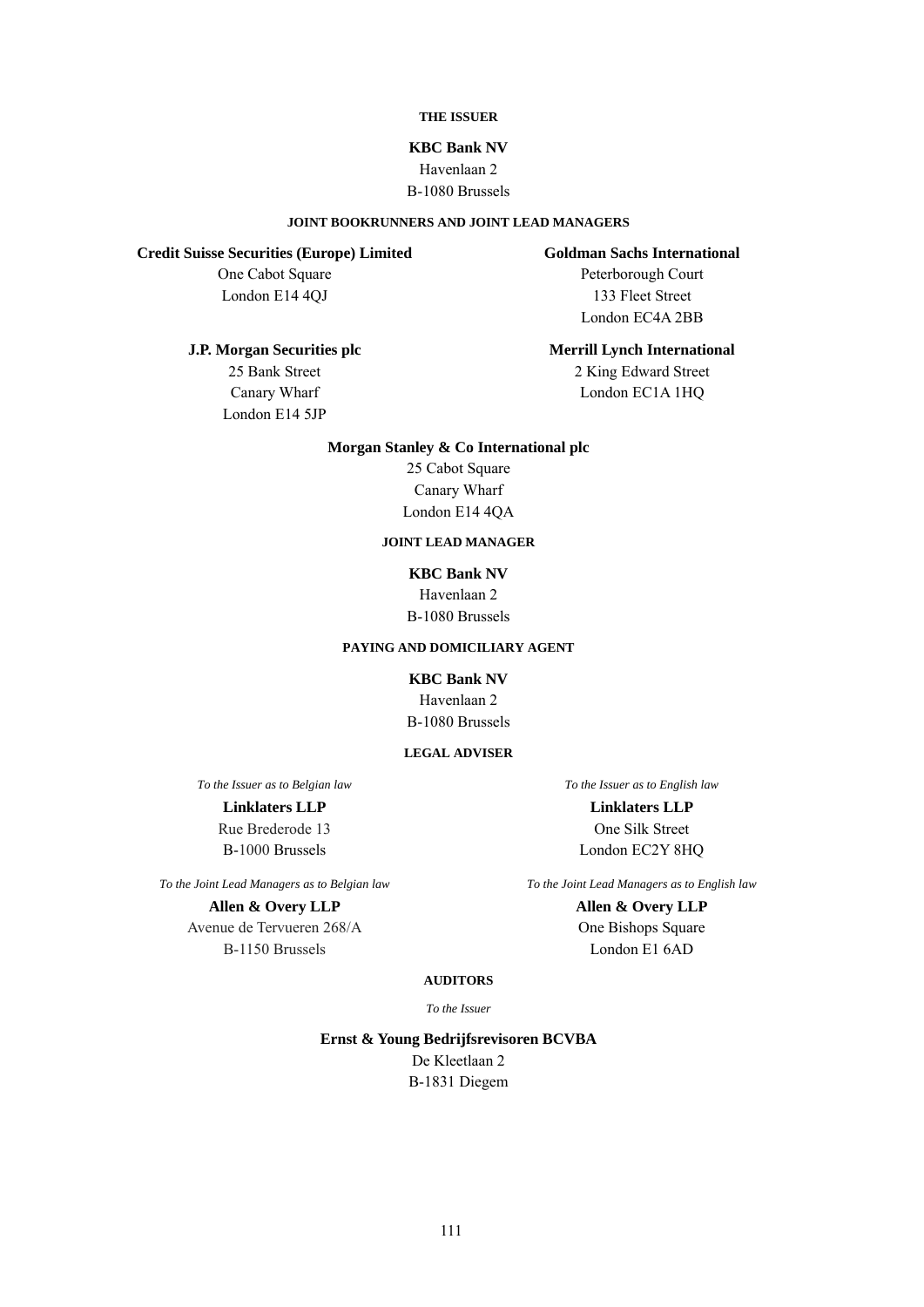**THE ISSUER**

**KBC Bank NV**
Havenlaan 2
B-1080 Brussels

**JOINT BOOKRUNNERS AND JOINT LEAD MANAGERS**

**Credit Suisse Securities (Europe) Limited**
One Cabot Square
London E14 4QJ

**Goldman Sachs International**
Peterborough Court
133 Fleet Street
London EC4A 2BB

**J.P. Morgan Securities plc**
25 Bank Street
Canary Wharf
London E14 5JP

**Merrill Lynch International**
2 King Edward Street
London EC1A 1HQ

**Morgan Stanley & Co International plc**
25 Cabot Square
Canary Wharf
London E14 4QA

**JOINT LEAD MANAGER**

**KBC Bank NV**
Havenlaan 2
B-1080 Brussels

**PAYING AND DOMICILIARY AGENT**

**KBC Bank NV**
Havenlaan 2
B-1080 Brussels

**LEGAL ADVISER**

*To the Issuer as to Belgian law*

**Linklaters LLP**
Rue Brederode 13
B-1000 Brussels

*To the Issuer as to English law*

**Linklaters LLP**
One Silk Street
London EC2Y 8HQ

*To the Joint Lead Managers as to Belgian law*

**Allen & Overy LLP**
Avenue de Tervueren 268/A
B-1150 Brussels

*To the Joint Lead Managers as to English law*

**Allen & Overy LLP**
One Bishops Square
London E1 6AD

**AUDITORS**

*To the Issuer*

**Ernst & Young Bedrijfsrevisoren BCVBA**
De Kleetlaan 2
B-1831 Diegem